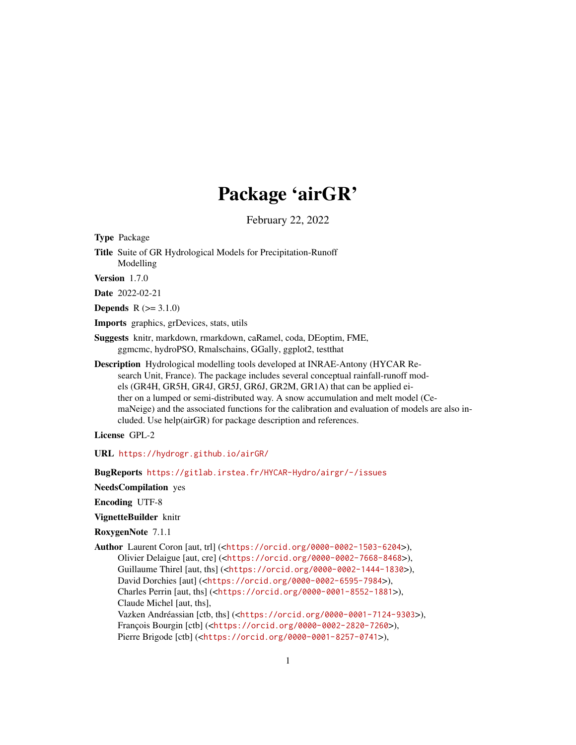# Package 'airGR'

February 22, 2022

**Type** Package

**Title** Suite of GR Hydrological Models for Precipitation-Runoff Modelling

**Version** 1.7.0

**Date** 2022-02-21

**Depends** R (>= 3.1.0)

**Imports** graphics, grDevices, stats, utils

**Suggests** knitr, markdown, rmarkdown, caRamel, coda, DEoptim, FME, ggmcmc, hydroPSO, Rmalschains, GGally, ggplot2, testthat

**Description** Hydrological modelling tools developed at INRAE-Antony (HYCAR Research Unit, France). The package includes several conceptual rainfall-runoff models (GR4H, GR5H, GR4J, GR5J, GR6J, GR2M, GR1A) that can be applied either on a lumped or semi-distributed way. A snow accumulation and melt model (CemaNeige) and the associated functions for the calibration and evaluation of models are also included. Use help(airGR) for package description and references.

**License** GPL-2

**URL** https://hydrogr.github.io/airGR/

**BugReports** https://gitlab.irstea.fr/HYCAR-Hydro/airgr/-/issues

**NeedsCompilation** yes

**Encoding** UTF-8

**VignetteBuilder** knitr

**RoxygenNote** 7.1.1

**Author** Laurent Coron [aut, trl] (<https://orcid.org/0000-0002-1503-6204>),
Olivier Delaigue [aut, cre] (<https://orcid.org/0000-0002-7668-8468>),
Guillaume Thirel [aut, ths] (<https://orcid.org/0000-0002-1444-1830>),
David Dorchies [aut] (<https://orcid.org/0000-0002-6595-7984>),
Charles Perrin [aut, ths] (<https://orcid.org/0000-0001-8552-1881>),
Claude Michel [aut, ths],
Vazken Andréassian [ctb, ths] (<https://orcid.org/0000-0001-7124-9303>),
François Bourgin [ctb] (<https://orcid.org/0000-0002-2820-7260>),
Pierre Brigode [ctb] (<https://orcid.org/0000-0001-8257-0741>),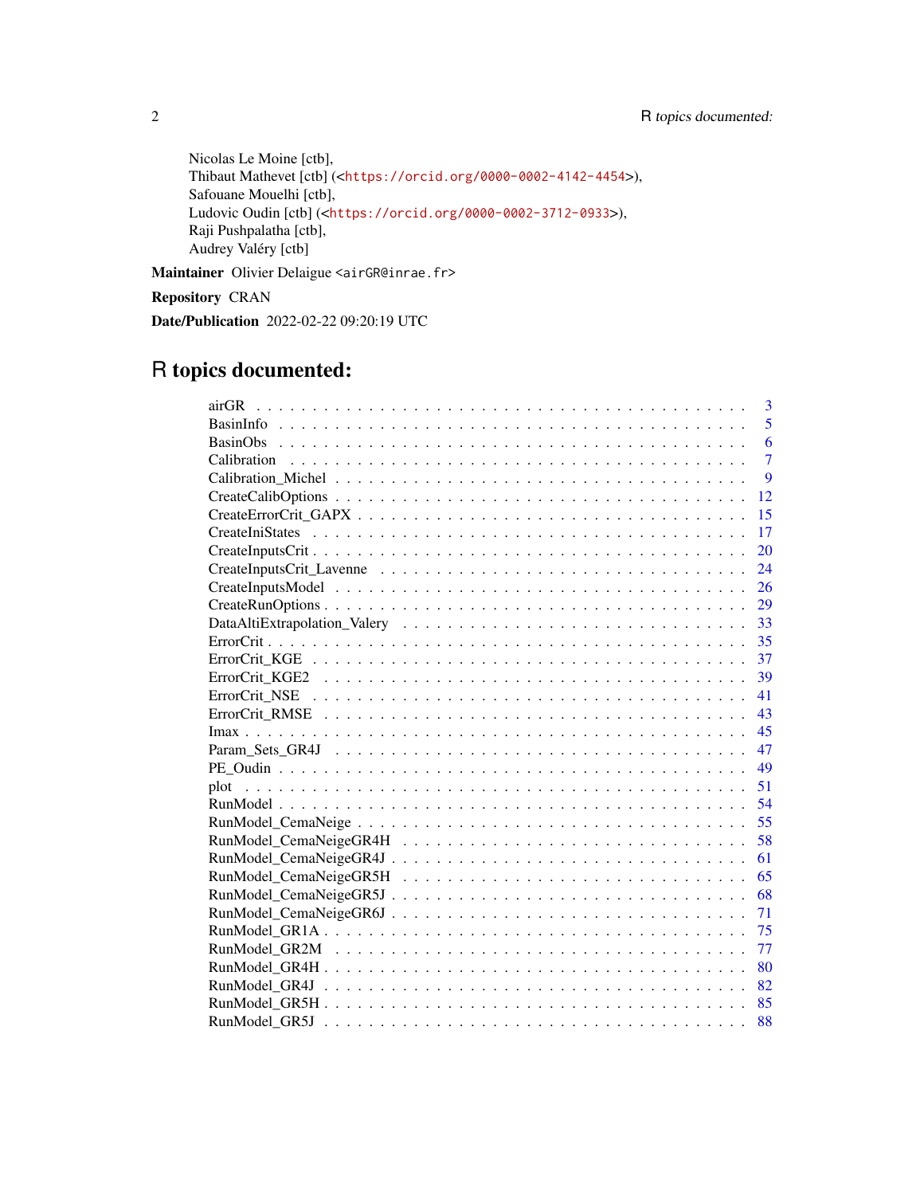Nicolas Le Moine [ctb],
Thibaut Mathevet [ctb] (<https://orcid.org/0000-0002-4142-4454>),
Safouane Mouelhi [ctb],
Ludovic Oudin [ctb] (<https://orcid.org/0000-0002-3712-0933>),
Raji Pushpalatha [ctb],
Audrey Valéry [ctb]

**Maintainer** Olivier Delaigue <airGR@inrae.fr>

**Repository** CRAN

**Date/Publication** 2022-02-22 09:20:19 UTC

# R topics documented:

| | |
|---|---|
| airGR | 3 |
| BasinInfo | 5 |
| BasinObs | 6 |
| Calibration | 7 |
| Calibration_Michel | 9 |
| CreateCalibOptions | 12 |
| CreateErrorCrit_GAPX | 15 |
| CreateIniStates | 17 |
| CreateInputsCrit | 20 |
| CreateInputsCrit_Lavenne | 24 |
| CreateInputsModel | 26 |
| CreateRunOptions | 29 |
| DataAltiExtrapolation_Valery | 33 |
| ErrorCrit | 35 |
| ErrorCrit_KGE | 37 |
| ErrorCrit_KGE2 | 39 |
| ErrorCrit_NSE | 41 |
| ErrorCrit_RMSE | 43 |
| Imax | 45 |
| Param_Sets_GR4J | 47 |
| PE_Oudin | 49 |
| plot | 51 |
| RunModel | 54 |
| RunModel_CemaNeige | 55 |
| RunModel_CemaNeigeGR4H | 58 |
| RunModel_CemaNeigeGR4J | 61 |
| RunModel_CemaNeigeGR5H | 65 |
| RunModel_CemaNeigeGR5J | 68 |
| RunModel_CemaNeigeGR6J | 71 |
| RunModel_GR1A | 75 |
| RunModel_GR2M | 77 |
| RunModel_GR4H | 80 |
| RunModel_GR4J | 82 |
| RunModel_GR5H | 85 |
| RunModel_GR5J | 88 |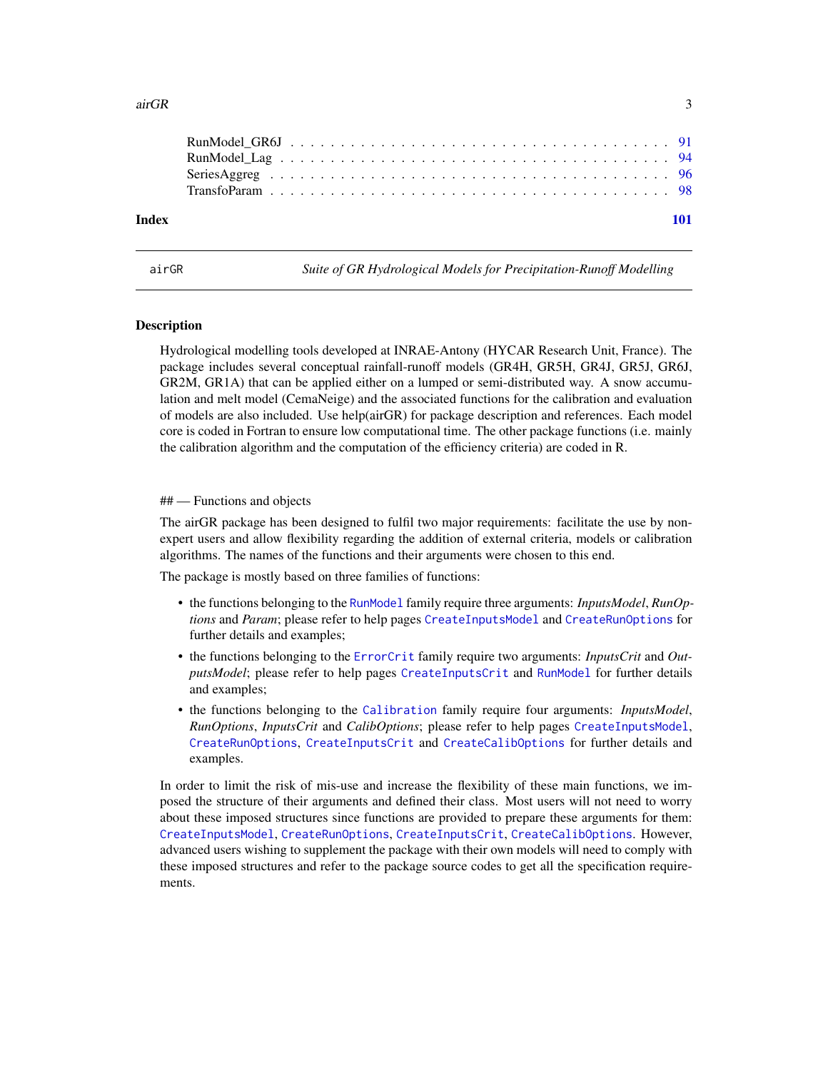RunModel_GR6J . . . . . . . . . . . . . . . . . . . . . . . . . . . . . . . . . . . 91
RunModel_Lag . . . . . . . . . . . . . . . . . . . . . . . . . . . . . . . . . . . 94
SeriesAggreg . . . . . . . . . . . . . . . . . . . . . . . . . . . . . . . . . . . 96
TransfoParam . . . . . . . . . . . . . . . . . . . . . . . . . . . . . . . . . . . 98

**Index** **101**

---

airGR *Suite of GR Hydrological Models for Precipitation-Runoff Modelling*

---

### Description

Hydrological modelling tools developed at INRAE-Antony (HYCAR Research Unit, France). The package includes several conceptual rainfall-runoff models (GR4H, GR5H, GR4J, GR5J, GR6J, GR2M, GR1A) that can be applied either on a lumped or semi-distributed way. A snow accumulation and melt model (CemaNeige) and the associated functions for the calibration and evaluation of models are also included. Use help(airGR) for package description and references. Each model core is coded in Fortran to ensure low computational time. The other package functions (i.e. mainly the calibration algorithm and the computation of the efficiency criteria) are coded in R.

## — Functions and objects

The airGR package has been designed to fulfil two major requirements: facilitate the use by non-expert users and allow flexibility regarding the addition of external criteria, models or calibration algorithms. The names of the functions and their arguments were chosen to this end.

The package is mostly based on three families of functions:

- the functions belonging to the `RunModel` family require three arguments: *InputsModel*, *RunOptions* and *Param*; please refer to help pages `CreateInputsModel` and `CreateRunOptions` for further details and examples;
- the functions belonging to the `ErrorCrit` family require two arguments: *InputsCrit* and *OutputsModel*; please refer to help pages `CreateInputsCrit` and `RunModel` for further details and examples;
- the functions belonging to the `Calibration` family require four arguments: *InputsModel*, *RunOptions*, *InputsCrit* and *CalibOptions*; please refer to help pages `CreateInputsModel`, `CreateRunOptions`, `CreateInputsCrit` and `CreateCalibOptions` for further details and examples.

In order to limit the risk of mis-use and increase the flexibility of these main functions, we imposed the structure of their arguments and defined their class. Most users will not need to worry about these imposed structures since functions are provided to prepare these arguments for them: `CreateInputsModel`, `CreateRunOptions`, `CreateInputsCrit`, `CreateCalibOptions`. However, advanced users wishing to supplement the package with their own models will need to comply with these imposed structures and refer to the package source codes to get all the specification requirements.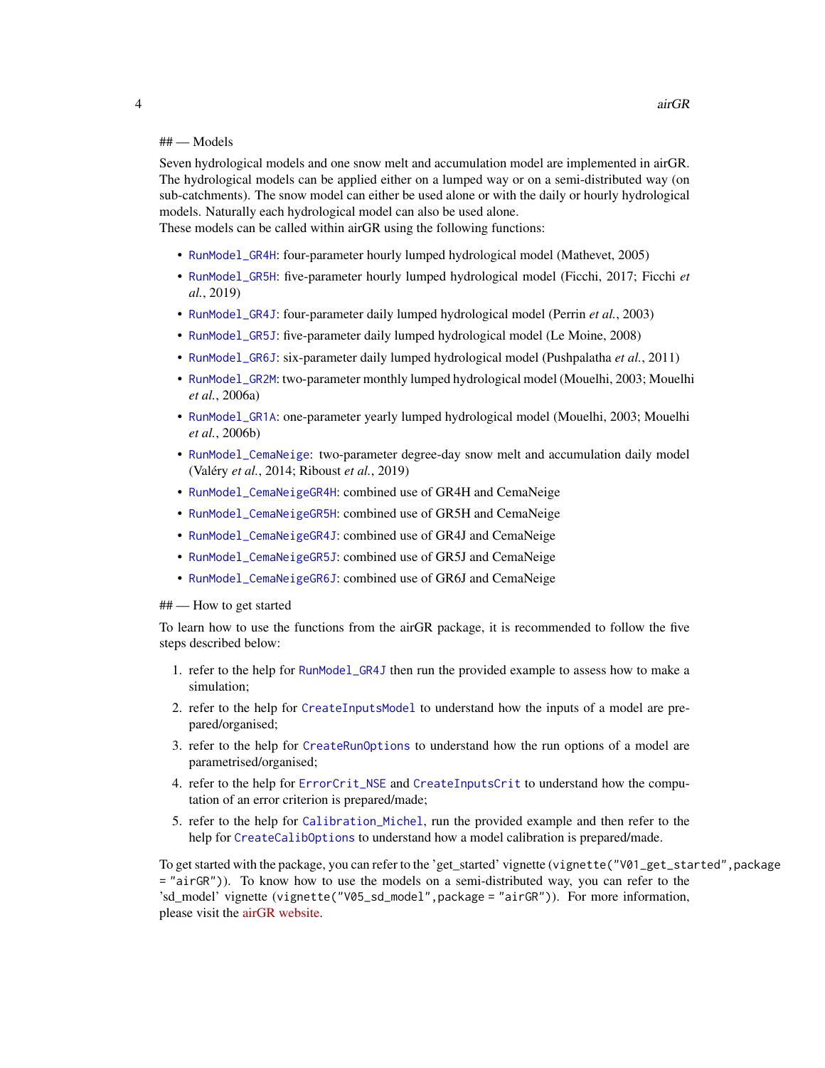## — Models

Seven hydrological models and one snow melt and accumulation model are implemented in airGR. The hydrological models can be applied either on a lumped way or on a semi-distributed way (on sub-catchments). The snow model can either be used alone or with the daily or hourly hydrological models. Naturally each hydrological model can also be used alone.
These models can be called within airGR using the following functions:

- `RunModel_GR4H`: four-parameter hourly lumped hydrological model (Mathevet, 2005)
- `RunModel_GR5H`: five-parameter hourly lumped hydrological model (Ficchi, 2017; Ficchi *et al.*, 2019)
- `RunModel_GR4J`: four-parameter daily lumped hydrological model (Perrin *et al.*, 2003)
- `RunModel_GR5J`: five-parameter daily lumped hydrological model (Le Moine, 2008)
- `RunModel_GR6J`: six-parameter daily lumped hydrological model (Pushpalatha *et al.*, 2011)
- `RunModel_GR2M`: two-parameter monthly lumped hydrological model (Mouelhi, 2003; Mouelhi *et al.*, 2006a)
- `RunModel_GR1A`: one-parameter yearly lumped hydrological model (Mouelhi, 2003; Mouelhi *et al.*, 2006b)
- `RunModel_CemaNeige`: two-parameter degree-day snow melt and accumulation daily model (Valéry *et al.*, 2014; Riboust *et al.*, 2019)
- `RunModel_CemaNeigeGR4H`: combined use of GR4H and CemaNeige
- `RunModel_CemaNeigeGR5H`: combined use of GR5H and CemaNeige
- `RunModel_CemaNeigeGR4J`: combined use of GR4J and CemaNeige
- `RunModel_CemaNeigeGR5J`: combined use of GR5J and CemaNeige
- `RunModel_CemaNeigeGR6J`: combined use of GR6J and CemaNeige

## — How to get started

To learn how to use the functions from the airGR package, it is recommended to follow the five steps described below:

1. refer to the help for `RunModel_GR4J` then run the provided example to assess how to make a simulation;
2. refer to the help for `CreateInputsModel` to understand how the inputs of a model are prepared/organised;
3. refer to the help for `CreateRunOptions` to understand how the run options of a model are parametrised/organised;
4. refer to the help for `ErrorCrit_NSE` and `CreateInputsCrit` to understand how the computation of an error criterion is prepared/made;
5. refer to the help for `Calibration_Michel`, run the provided example and then refer to the help for `CreateCalibOptions` to understand how a model calibration is prepared/made.

To get started with the package, you can refer to the 'get_started' vignette (`vignette("V01_get_started",package = "airGR")`). To know how to use the models on a semi-distributed way, you can refer to the 'sd_model' vignette (`vignette("V05_sd_model",package = "airGR")`). For more information, please visit the airGR website.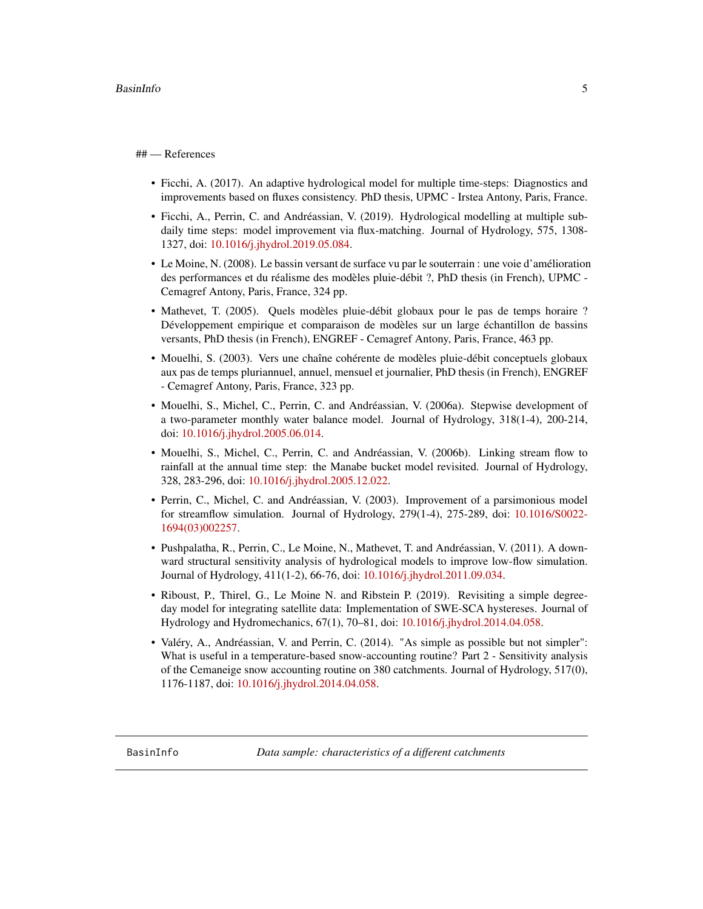## — References

- Ficchi, A. (2017). An adaptive hydrological model for multiple time-steps: Diagnostics and improvements based on fluxes consistency. PhD thesis, UPMC - Irstea Antony, Paris, France.
- Ficchi, A., Perrin, C. and Andréassian, V. (2019). Hydrological modelling at multiple sub-daily time steps: model improvement via flux-matching. Journal of Hydrology, 575, 1308-1327, doi: 10.1016/j.jhydrol.2019.05.084.
- Le Moine, N. (2008). Le bassin versant de surface vu par le souterrain : une voie d'amélioration des performances et du réalisme des modèles pluie-débit ?, PhD thesis (in French), UPMC - Cemagref Antony, Paris, France, 324 pp.
- Mathevet, T. (2005). Quels modèles pluie-débit globaux pour le pas de temps horaire ? Développement empirique et comparaison de modèles sur un large échantillon de bassins versants, PhD thesis (in French), ENGREF - Cemagref Antony, Paris, France, 463 pp.
- Mouelhi, S. (2003). Vers une chaîne cohérente de modèles pluie-débit conceptuels globaux aux pas de temps pluriannuel, annuel, mensuel et journalier, PhD thesis (in French), ENGREF - Cemagref Antony, Paris, France, 323 pp.
- Mouelhi, S., Michel, C., Perrin, C. and Andréassian, V. (2006a). Stepwise development of a two-parameter monthly water balance model. Journal of Hydrology, 318(1-4), 200-214, doi: 10.1016/j.jhydrol.2005.06.014.
- Mouelhi, S., Michel, C., Perrin, C. and Andréassian, V. (2006b). Linking stream flow to rainfall at the annual time step: the Manabe bucket model revisited. Journal of Hydrology, 328, 283-296, doi: 10.1016/j.jhydrol.2005.12.022.
- Perrin, C., Michel, C. and Andréassian, V. (2003). Improvement of a parsimonious model for streamflow simulation. Journal of Hydrology, 279(1-4), 275-289, doi: 10.1016/S0022-1694(03)002257.
- Pushpalatha, R., Perrin, C., Le Moine, N., Mathevet, T. and Andréassian, V. (2011). A downward structural sensitivity analysis of hydrological models to improve low-flow simulation. Journal of Hydrology, 411(1-2), 66-76, doi: 10.1016/j.jhydrol.2011.09.034.
- Riboust, P., Thirel, G., Le Moine N. and Ribstein P. (2019). Revisiting a simple degree-day model for integrating satellite data: Implementation of SWE-SCA hystereses. Journal of Hydrology and Hydromechanics, 67(1), 70–81, doi: 10.1016/j.jhydrol.2014.04.058.
- Valéry, A., Andréassian, V. and Perrin, C. (2014). "As simple as possible but not simpler": What is useful in a temperature-based snow-accounting routine? Part 2 - Sensitivity analysis of the Cemaneige snow accounting routine on 380 catchments. Journal of Hydrology, 517(0), 1176-1187, doi: 10.1016/j.jhydrol.2014.04.058.

---

BasinInfo *Data sample: characteristics of a different catchments*

---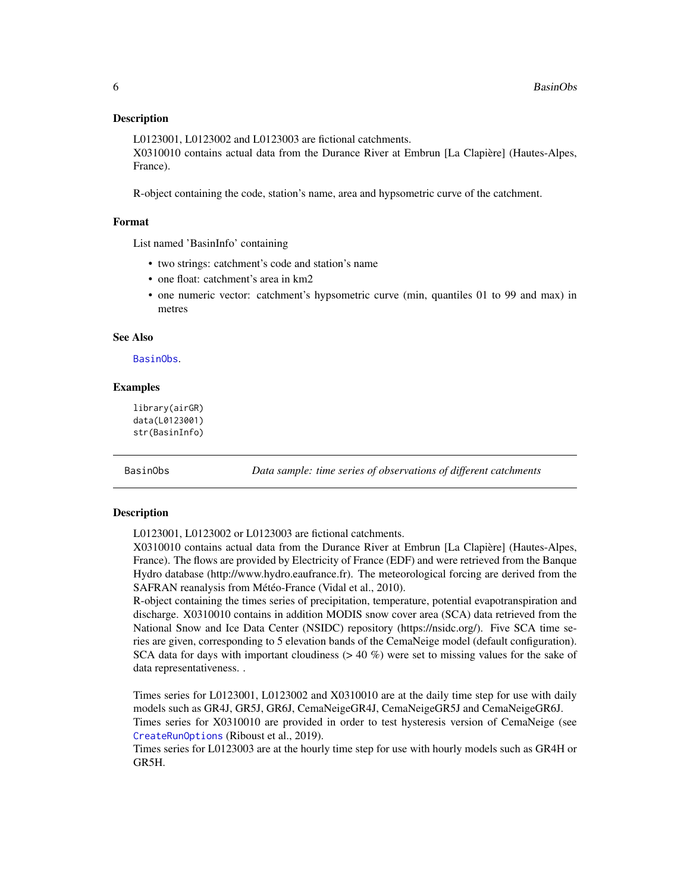### Description

L0123001, L0123002 and L0123003 are fictional catchments.
X0310010 contains actual data from the Durance River at Embrun [La Clapière] (Hautes-Alpes, France).

R-object containing the code, station's name, area and hypsometric curve of the catchment.

### Format

List named 'BasinInfo' containing

- two strings: catchment's code and station's name
- one float: catchment's area in km2
- one numeric vector: catchment's hypsometric curve (min, quantiles 01 to 99 and max) in metres

### See Also

BasinObs.

### Examples

```
library(airGR)
data(L0123001)
str(BasinInfo)
```

---

## BasinObs — *Data sample: time series of observations of different catchments*

### Description

L0123001, L0123002 or L0123003 are fictional catchments.
X0310010 contains actual data from the Durance River at Embrun [La Clapière] (Hautes-Alpes, France). The flows are provided by Electricity of France (EDF) and were retrieved from the Banque Hydro database (http://www.hydro.eaufrance.fr). The meteorological forcing are derived from the SAFRAN reanalysis from Météo-France (Vidal et al., 2010).
R-object containing the times series of precipitation, temperature, potential evapotranspiration and discharge. X0310010 contains in addition MODIS snow cover area (SCA) data retrieved from the National Snow and Ice Data Center (NSIDC) repository (https://nsidc.org/). Five SCA time series are given, corresponding to 5 elevation bands of the CemaNeige model (default configuration). SCA data for days with important cloudiness (> 40 %) were set to missing values for the sake of data representativeness. .

Times series for L0123001, L0123002 and X0310010 are at the daily time step for use with daily models such as GR4J, GR5J, GR6J, CemaNeigeGR4J, CemaNeigeGR5J and CemaNeigeGR6J.
Times series for X0310010 are provided in order to test hysteresis version of CemaNeige (see CreateRunOptions (Riboust et al., 2019).
Times series for L0123003 are at the hourly time step for use with hourly models such as GR4H or GR5H.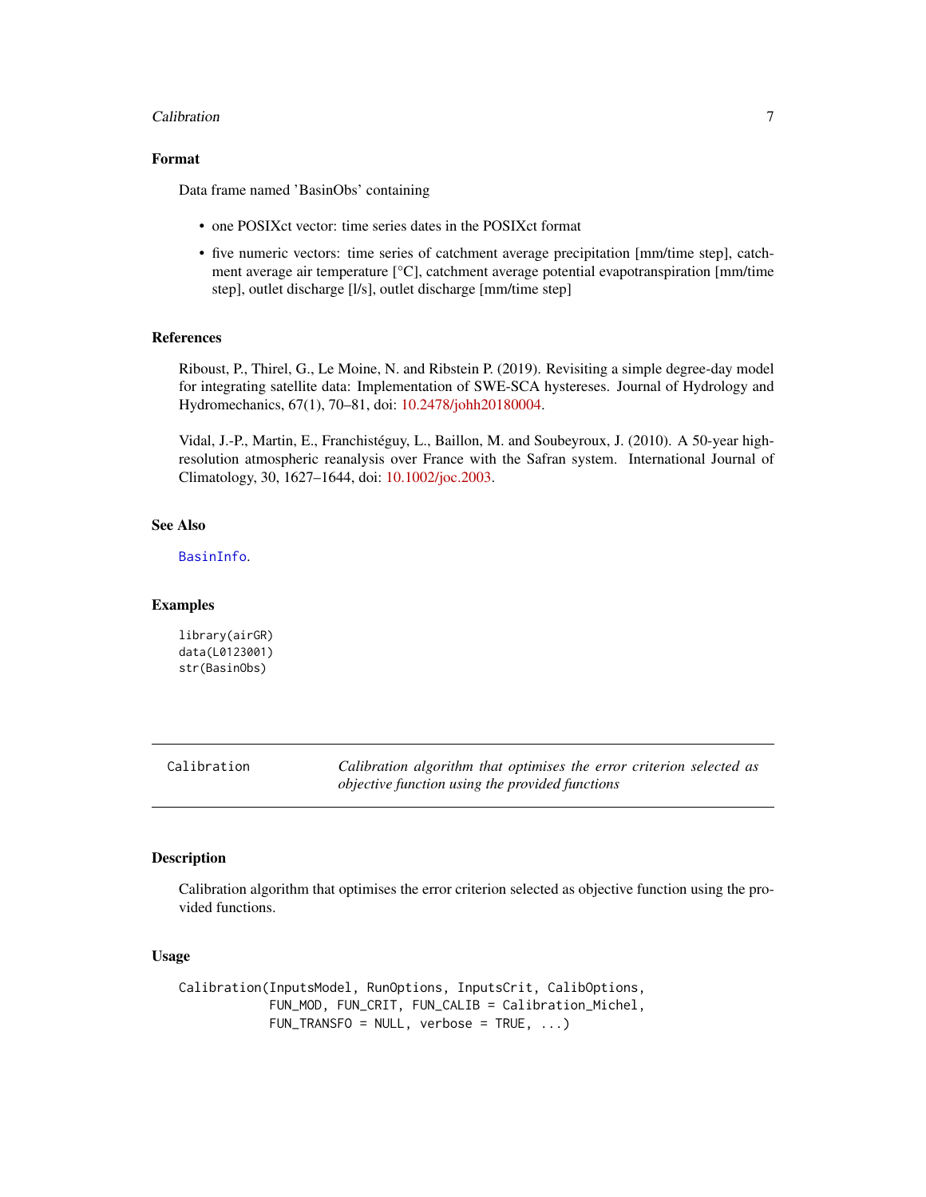### Format

Data frame named 'BasinObs' containing

- one POSIXct vector: time series dates in the POSIXct format
- five numeric vectors: time series of catchment average precipitation [mm/time step], catchment average air temperature [°C], catchment average potential evapotranspiration [mm/time step], outlet discharge [l/s], outlet discharge [mm/time step]

### References

Riboust, P., Thirel, G., Le Moine, N. and Ribstein P. (2019). Revisiting a simple degree-day model for integrating satellite data: Implementation of SWE-SCA hystereses. Journal of Hydrology and Hydromechanics, 67(1), 70–81, doi: 10.2478/johh20180004.

Vidal, J.-P., Martin, E., Franchistéguy, L., Baillon, M. and Soubeyroux, J. (2010). A 50-year high-resolution atmospheric reanalysis over France with the Safran system. International Journal of Climatology, 30, 1627–1644, doi: 10.1002/joc.2003.

### See Also

BasinInfo.

### Examples

```
library(airGR)
data(L0123001)
str(BasinObs)
```

---

## Calibration — *Calibration algorithm that optimises the error criterion selected as objective function using the provided functions*

### Description

Calibration algorithm that optimises the error criterion selected as objective function using the provided functions.

### Usage

```
Calibration(InputsModel, RunOptions, InputsCrit, CalibOptions,
            FUN_MOD, FUN_CRIT, FUN_CALIB = Calibration_Michel,
            FUN_TRANSFO = NULL, verbose = TRUE, ...)
```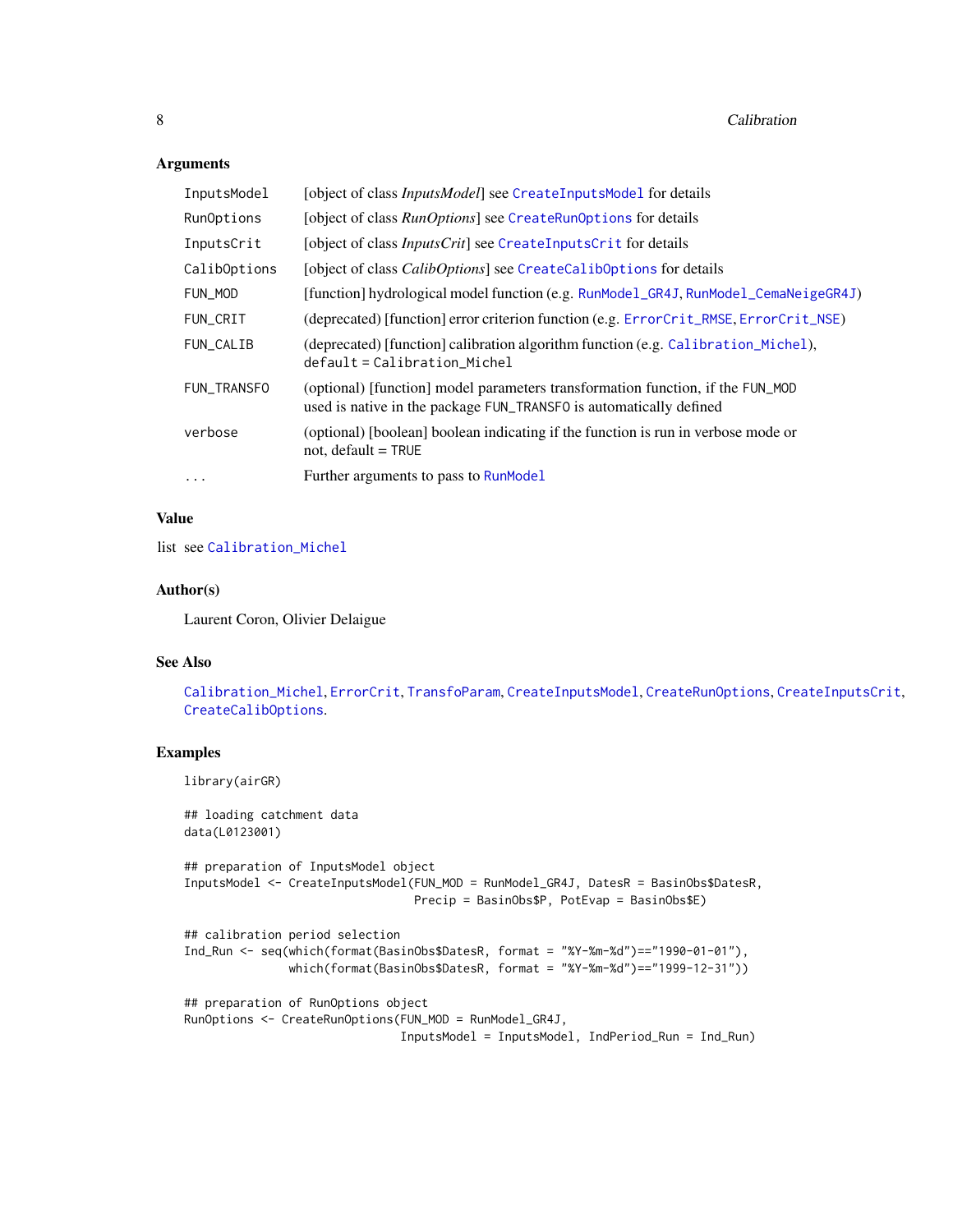## Arguments

| | |
|---|---|
| `InputsModel` | [object of class *InputsModel*] see `CreateInputsModel` for details |
| `RunOptions` | [object of class *RunOptions*] see `CreateRunOptions` for details |
| `InputsCrit` | [object of class *InputsCrit*] see `CreateInputsCrit` for details |
| `CalibOptions` | [object of class *CalibOptions*] see `CreateCalibOptions` for details |
| `FUN_MOD` | [function] hydrological model function (e.g. `RunModel_GR4J`, `RunModel_CemaNeigeGR4J`) |
| `FUN_CRIT` | (deprecated) [function] error criterion function (e.g. `ErrorCrit_RMSE`, `ErrorCrit_NSE`) |
| `FUN_CALIB` | (deprecated) [function] calibration algorithm function (e.g. `Calibration_Michel`), default = `Calibration_Michel` |
| `FUN_TRANSFO` | (optional) [function] model parameters transformation function, if the `FUN_MOD` used is native in the package `FUN_TRANSFO` is automatically defined |
| `verbose` | (optional) [boolean] boolean indicating if the function is run in verbose mode or not, default = `TRUE` |
| `...` | Further arguments to pass to `RunModel` |

## Value

list see `Calibration_Michel`

## Author(s)

Laurent Coron, Olivier Delaigue

## See Also

`Calibration_Michel`, `ErrorCrit`, `TransfoParam`, `CreateInputsModel`, `CreateRunOptions`, `CreateInputsCrit`, `CreateCalibOptions`.

## Examples

```
library(airGR)

## loading catchment data
data(L0123001)

## preparation of InputsModel object
InputsModel <- CreateInputsModel(FUN_MOD = RunModel_GR4J, DatesR = BasinObs$DatesR,
                                 Precip = BasinObs$P, PotEvap = BasinObs$E)

## calibration period selection
Ind_Run <- seq(which(format(BasinObs$DatesR, format = "%Y-%m-%d")=="1990-01-01"),
               which(format(BasinObs$DatesR, format = "%Y-%m-%d")=="1999-12-31"))

## preparation of RunOptions object
RunOptions <- CreateRunOptions(FUN_MOD = RunModel_GR4J,
                               InputsModel = InputsModel, IndPeriod_Run = Ind_Run)
```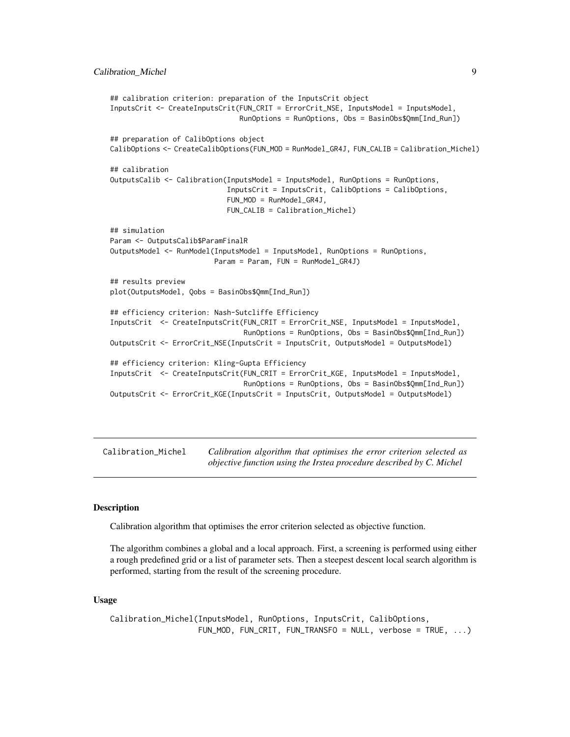```
## calibration criterion: preparation of the InputsCrit object
InputsCrit <- CreateInputsCrit(FUN_CRIT = ErrorCrit_NSE, InputsModel = InputsModel,
                               RunOptions = RunOptions, Obs = BasinObs$Qmm[Ind_Run])

## preparation of CalibOptions object
CalibOptions <- CreateCalibOptions(FUN_MOD = RunModel_GR4J, FUN_CALIB = Calibration_Michel)

## calibration
OutputsCalib <- Calibration(InputsModel = InputsModel, RunOptions = RunOptions,
                            InputsCrit = InputsCrit, CalibOptions = CalibOptions,
                            FUN_MOD = RunModel_GR4J,
                            FUN_CALIB = Calibration_Michel)

## simulation
Param <- OutputsCalib$ParamFinalR
OutputsModel <- RunModel(InputsModel = InputsModel, RunOptions = RunOptions,
                         Param = Param, FUN = RunModel_GR4J)

## results preview
plot(OutputsModel, Qobs = BasinObs$Qmm[Ind_Run])

## efficiency criterion: Nash-Sutcliffe Efficiency
InputsCrit  <- CreateInputsCrit(FUN_CRIT = ErrorCrit_NSE, InputsModel = InputsModel,
                                RunOptions = RunOptions, Obs = BasinObs$Qmm[Ind_Run])
OutputsCrit <- ErrorCrit_NSE(InputsCrit = InputsCrit, OutputsModel = OutputsModel)

## efficiency criterion: Kling-Gupta Efficiency
InputsCrit  <- CreateInputsCrit(FUN_CRIT = ErrorCrit_KGE, InputsModel = InputsModel,
                                RunOptions = RunOptions, Obs = BasinObs$Qmm[Ind_Run])
OutputsCrit <- ErrorCrit_KGE(InputsCrit = InputsCrit, OutputsModel = OutputsModel)
```

---

## Calibration_Michel — *Calibration algorithm that optimises the error criterion selected as objective function using the Irstea procedure described by C. Michel*

---

### Description

Calibration algorithm that optimises the error criterion selected as objective function.

The algorithm combines a global and a local approach. First, a screening is performed using either a rough predefined grid or a list of parameter sets. Then a steepest descent local search algorithm is performed, starting from the result of the screening procedure.

### Usage

```
Calibration_Michel(InputsModel, RunOptions, InputsCrit, CalibOptions,
                   FUN_MOD, FUN_CRIT, FUN_TRANSFO = NULL, verbose = TRUE, ...)
```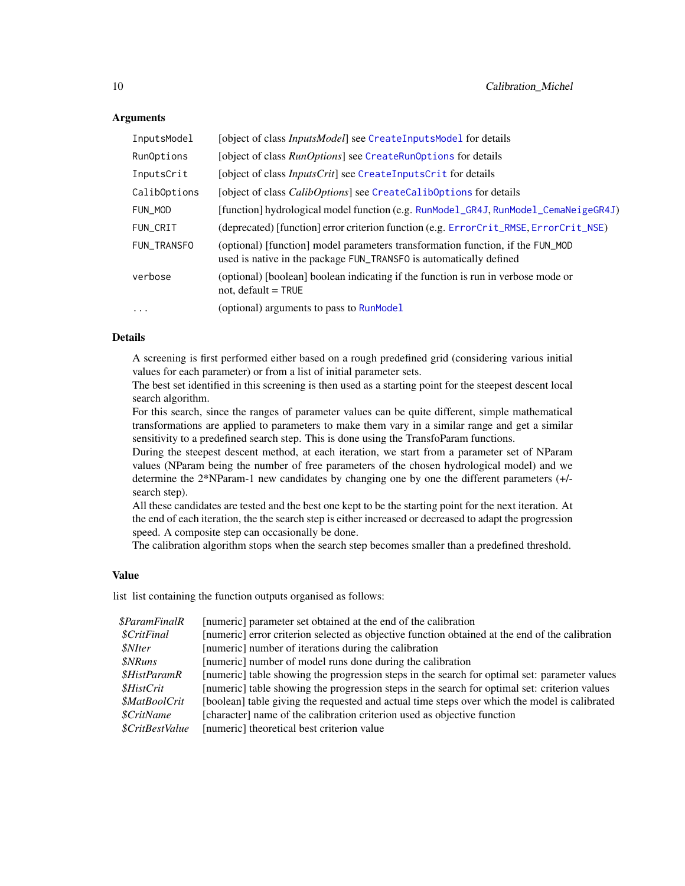### Arguments

| | |
|---|---|
| `InputsModel` | [object of class *InputsModel*] see `CreateInputsModel` for details |
| `RunOptions` | [object of class *RunOptions*] see `CreateRunOptions` for details |
| `InputsCrit` | [object of class *InputsCrit*] see `CreateInputsCrit` for details |
| `CalibOptions` | [object of class *CalibOptions*] see `CreateCalibOptions` for details |
| `FUN_MOD` | [function] hydrological model function (e.g. `RunModel_GR4J`, `RunModel_CemaNeigeGR4J`) |
| `FUN_CRIT` | (deprecated) [function] error criterion function (e.g. `ErrorCrit_RMSE`, `ErrorCrit_NSE`) |
| `FUN_TRANSFO` | (optional) [function] model parameters transformation function, if the `FUN_MOD` used is native in the package `FUN_TRANSFO` is automatically defined |
| `verbose` | (optional) [boolean] boolean indicating if the function is run in verbose mode or not, default = `TRUE` |
| `...` | (optional) arguments to pass to `RunModel` |

### Details

A screening is first performed either based on a rough predefined grid (considering various initial values for each parameter) or from a list of initial parameter sets.
The best set identified in this screening is then used as a starting point for the steepest descent local search algorithm.
For this search, since the ranges of parameter values can be quite different, simple mathematical transformations are applied to parameters to make them vary in a similar range and get a similar sensitivity to a predefined search step. This is done using the TransfoParam functions.
During the steepest descent method, at each iteration, we start from a parameter set of NParam values (NParam being the number of free parameters of the chosen hydrological model) and we determine the 2*NParam-1 new candidates by changing one by one the different parameters (+/- search step).
All these candidates are tested and the best one kept to be the starting point for the next iteration. At the end of each iteration, the the search step is either increased or decreased to adapt the progression speed. A composite step can occasionally be done.
The calibration algorithm stops when the search step becomes smaller than a predefined threshold.

### Value

list list containing the function outputs organised as follows:

| | |
|---|---|
| *$ParamFinalR* | [numeric] parameter set obtained at the end of the calibration |
| *$CritFinal* | [numeric] error criterion selected as objective function obtained at the end of the calibration |
| *$NIter* | [numeric] number of iterations during the calibration |
| *$NRuns* | [numeric] number of model runs done during the calibration |
| *$HistParamR* | [numeric] table showing the progression steps in the search for optimal set: parameter values |
| *$HistCrit* | [numeric] table showing the progression steps in the search for optimal set: criterion values |
| *$MatBoolCrit* | [boolean] table giving the requested and actual time steps over which the model is calibrated |
| *$CritName* | [character] name of the calibration criterion used as objective function |
| *$CritBestValue* | [numeric] theoretical best criterion value |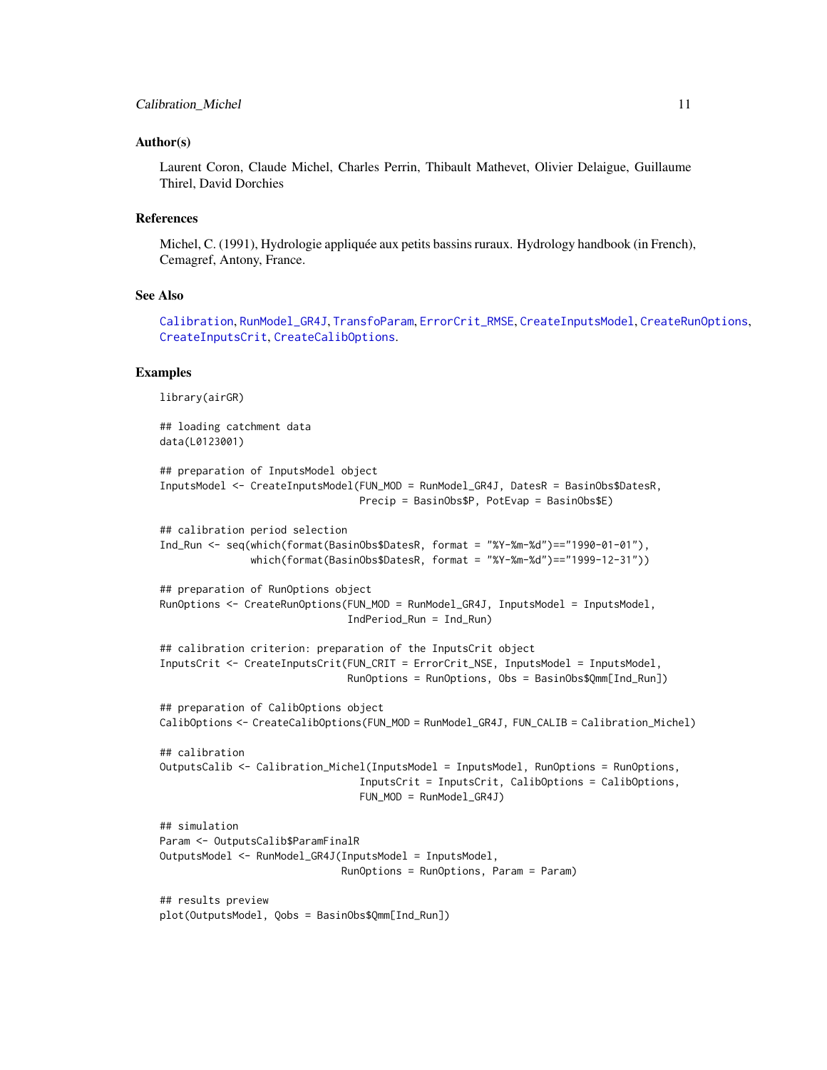### Author(s)

Laurent Coron, Claude Michel, Charles Perrin, Thibault Mathevet, Olivier Delaigue, Guillaume Thirel, David Dorchies

### References

Michel, C. (1991), Hydrologie appliquée aux petits bassins ruraux. Hydrology handbook (in French), Cemagref, Antony, France.

### See Also

Calibration, RunModel_GR4J, TransfoParam, ErrorCrit_RMSE, CreateInputsModel, CreateRunOptions, CreateInputsCrit, CreateCalibOptions.

### Examples

```
library(airGR)

## loading catchment data
data(L0123001)

## preparation of InputsModel object
InputsModel <- CreateInputsModel(FUN_MOD = RunModel_GR4J, DatesR = BasinObs$DatesR,
                                 Precip = BasinObs$P, PotEvap = BasinObs$E)

## calibration period selection
Ind_Run <- seq(which(format(BasinObs$DatesR, format = "%Y-%m-%d")=="1990-01-01"),
               which(format(BasinObs$DatesR, format = "%Y-%m-%d")=="1999-12-31"))

## preparation of RunOptions object
RunOptions <- CreateRunOptions(FUN_MOD = RunModel_GR4J, InputsModel = InputsModel,
                               IndPeriod_Run = Ind_Run)

## calibration criterion: preparation of the InputsCrit object
InputsCrit <- CreateInputsCrit(FUN_CRIT = ErrorCrit_NSE, InputsModel = InputsModel,
                               RunOptions = RunOptions, Obs = BasinObs$Qmm[Ind_Run])

## preparation of CalibOptions object
CalibOptions <- CreateCalibOptions(FUN_MOD = RunModel_GR4J, FUN_CALIB = Calibration_Michel)

## calibration
OutputsCalib <- Calibration_Michel(InputsModel = InputsModel, RunOptions = RunOptions,
                                 InputsCrit = InputsCrit, CalibOptions = CalibOptions,
                                 FUN_MOD = RunModel_GR4J)

## simulation
Param <- OutputsCalib$ParamFinalR
OutputsModel <- RunModel_GR4J(InputsModel = InputsModel,
                              RunOptions = RunOptions, Param = Param)

## results preview
plot(OutputsModel, Qobs = BasinObs$Qmm[Ind_Run])
```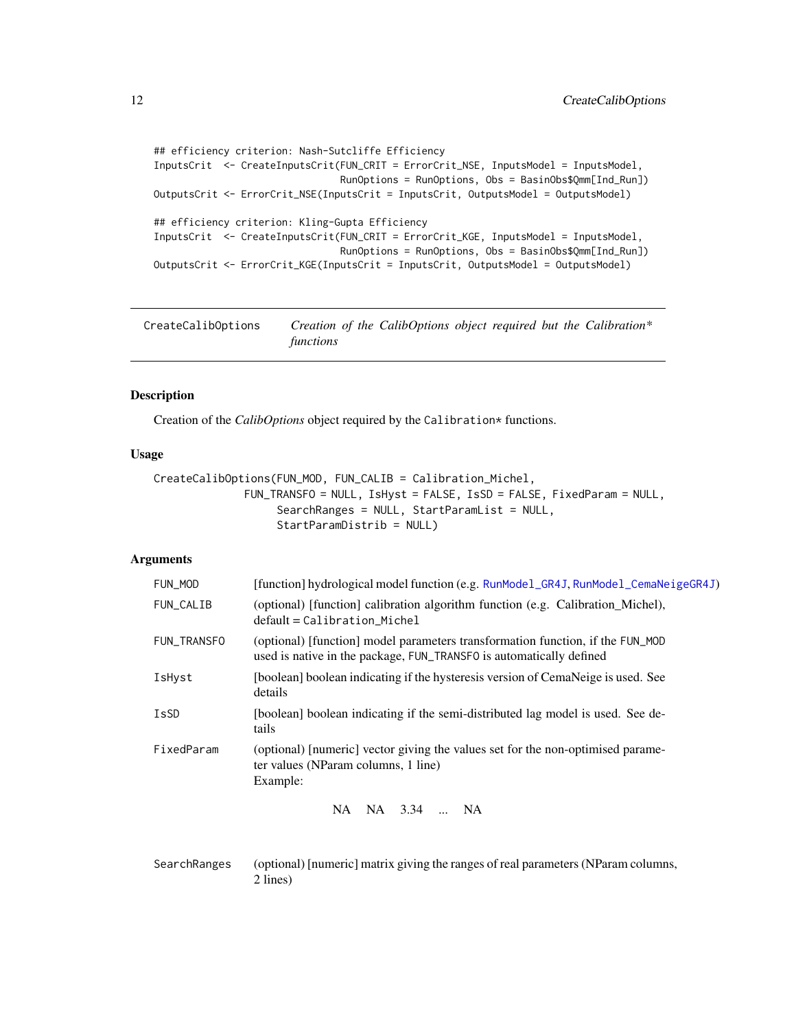```
## efficiency criterion: Nash-Sutcliffe Efficiency
InputsCrit  <- CreateInputsCrit(FUN_CRIT = ErrorCrit_NSE, InputsModel = InputsModel,
                                RunOptions = RunOptions, Obs = BasinObs$Qmm[Ind_Run])
OutputsCrit <- ErrorCrit_NSE(InputsCrit = InputsCrit, OutputsModel = OutputsModel)

## efficiency criterion: Kling-Gupta Efficiency
InputsCrit  <- CreateInputsCrit(FUN_CRIT = ErrorCrit_KGE, InputsModel = InputsModel,
                                RunOptions = RunOptions, Obs = BasinObs$Qmm[Ind_Run])
OutputsCrit <- ErrorCrit_KGE(InputsCrit = InputsCrit, OutputsModel = OutputsModel)
```

---

## CreateCalibOptions — *Creation of the CalibOptions object required but the Calibration* functions*

---

### Description

Creation of the *CalibOptions* object required by the `Calibration*` functions.

### Usage

```
CreateCalibOptions(FUN_MOD, FUN_CALIB = Calibration_Michel,
                   FUN_TRANSFO = NULL, IsHyst = FALSE, IsSD = FALSE, FixedParam = NULL,
                        SearchRanges = NULL, StartParamList = NULL,
                        StartParamDistrib = NULL)
```

### Arguments

| | |
|---|---|
| `FUN_MOD` | [function] hydrological model function (e.g. `RunModel_GR4J`, `RunModel_CemaNeigeGR4J`) |
| `FUN_CALIB` | (optional) [function] calibration algorithm function (e.g. Calibration_Michel), default = `Calibration_Michel` |
| `FUN_TRANSFO` | (optional) [function] model parameters transformation function, if the `FUN_MOD` used is native in the package, `FUN_TRANSFO` is automatically defined |
| `IsHyst` | [boolean] boolean indicating if the hysteresis version of CemaNeige is used. See details |
| `IsSD` | [boolean] boolean indicating if the semi-distributed lag model is used. See details |
| `FixedParam` | (optional) [numeric] vector giving the values set for the non-optimised parameter values (NParam columns, 1 line)<br>Example:<br>NA NA 3.34 ... NA |
| `SearchRanges` | (optional) [numeric] matrix giving the ranges of real parameters (NParam columns, 2 lines) |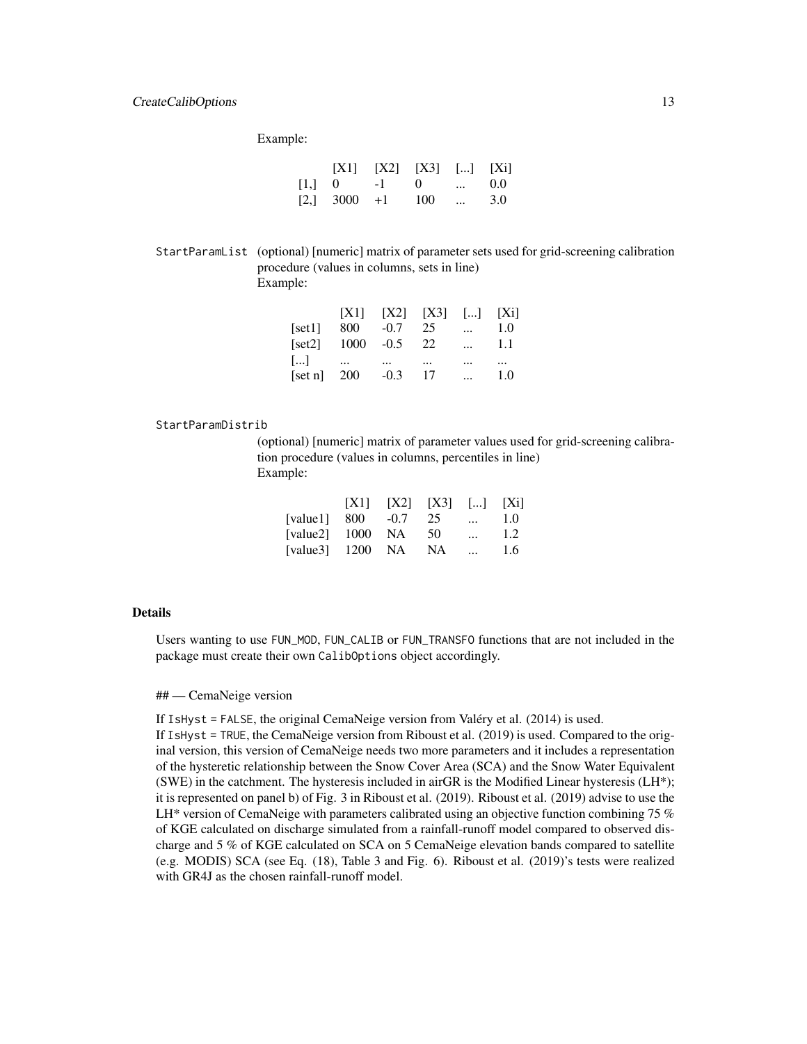Example:

| | [X1] | [X2] | [X3] | [...] | [Xi] |
|---|---|---|---|---|---|
| [1,] | 0 | -1 | 0 | ... | 0.0 |
| [2,] | 3000 | +1 | 100 | ... | 3.0 |

`StartParamList` (optional) [numeric] matrix of parameter sets used for grid-screening calibration procedure (values in columns, sets in line)
Example:

| | [X1] | [X2] | [X3] | [...] | [Xi] |
|---|---|---|---|---|---|
| [set1] | 800 | -0.7 | 25 | ... | 1.0 |
| [set2] | 1000 | -0.5 | 22 | ... | 1.1 |
| [...] | ... | ... | ... | ... | ... |
| [set n] | 200 | -0.3 | 17 | ... | 1.0 |

`StartParamDistrib`
(optional) [numeric] matrix of parameter values used for grid-screening calibration procedure (values in columns, percentiles in line)
Example:

| | [X1] | [X2] | [X3] | [...] | [Xi] |
|---|---|---|---|---|---|
| [value1] | 800 | -0.7 | 25 | ... | 1.0 |
| [value2] | 1000 | NA | 50 | ... | 1.2 |
| [value3] | 1200 | NA | NA | ... | 1.6 |

## Details

Users wanting to use `FUN_MOD`, `FUN_CALIB` or `FUN_TRANSFO` functions that are not included in the package must create their own `CalibOptions` object accordingly.

## — CemaNeige version

If `IsHyst = FALSE`, the original CemaNeige version from Valéry et al. (2014) is used.
If `IsHyst = TRUE`, the CemaNeige version from Riboust et al. (2019) is used. Compared to the original version, this version of CemaNeige needs two more parameters and it includes a representation of the hysteretic relationship between the Snow Cover Area (SCA) and the Snow Water Equivalent (SWE) in the catchment. The hysteresis included in airGR is the Modified Linear hysteresis (LH*); it is represented on panel b) of Fig. 3 in Riboust et al. (2019). Riboust et al. (2019) advise to use the LH* version of CemaNeige with parameters calibrated using an objective function combining 75 % of KGE calculated on discharge simulated from a rainfall-runoff model compared to observed discharge and 5 % of KGE calculated on SCA on 5 CemaNeige elevation bands compared to satellite (e.g. MODIS) SCA (see Eq. (18), Table 3 and Fig. 6). Riboust et al. (2019)'s tests were realized with GR4J as the chosen rainfall-runoff model.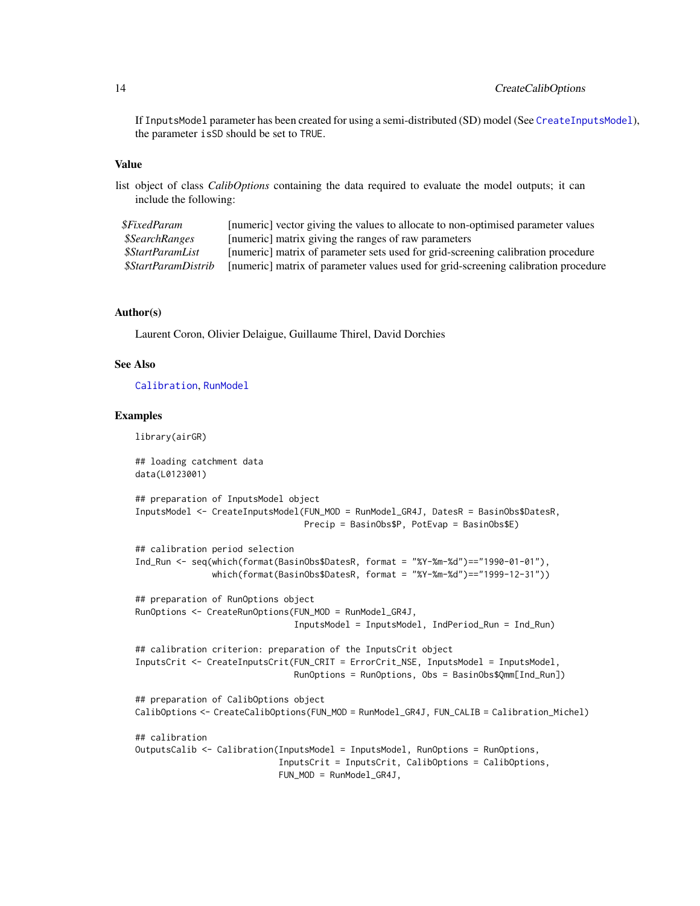If InputsModel parameter has been created for using a semi-distributed (SD) model (See CreateInputsModel), the parameter isSD should be set to TRUE.

### Value

list object of class *CalibOptions* containing the data required to evaluate the model outputs; it can include the following:

| | |
|---|---|
| *$FixedParam* | [numeric] vector giving the values to allocate to non-optimised parameter values |
| *$SearchRanges* | [numeric] matrix giving the ranges of raw parameters |
| *$StartParamList* | [numeric] matrix of parameter sets used for grid-screening calibration procedure |
| *$StartParamDistrib* | [numeric] matrix of parameter values used for grid-screening calibration procedure |

### Author(s)

Laurent Coron, Olivier Delaigue, Guillaume Thirel, David Dorchies

### See Also

Calibration, RunModel

### Examples

```
library(airGR)

## loading catchment data
data(L0123001)

## preparation of InputsModel object
InputsModel <- CreateInputsModel(FUN_MOD = RunModel_GR4J, DatesR = BasinObs$DatesR,
                                 Precip = BasinObs$P, PotEvap = BasinObs$E)

## calibration period selection
Ind_Run <- seq(which(format(BasinObs$DatesR, format = "%Y-%m-%d")=="1990-01-01"),
               which(format(BasinObs$DatesR, format = "%Y-%m-%d")=="1999-12-31"))

## preparation of RunOptions object
RunOptions <- CreateRunOptions(FUN_MOD = RunModel_GR4J,
                               InputsModel = InputsModel, IndPeriod_Run = Ind_Run)

## calibration criterion: preparation of the InputsCrit object
InputsCrit <- CreateInputsCrit(FUN_CRIT = ErrorCrit_NSE, InputsModel = InputsModel,
                               RunOptions = RunOptions, Obs = BasinObs$Qmm[Ind_Run])

## preparation of CalibOptions object
CalibOptions <- CreateCalibOptions(FUN_MOD = RunModel_GR4J, FUN_CALIB = Calibration_Michel)

## calibration
OutputsCalib <- Calibration(InputsModel = InputsModel, RunOptions = RunOptions,
                            InputsCrit = InputsCrit, CalibOptions = CalibOptions,
                            FUN_MOD = RunModel_GR4J,
```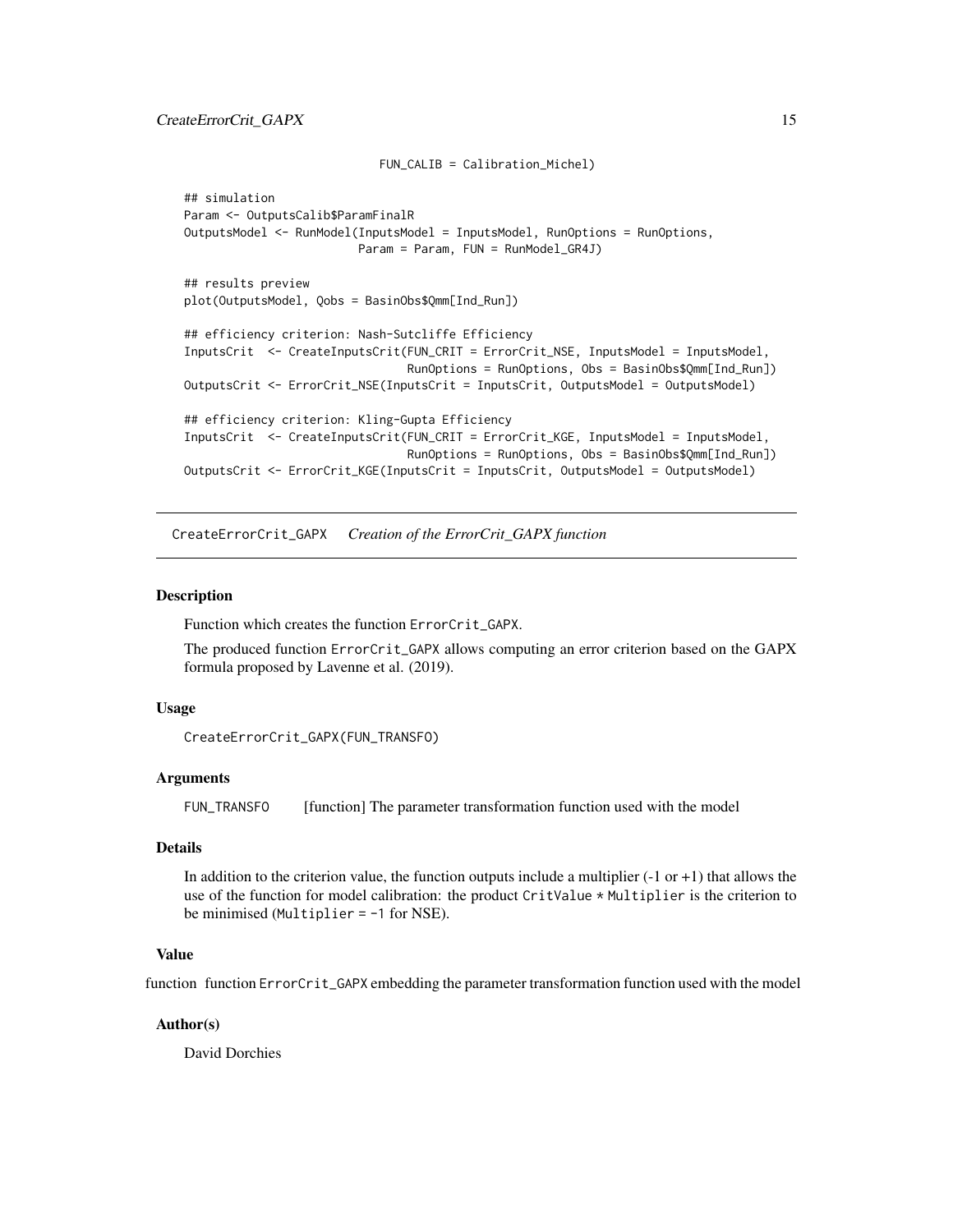```
                              FUN_CALIB = Calibration_Michel)

## simulation
Param <- OutputsCalib$ParamFinalR
OutputsModel <- RunModel(InputsModel = InputsModel, RunOptions = RunOptions,
                         Param = Param, FUN = RunModel_GR4J)

## results preview
plot(OutputsModel, Qobs = BasinObs$Qmm[Ind_Run])

## efficiency criterion: Nash-Sutcliffe Efficiency
InputsCrit  <- CreateInputsCrit(FUN_CRIT = ErrorCrit_NSE, InputsModel = InputsModel,
                                RunOptions = RunOptions, Obs = BasinObs$Qmm[Ind_Run])
OutputsCrit <- ErrorCrit_NSE(InputsCrit = InputsCrit, OutputsModel = OutputsModel)

## efficiency criterion: Kling-Gupta Efficiency
InputsCrit  <- CreateInputsCrit(FUN_CRIT = ErrorCrit_KGE, InputsModel = InputsModel,
                                RunOptions = RunOptions, Obs = BasinObs$Qmm[Ind_Run])
OutputsCrit <- ErrorCrit_KGE(InputsCrit = InputsCrit, OutputsModel = OutputsModel)
```

---

## CreateErrorCrit_GAPX *Creation of the ErrorCrit_GAPX function*

---

### Description

Function which creates the function `ErrorCrit_GAPX`.

The produced function `ErrorCrit_GAPX` allows computing an error criterion based on the GAPX formula proposed by Lavenne et al. (2019).

### Usage

```
CreateErrorCrit_GAPX(FUN_TRANSFO)
```

### Arguments

| | |
|---|---|
| `FUN_TRANSFO` | [function] The parameter transformation function used with the model |

### Details

In addition to the criterion value, the function outputs include a multiplier (-1 or +1) that allows the use of the function for model calibration: the product `CritValue * Multiplier` is the criterion to be minimised (`Multiplier = -1` for NSE).

### Value

function function `ErrorCrit_GAPX` embedding the parameter transformation function used with the model

### Author(s)

David Dorchies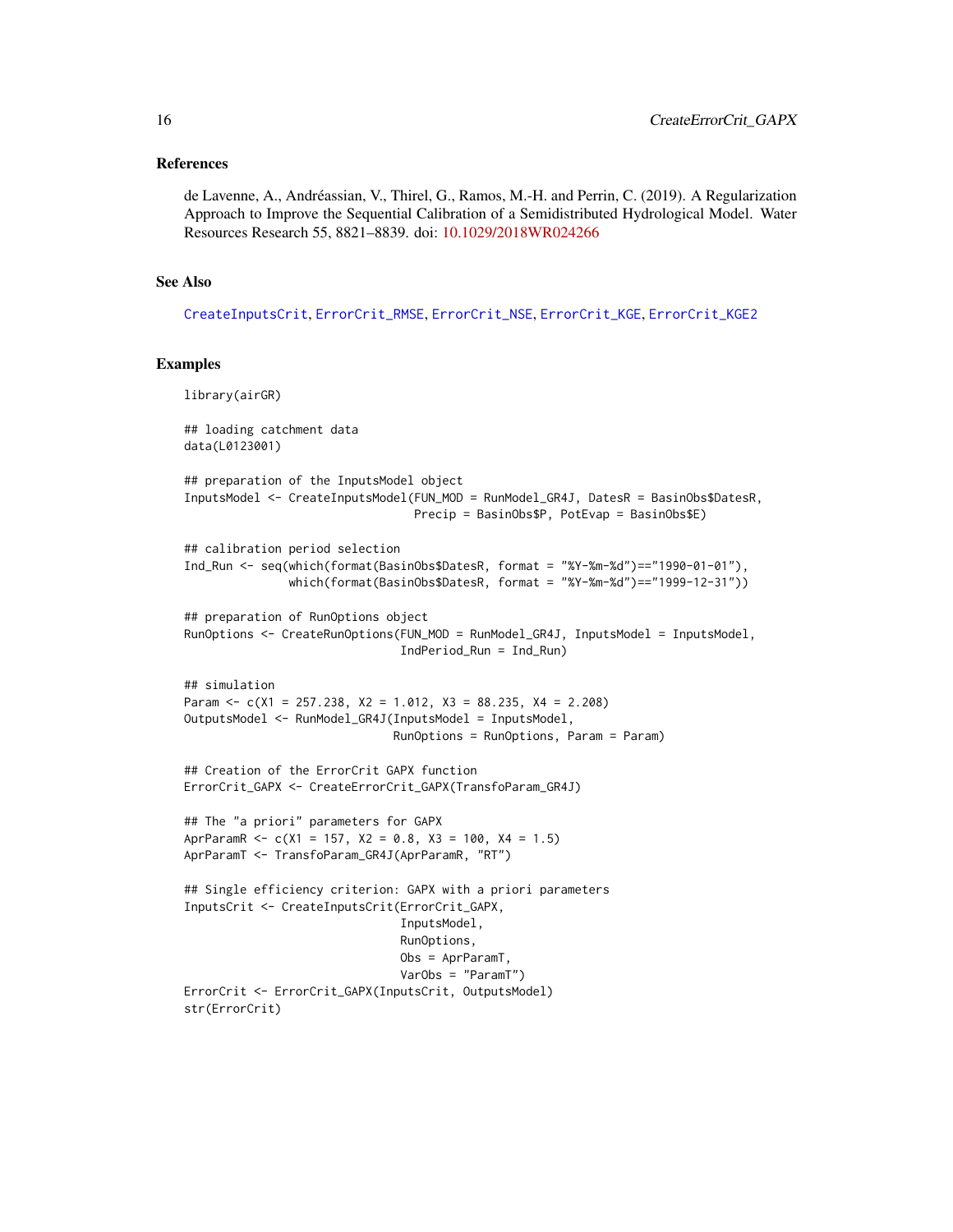### References

de Lavenne, A., Andréassian, V., Thirel, G., Ramos, M.-H. and Perrin, C. (2019). A Regularization Approach to Improve the Sequential Calibration of a Semidistributed Hydrological Model. Water Resources Research 55, 8821–8839. doi: 10.1029/2018WR024266

### See Also

CreateInputsCrit, ErrorCrit_RMSE, ErrorCrit_NSE, ErrorCrit_KGE, ErrorCrit_KGE2

### Examples

```
library(airGR)

## loading catchment data
data(L0123001)

## preparation of the InputsModel object
InputsModel <- CreateInputsModel(FUN_MOD = RunModel_GR4J, DatesR = BasinObs$DatesR,
                                 Precip = BasinObs$P, PotEvap = BasinObs$E)

## calibration period selection
Ind_Run <- seq(which(format(BasinObs$DatesR, format = "%Y-%m-%d")=="1990-01-01"),
               which(format(BasinObs$DatesR, format = "%Y-%m-%d")=="1999-12-31"))

## preparation of RunOptions object
RunOptions <- CreateRunOptions(FUN_MOD = RunModel_GR4J, InputsModel = InputsModel,
                               IndPeriod_Run = Ind_Run)

## simulation
Param <- c(X1 = 257.238, X2 = 1.012, X3 = 88.235, X4 = 2.208)
OutputsModel <- RunModel_GR4J(InputsModel = InputsModel,
                              RunOptions = RunOptions, Param = Param)

## Creation of the ErrorCrit GAPX function
ErrorCrit_GAPX <- CreateErrorCrit_GAPX(TransfoParam_GR4J)

## The "a priori" parameters for GAPX
AprParamR <- c(X1 = 157, X2 = 0.8, X3 = 100, X4 = 1.5)
AprParamT <- TransfoParam_GR4J(AprParamR, "RT")

## Single efficiency criterion: GAPX with a priori parameters
InputsCrit <- CreateInputsCrit(ErrorCrit_GAPX,
                               InputsModel,
                               RunOptions,
                               Obs = AprParamT,
                               VarObs = "ParamT")
ErrorCrit <- ErrorCrit_GAPX(InputsCrit, OutputsModel)
str(ErrorCrit)
```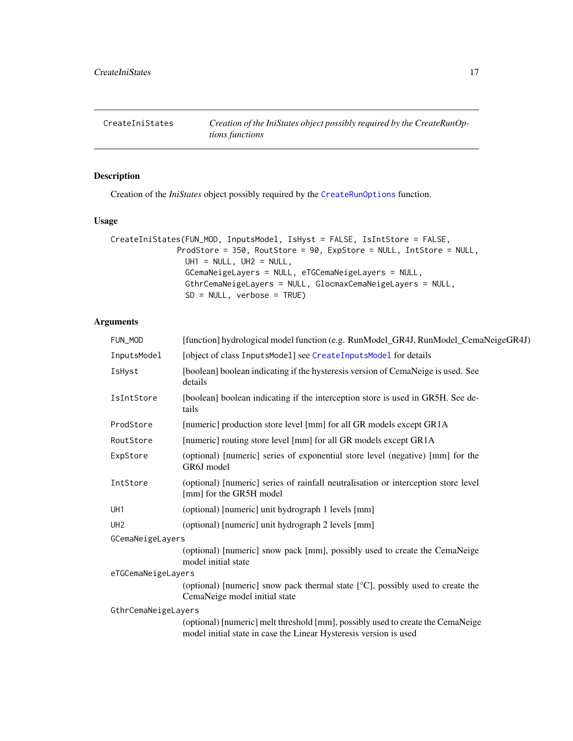## CreateIniStates — *Creation of the IniStates object possibly required by the CreateRunOptions functions*

### Description

Creation of the *IniStates* object possibly required by the CreateRunOptions function.

### Usage

```
CreateIniStates(FUN_MOD, InputsModel, IsHyst = FALSE, IsIntStore = FALSE,
                ProdStore = 350, RoutStore = 90, ExpStore = NULL, IntStore = NULL,
                 UH1 = NULL, UH2 = NULL,
                 GCemaNeigeLayers = NULL, eTGCemaNeigeLayers = NULL,
                 GthrCemaNeigeLayers = NULL, GlocmaxCemaNeigeLayers = NULL,
                 SD = NULL, verbose = TRUE)
```

### Arguments

| | |
|---|---|
| FUN_MOD | [function] hydrological model function (e.g. RunModel_GR4J, RunModel_CemaNeigeGR4J) |
| InputsModel | [object of class InputsModel] see CreateInputsModel for details |
| IsHyst | [boolean] boolean indicating if the hysteresis version of CemaNeige is used. See details |
| IsIntStore | [boolean] boolean indicating if the interception store is used in GR5H. See details |
| ProdStore | [numeric] production store level [mm] for all GR models except GR1A |
| RoutStore | [numeric] routing store level [mm] for all GR models except GR1A |
| ExpStore | (optional) [numeric] series of exponential store level (negative) [mm] for the GR6J model |
| IntStore | (optional) [numeric] series of rainfall neutralisation or interception store level [mm] for the GR5H model |
| UH1 | (optional) [numeric] unit hydrograph 1 levels [mm] |
| UH2 | (optional) [numeric] unit hydrograph 2 levels [mm] |
| GCemaNeigeLayers | (optional) [numeric] snow pack [mm], possibly used to create the CemaNeige model initial state |
| eTGCemaNeigeLayers | (optional) [numeric] snow pack thermal state [°C], possibly used to create the CemaNeige model initial state |
| GthrCemaNeigeLayers | (optional) [numeric] melt threshold [mm], possibly used to create the CemaNeige model initial state in case the Linear Hysteresis version is used |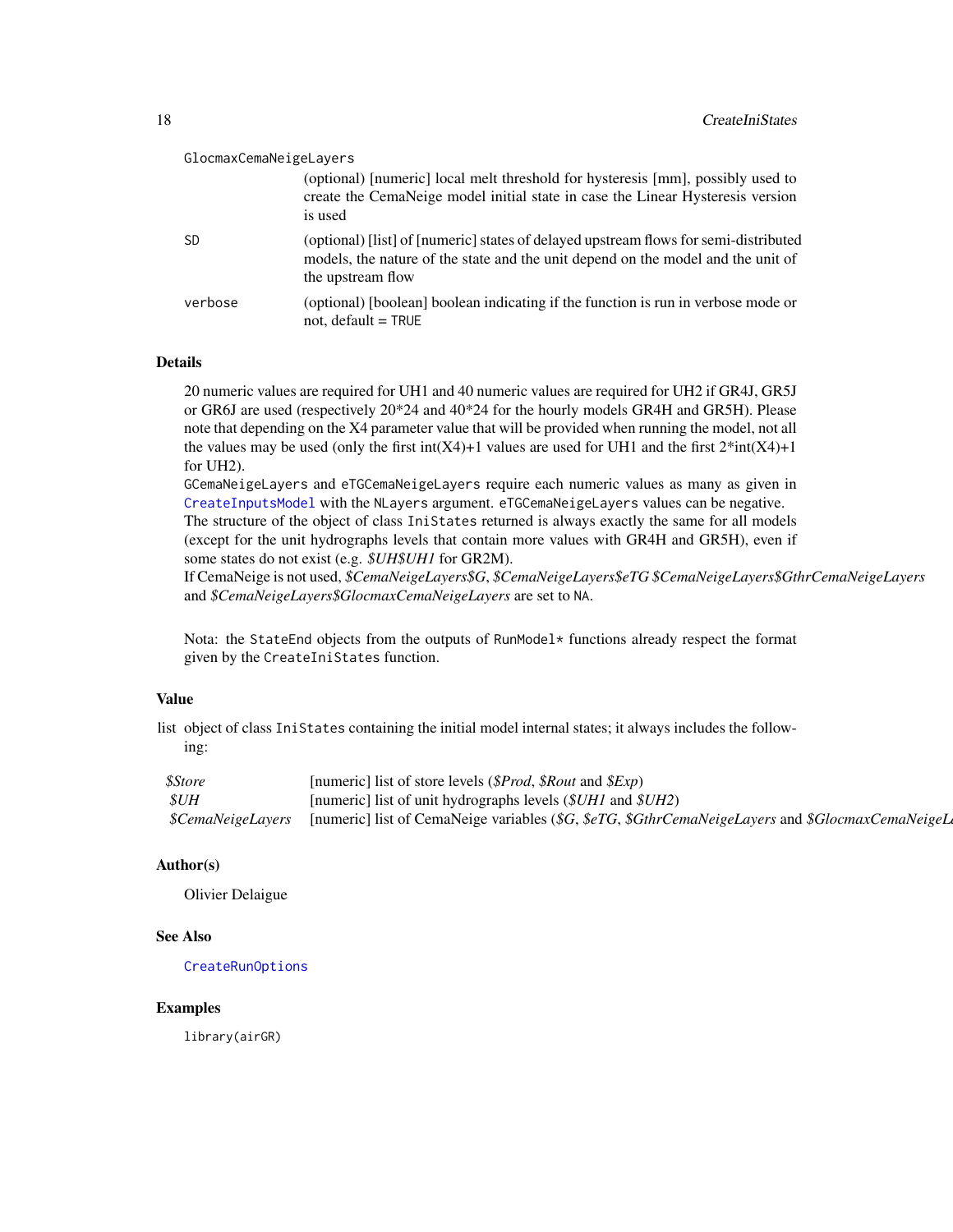| | |
|---|---|
| `GlocmaxCemaNeigeLayers` | (optional) [numeric] local melt threshold for hysteresis [mm], possibly used to create the CemaNeige model initial state in case the Linear Hysteresis version is used |
| `SD` | (optional) [list] of [numeric] states of delayed upstream flows for semi-distributed models, the nature of the state and the unit depend on the model and the unit of the upstream flow |
| `verbose` | (optional) [boolean] boolean indicating if the function is run in verbose mode or not, default = `TRUE` |

## Details

20 numeric values are required for UH1 and 40 numeric values are required for UH2 if GR4J, GR5J or GR6J are used (respectively 20*24 and 40*24 for the hourly models GR4H and GR5H). Please note that depending on the X4 parameter value that will be provided when running the model, not all the values may be used (only the first int(X4)+1 values are used for UH1 and the first 2*int(X4)+1 for UH2).
`GCemaNeigeLayers` and `eTGCemaNeigeLayers` require each numeric values as many as given in `CreateInputsModel` with the `NLayers` argument. `eTGCemaNeigeLayers` values can be negative.
The structure of the object of class `IniStates` returned is always exactly the same for all models (except for the unit hydrographs levels that contain more values with GR4H and GR5H), even if some states do not exist (e.g. *$UH$UH1* for GR2M).
If CemaNeige is not used, *$CemaNeigeLayers$G*, *$CemaNeigeLayers$eTG* *$CemaNeigeLayers$GthrCemaNeigeLayers* and *$CemaNeigeLayers$GlocmaxCemaNeigeLayers* are set to `NA`.

Nota: the `StateEnd` objects from the outputs of `RunModel*` functions already respect the format given by the `CreateIniStates` function.

## Value

list object of class `IniStates` containing the initial model internal states; it always includes the following:

| | |
|---|---|
| *$Store* | [numeric] list of store levels (*$Prod*, *$Rout* and *$Exp*) |
| *$UH* | [numeric] list of unit hydrographs levels (*$UH1* and *$UH2*) |
| *$CemaNeigeLayers* | [numeric] list of CemaNeige variables (*$G*, *$eTG*, *$GthrCemaNeigeLayers* and *$GlocmaxCemaNeigeL* |

## Author(s)

Olivier Delaigue

## See Also

`CreateRunOptions`

## Examples

```
library(airGR)
```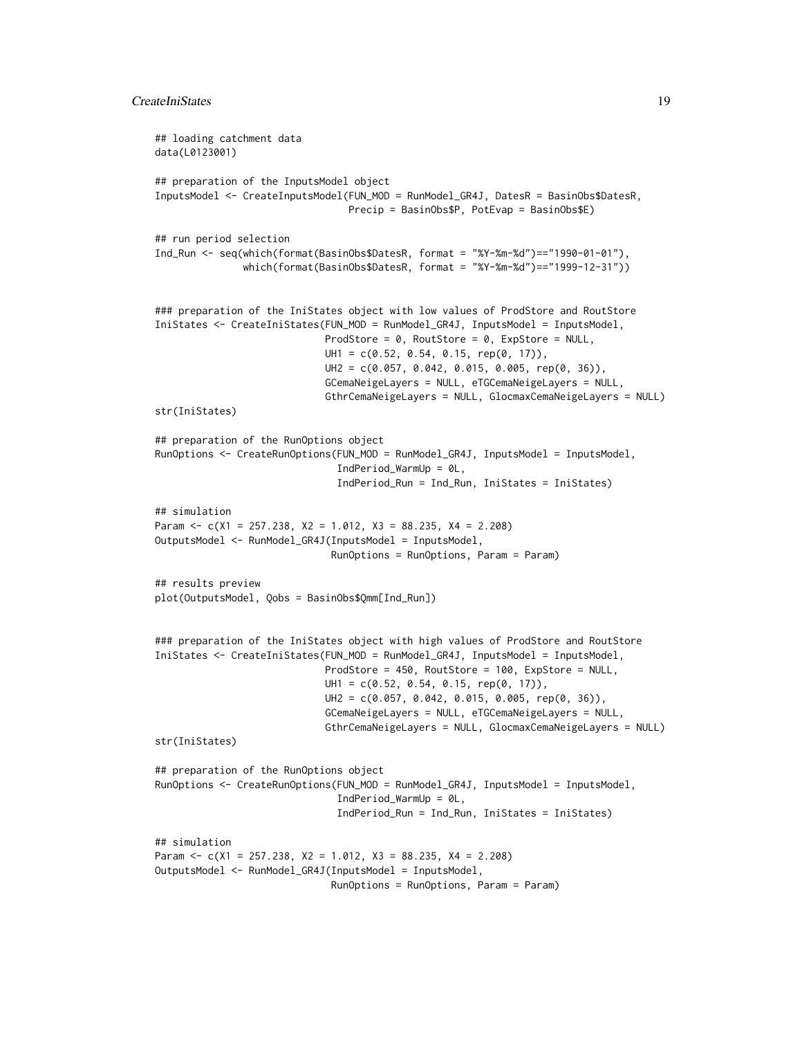```r
## loading catchment data
data(L0123001)

## preparation of the InputsModel object
InputsModel <- CreateInputsModel(FUN_MOD = RunModel_GR4J, DatesR = BasinObs$DatesR,
                                 Precip = BasinObs$P, PotEvap = BasinObs$E)

## run period selection
Ind_Run <- seq(which(format(BasinObs$DatesR, format = "%Y-%m-%d")=="1990-01-01"),
               which(format(BasinObs$DatesR, format = "%Y-%m-%d")=="1999-12-31"))


### preparation of the IniStates object with low values of ProdStore and RoutStore
IniStates <- CreateIniStates(FUN_MOD = RunModel_GR4J, InputsModel = InputsModel,
                             ProdStore = 0, RoutStore = 0, ExpStore = NULL,
                             UH1 = c(0.52, 0.54, 0.15, rep(0, 17)),
                             UH2 = c(0.057, 0.042, 0.015, 0.005, rep(0, 36)),
                             GCemaNeigeLayers = NULL, eTGCemaNeigeLayers = NULL,
                             GthrCemaNeigeLayers = NULL, GlocmaxCemaNeigeLayers = NULL)
str(IniStates)

## preparation of the RunOptions object
RunOptions <- CreateRunOptions(FUN_MOD = RunModel_GR4J, InputsModel = InputsModel,
                               IndPeriod_WarmUp = 0L,
                               IndPeriod_Run = Ind_Run, IniStates = IniStates)

## simulation
Param <- c(X1 = 257.238, X2 = 1.012, X3 = 88.235, X4 = 2.208)
OutputsModel <- RunModel_GR4J(InputsModel = InputsModel,
                              RunOptions = RunOptions, Param = Param)

## results preview
plot(OutputsModel, Qobs = BasinObs$Qmm[Ind_Run])


### preparation of the IniStates object with high values of ProdStore and RoutStore
IniStates <- CreateIniStates(FUN_MOD = RunModel_GR4J, InputsModel = InputsModel,
                             ProdStore = 450, RoutStore = 100, ExpStore = NULL,
                             UH1 = c(0.52, 0.54, 0.15, rep(0, 17)),
                             UH2 = c(0.057, 0.042, 0.015, 0.005, rep(0, 36)),
                             GCemaNeigeLayers = NULL, eTGCemaNeigeLayers = NULL,
                             GthrCemaNeigeLayers = NULL, GlocmaxCemaNeigeLayers = NULL)
str(IniStates)

## preparation of the RunOptions object
RunOptions <- CreateRunOptions(FUN_MOD = RunModel_GR4J, InputsModel = InputsModel,
                               IndPeriod_WarmUp = 0L,
                               IndPeriod_Run = Ind_Run, IniStates = IniStates)

## simulation
Param <- c(X1 = 257.238, X2 = 1.012, X3 = 88.235, X4 = 2.208)
OutputsModel <- RunModel_GR4J(InputsModel = InputsModel,
                              RunOptions = RunOptions, Param = Param)
```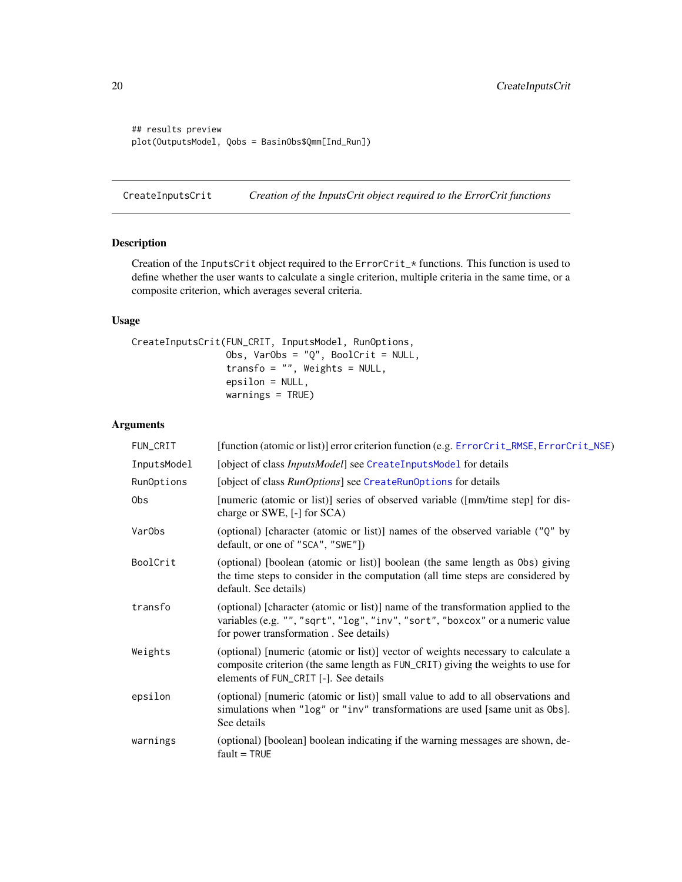```
## results preview
plot(OutputsModel, Qobs = BasinObs$Qmm[Ind_Run])
```

## CreateInputsCrit — *Creation of the InputsCrit object required to the ErrorCrit functions*

### Description

Creation of the InputsCrit object required to the ErrorCrit_* functions. This function is used to define whether the user wants to calculate a single criterion, multiple criteria in the same time, or a composite criterion, which averages several criteria.

### Usage

```
CreateInputsCrit(FUN_CRIT, InputsModel, RunOptions,
                 Obs, VarObs = "Q", BoolCrit = NULL,
                 transfo = "", Weights = NULL,
                 epsilon = NULL,
                 warnings = TRUE)
```

### Arguments

| | |
|---|---|
| FUN_CRIT | [function (atomic or list)] error criterion function (e.g. ErrorCrit_RMSE, ErrorCrit_NSE) |
| InputsModel | [object of class *InputsModel*] see CreateInputsModel for details |
| RunOptions | [object of class *RunOptions*] see CreateRunOptions for details |
| Obs | [numeric (atomic or list)] series of observed variable ([mm/time step] for discharge or SWE, [-] for SCA) |
| VarObs | (optional) [character (atomic or list)] names of the observed variable ("Q" by default, or one of "SCA", "SWE"]) |
| BoolCrit | (optional) [boolean (atomic or list)] boolean (the same length as Obs) giving the time steps to consider in the computation (all time steps are considered by default. See details) |
| transfo | (optional) [character (atomic or list)] name of the transformation applied to the variables (e.g. "", "sqrt", "log", "inv", "sort", "boxcox" or a numeric value for power transformation . See details) |
| Weights | (optional) [numeric (atomic or list)] vector of weights necessary to calculate a composite criterion (the same length as FUN_CRIT) giving the weights to use for elements of FUN_CRIT [-]. See details |
| epsilon | (optional) [numeric (atomic or list)] small value to add to all observations and simulations when "log" or "inv" transformations are used [same unit as Obs]. See details |
| warnings | (optional) [boolean] boolean indicating if the warning messages are shown, default = TRUE |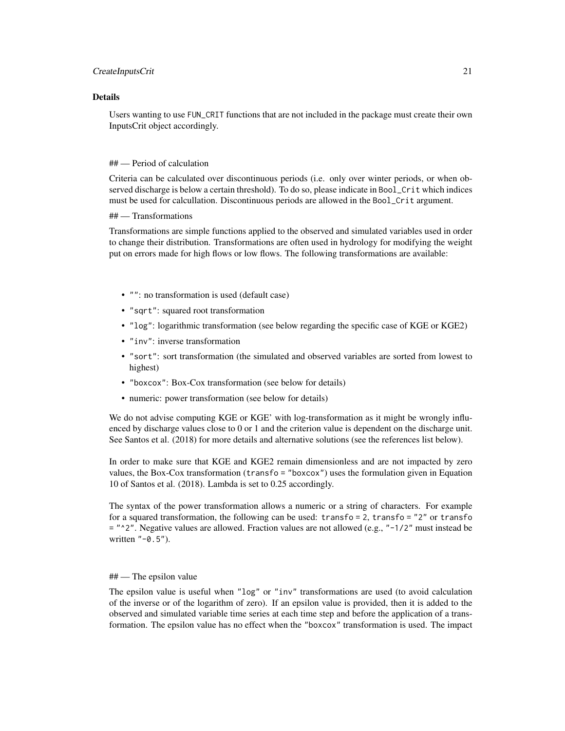## Details

Users wanting to use `FUN_CRIT` functions that are not included in the package must create their own InputsCrit object accordingly.

## — Period of calculation

Criteria can be calculated over discontinuous periods (i.e. only over winter periods, or when observed discharge is below a certain threshold). To do so, please indicate in `Bool_Crit` which indices must be used for calcullation. Discontinuous periods are allowed in the `Bool_Crit` argument.

## — Transformations

Transformations are simple functions applied to the observed and simulated variables used in order to change their distribution. Transformations are often used in hydrology for modifying the weight put on errors made for high flows or low flows. The following transformations are available:

- `""`: no transformation is used (default case)
- `"sqrt"`: squared root transformation
- `"log"`: logarithmic transformation (see below regarding the specific case of KGE or KGE2)
- `"inv"`: inverse transformation
- `"sort"`: sort transformation (the simulated and observed variables are sorted from lowest to highest)
- `"boxcox"`: Box-Cox transformation (see below for details)
- numeric: power transformation (see below for details)

We do not advise computing KGE or KGE' with log-transformation as it might be wrongly influenced by discharge values close to 0 or 1 and the criterion value is dependent on the discharge unit. See Santos et al. (2018) for more details and alternative solutions (see the references list below).

In order to make sure that KGE and KGE2 remain dimensionless and are not impacted by zero values, the Box-Cox transformation (`transfo = "boxcox"`) uses the formulation given in Equation 10 of Santos et al. (2018). Lambda is set to 0.25 accordingly.

The syntax of the power transformation allows a numeric or a string of characters. For example for a squared transformation, the following can be used: `transfo = 2`, `transfo = "2"` or `transfo = "^2"`. Negative values are allowed. Fraction values are not allowed (e.g., `"-1/2"` must instead be written `"-0.5"`).

## — The epsilon value

The epsilon value is useful when `"log"` or `"inv"` transformations are used (to avoid calculation of the inverse or of the logarithm of zero). If an epsilon value is provided, then it is added to the observed and simulated variable time series at each time step and before the application of a transformation. The epsilon value has no effect when the `"boxcox"` transformation is used. The impact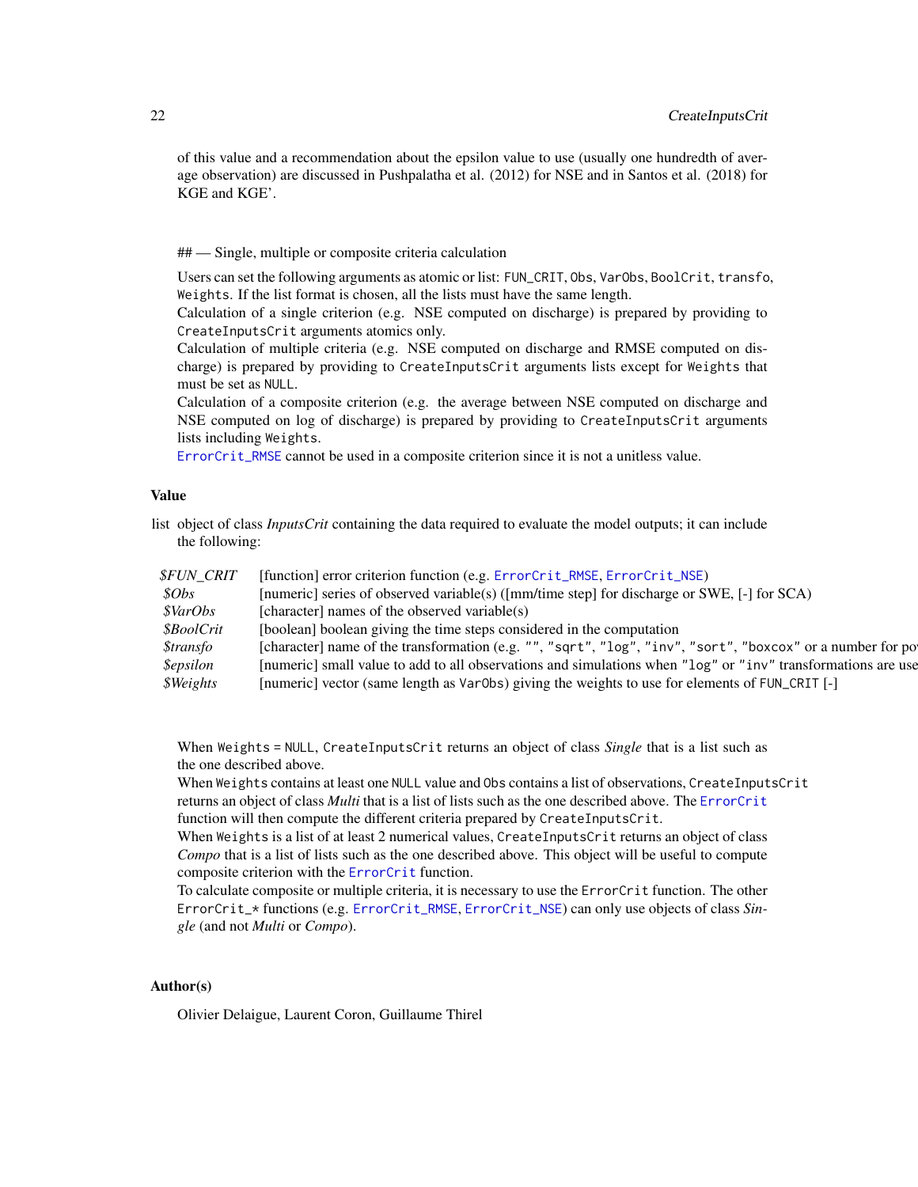of this value and a recommendation about the epsilon value to use (usually one hundredth of average observation) are discussed in Pushpalatha et al. (2012) for NSE and in Santos et al. (2018) for KGE and KGE'.

## — Single, multiple or composite criteria calculation

Users can set the following arguments as atomic or list: `FUN_CRIT`, `Obs`, `VarObs`, `BoolCrit`, `transfo`, `Weights`. If the list format is chosen, all the lists must have the same length.
Calculation of a single criterion (e.g. NSE computed on discharge) is prepared by providing to `CreateInputsCrit` arguments atomics only.
Calculation of multiple criteria (e.g. NSE computed on discharge and RMSE computed on discharge) is prepared by providing to `CreateInputsCrit` arguments lists except for `Weights` that must be set as `NULL`.
Calculation of a composite criterion (e.g. the average between NSE computed on discharge and NSE computed on log of discharge) is prepared by providing to `CreateInputsCrit` arguments lists including `Weights`.
`ErrorCrit_RMSE` cannot be used in a composite criterion since it is not a unitless value.

### Value

list object of class *InputsCrit* containing the data required to evaluate the model outputs; it can include the following:

| | |
|---|---|
| *$FUN_CRIT* | [function] error criterion function (e.g. `ErrorCrit_RMSE`, `ErrorCrit_NSE`) |
| *$Obs* | [numeric] series of observed variable(s) ([mm/time step] for discharge or SWE, [-] for SCA) |
| *$VarObs* | [character] names of the observed variable(s) |
| *$BoolCrit* | [boolean] boolean giving the time steps considered in the computation |
| *$transfo* | [character] name of the transformation (e.g. `""`, `"sqrt"`, `"log"`, `"inv"`, `"sort"`, `"boxcox"` or a number for po |
| *$epsilon* | [numeric] small value to add to all observations and simulations when `"log"` or `"inv"` transformations are use |
| *$Weights* | [numeric] vector (same length as `VarObs`) giving the weights to use for elements of `FUN_CRIT` [-] |

When `Weights` = `NULL`, `CreateInputsCrit` returns an object of class *Single* that is a list such as the one described above.
When `Weights` contains at least one `NULL` value and `Obs` contains a list of observations, `CreateInputsCrit` returns an object of class *Multi* that is a list of lists such as the one described above. The `ErrorCrit` function will then compute the different criteria prepared by `CreateInputsCrit`.
When `Weights` is a list of at least 2 numerical values, `CreateInputsCrit` returns an object of class *Compo* that is a list of lists such as the one described above. This object will be useful to compute composite criterion with the `ErrorCrit` function.
To calculate composite or multiple criteria, it is necessary to use the `ErrorCrit` function. The other `ErrorCrit_*` functions (e.g. `ErrorCrit_RMSE`, `ErrorCrit_NSE`) can only use objects of class *Single* (and not *Multi* or *Compo*).

### Author(s)

Olivier Delaigue, Laurent Coron, Guillaume Thirel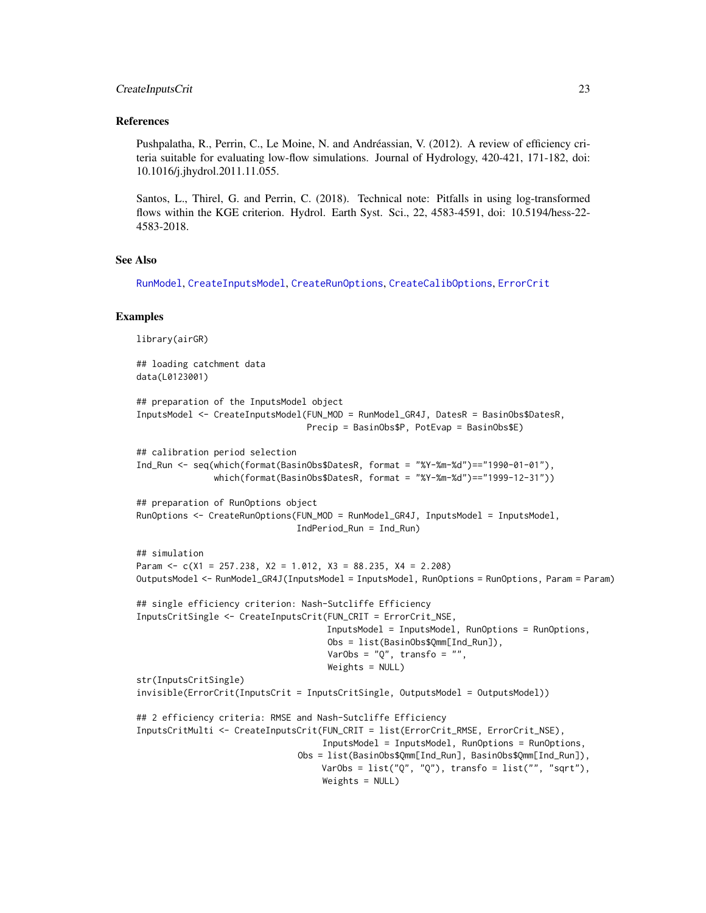### References

Pushpalatha, R., Perrin, C., Le Moine, N. and Andréassian, V. (2012). A review of efficiency criteria suitable for evaluating low-flow simulations. Journal of Hydrology, 420-421, 171-182, doi: 10.1016/j.jhydrol.2011.11.055.

Santos, L., Thirel, G. and Perrin, C. (2018). Technical note: Pitfalls in using log-transformed flows within the KGE criterion. Hydrol. Earth Syst. Sci., 22, 4583-4591, doi: 10.5194/hess-22-4583-2018.

### See Also

RunModel, CreateInputsModel, CreateRunOptions, CreateCalibOptions, ErrorCrit

### Examples

```
library(airGR)

## loading catchment data
data(L0123001)

## preparation of the InputsModel object
InputsModel <- CreateInputsModel(FUN_MOD = RunModel_GR4J, DatesR = BasinObs$DatesR,
                                 Precip = BasinObs$P, PotEvap = BasinObs$E)

## calibration period selection
Ind_Run <- seq(which(format(BasinObs$DatesR, format = "%Y-%m-%d")=="1990-01-01"),
               which(format(BasinObs$DatesR, format = "%Y-%m-%d")=="1999-12-31"))

## preparation of RunOptions object
RunOptions <- CreateRunOptions(FUN_MOD = RunModel_GR4J, InputsModel = InputsModel,
                               IndPeriod_Run = Ind_Run)

## simulation
Param <- c(X1 = 257.238, X2 = 1.012, X3 = 88.235, X4 = 2.208)
OutputsModel <- RunModel_GR4J(InputsModel = InputsModel, RunOptions = RunOptions, Param = Param)

## single efficiency criterion: Nash-Sutcliffe Efficiency
InputsCritSingle <- CreateInputsCrit(FUN_CRIT = ErrorCrit_NSE,
                                     InputsModel = InputsModel, RunOptions = RunOptions,
                                     Obs = list(BasinObs$Qmm[Ind_Run]),
                                     VarObs = "Q", transfo = "",
                                     Weights = NULL)
str(InputsCritSingle)
invisible(ErrorCrit(InputsCrit = InputsCritSingle, OutputsModel = OutputsModel))

## 2 efficiency criteria: RMSE and Nash-Sutcliffe Efficiency
InputsCritMulti <- CreateInputsCrit(FUN_CRIT = list(ErrorCrit_RMSE, ErrorCrit_NSE),
                                    InputsModel = InputsModel, RunOptions = RunOptions,
                               Obs = list(BasinObs$Qmm[Ind_Run], BasinObs$Qmm[Ind_Run]),
                                    VarObs = list("Q", "Q"), transfo = list("", "sqrt"),
                                    Weights = NULL)
```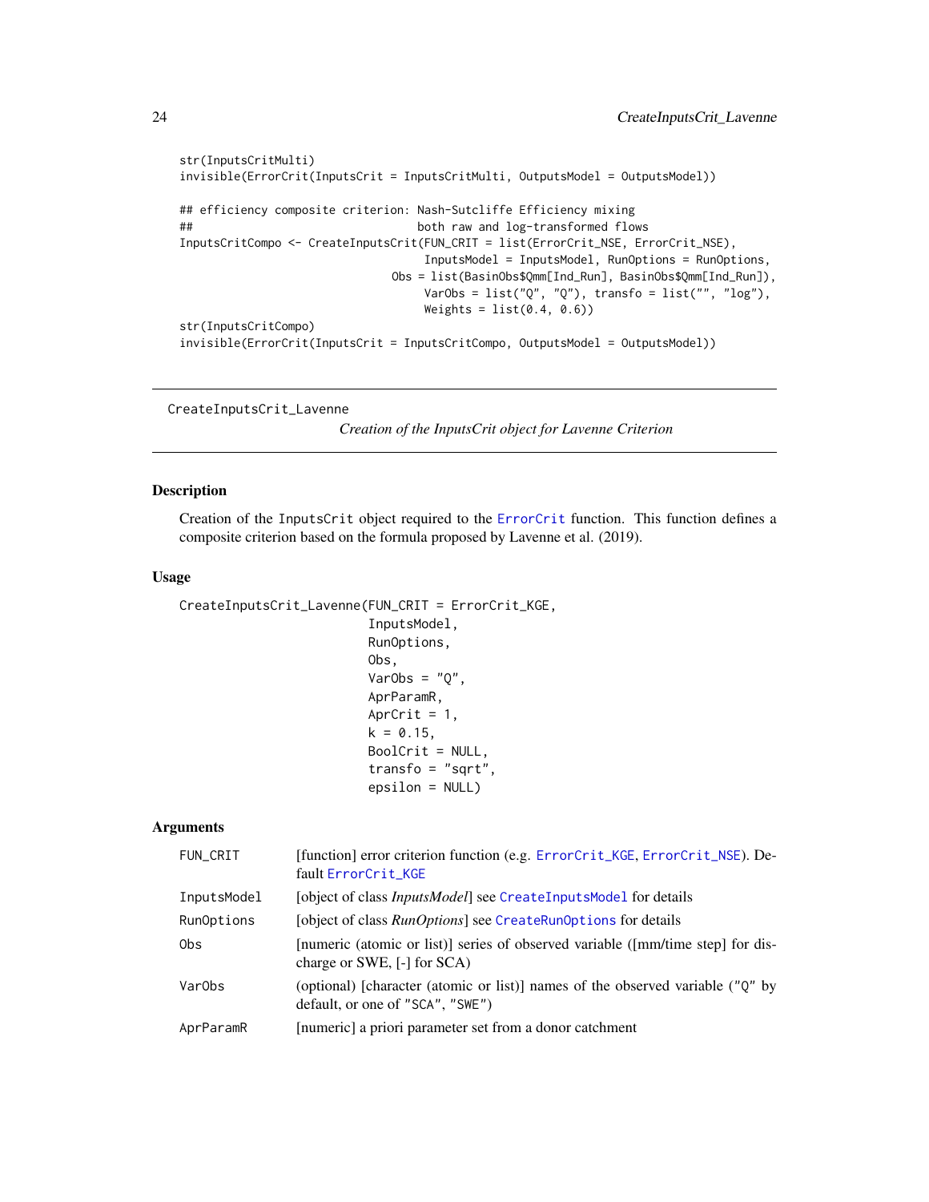```
str(InputsCritMulti)
invisible(ErrorCrit(InputsCrit = InputsCritMulti, OutputsModel = OutputsModel))

## efficiency composite criterion: Nash-Sutcliffe Efficiency mixing
##                                 both raw and log-transformed flows
InputsCritCompo <- CreateInputsCrit(FUN_CRIT = list(ErrorCrit_NSE, ErrorCrit_NSE),
                                    InputsModel = InputsModel, RunOptions = RunOptions,
                               Obs = list(BasinObs$Qmm[Ind_Run], BasinObs$Qmm[Ind_Run]),
                                    VarObs = list("Q", "Q"), transfo = list("", "log"),
                                    Weights = list(0.4, 0.6))
str(InputsCritCompo)
invisible(ErrorCrit(InputsCrit = InputsCritCompo, OutputsModel = OutputsModel))
```

---

## CreateInputsCrit_Lavenne

*Creation of the InputsCrit object for Lavenne Criterion*

### Description

Creation of the `InputsCrit` object required to the `ErrorCrit` function. This function defines a composite criterion based on the formula proposed by Lavenne et al. (2019).

### Usage

```
CreateInputsCrit_Lavenne(FUN_CRIT = ErrorCrit_KGE,
                         InputsModel,
                         RunOptions,
                         Obs,
                         VarObs = "Q",
                         AprParamR,
                         AprCrit = 1,
                         k = 0.15,
                         BoolCrit = NULL,
                         transfo = "sqrt",
                         epsilon = NULL)
```

### Arguments

| | |
|---|---|
| FUN_CRIT | [function] error criterion function (e.g. `ErrorCrit_KGE`, `ErrorCrit_NSE`). Default `ErrorCrit_KGE` |
| InputsModel | [object of class *InputsModel*] see `CreateInputsModel` for details |
| RunOptions | [object of class *RunOptions*] see `CreateRunOptions` for details |
| Obs | [numeric (atomic or list)] series of observed variable ([mm/time step] for discharge or SWE, [-] for SCA) |
| VarObs | (optional) [character (atomic or list)] names of the observed variable ("Q" by default, or one of "SCA", "SWE") |
| AprParamR | [numeric] a priori parameter set from a donor catchment |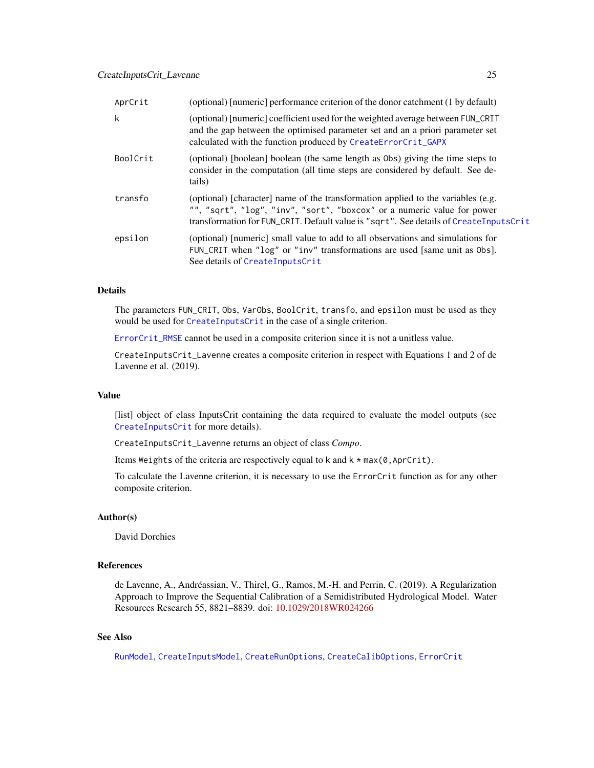| | |
|---|---|
| AprCrit | (optional) [numeric] performance criterion of the donor catchment (1 by default) |
| k | (optional) [numeric] coefficient used for the weighted average between FUN_CRIT and the gap between the optimised parameter set and an a priori parameter set calculated with the function produced by CreateErrorCrit_GAPX |
| BoolCrit | (optional) [boolean] boolean (the same length as Obs) giving the time steps to consider in the computation (all time steps are considered by default. See details) |
| transfo | (optional) [character] name of the transformation applied to the variables (e.g. "", "sqrt", "log", "inv", "sort", "boxcox" or a numeric value for power transformation for FUN_CRIT. Default value is "sqrt". See details of CreateInputsCrit |
| epsilon | (optional) [numeric] small value to add to all observations and simulations for FUN_CRIT when "log" or "inv" transformations are used [same unit as Obs]. See details of CreateInputsCrit |

### Details

The parameters FUN_CRIT, Obs, VarObs, BoolCrit, transfo, and epsilon must be used as they would be used for CreateInputsCrit in the case of a single criterion.

ErrorCrit_RMSE cannot be used in a composite criterion since it is not a unitless value.

CreateInputsCrit_Lavenne creates a composite criterion in respect with Equations 1 and 2 of de Lavenne et al. (2019).

### Value

[list] object of class InputsCrit containing the data required to evaluate the model outputs (see CreateInputsCrit for more details).

CreateInputsCrit_Lavenne returns an object of class *Compo*.

Items Weights of the criteria are respectively equal to k and k * max(0,AprCrit).

To calculate the Lavenne criterion, it is necessary to use the ErrorCrit function as for any other composite criterion.

### Author(s)

David Dorchies

### References

de Lavenne, A., Andréassian, V., Thirel, G., Ramos, M.-H. and Perrin, C. (2019). A Regularization Approach to Improve the Sequential Calibration of a Semidistributed Hydrological Model. Water Resources Research 55, 8821–8839. doi: 10.1029/2018WR024266

### See Also

RunModel, CreateInputsModel, CreateRunOptions, CreateCalibOptions, ErrorCrit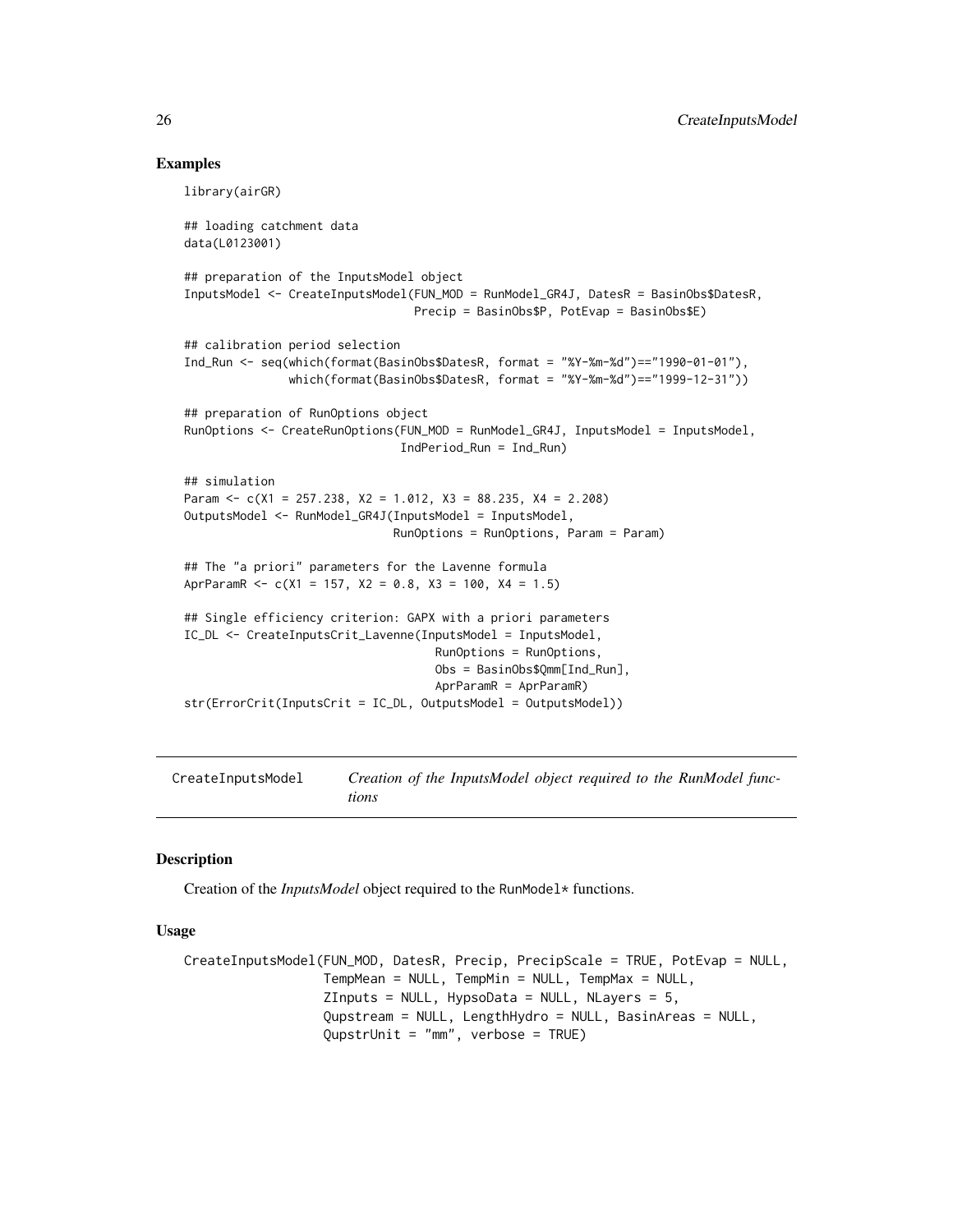## Examples

```
library(airGR)

## loading catchment data
data(L0123001)

## preparation of the InputsModel object
InputsModel <- CreateInputsModel(FUN_MOD = RunModel_GR4J, DatesR = BasinObs$DatesR,
                                 Precip = BasinObs$P, PotEvap = BasinObs$E)

## calibration period selection
Ind_Run <- seq(which(format(BasinObs$DatesR, format = "%Y-%m-%d")=="1990-01-01"),
               which(format(BasinObs$DatesR, format = "%Y-%m-%d")=="1999-12-31"))

## preparation of RunOptions object
RunOptions <- CreateRunOptions(FUN_MOD = RunModel_GR4J, InputsModel = InputsModel,
                               IndPeriod_Run = Ind_Run)

## simulation
Param <- c(X1 = 257.238, X2 = 1.012, X3 = 88.235, X4 = 2.208)
OutputsModel <- RunModel_GR4J(InputsModel = InputsModel,
                              RunOptions = RunOptions, Param = Param)

## The "a priori" parameters for the Lavenne formula
AprParamR <- c(X1 = 157, X2 = 0.8, X3 = 100, X4 = 1.5)

## Single efficiency criterion: GAPX with a priori parameters
IC_DL <- CreateInputsCrit_Lavenne(InputsModel = InputsModel,
                                  RunOptions = RunOptions,
                                  Obs = BasinObs$Qmm[Ind_Run],
                                  AprParamR = AprParamR)
str(ErrorCrit(InputsCrit = IC_DL, OutputsModel = OutputsModel))
```

---

# CreateInputsModel — *Creation of the InputsModel object required to the RunModel functions*

---

## Description

Creation of the *InputsModel* object required to the RunModel* functions.

## Usage

```
CreateInputsModel(FUN_MOD, DatesR, Precip, PrecipScale = TRUE, PotEvap = NULL,
                  TempMean = NULL, TempMin = NULL, TempMax = NULL,
                  ZInputs = NULL, HypsoData = NULL, NLayers = 5,
                  Qupstream = NULL, LengthHydro = NULL, BasinAreas = NULL,
                  QupstrUnit = "mm", verbose = TRUE)
```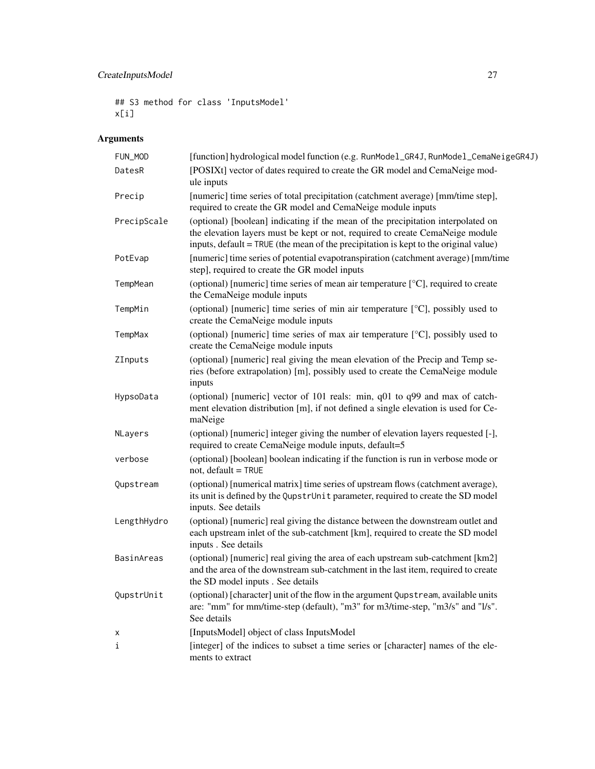```
## S3 method for class 'InputsModel'
x[i]
```

## Arguments

| | |
|---|---|
| FUN_MOD | [function] hydrological model function (e.g. RunModel_GR4J, RunModel_CemaNeigeGR4J) |
| DatesR | [POSIXt] vector of dates required to create the GR model and CemaNeige module inputs |
| Precip | [numeric] time series of total precipitation (catchment average) [mm/time step], required to create the GR model and CemaNeige module inputs |
| PrecipScale | (optional) [boolean] indicating if the mean of the precipitation interpolated on the elevation layers must be kept or not, required to create CemaNeige module inputs, default = TRUE (the mean of the precipitation is kept to the original value) |
| PotEvap | [numeric] time series of potential evapotranspiration (catchment average) [mm/time step], required to create the GR model inputs |
| TempMean | (optional) [numeric] time series of mean air temperature [°C], required to create the CemaNeige module inputs |
| TempMin | (optional) [numeric] time series of min air temperature [°C], possibly used to create the CemaNeige module inputs |
| TempMax | (optional) [numeric] time series of max air temperature [°C], possibly used to create the CemaNeige module inputs |
| ZInputs | (optional) [numeric] real giving the mean elevation of the Precip and Temp series (before extrapolation) [m], possibly used to create the CemaNeige module inputs |
| HypsoData | (optional) [numeric] vector of 101 reals: min, q01 to q99 and max of catchment elevation distribution [m], if not defined a single elevation is used for CemaNeige |
| NLayers | (optional) [numeric] integer giving the number of elevation layers requested [-], required to create CemaNeige module inputs, default=5 |
| verbose | (optional) [boolean] boolean indicating if the function is run in verbose mode or not, default = TRUE |
| Qupstream | (optional) [numerical matrix] time series of upstream flows (catchment average), its unit is defined by the QupstrUnit parameter, required to create the SD model inputs. See details |
| LengthHydro | (optional) [numeric] real giving the distance between the downstream outlet and each upstream inlet of the sub-catchment [km], required to create the SD model inputs . See details |
| BasinAreas | (optional) [numeric] real giving the area of each upstream sub-catchment [km2] and the area of the downstream sub-catchment in the last item, required to create the SD model inputs . See details |
| QupstrUnit | (optional) [character] unit of the flow in the argument Qupstream, available units are: "mm" for mm/time-step (default), "m3" for m3/time-step, "m3/s" and "l/s". See details |
| x | [InputsModel] object of class InputsModel |
| i | [integer] of the indices to subset a time series or [character] names of the elements to extract |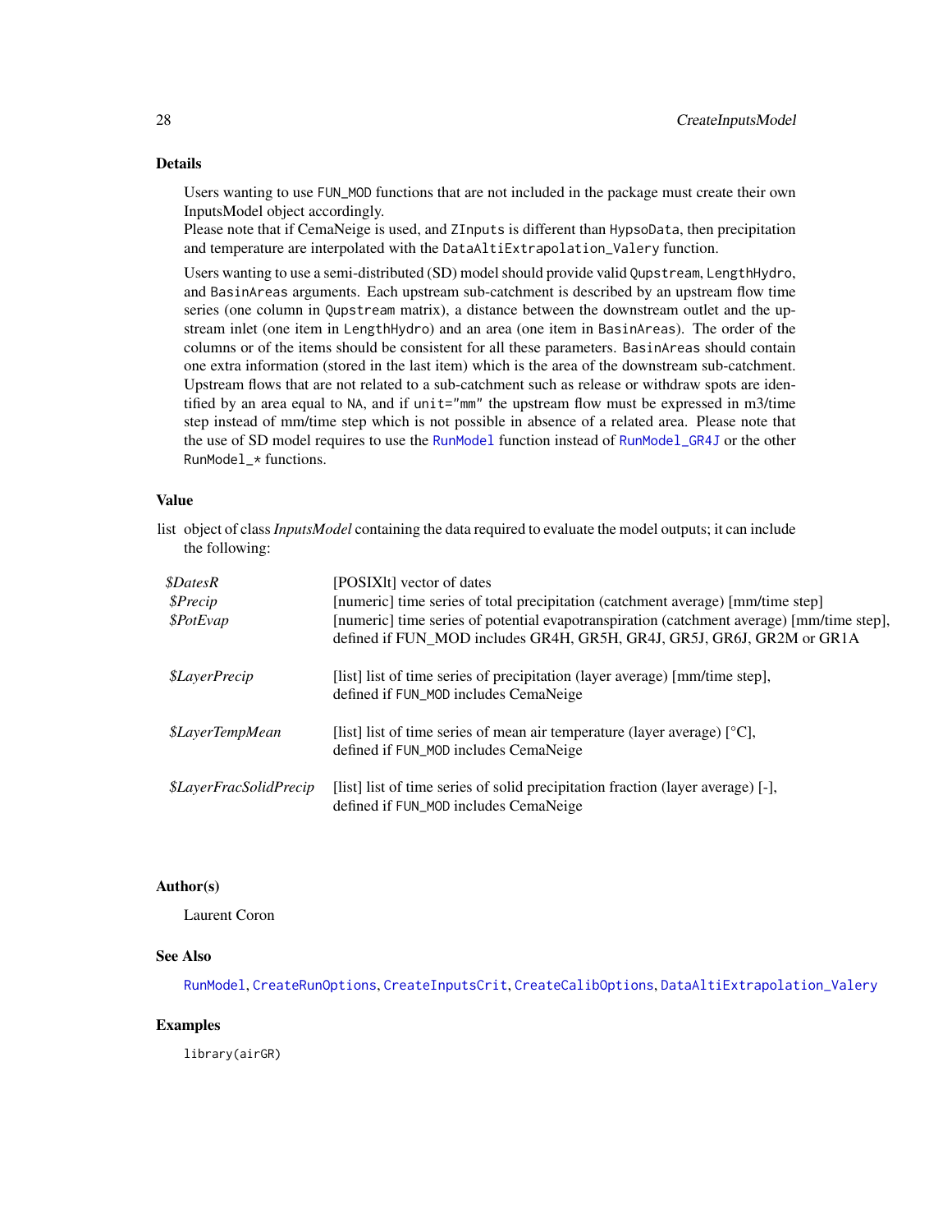## Details

Users wanting to use `FUN_MOD` functions that are not included in the package must create their own InputsModel object accordingly.
Please note that if CemaNeige is used, and `ZInputs` is different than `HypsoData`, then precipitation and temperature are interpolated with the `DataAltiExtrapolation_Valery` function.

Users wanting to use a semi-distributed (SD) model should provide valid `Qupstream`, `LengthHydro`, and `BasinAreas` arguments. Each upstream sub-catchment is described by an upstream flow time series (one column in `Qupstream` matrix), a distance between the downstream outlet and the upstream inlet (one item in `LengthHydro`) and an area (one item in `BasinAreas`). The order of the columns or of the items should be consistent for all these parameters. `BasinAreas` should contain one extra information (stored in the last item) which is the area of the downstream sub-catchment. Upstream flows that are not related to a sub-catchment such as release or withdraw spots are identified by an area equal to `NA`, and if `unit="mm"` the upstream flow must be expressed in m3/time step instead of mm/time step which is not possible in absence of a related area. Please note that the use of SD model requires to use the `RunModel` function instead of `RunModel_GR4J` or the other `RunModel_*` functions.

## Value

list object of class *InputsModel* containing the data required to evaluate the model outputs; it can include the following:

| | |
|---|---|
| *$DatesR* | [POSIXlt] vector of dates |
| *$Precip* | [numeric] time series of total precipitation (catchment average) [mm/time step] |
| *$PotEvap* | [numeric] time series of potential evapotranspiration (catchment average) [mm/time step], defined if FUN_MOD includes GR4H, GR5H, GR4J, GR5J, GR6J, GR2M or GR1A |
| *$LayerPrecip* | [list] list of time series of precipitation (layer average) [mm/time step], defined if `FUN_MOD` includes CemaNeige |
| *$LayerTempMean* | [list] list of time series of mean air temperature (layer average) [°C], defined if `FUN_MOD` includes CemaNeige |
| *$LayerFracSolidPrecip* | [list] list of time series of solid precipitation fraction (layer average) [-], defined if `FUN_MOD` includes CemaNeige |

## Author(s)

Laurent Coron

## See Also

`RunModel`, `CreateRunOptions`, `CreateInputsCrit`, `CreateCalibOptions`, `DataAltiExtrapolation_Valery`

## Examples

```
library(airGR)
```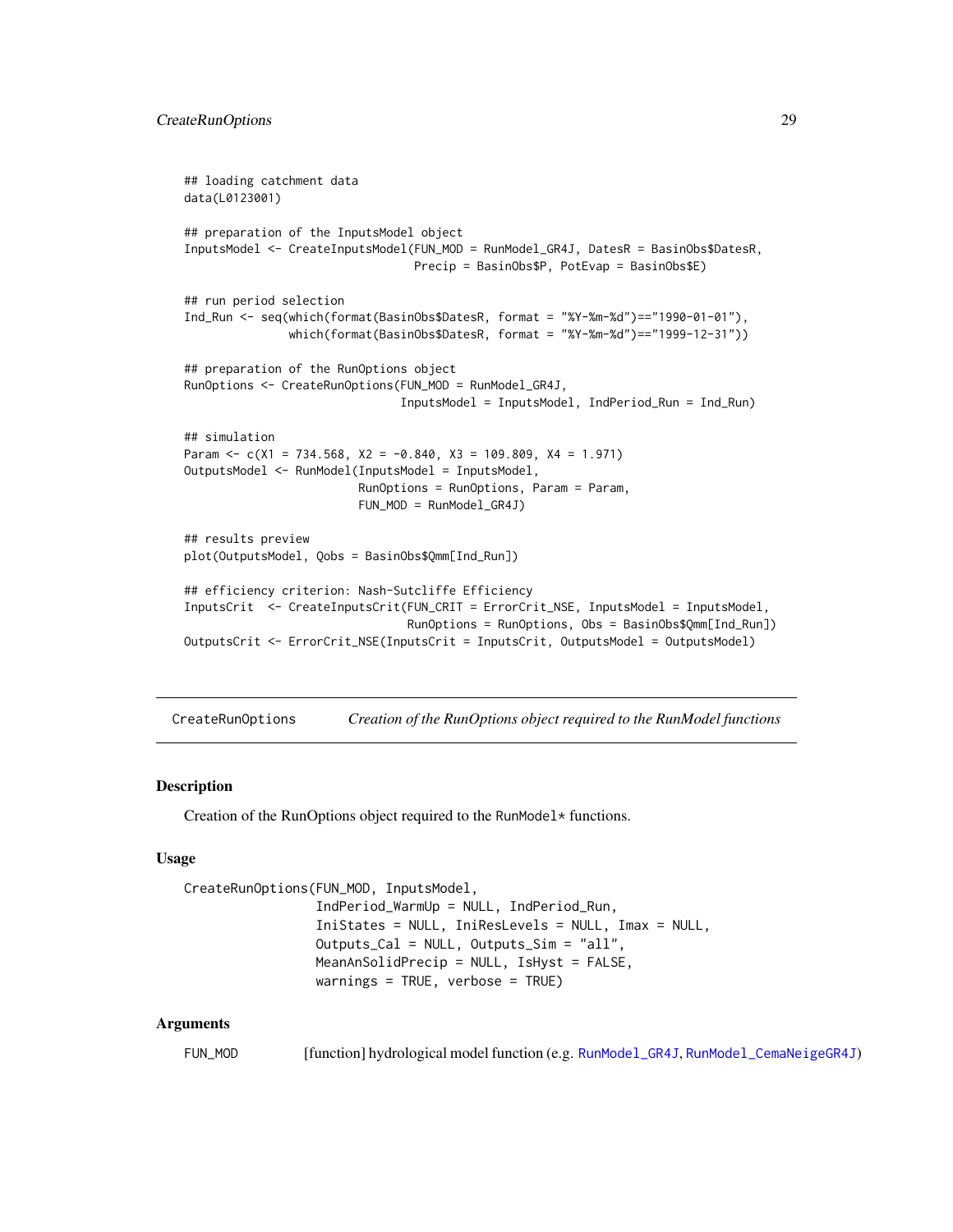```
## loading catchment data
data(L0123001)

## preparation of the InputsModel object
InputsModel <- CreateInputsModel(FUN_MOD = RunModel_GR4J, DatesR = BasinObs$DatesR,
                                 Precip = BasinObs$P, PotEvap = BasinObs$E)

## run period selection
Ind_Run <- seq(which(format(BasinObs$DatesR, format = "%Y-%m-%d")=="1990-01-01"),
               which(format(BasinObs$DatesR, format = "%Y-%m-%d")=="1999-12-31"))

## preparation of the RunOptions object
RunOptions <- CreateRunOptions(FUN_MOD = RunModel_GR4J,
                               InputsModel = InputsModel, IndPeriod_Run = Ind_Run)

## simulation
Param <- c(X1 = 734.568, X2 = -0.840, X3 = 109.809, X4 = 1.971)
OutputsModel <- RunModel(InputsModel = InputsModel,
                         RunOptions = RunOptions, Param = Param,
                         FUN_MOD = RunModel_GR4J)

## results preview
plot(OutputsModel, Qobs = BasinObs$Qmm[Ind_Run])

## efficiency criterion: Nash-Sutcliffe Efficiency
InputsCrit  <- CreateInputsCrit(FUN_CRIT = ErrorCrit_NSE, InputsModel = InputsModel,
                                RunOptions = RunOptions, Obs = BasinObs$Qmm[Ind_Run])
OutputsCrit <- ErrorCrit_NSE(InputsCrit = InputsCrit, OutputsModel = OutputsModel)
```

---

## CreateRunOptions — *Creation of the RunOptions object required to the RunModel functions*

---

### Description

Creation of the RunOptions object required to the RunModel* functions.

### Usage

```
CreateRunOptions(FUN_MOD, InputsModel,
                 IndPeriod_WarmUp = NULL, IndPeriod_Run,
                 IniStates = NULL, IniResLevels = NULL, Imax = NULL,
                 Outputs_Cal = NULL, Outputs_Sim = "all",
                 MeanAnSolidPrecip = NULL, IsHyst = FALSE,
                 warnings = TRUE, verbose = TRUE)
```

### Arguments

| | |
|---|---|
| FUN_MOD | [function] hydrological model function (e.g. RunModel_GR4J, RunModel_CemaNeigeGR4J) |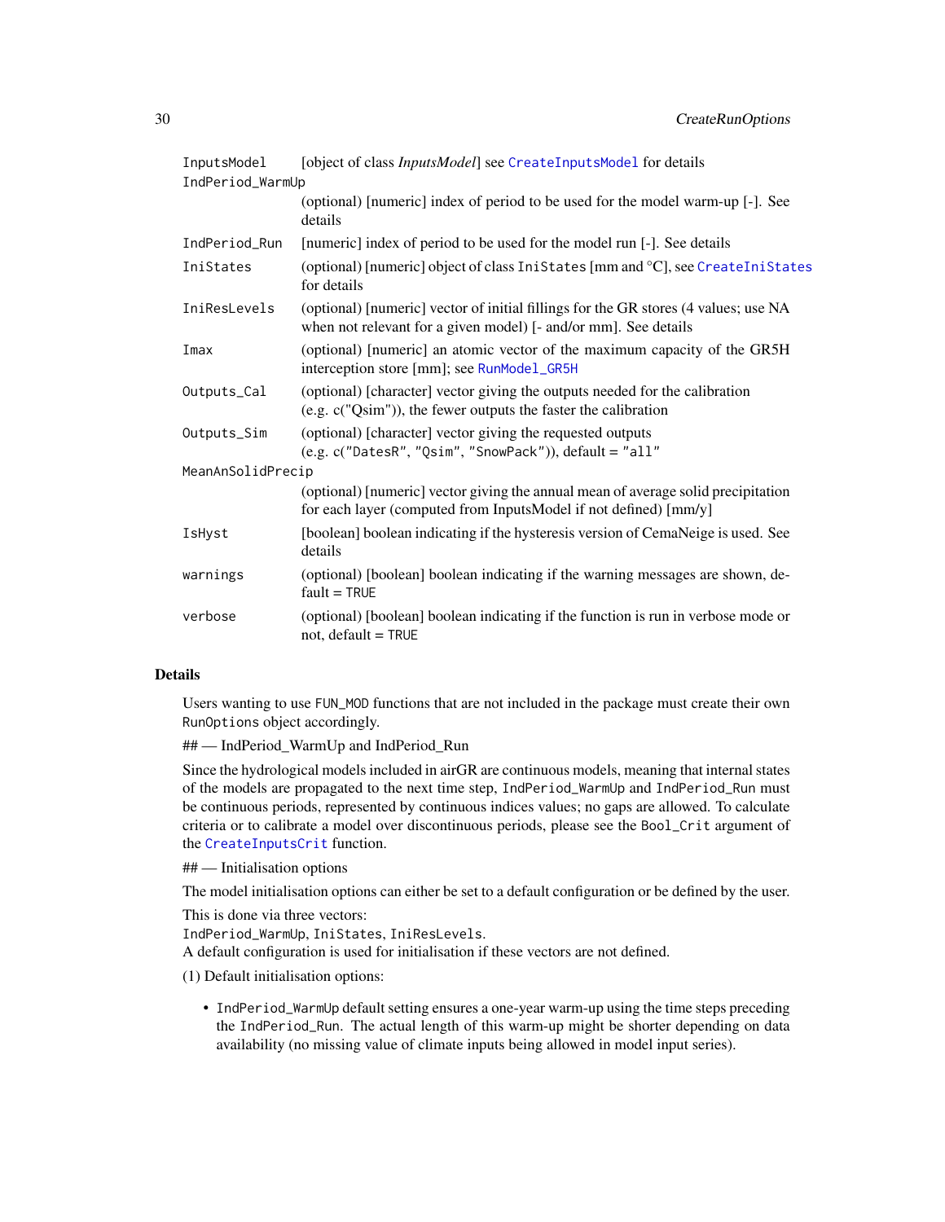| | |
|---|---|
| InputsModel | [object of class *InputsModel*] see CreateInputsModel for details |
| IndPeriod_WarmUp | (optional) [numeric] index of period to be used for the model warm-up [-]. See details |
| IndPeriod_Run | [numeric] index of period to be used for the model run [-]. See details |
| IniStates | (optional) [numeric] object of class IniStates [mm and °C], see CreateIniStates for details |
| IniResLevels | (optional) [numeric] vector of initial fillings for the GR stores (4 values; use NA when not relevant for a given model) [- and/or mm]. See details |
| Imax | (optional) [numeric] an atomic vector of the maximum capacity of the GR5H interception store [mm]; see RunModel_GR5H |
| Outputs_Cal | (optional) [character] vector giving the outputs needed for the calibration (e.g. c("Qsim")), the fewer outputs the faster the calibration |
| Outputs_Sim | (optional) [character] vector giving the requested outputs (e.g. c("DatesR", "Qsim", "SnowPack")), default = "all" |
| MeanAnSolidPrecip | (optional) [numeric] vector giving the annual mean of average solid precipitation for each layer (computed from InputsModel if not defined) [mm/y] |
| IsHyst | [boolean] boolean indicating if the hysteresis version of CemaNeige is used. See details |
| warnings | (optional) [boolean] boolean indicating if the warning messages are shown, default = TRUE |
| verbose | (optional) [boolean] boolean indicating if the function is run in verbose mode or not, default = TRUE |

## Details

Users wanting to use FUN_MOD functions that are not included in the package must create their own RunOptions object accordingly.

## — IndPeriod_WarmUp and IndPeriod_Run

Since the hydrological models included in airGR are continuous models, meaning that internal states of the models are propagated to the next time step, IndPeriod_WarmUp and IndPeriod_Run must be continuous periods, represented by continuous indices values; no gaps are allowed. To calculate criteria or to calibrate a model over discontinuous periods, please see the Bool_Crit argument of the CreateInputsCrit function.

## — Initialisation options

The model initialisation options can either be set to a default configuration or be defined by the user.

This is done via three vectors:
IndPeriod_WarmUp, IniStates, IniResLevels.
A default configuration is used for initialisation if these vectors are not defined.

(1) Default initialisation options:

- IndPeriod_WarmUp default setting ensures a one-year warm-up using the time steps preceding the IndPeriod_Run. The actual length of this warm-up might be shorter depending on data availability (no missing value of climate inputs being allowed in model input series).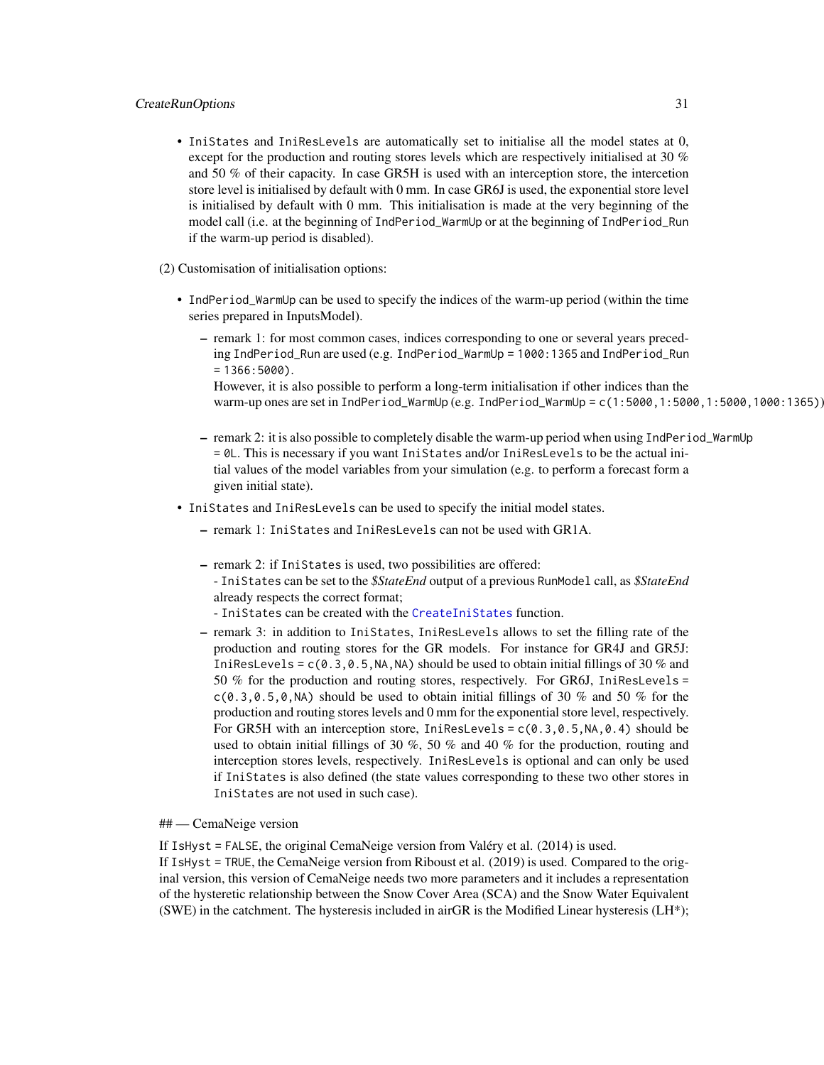- `IniStates` and `IniResLevels` are automatically set to initialise all the model states at 0, except for the production and routing stores levels which are respectively initialised at 30 % and 50 % of their capacity. In case GR5H is used with an interception store, the intercetion store level is initialised by default with 0 mm. In case GR6J is used, the exponential store level is initialised by default with 0 mm. This initialisation is made at the very beginning of the model call (i.e. at the beginning of `IndPeriod_WarmUp` or at the beginning of `IndPeriod_Run` if the warm-up period is disabled).

(2) Customisation of initialisation options:

- `IndPeriod_WarmUp` can be used to specify the indices of the warm-up period (within the time series prepared in InputsModel).
  - remark 1: for most common cases, indices corresponding to one or several years preceding `IndPeriod_Run` are used (e.g. `IndPeriod_WarmUp = 1000:1365` and `IndPeriod_Run = 1366:5000`).
    However, it is also possible to perform a long-term initialisation if other indices than the warm-up ones are set in `IndPeriod_WarmUp` (e.g. `IndPeriod_WarmUp = c(1:5000,1:5000,1:5000,1000:1365)`).
  - remark 2: it is also possible to completely disable the warm-up period when using `IndPeriod_WarmUp = 0L`. This is necessary if you want `IniStates` and/or `IniResLevels` to be the actual initial values of the model variables from your simulation (e.g. to perform a forecast form a given initial state).
- `IniStates` and `IniResLevels` can be used to specify the initial model states.
  - remark 1: `IniStates` and `IniResLevels` can not be used with GR1A.
  - remark 2: if `IniStates` is used, two possibilities are offered:
    - `IniStates` can be set to the *$StateEnd* output of a previous `RunModel` call, as *$StateEnd* already respects the correct format;
    - `IniStates` can be created with the `CreateIniStates` function.
  - remark 3: in addition to `IniStates`, `IniResLevels` allows to set the filling rate of the production and routing stores for the GR models. For instance for GR4J and GR5J: `IniResLevels = c(0.3,0.5,NA,NA)` should be used to obtain initial fillings of 30 % and 50 % for the production and routing stores, respectively. For GR6J, `IniResLevels = c(0.3,0.5,0,NA)` should be used to obtain initial fillings of 30 % and 50 % for the production and routing stores levels and 0 mm for the exponential store level, respectively. For GR5H with an interception store, `IniResLevels = c(0.3,0.5,NA,0.4)` should be used to obtain initial fillings of 30 %, 50 % and 40 % for the production, routing and interception stores levels, respectively. `IniResLevels` is optional and can only be used if `IniStates` is also defined (the state values corresponding to these two other stores in `IniStates` are not used in such case).

## — CemaNeige version

If `IsHyst = FALSE`, the original CemaNeige version from Valéry et al. (2014) is used.
If `IsHyst = TRUE`, the CemaNeige version from Riboust et al. (2019) is used. Compared to the original version, this version of CemaNeige needs two more parameters and it includes a representation of the hysteretic relationship between the Snow Cover Area (SCA) and the Snow Water Equivalent (SWE) in the catchment. The hysteresis included in airGR is the Modified Linear hysteresis (LH*);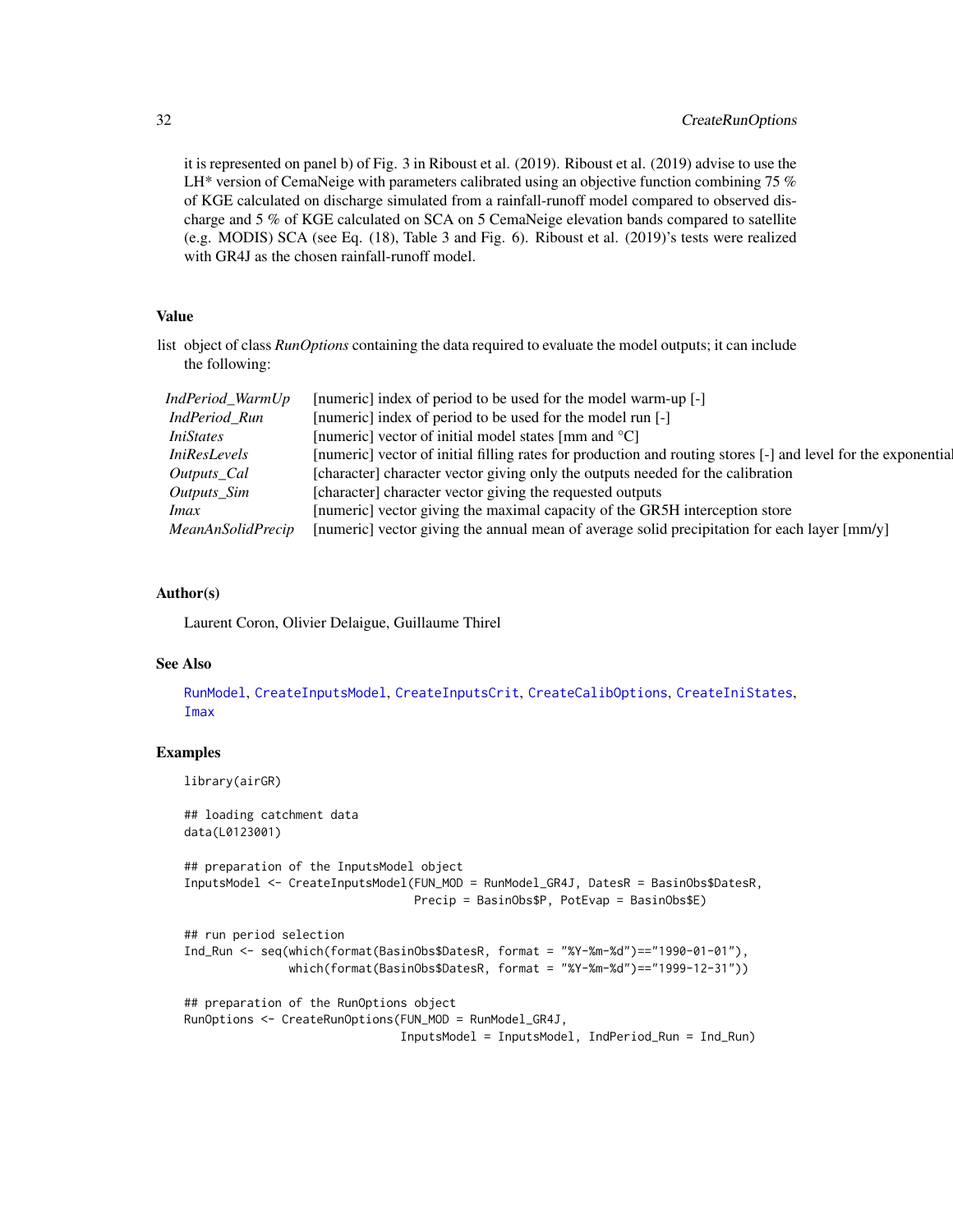it is represented on panel b) of Fig. 3 in Riboust et al. (2019). Riboust et al. (2019) advise to use the LH* version of CemaNeige with parameters calibrated using an objective function combining 75 % of KGE calculated on discharge simulated from a rainfall-runoff model compared to observed discharge and 5 % of KGE calculated on SCA on 5 CemaNeige elevation bands compared to satellite (e.g. MODIS) SCA (see Eq. (18), Table 3 and Fig. 6). Riboust et al. (2019)'s tests were realized with GR4J as the chosen rainfall-runoff model.

## Value

list object of class *RunOptions* containing the data required to evaluate the model outputs; it can include the following:

| | |
|---|---|
| *IndPeriod_WarmUp* | [numeric] index of period to be used for the model warm-up [-] |
| *IndPeriod_Run* | [numeric] index of period to be used for the model run [-] |
| *IniStates* | [numeric] vector of initial model states [mm and °C] |
| *IniResLevels* | [numeric] vector of initial filling rates for production and routing stores [-] and level for the exponential |
| *Outputs_Cal* | [character] character vector giving only the outputs needed for the calibration |
| *Outputs_Sim* | [character] character vector giving the requested outputs |
| *Imax* | [numeric] vector giving the maximal capacity of the GR5H interception store |
| *MeanAnSolidPrecip* | [numeric] vector giving the annual mean of average solid precipitation for each layer [mm/y] |

## Author(s)

Laurent Coron, Olivier Delaigue, Guillaume Thirel

## See Also

RunModel, CreateInputsModel, CreateInputsCrit, CreateCalibOptions, CreateIniStates, Imax

## Examples

```
library(airGR)

## loading catchment data
data(L0123001)

## preparation of the InputsModel object
InputsModel <- CreateInputsModel(FUN_MOD = RunModel_GR4J, DatesR = BasinObs$DatesR,
                                 Precip = BasinObs$P, PotEvap = BasinObs$E)

## run period selection
Ind_Run <- seq(which(format(BasinObs$DatesR, format = "%Y-%m-%d")=="1990-01-01"),
               which(format(BasinObs$DatesR, format = "%Y-%m-%d")=="1999-12-31"))

## preparation of the RunOptions object
RunOptions <- CreateRunOptions(FUN_MOD = RunModel_GR4J,
                               InputsModel = InputsModel, IndPeriod_Run = Ind_Run)
```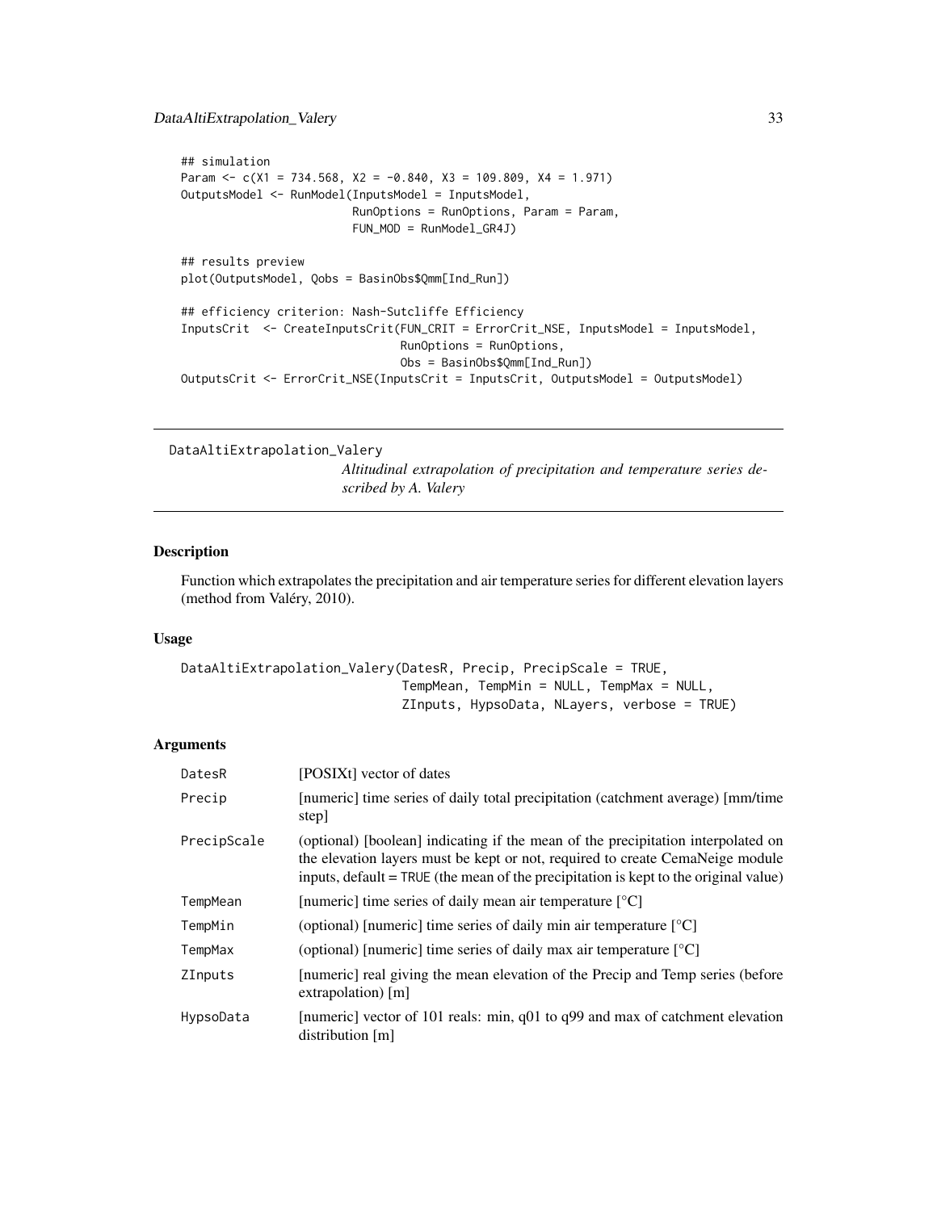```
## simulation
Param <- c(X1 = 734.568, X2 = -0.840, X3 = 109.809, X4 = 1.971)
OutputsModel <- RunModel(InputsModel = InputsModel,
                         RunOptions = RunOptions, Param = Param,
                         FUN_MOD = RunModel_GR4J)

## results preview
plot(OutputsModel, Qobs = BasinObs$Qmm[Ind_Run])

## efficiency criterion: Nash-Sutcliffe Efficiency
InputsCrit  <- CreateInputsCrit(FUN_CRIT = ErrorCrit_NSE, InputsModel = InputsModel,
                                RunOptions = RunOptions,
                                Obs = BasinObs$Qmm[Ind_Run])
OutputsCrit <- ErrorCrit_NSE(InputsCrit = InputsCrit, OutputsModel = OutputsModel)
```

---

`DataAltiExtrapolation_Valery` *Altitudinal extrapolation of precipitation and temperature series described by A. Valery*

---

### Description

Function which extrapolates the precipitation and air temperature series for different elevation layers (method from Valéry, 2010).

### Usage

```
DataAltiExtrapolation_Valery(DatesR, Precip, PrecipScale = TRUE,
                             TempMean, TempMin = NULL, TempMax = NULL,
                             ZInputs, HypsoData, NLayers, verbose = TRUE)
```

### Arguments

| | |
|---|---|
| `DatesR` | [POSIXt] vector of dates |
| `Precip` | [numeric] time series of daily total precipitation (catchment average) [mm/time step] |
| `PrecipScale` | (optional) [boolean] indicating if the mean of the precipitation interpolated on the elevation layers must be kept or not, required to create CemaNeige module inputs, default = `TRUE` (the mean of the precipitation is kept to the original value) |
| `TempMean` | [numeric] time series of daily mean air temperature [°C] |
| `TempMin` | (optional) [numeric] time series of daily min air temperature [°C] |
| `TempMax` | (optional) [numeric] time series of daily max air temperature [°C] |
| `ZInputs` | [numeric] real giving the mean elevation of the Precip and Temp series (before extrapolation) [m] |
| `HypsoData` | [numeric] vector of 101 reals: min, q01 to q99 and max of catchment elevation distribution [m] |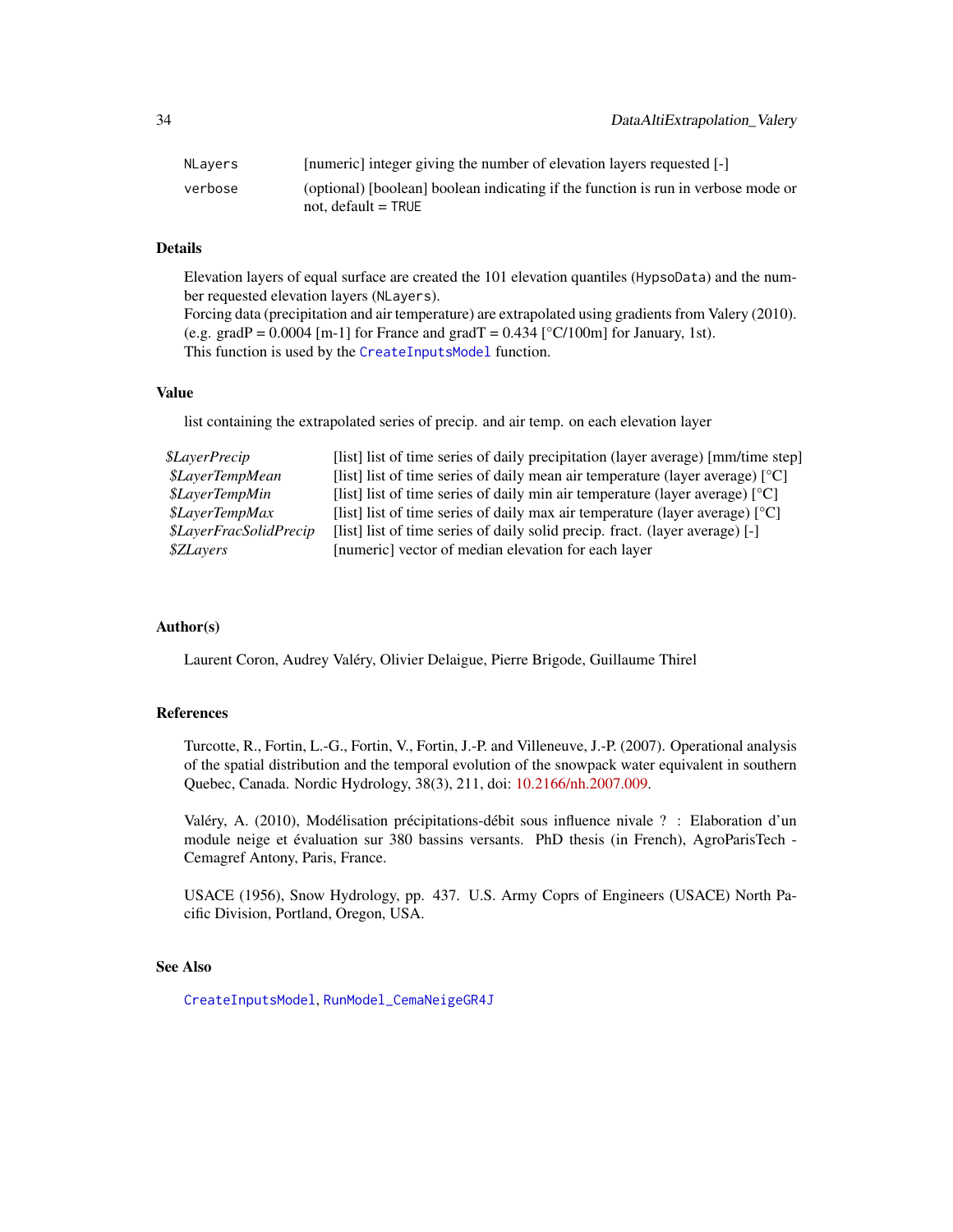| | |
|---|---|
| NLayers | [numeric] integer giving the number of elevation layers requested [-] |
| verbose | (optional) [boolean] boolean indicating if the function is run in verbose mode or not, default = TRUE |

## Details

Elevation layers of equal surface are created the 101 elevation quantiles (HypsoData) and the number requested elevation layers (NLayers).
Forcing data (precipitation and air temperature) are extrapolated using gradients from Valery (2010). (e.g. gradP = 0.0004 [m-1] for France and gradT = 0.434 [°C/100m] for January, 1st).
This function is used by the CreateInputsModel function.

## Value

list containing the extrapolated series of precip. and air temp. on each elevation layer

| | |
|---|---|
| *$LayerPrecip* | [list] list of time series of daily precipitation (layer average) [mm/time step] |
| *$LayerTempMean* | [list] list of time series of daily mean air temperature (layer average) [°C] |
| *$LayerTempMin* | [list] list of time series of daily min air temperature (layer average) [°C] |
| *$LayerTempMax* | [list] list of time series of daily max air temperature (layer average) [°C] |
| *$LayerFracSolidPrecip* | [list] list of time series of daily solid precip. fract. (layer average) [-] |
| *$ZLayers* | [numeric] vector of median elevation for each layer |

## Author(s)

Laurent Coron, Audrey Valéry, Olivier Delaigue, Pierre Brigode, Guillaume Thirel

## References

Turcotte, R., Fortin, L.-G., Fortin, V., Fortin, J.-P. and Villeneuve, J.-P. (2007). Operational analysis of the spatial distribution and the temporal evolution of the snowpack water equivalent in southern Quebec, Canada. Nordic Hydrology, 38(3), 211, doi: 10.2166/nh.2007.009.

Valéry, A. (2010), Modélisation précipitations-débit sous influence nivale ? : Elaboration d'un module neige et évaluation sur 380 bassins versants. PhD thesis (in French), AgroParisTech - Cemagref Antony, Paris, France.

USACE (1956), Snow Hydrology, pp. 437. U.S. Army Coprs of Engineers (USACE) North Pacific Division, Portland, Oregon, USA.

## See Also

CreateInputsModel, RunModel_CemaNeigeGR4J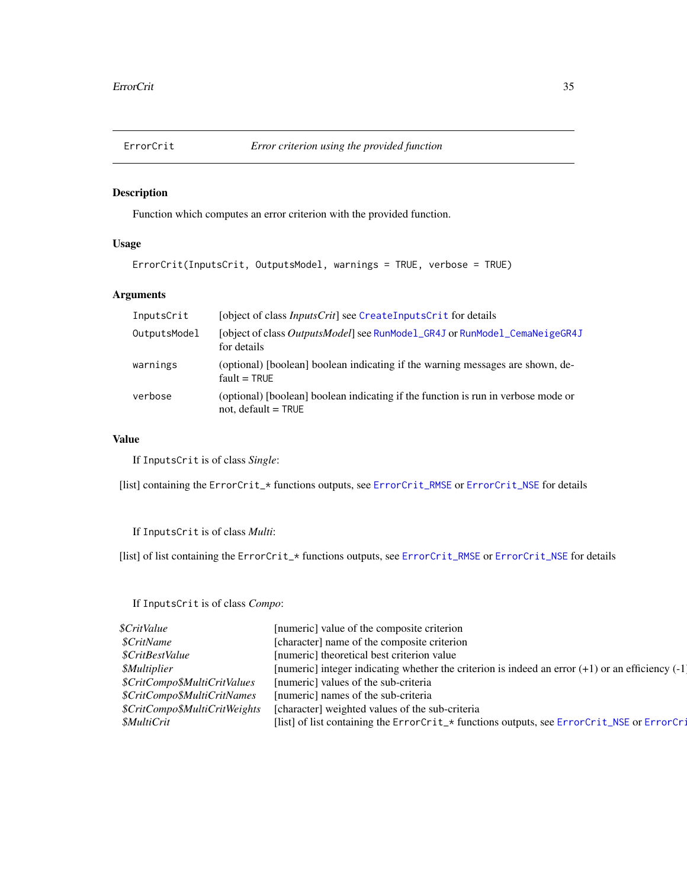## ErrorCrit — *Error criterion using the provided function*

### Description

Function which computes an error criterion with the provided function.

### Usage

```
ErrorCrit(InputsCrit, OutputsModel, warnings = TRUE, verbose = TRUE)
```

### Arguments

| | |
|---|---|
| `InputsCrit` | [object of class *InputsCrit*] see `CreateInputsCrit` for details |
| `OutputsModel` | [object of class *OutputsModel*] see `RunModel_GR4J` or `RunModel_CemaNeigeGR4J` for details |
| `warnings` | (optional) [boolean] boolean indicating if the warning messages are shown, default = `TRUE` |
| `verbose` | (optional) [boolean] boolean indicating if the function is run in verbose mode or not, default = `TRUE` |

### Value

If `InputsCrit` is of class *Single*:

[list] containing the `ErrorCrit_*` functions outputs, see `ErrorCrit_RMSE` or `ErrorCrit_NSE` for details

If `InputsCrit` is of class *Multi*:

[list] of list containing the `ErrorCrit_*` functions outputs, see `ErrorCrit_RMSE` or `ErrorCrit_NSE` for details

If `InputsCrit` is of class *Compo*:

| | |
|---|---|
| *$CritValue* | [numeric] value of the composite criterion |
| *$CritName* | [character] name of the composite criterion |
| *$CritBestValue* | [numeric] theoretical best criterion value |
| *$Multiplier* | [numeric] integer indicating whether the criterion is indeed an error (+1) or an efficiency (-1 |
| *$CritCompo$MultiCritValues* | [numeric] values of the sub-criteria |
| *$CritCompo$MultiCritNames* | [numeric] names of the sub-criteria |
| *$CritCompo$MultiCritWeights* | [character] weighted values of the sub-criteria |
| *$MultiCrit* | [list] of list containing the `ErrorCrit_*` functions outputs, see `ErrorCrit_NSE` or `ErrorCri` |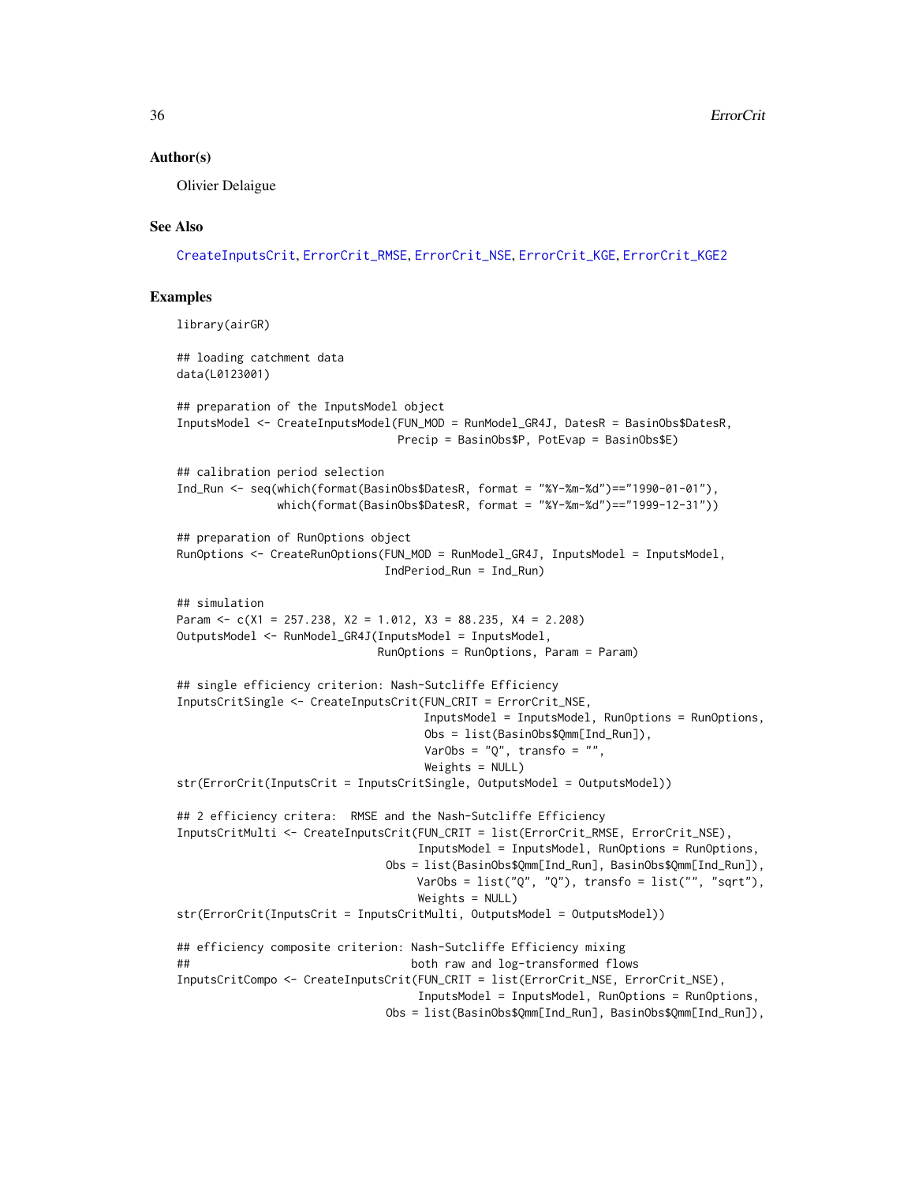## Author(s)

Olivier Delaigue

## See Also

CreateInputsCrit, ErrorCrit_RMSE, ErrorCrit_NSE, ErrorCrit_KGE, ErrorCrit_KGE2

## Examples

```
library(airGR)

## loading catchment data
data(L0123001)

## preparation of the InputsModel object
InputsModel <- CreateInputsModel(FUN_MOD = RunModel_GR4J, DatesR = BasinObs$DatesR,
                                 Precip = BasinObs$P, PotEvap = BasinObs$E)

## calibration period selection
Ind_Run <- seq(which(format(BasinObs$DatesR, format = "%Y-%m-%d")=="1990-01-01"),
               which(format(BasinObs$DatesR, format = "%Y-%m-%d")=="1999-12-31"))

## preparation of RunOptions object
RunOptions <- CreateRunOptions(FUN_MOD = RunModel_GR4J, InputsModel = InputsModel,
                               IndPeriod_Run = Ind_Run)

## simulation
Param <- c(X1 = 257.238, X2 = 1.012, X3 = 88.235, X4 = 2.208)
OutputsModel <- RunModel_GR4J(InputsModel = InputsModel,
                              RunOptions = RunOptions, Param = Param)

## single efficiency criterion: Nash-Sutcliffe Efficiency
InputsCritSingle <- CreateInputsCrit(FUN_CRIT = ErrorCrit_NSE,
                                     InputsModel = InputsModel, RunOptions = RunOptions,
                                     Obs = list(BasinObs$Qmm[Ind_Run]),
                                     VarObs = "Q", transfo = "",
                                     Weights = NULL)
str(ErrorCrit(InputsCrit = InputsCritSingle, OutputsModel = OutputsModel))

## 2 efficiency critera:  RMSE and the Nash-Sutcliffe Efficiency
InputsCritMulti <- CreateInputsCrit(FUN_CRIT = list(ErrorCrit_RMSE, ErrorCrit_NSE),
                                    InputsModel = InputsModel, RunOptions = RunOptions,
                               Obs = list(BasinObs$Qmm[Ind_Run], BasinObs$Qmm[Ind_Run]),
                                    VarObs = list("Q", "Q"), transfo = list("", "sqrt"),
                                    Weights = NULL)
str(ErrorCrit(InputsCrit = InputsCritMulti, OutputsModel = OutputsModel))

## efficiency composite criterion: Nash-Sutcliffe Efficiency mixing
##                                  both raw and log-transformed flows
InputsCritCompo <- CreateInputsCrit(FUN_CRIT = list(ErrorCrit_NSE, ErrorCrit_NSE),
                                    InputsModel = InputsModel, RunOptions = RunOptions,
                               Obs = list(BasinObs$Qmm[Ind_Run], BasinObs$Qmm[Ind_Run]),
```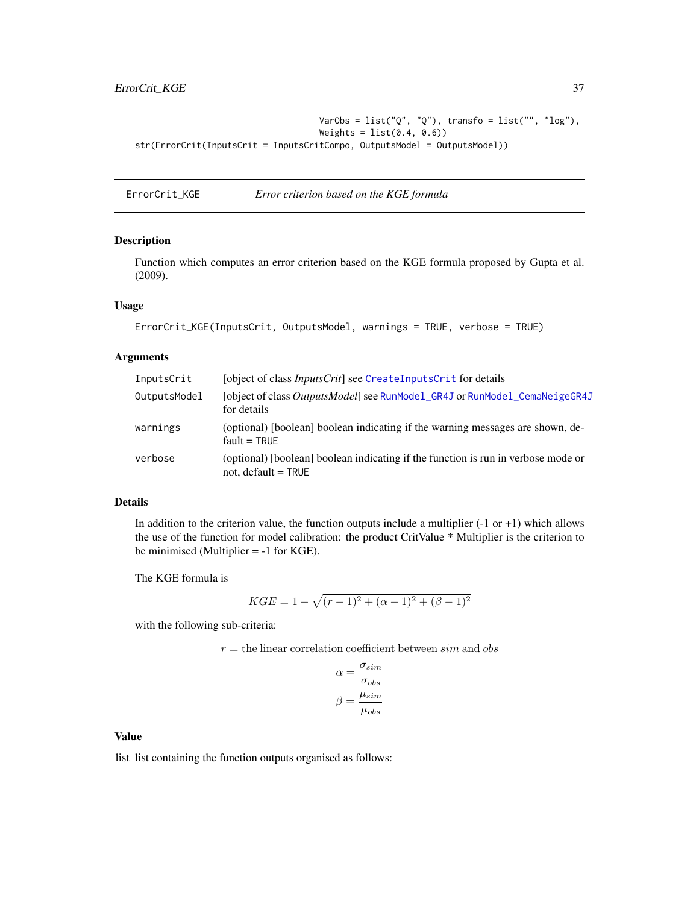```
                                   VarObs = list("Q", "Q"), transfo = list("", "log"),
                                   Weights = list(0.4, 0.6))
str(ErrorCrit(InputsCrit = InputsCritCompo, OutputsModel = OutputsModel))
```

---

## ErrorCrit_KGE — *Error criterion based on the KGE formula*

---

### Description

Function which computes an error criterion based on the KGE formula proposed by Gupta et al. (2009).

### Usage

```
ErrorCrit_KGE(InputsCrit, OutputsModel, warnings = TRUE, verbose = TRUE)
```

### Arguments

| | |
|---|---|
| `InputsCrit` | [object of class *InputsCrit*] see `CreateInputsCrit` for details |
| `OutputsModel` | [object of class *OutputsModel*] see `RunModel_GR4J` or `RunModel_CemaNeigeGR4J` for details |
| `warnings` | (optional) [boolean] boolean indicating if the warning messages are shown, default = `TRUE` |
| `verbose` | (optional) [boolean] boolean indicating if the function is run in verbose mode or not, default = `TRUE` |

### Details

In addition to the criterion value, the function outputs include a multiplier (-1 or +1) which allows the use of the function for model calibration: the product CritValue * Multiplier is the criterion to be minimised (Multiplier = -1 for KGE).

The KGE formula is

$$KGE = 1 - \sqrt{(r-1)^2 + (\alpha - 1)^2 + (\beta - 1)^2}$$

with the following sub-criteria:

$$r = \text{the linear correlation coefficient between } sim \text{ and } obs$$

$$\alpha = \frac{\sigma_{sim}}{\sigma_{obs}}$$

$$\beta = \frac{\mu_{sim}}{\mu_{obs}}$$

### Value

list  list containing the function outputs organised as follows: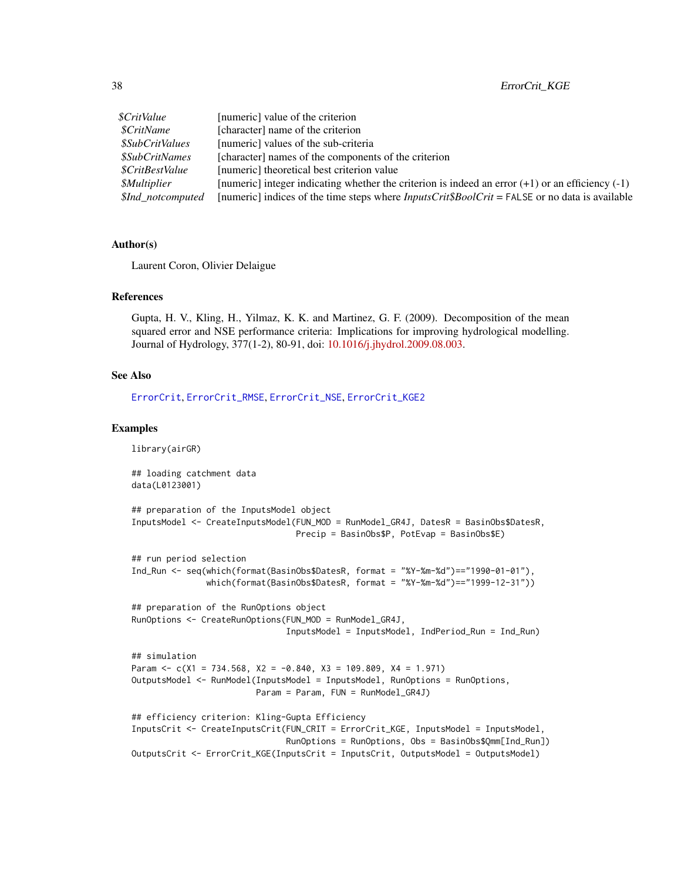| | |
|---|---|
| *$CritValue* | [numeric] value of the criterion |
| *$CritName* | [character] name of the criterion |
| *$SubCritValues* | [numeric] values of the sub-criteria |
| *$SubCritNames* | [character] names of the components of the criterion |
| *$CritBestValue* | [numeric] theoretical best criterion value |
| *$Multiplier* | [numeric] integer indicating whether the criterion is indeed an error (+1) or an efficiency (-1) |
| *$Ind_notcomputed* | [numeric] indices of the time steps where *InputsCrit$BoolCrit* = FALSE or no data is available |

## Author(s)

Laurent Coron, Olivier Delaigue

## References

Gupta, H. V., Kling, H., Yilmaz, K. K. and Martinez, G. F. (2009). Decomposition of the mean squared error and NSE performance criteria: Implications for improving hydrological modelling. Journal of Hydrology, 377(1-2), 80-91, doi: 10.1016/j.jhydrol.2009.08.003.

## See Also

ErrorCrit, ErrorCrit_RMSE, ErrorCrit_NSE, ErrorCrit_KGE2

## Examples

```
library(airGR)

## loading catchment data
data(L0123001)

## preparation of the InputsModel object
InputsModel <- CreateInputsModel(FUN_MOD = RunModel_GR4J, DatesR = BasinObs$DatesR,
                                 Precip = BasinObs$P, PotEvap = BasinObs$E)

## run period selection
Ind_Run <- seq(which(format(BasinObs$DatesR, format = "%Y-%m-%d")=="1990-01-01"),
               which(format(BasinObs$DatesR, format = "%Y-%m-%d")=="1999-12-31"))

## preparation of the RunOptions object
RunOptions <- CreateRunOptions(FUN_MOD = RunModel_GR4J,
                               InputsModel = InputsModel, IndPeriod_Run = Ind_Run)

## simulation
Param <- c(X1 = 734.568, X2 = -0.840, X3 = 109.809, X4 = 1.971)
OutputsModel <- RunModel(InputsModel = InputsModel, RunOptions = RunOptions,
                         Param = Param, FUN = RunModel_GR4J)

## efficiency criterion: Kling-Gupta Efficiency
InputsCrit <- CreateInputsCrit(FUN_CRIT = ErrorCrit_KGE, InputsModel = InputsModel,
                               RunOptions = RunOptions, Obs = BasinObs$Qmm[Ind_Run])
OutputsCrit <- ErrorCrit_KGE(InputsCrit = InputsCrit, OutputsModel = OutputsModel)
```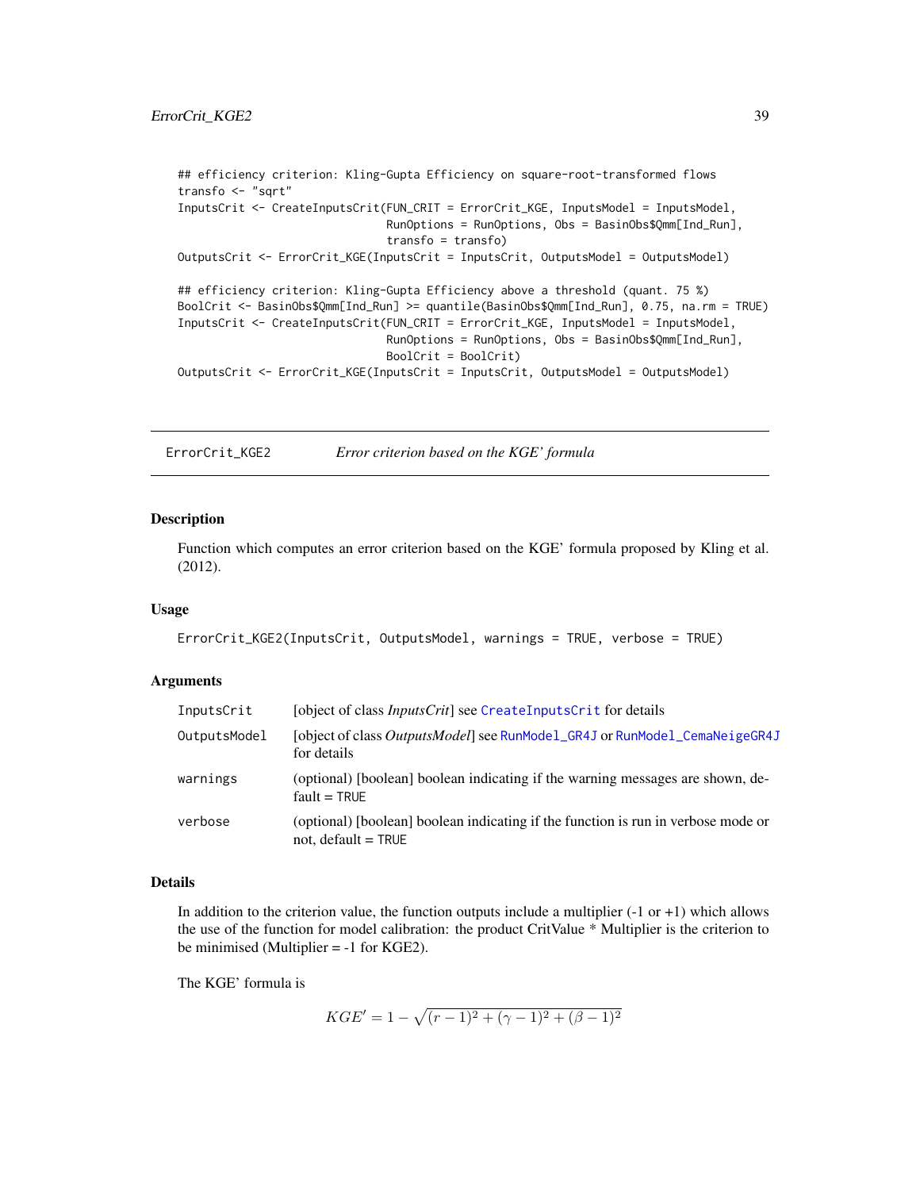```
## efficiency criterion: Kling-Gupta Efficiency on square-root-transformed flows
transfo <- "sqrt"
InputsCrit <- CreateInputsCrit(FUN_CRIT = ErrorCrit_KGE, InputsModel = InputsModel,
                               RunOptions = RunOptions, Obs = BasinObs$Qmm[Ind_Run],
                               transfo = transfo)
OutputsCrit <- ErrorCrit_KGE(InputsCrit = InputsCrit, OutputsModel = OutputsModel)

## efficiency criterion: Kling-Gupta Efficiency above a threshold (quant. 75 %)
BoolCrit <- BasinObs$Qmm[Ind_Run] >= quantile(BasinObs$Qmm[Ind_Run], 0.75, na.rm = TRUE)
InputsCrit <- CreateInputsCrit(FUN_CRIT = ErrorCrit_KGE, InputsModel = InputsModel,
                               RunOptions = RunOptions, Obs = BasinObs$Qmm[Ind_Run],
                               BoolCrit = BoolCrit)
OutputsCrit <- ErrorCrit_KGE(InputsCrit = InputsCrit, OutputsModel = OutputsModel)
```

---

# ErrorCrit_KGE2 — *Error criterion based on the KGE' formula*

---

## Description

Function which computes an error criterion based on the KGE' formula proposed by Kling et al. (2012).

## Usage

```
ErrorCrit_KGE2(InputsCrit, OutputsModel, warnings = TRUE, verbose = TRUE)
```

## Arguments

| | |
|---|---|
| InputsCrit | [object of class *InputsCrit*] see CreateInputsCrit for details |
| OutputsModel | [object of class *OutputsModel*] see RunModel_GR4J or RunModel_CemaNeigeGR4J for details |
| warnings | (optional) [boolean] boolean indicating if the warning messages are shown, default = TRUE |
| verbose | (optional) [boolean] boolean indicating if the function is run in verbose mode or not, default = TRUE |

## Details

In addition to the criterion value, the function outputs include a multiplier (-1 or +1) which allows the use of the function for model calibration: the product CritValue * Multiplier is the criterion to be minimised (Multiplier = -1 for KGE2).

The KGE' formula is

$$KGE' = 1 - \sqrt{(r-1)^2 + (\gamma-1)^2 + (\beta-1)^2}$$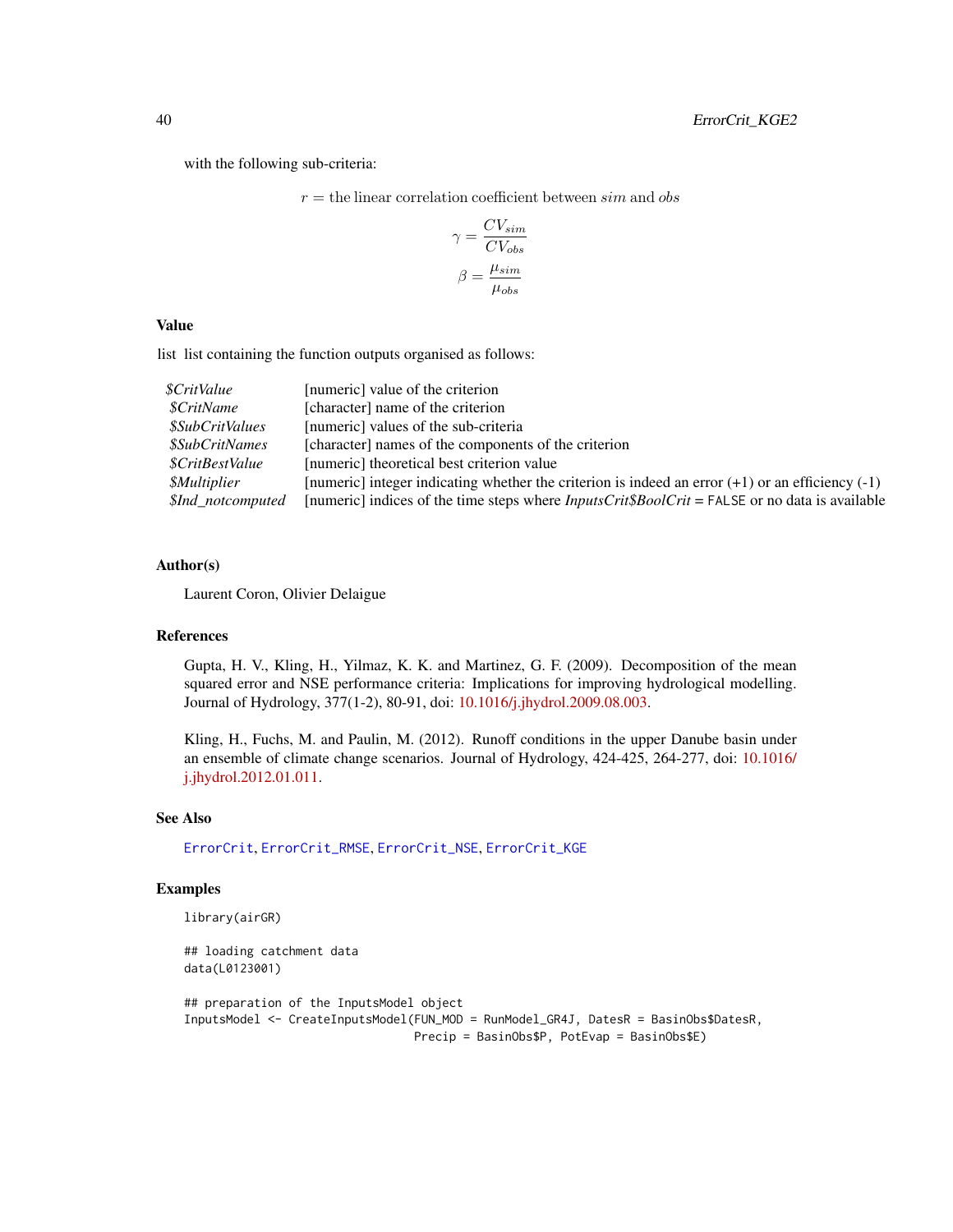with the following sub-criteria:

$$r = \text{the linear correlation coefficient between } sim \text{ and } obs$$

$$\gamma = \frac{CV_{sim}}{CV_{obs}}$$

$$\beta = \frac{\mu_{sim}}{\mu_{obs}}$$

## Value

list list containing the function outputs organised as follows:

| | |
|---|---|
| *$CritValue* | [numeric] value of the criterion |
| *$CritName* | [character] name of the criterion |
| *$SubCritValues* | [numeric] values of the sub-criteria |
| *$SubCritNames* | [character] names of the components of the criterion |
| *$CritBestValue* | [numeric] theoretical best criterion value |
| *$Multiplier* | [numeric] integer indicating whether the criterion is indeed an error (+1) or an efficiency (-1) |
| *$Ind_notcomputed* | [numeric] indices of the time steps where *InputsCrit$BoolCrit* = FALSE or no data is available |

## Author(s)

Laurent Coron, Olivier Delaigue

## References

Gupta, H. V., Kling, H., Yilmaz, K. K. and Martinez, G. F. (2009). Decomposition of the mean squared error and NSE performance criteria: Implications for improving hydrological modelling. Journal of Hydrology, 377(1-2), 80-91, doi: 10.1016/j.jhydrol.2009.08.003.

Kling, H., Fuchs, M. and Paulin, M. (2012). Runoff conditions in the upper Danube basin under an ensemble of climate change scenarios. Journal of Hydrology, 424-425, 264-277, doi: 10.1016/j.jhydrol.2012.01.011.

## See Also

ErrorCrit, ErrorCrit_RMSE, ErrorCrit_NSE, ErrorCrit_KGE

## Examples

```
library(airGR)

## loading catchment data
data(L0123001)

## preparation of the InputsModel object
InputsModel <- CreateInputsModel(FUN_MOD = RunModel_GR4J, DatesR = BasinObs$DatesR,
                                 Precip = BasinObs$P, PotEvap = BasinObs$E)
```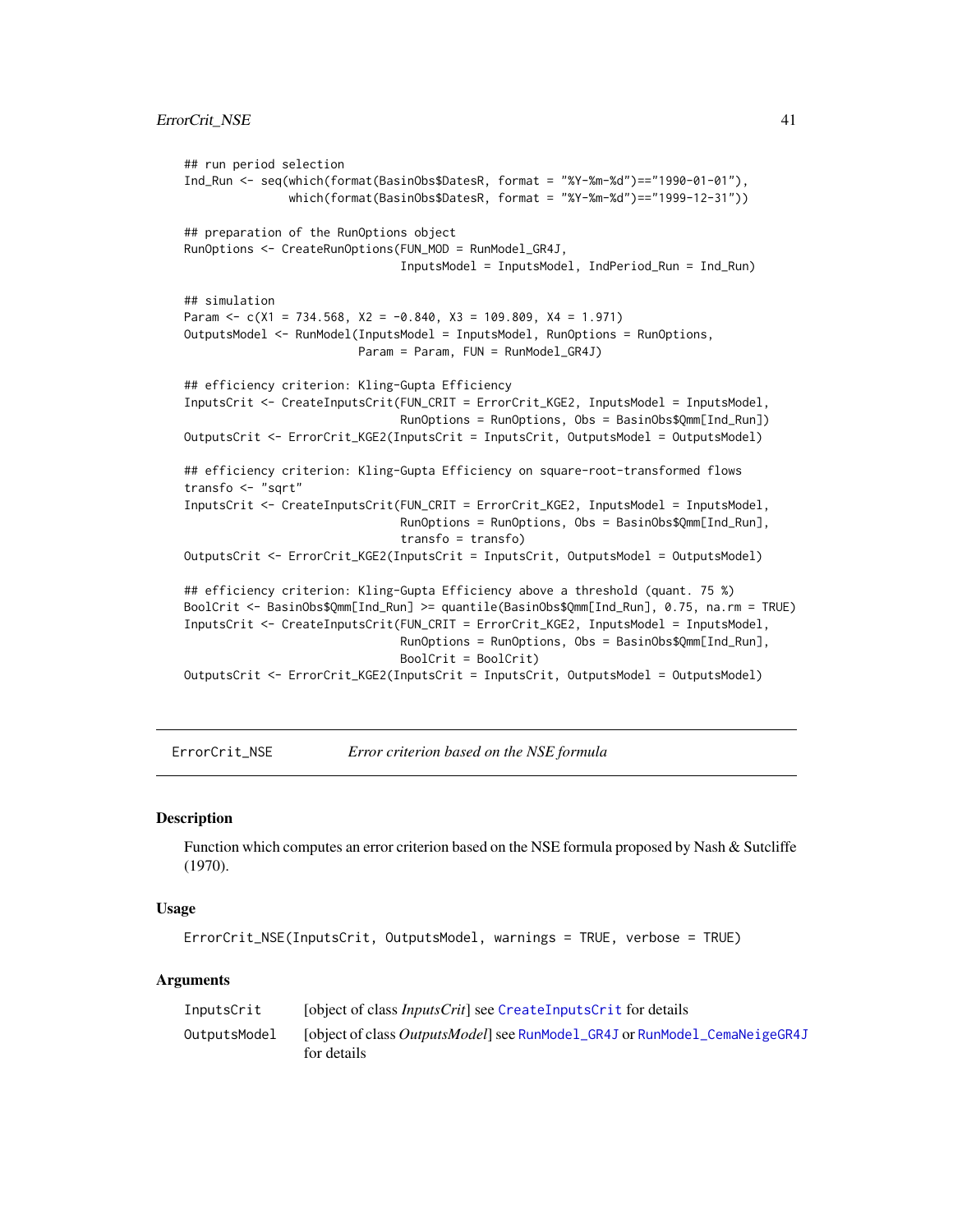```
## run period selection
Ind_Run <- seq(which(format(BasinObs$DatesR, format = "%Y-%m-%d")=="1990-01-01"),
               which(format(BasinObs$DatesR, format = "%Y-%m-%d")=="1999-12-31"))

## preparation of the RunOptions object
RunOptions <- CreateRunOptions(FUN_MOD = RunModel_GR4J,
                               InputsModel = InputsModel, IndPeriod_Run = Ind_Run)

## simulation
Param <- c(X1 = 734.568, X2 = -0.840, X3 = 109.809, X4 = 1.971)
OutputsModel <- RunModel(InputsModel = InputsModel, RunOptions = RunOptions,
                         Param = Param, FUN = RunModel_GR4J)

## efficiency criterion: Kling-Gupta Efficiency
InputsCrit <- CreateInputsCrit(FUN_CRIT = ErrorCrit_KGE2, InputsModel = InputsModel,
                               RunOptions = RunOptions, Obs = BasinObs$Qmm[Ind_Run])
OutputsCrit <- ErrorCrit_KGE2(InputsCrit = InputsCrit, OutputsModel = OutputsModel)

## efficiency criterion: Kling-Gupta Efficiency on square-root-transformed flows
transfo <- "sqrt"
InputsCrit <- CreateInputsCrit(FUN_CRIT = ErrorCrit_KGE2, InputsModel = InputsModel,
                               RunOptions = RunOptions, Obs = BasinObs$Qmm[Ind_Run],
                               transfo = transfo)
OutputsCrit <- ErrorCrit_KGE2(InputsCrit = InputsCrit, OutputsModel = OutputsModel)

## efficiency criterion: Kling-Gupta Efficiency above a threshold (quant. 75 %)
BoolCrit <- BasinObs$Qmm[Ind_Run] >= quantile(BasinObs$Qmm[Ind_Run], 0.75, na.rm = TRUE)
InputsCrit <- CreateInputsCrit(FUN_CRIT = ErrorCrit_KGE2, InputsModel = InputsModel,
                               RunOptions = RunOptions, Obs = BasinObs$Qmm[Ind_Run],
                               BoolCrit = BoolCrit)
OutputsCrit <- ErrorCrit_KGE2(InputsCrit = InputsCrit, OutputsModel = OutputsModel)
```

---

# ErrorCrit_NSE — *Error criterion based on the NSE formula*

---

## Description

Function which computes an error criterion based on the NSE formula proposed by Nash & Sutcliffe (1970).

## Usage

```
ErrorCrit_NSE(InputsCrit, OutputsModel, warnings = TRUE, verbose = TRUE)
```

## Arguments

| | |
|---|---|
| InputsCrit | [object of class *InputsCrit*] see CreateInputsCrit for details |
| OutputsModel | [object of class *OutputsModel*] see RunModel_GR4J or RunModel_CemaNeigeGR4J for details |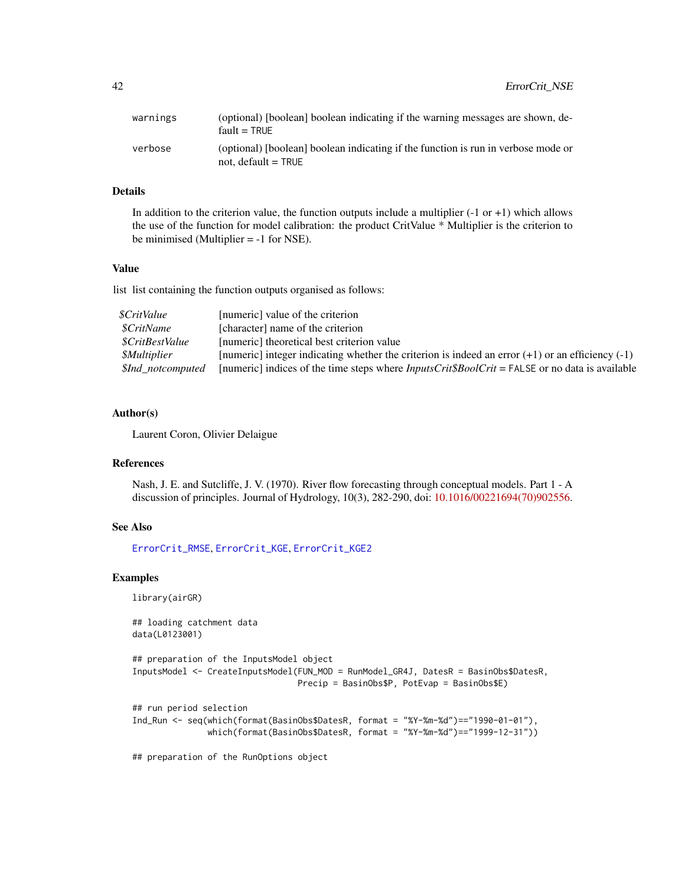| | |
|---|---|
| warnings | (optional) [boolean] boolean indicating if the warning messages are shown, default = TRUE |
| verbose | (optional) [boolean] boolean indicating if the function is run in verbose mode or not, default = TRUE |

### Details

In addition to the criterion value, the function outputs include a multiplier (-1 or +1) which allows the use of the function for model calibration: the product CritValue * Multiplier is the criterion to be minimised (Multiplier = -1 for NSE).

### Value

list list containing the function outputs organised as follows:

| | |
|---|---|
| *$CritValue* | [numeric] value of the criterion |
| *$CritName* | [character] name of the criterion |
| *$CritBestValue* | [numeric] theoretical best criterion value |
| *$Multiplier* | [numeric] integer indicating whether the criterion is indeed an error (+1) or an efficiency (-1) |
| *$Ind_notcomputed* | [numeric] indices of the time steps where *InputsCrit$BoolCrit* = FALSE or no data is available |

### Author(s)

Laurent Coron, Olivier Delaigue

### References

Nash, J. E. and Sutcliffe, J. V. (1970). River flow forecasting through conceptual models. Part 1 - A discussion of principles. Journal of Hydrology, 10(3), 282-290, doi: 10.1016/00221694(70)902556.

### See Also

ErrorCrit_RMSE, ErrorCrit_KGE, ErrorCrit_KGE2

### Examples

```
library(airGR)

## loading catchment data
data(L0123001)

## preparation of the InputsModel object
InputsModel <- CreateInputsModel(FUN_MOD = RunModel_GR4J, DatesR = BasinObs$DatesR,
                                 Precip = BasinObs$P, PotEvap = BasinObs$E)

## run period selection
Ind_Run <- seq(which(format(BasinObs$DatesR, format = "%Y-%m-%d")=="1990-01-01"),
               which(format(BasinObs$DatesR, format = "%Y-%m-%d")=="1999-12-31"))

## preparation of the RunOptions object
```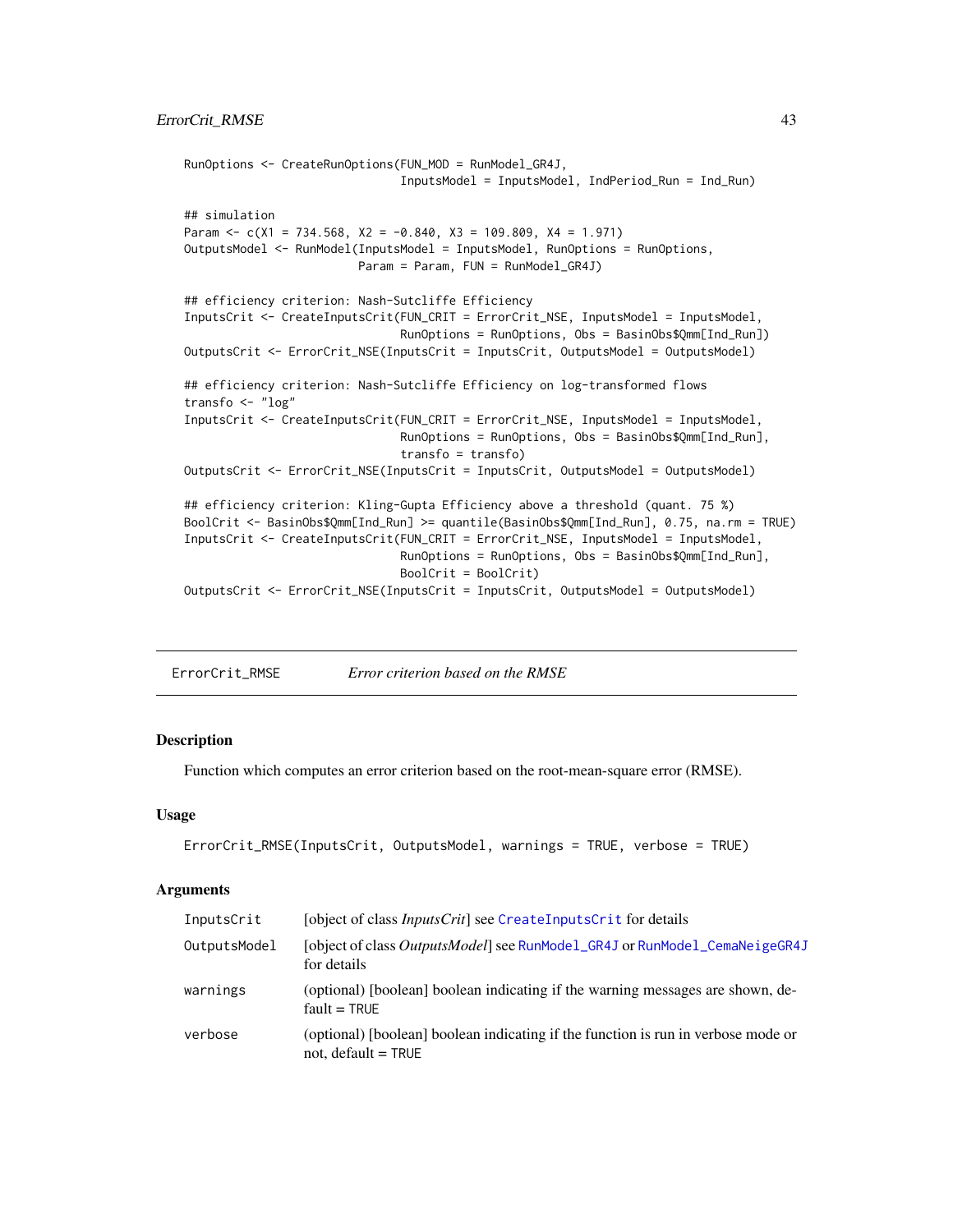```
RunOptions <- CreateRunOptions(FUN_MOD = RunModel_GR4J,
                               InputsModel = InputsModel, IndPeriod_Run = Ind_Run)

## simulation
Param <- c(X1 = 734.568, X2 = -0.840, X3 = 109.809, X4 = 1.971)
OutputsModel <- RunModel(InputsModel = InputsModel, RunOptions = RunOptions,
                         Param = Param, FUN = RunModel_GR4J)

## efficiency criterion: Nash-Sutcliffe Efficiency
InputsCrit <- CreateInputsCrit(FUN_CRIT = ErrorCrit_NSE, InputsModel = InputsModel,
                               RunOptions = RunOptions, Obs = BasinObs$Qmm[Ind_Run])
OutputsCrit <- ErrorCrit_NSE(InputsCrit = InputsCrit, OutputsModel = OutputsModel)

## efficiency criterion: Nash-Sutcliffe Efficiency on log-transformed flows
transfo <- "log"
InputsCrit <- CreateInputsCrit(FUN_CRIT = ErrorCrit_NSE, InputsModel = InputsModel,
                               RunOptions = RunOptions, Obs = BasinObs$Qmm[Ind_Run],
                               transfo = transfo)
OutputsCrit <- ErrorCrit_NSE(InputsCrit = InputsCrit, OutputsModel = OutputsModel)

## efficiency criterion: Kling-Gupta Efficiency above a threshold (quant. 75 %)
BoolCrit <- BasinObs$Qmm[Ind_Run] >= quantile(BasinObs$Qmm[Ind_Run], 0.75, na.rm = TRUE)
InputsCrit <- CreateInputsCrit(FUN_CRIT = ErrorCrit_NSE, InputsModel = InputsModel,
                               RunOptions = RunOptions, Obs = BasinObs$Qmm[Ind_Run],
                               BoolCrit = BoolCrit)
OutputsCrit <- ErrorCrit_NSE(InputsCrit = InputsCrit, OutputsModel = OutputsModel)
```

---

# ErrorCrit_RMSE — *Error criterion based on the RMSE*

### Description

Function which computes an error criterion based on the root-mean-square error (RMSE).

### Usage

```
ErrorCrit_RMSE(InputsCrit, OutputsModel, warnings = TRUE, verbose = TRUE)
```

### Arguments

| | |
|---|---|
| InputsCrit | [object of class *InputsCrit*] see CreateInputsCrit for details |
| OutputsModel | [object of class *OutputsModel*] see RunModel_GR4J or RunModel_CemaNeigeGR4J for details |
| warnings | (optional) [boolean] boolean indicating if the warning messages are shown, default = TRUE |
| verbose | (optional) [boolean] boolean indicating if the function is run in verbose mode or not, default = TRUE |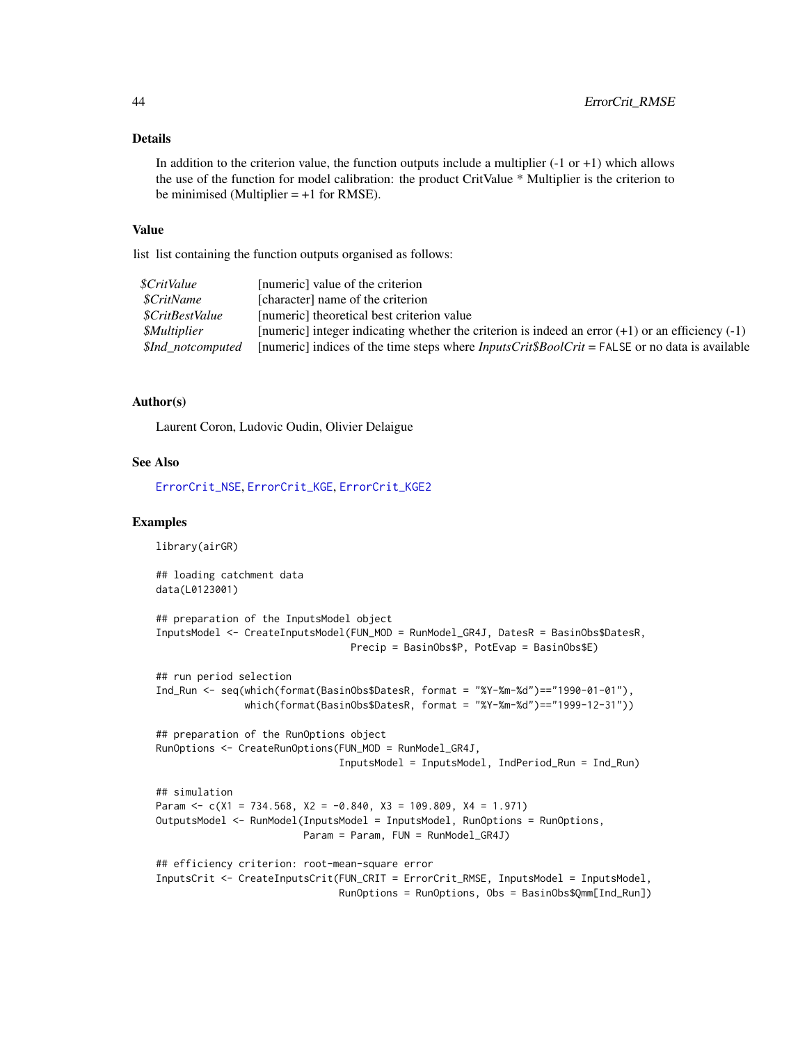### Details

In addition to the criterion value, the function outputs include a multiplier (-1 or +1) which allows the use of the function for model calibration: the product CritValue * Multiplier is the criterion to be minimised (Multiplier = +1 for RMSE).

### Value

list list containing the function outputs organised as follows:

| | |
|---|---|
| *$CritValue* | [numeric] value of the criterion |
| *$CritName* | [character] name of the criterion |
| *$CritBestValue* | [numeric] theoretical best criterion value |
| *$Multiplier* | [numeric] integer indicating whether the criterion is indeed an error (+1) or an efficiency (-1) |
| *$Ind_notcomputed* | [numeric] indices of the time steps where *InputsCrit$BoolCrit* = `FALSE` or no data is available |

### Author(s)

Laurent Coron, Ludovic Oudin, Olivier Delaigue

### See Also

ErrorCrit_NSE, ErrorCrit_KGE, ErrorCrit_KGE2

### Examples

```
library(airGR)

## loading catchment data
data(L0123001)

## preparation of the InputsModel object
InputsModel <- CreateInputsModel(FUN_MOD = RunModel_GR4J, DatesR = BasinObs$DatesR,
                                 Precip = BasinObs$P, PotEvap = BasinObs$E)

## run period selection
Ind_Run <- seq(which(format(BasinObs$DatesR, format = "%Y-%m-%d")=="1990-01-01"),
               which(format(BasinObs$DatesR, format = "%Y-%m-%d")=="1999-12-31"))

## preparation of the RunOptions object
RunOptions <- CreateRunOptions(FUN_MOD = RunModel_GR4J,
                               InputsModel = InputsModel, IndPeriod_Run = Ind_Run)

## simulation
Param <- c(X1 = 734.568, X2 = -0.840, X3 = 109.809, X4 = 1.971)
OutputsModel <- RunModel(InputsModel = InputsModel, RunOptions = RunOptions,
                         Param = Param, FUN = RunModel_GR4J)

## efficiency criterion: root-mean-square error
InputsCrit <- CreateInputsCrit(FUN_CRIT = ErrorCrit_RMSE, InputsModel = InputsModel,
                               RunOptions = RunOptions, Obs = BasinObs$Qmm[Ind_Run])
```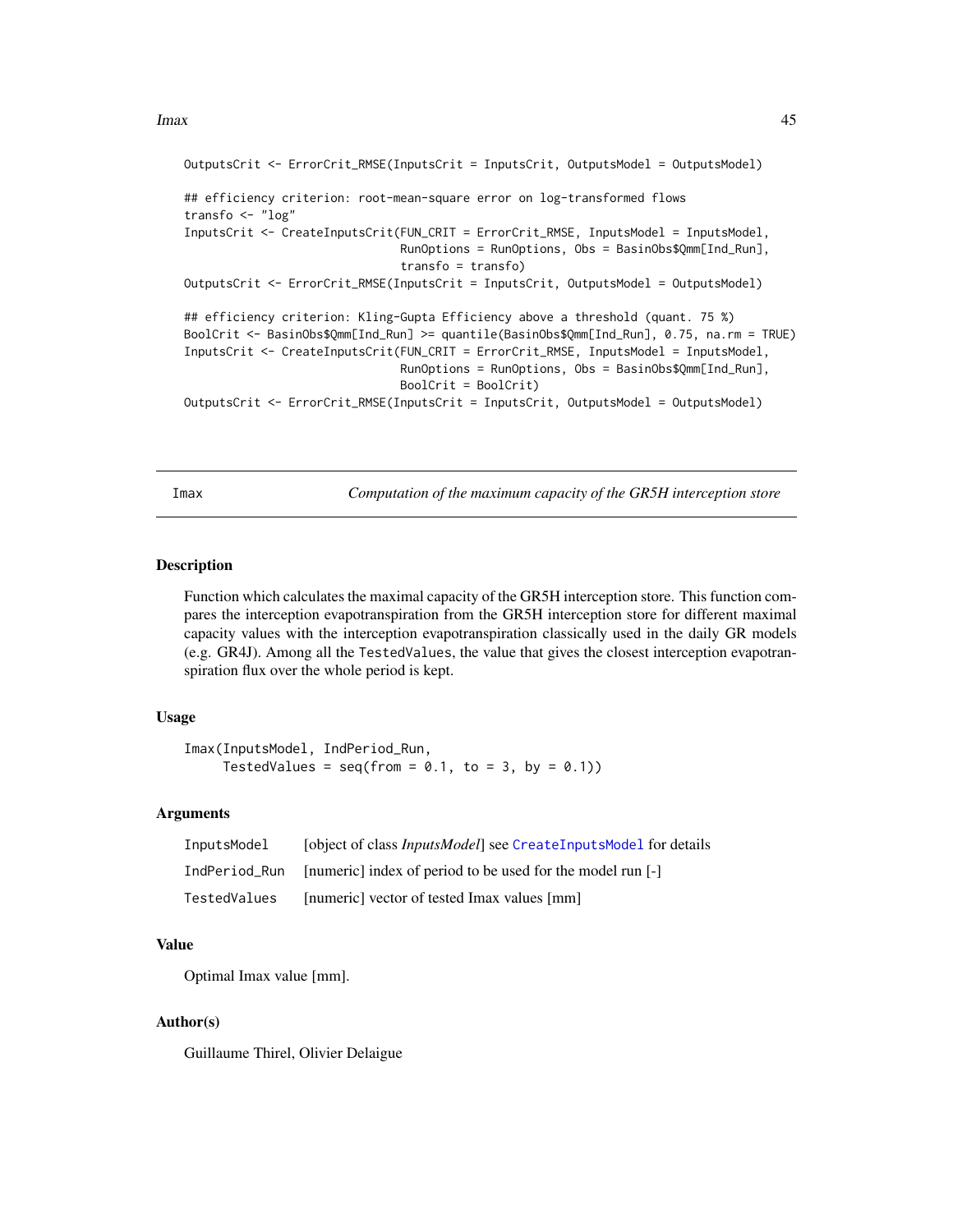```
OutputsCrit <- ErrorCrit_RMSE(InputsCrit = InputsCrit, OutputsModel = OutputsModel)

## efficiency criterion: root-mean-square error on log-transformed flows
transfo <- "log"
InputsCrit <- CreateInputsCrit(FUN_CRIT = ErrorCrit_RMSE, InputsModel = InputsModel,
                               RunOptions = RunOptions, Obs = BasinObs$Qmm[Ind_Run],
                               transfo = transfo)
OutputsCrit <- ErrorCrit_RMSE(InputsCrit = InputsCrit, OutputsModel = OutputsModel)

## efficiency criterion: Kling-Gupta Efficiency above a threshold (quant. 75 %)
BoolCrit <- BasinObs$Qmm[Ind_Run] >= quantile(BasinObs$Qmm[Ind_Run], 0.75, na.rm = TRUE)
InputsCrit <- CreateInputsCrit(FUN_CRIT = ErrorCrit_RMSE, InputsModel = InputsModel,
                               RunOptions = RunOptions, Obs = BasinObs$Qmm[Ind_Run],
                               BoolCrit = BoolCrit)
OutputsCrit <- ErrorCrit_RMSE(InputsCrit = InputsCrit, OutputsModel = OutputsModel)
```

---

`Imax` *Computation of the maximum capacity of the GR5H interception store*

## Description

Function which calculates the maximal capacity of the GR5H interception store. This function compares the interception evapotranspiration from the GR5H interception store for different maximal capacity values with the interception evapotranspiration classically used in the daily GR models (e.g. GR4J). Among all the `TestedValues`, the value that gives the closest interception evapotranspiration flux over the whole period is kept.

## Usage

```
Imax(InputsModel, IndPeriod_Run,
     TestedValues = seq(from = 0.1, to = 3, by = 0.1))
```

## Arguments

| | |
|---|---|
| `InputsModel` | [object of class *InputsModel*] see `CreateInputsModel` for details |
| `IndPeriod_Run` | [numeric] index of period to be used for the model run [-] |
| `TestedValues` | [numeric] vector of tested Imax values [mm] |

## Value

Optimal Imax value [mm].

## Author(s)

Guillaume Thirel, Olivier Delaigue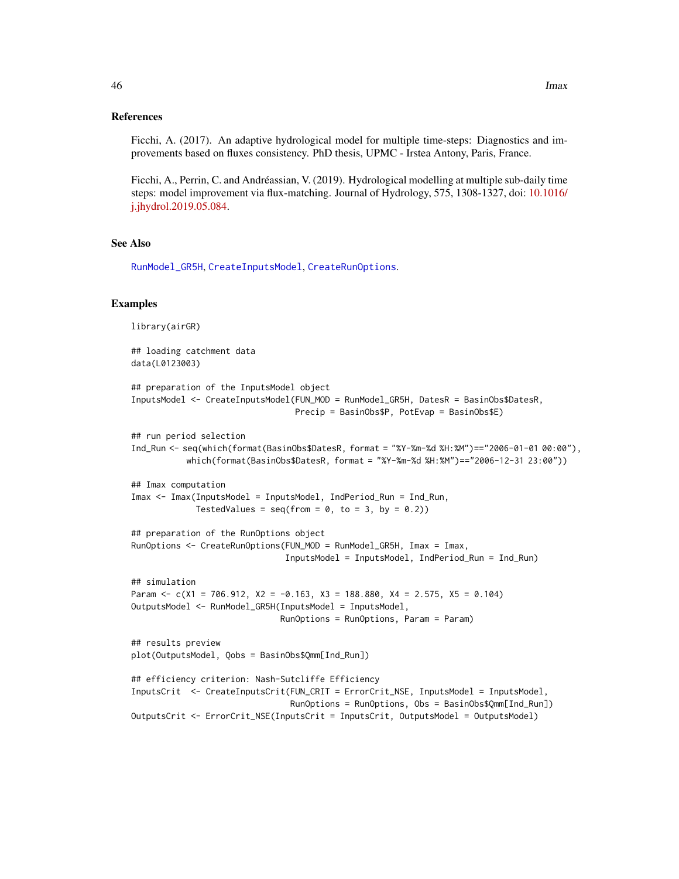## References

Ficchi, A. (2017). An adaptive hydrological model for multiple time-steps: Diagnostics and improvements based on fluxes consistency. PhD thesis, UPMC - Irstea Antony, Paris, France.

Ficchi, A., Perrin, C. and Andréassian, V. (2019). Hydrological modelling at multiple sub-daily time steps: model improvement via flux-matching. Journal of Hydrology, 575, 1308-1327, doi: 10.1016/j.jhydrol.2019.05.084.

## See Also

RunModel_GR5H, CreateInputsModel, CreateRunOptions.

## Examples

```
library(airGR)

## loading catchment data
data(L0123003)

## preparation of the InputsModel object
InputsModel <- CreateInputsModel(FUN_MOD = RunModel_GR5H, DatesR = BasinObs$DatesR,
                                 Precip = BasinObs$P, PotEvap = BasinObs$E)

## run period selection
Ind_Run <- seq(which(format(BasinObs$DatesR, format = "%Y-%m-%d %H:%M")=="2006-01-01 00:00"),
           which(format(BasinObs$DatesR, format = "%Y-%m-%d %H:%M")=="2006-12-31 23:00"))

## Imax computation
Imax <- Imax(InputsModel = InputsModel, IndPeriod_Run = Ind_Run,
             TestedValues = seq(from = 0, to = 3, by = 0.2))

## preparation of the RunOptions object
RunOptions <- CreateRunOptions(FUN_MOD = RunModel_GR5H, Imax = Imax,
                               InputsModel = InputsModel, IndPeriod_Run = Ind_Run)

## simulation
Param <- c(X1 = 706.912, X2 = -0.163, X3 = 188.880, X4 = 2.575, X5 = 0.104)
OutputsModel <- RunModel_GR5H(InputsModel = InputsModel,
                              RunOptions = RunOptions, Param = Param)

## results preview
plot(OutputsModel, Qobs = BasinObs$Qmm[Ind_Run])

## efficiency criterion: Nash-Sutcliffe Efficiency
InputsCrit  <- CreateInputsCrit(FUN_CRIT = ErrorCrit_NSE, InputsModel = InputsModel,
                                RunOptions = RunOptions, Obs = BasinObs$Qmm[Ind_Run])
OutputsCrit <- ErrorCrit_NSE(InputsCrit = InputsCrit, OutputsModel = OutputsModel)
```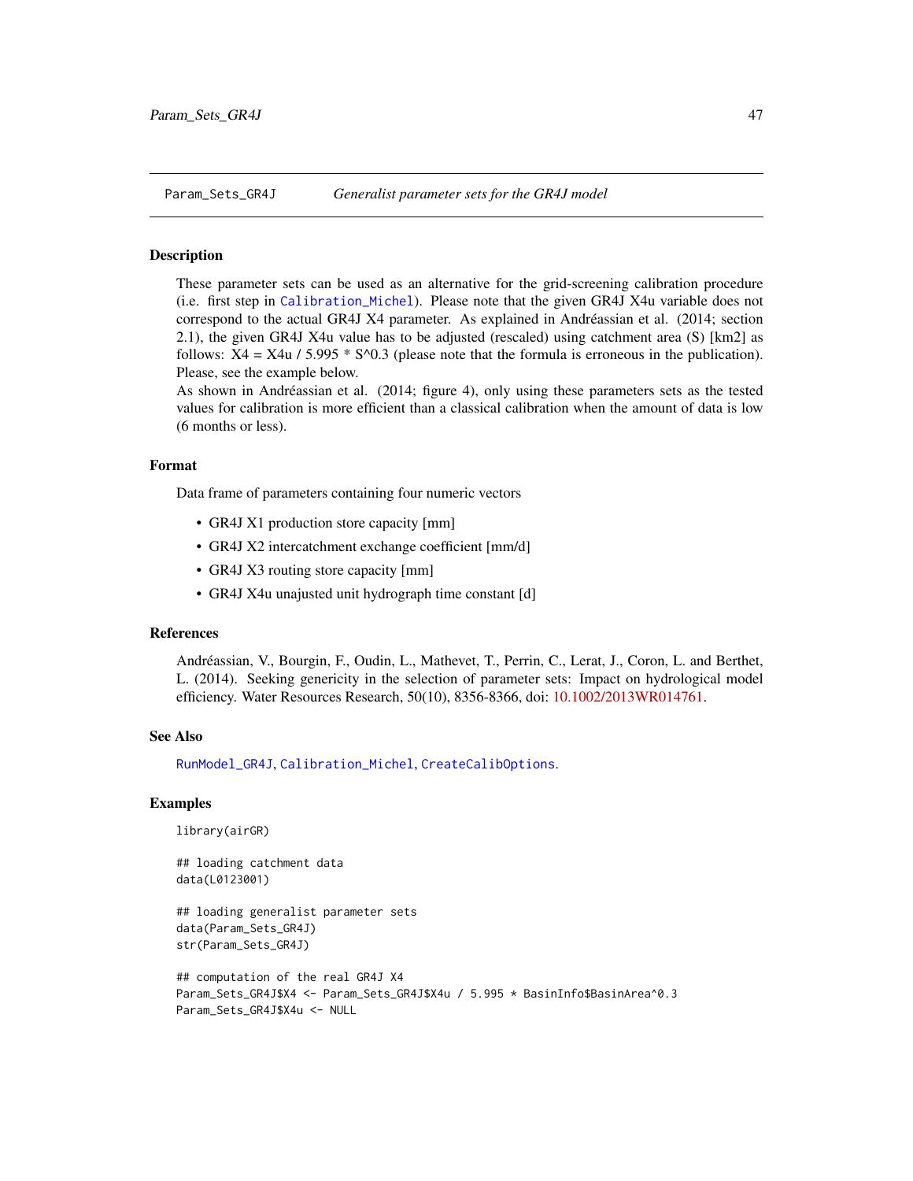Param_Sets_GR4J *Generalist parameter sets for the GR4J model*

## Description

These parameter sets can be used as an alternative for the grid-screening calibration procedure (i.e. first step in Calibration_Michel). Please note that the given GR4J X4u variable does not correspond to the actual GR4J X4 parameter. As explained in Andréassian et al. (2014; section 2.1), the given GR4J X4u value has to be adjusted (rescaled) using catchment area (S) [km2] as follows: X4 = X4u / 5.995 * S^0.3 (please note that the formula is erroneous in the publication). Please, see the example below.

As shown in Andréassian et al. (2014; figure 4), only using these parameters sets as the tested values for calibration is more efficient than a classical calibration when the amount of data is low (6 months or less).

## Format

Data frame of parameters containing four numeric vectors

- GR4J X1 production store capacity [mm]
- GR4J X2 intercatchment exchange coefficient [mm/d]
- GR4J X3 routing store capacity [mm]
- GR4J X4u unajusted unit hydrograph time constant [d]

## References

Andréassian, V., Bourgin, F., Oudin, L., Mathevet, T., Perrin, C., Lerat, J., Coron, L. and Berthet, L. (2014). Seeking genericity in the selection of parameter sets: Impact on hydrological model efficiency. Water Resources Research, 50(10), 8356-8366, doi: 10.1002/2013WR014761.

## See Also

RunModel_GR4J, Calibration_Michel, CreateCalibOptions.

## Examples

```
library(airGR)

## loading catchment data
data(L0123001)

## loading generalist parameter sets
data(Param_Sets_GR4J)
str(Param_Sets_GR4J)

## computation of the real GR4J X4
Param_Sets_GR4J$X4 <- Param_Sets_GR4J$X4u / 5.995 * BasinInfo$BasinArea^0.3
Param_Sets_GR4J$X4u <- NULL
```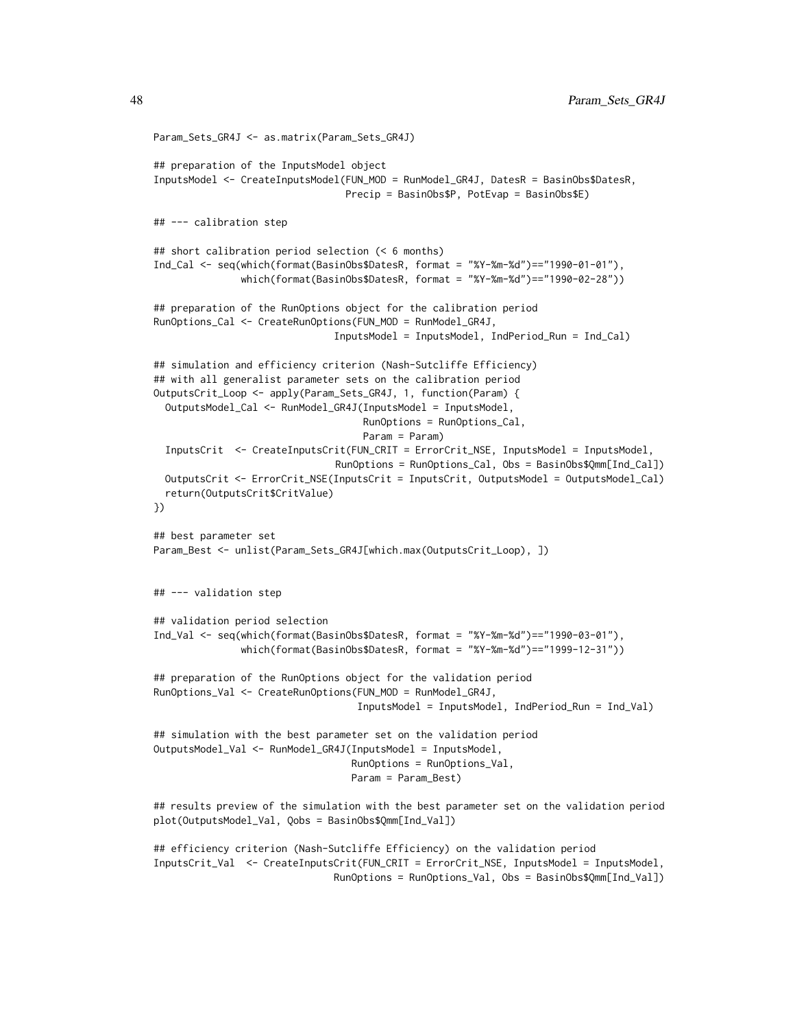```
Param_Sets_GR4J <- as.matrix(Param_Sets_GR4J)

## preparation of the InputsModel object
InputsModel <- CreateInputsModel(FUN_MOD = RunModel_GR4J, DatesR = BasinObs$DatesR,
                                 Precip = BasinObs$P, PotEvap = BasinObs$E)

## --- calibration step

## short calibration period selection (< 6 months)
Ind_Cal <- seq(which(format(BasinObs$DatesR, format = "%Y-%m-%d")=="1990-01-01"),
               which(format(BasinObs$DatesR, format = "%Y-%m-%d")=="1990-02-28"))

## preparation of the RunOptions object for the calibration period
RunOptions_Cal <- CreateRunOptions(FUN_MOD = RunModel_GR4J,
                                 InputsModel = InputsModel, IndPeriod_Run = Ind_Cal)

## simulation and efficiency criterion (Nash-Sutcliffe Efficiency)
## with all generalist parameter sets on the calibration period
OutputsCrit_Loop <- apply(Param_Sets_GR4J, 1, function(Param) {
  OutputsModel_Cal <- RunModel_GR4J(InputsModel = InputsModel,
                                    RunOptions = RunOptions_Cal,
                                    Param = Param)
  InputsCrit  <- CreateInputsCrit(FUN_CRIT = ErrorCrit_NSE, InputsModel = InputsModel,
                                 RunOptions = RunOptions_Cal, Obs = BasinObs$Qmm[Ind_Cal])
  OutputsCrit <- ErrorCrit_NSE(InputsCrit = InputsCrit, OutputsModel = OutputsModel_Cal)
  return(OutputsCrit$CritValue)
})

## best parameter set
Param_Best <- unlist(Param_Sets_GR4J[which.max(OutputsCrit_Loop), ])


## --- validation step

## validation period selection
Ind_Val <- seq(which(format(BasinObs$DatesR, format = "%Y-%m-%d")=="1990-03-01"),
               which(format(BasinObs$DatesR, format = "%Y-%m-%d")=="1999-12-31"))

## preparation of the RunOptions object for the validation period
RunOptions_Val <- CreateRunOptions(FUN_MOD = RunModel_GR4J,
                                     InputsModel = InputsModel, IndPeriod_Run = Ind_Val)

## simulation with the best parameter set on the validation period
OutputsModel_Val <- RunModel_GR4J(InputsModel = InputsModel,
                                  RunOptions = RunOptions_Val,
                                  Param = Param_Best)

## results preview of the simulation with the best parameter set on the validation period
plot(OutputsModel_Val, Qobs = BasinObs$Qmm[Ind_Val])

## efficiency criterion (Nash-Sutcliffe Efficiency) on the validation period
InputsCrit_Val  <- CreateInputsCrit(FUN_CRIT = ErrorCrit_NSE, InputsModel = InputsModel,
                                 RunOptions = RunOptions_Val, Obs = BasinObs$Qmm[Ind_Val])
```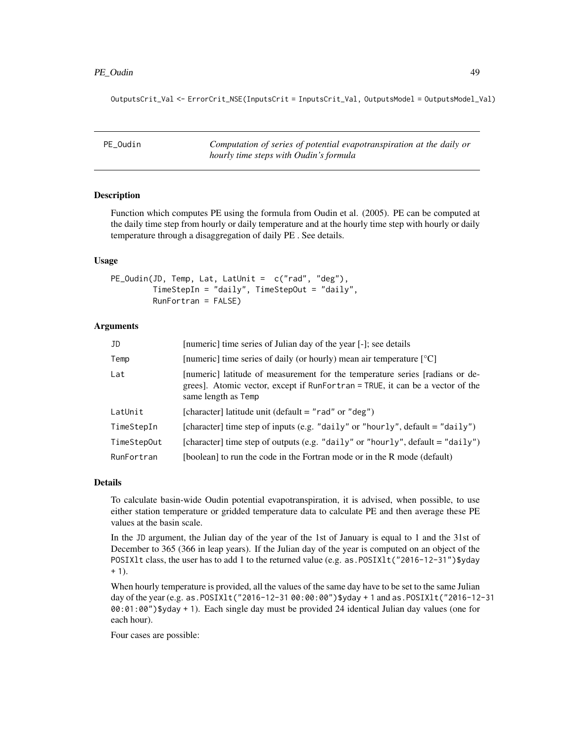```
OutputsCrit_Val <- ErrorCrit_NSE(InputsCrit = InputsCrit_Val, OutputsModel = OutputsModel_Val)
```

---

## PE_Oudin

*Computation of series of potential evapotranspiration at the daily or hourly time steps with Oudin's formula*

---

### Description

Function which computes PE using the formula from Oudin et al. (2005). PE can be computed at the daily time step from hourly or daily temperature and at the hourly time step with hourly or daily temperature through a disaggregation of daily PE . See details.

### Usage

```
PE_Oudin(JD, Temp, Lat, LatUnit =  c("rad", "deg"),
         TimeStepIn = "daily", TimeStepOut = "daily",
         RunFortran = FALSE)
```

### Arguments

| | |
|---|---|
| `JD` | [numeric] time series of Julian day of the year [-]; see details |
| `Temp` | [numeric] time series of daily (or hourly) mean air temperature [°C] |
| `Lat` | [numeric] latitude of measurement for the temperature series [radians or degrees]. Atomic vector, except if `RunFortran = TRUE`, it can be a vector of the same length as `Temp` |
| `LatUnit` | [character] latitude unit (default = `"rad"` or `"deg"`) |
| `TimeStepIn` | [character] time step of inputs (e.g. `"daily"` or `"hourly"`, default = `"daily"`) |
| `TimeStepOut` | [character] time step of outputs (e.g. `"daily"` or `"hourly"`, default = `"daily"`) |
| `RunFortran` | [boolean] to run the code in the Fortran mode or in the R mode (default) |

### Details

To calculate basin-wide Oudin potential evapotranspiration, it is advised, when possible, to use either station temperature or gridded temperature data to calculate PE and then average these PE values at the basin scale.

In the `JD` argument, the Julian day of the year of the 1st of January is equal to 1 and the 31st of December to 365 (366 in leap years). If the Julian day of the year is computed on an object of the `POSIXlt` class, the user has to add 1 to the returned value (e.g. `as.POSIXlt("2016-12-31")$yday + 1`).

When hourly temperature is provided, all the values of the same day have to be set to the same Julian day of the year (e.g. `as.POSIXlt("2016-12-31 00:00:00")$yday + 1` and `as.POSIXlt("2016-12-31 00:01:00")$yday + 1`). Each single day must be provided 24 identical Julian day values (one for each hour).

Four cases are possible: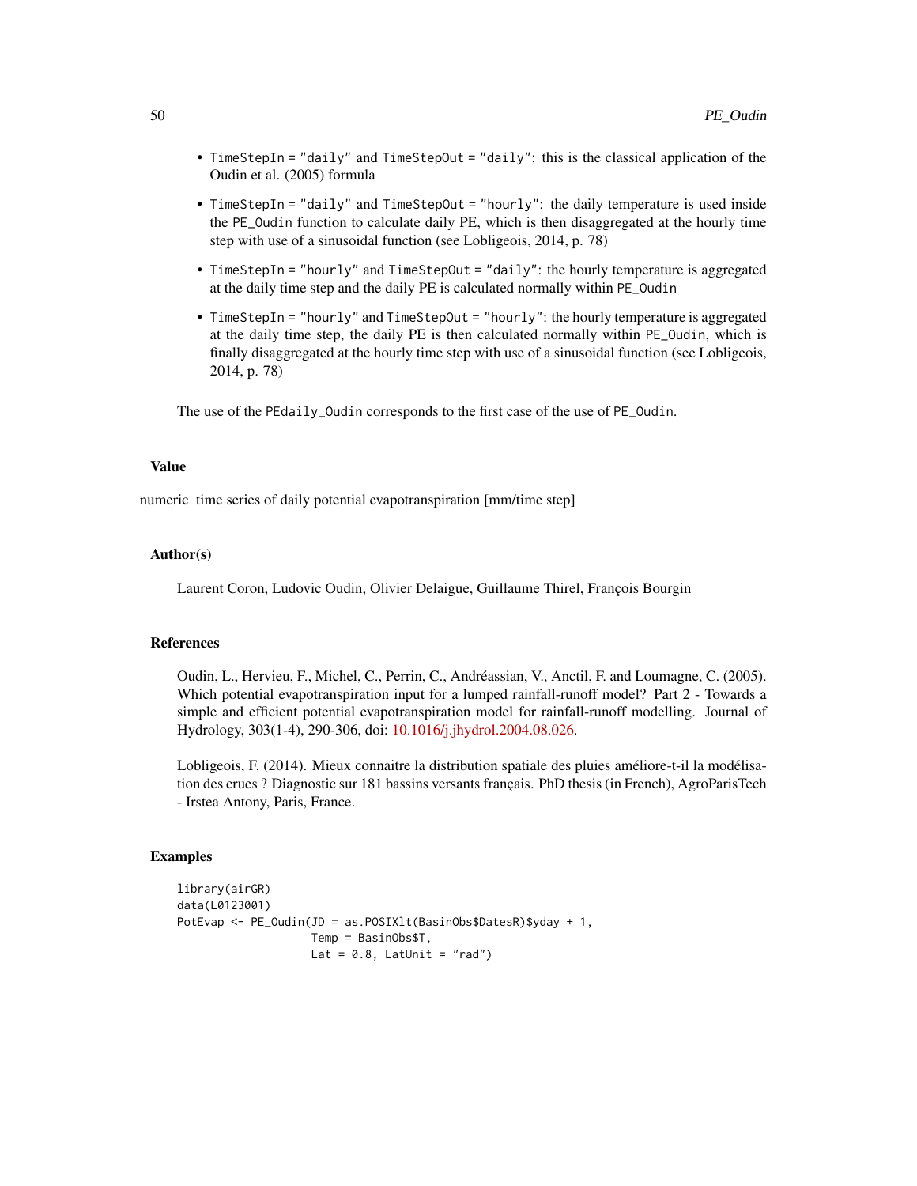- TimeStepIn = "daily" and TimeStepOut = "daily": this is the classical application of the Oudin et al. (2005) formula
- TimeStepIn = "daily" and TimeStepOut = "hourly": the daily temperature is used inside the PE_Oudin function to calculate daily PE, which is then disaggregated at the hourly time step with use of a sinusoidal function (see Lobligeois, 2014, p. 78)
- TimeStepIn = "hourly" and TimeStepOut = "daily": the hourly temperature is aggregated at the daily time step and the daily PE is calculated normally within PE_Oudin
- TimeStepIn = "hourly" and TimeStepOut = "hourly": the hourly temperature is aggregated at the daily time step, the daily PE is then calculated normally within PE_Oudin, which is finally disaggregated at the hourly time step with use of a sinusoidal function (see Lobligeois, 2014, p. 78)

The use of the PEdaily_Oudin corresponds to the first case of the use of PE_Oudin.

## Value

numeric time series of daily potential evapotranspiration [mm/time step]

## Author(s)

Laurent Coron, Ludovic Oudin, Olivier Delaigue, Guillaume Thirel, François Bourgin

## References

Oudin, L., Hervieu, F., Michel, C., Perrin, C., Andréassian, V., Anctil, F. and Loumagne, C. (2005). Which potential evapotranspiration input for a lumped rainfall-runoff model? Part 2 - Towards a simple and efficient potential evapotranspiration model for rainfall-runoff modelling. Journal of Hydrology, 303(1-4), 290-306, doi: 10.1016/j.jhydrol.2004.08.026.

Lobligeois, F. (2014). Mieux connaitre la distribution spatiale des pluies améliore-t-il la modélisation des crues ? Diagnostic sur 181 bassins versants français. PhD thesis (in French), AgroParisTech - Irstea Antony, Paris, France.

## Examples

```
library(airGR)
data(L0123001)
PotEvap <- PE_Oudin(JD = as.POSIXlt(BasinObs$DatesR)$yday + 1,
                    Temp = BasinObs$T,
                    Lat = 0.8, LatUnit = "rad")
```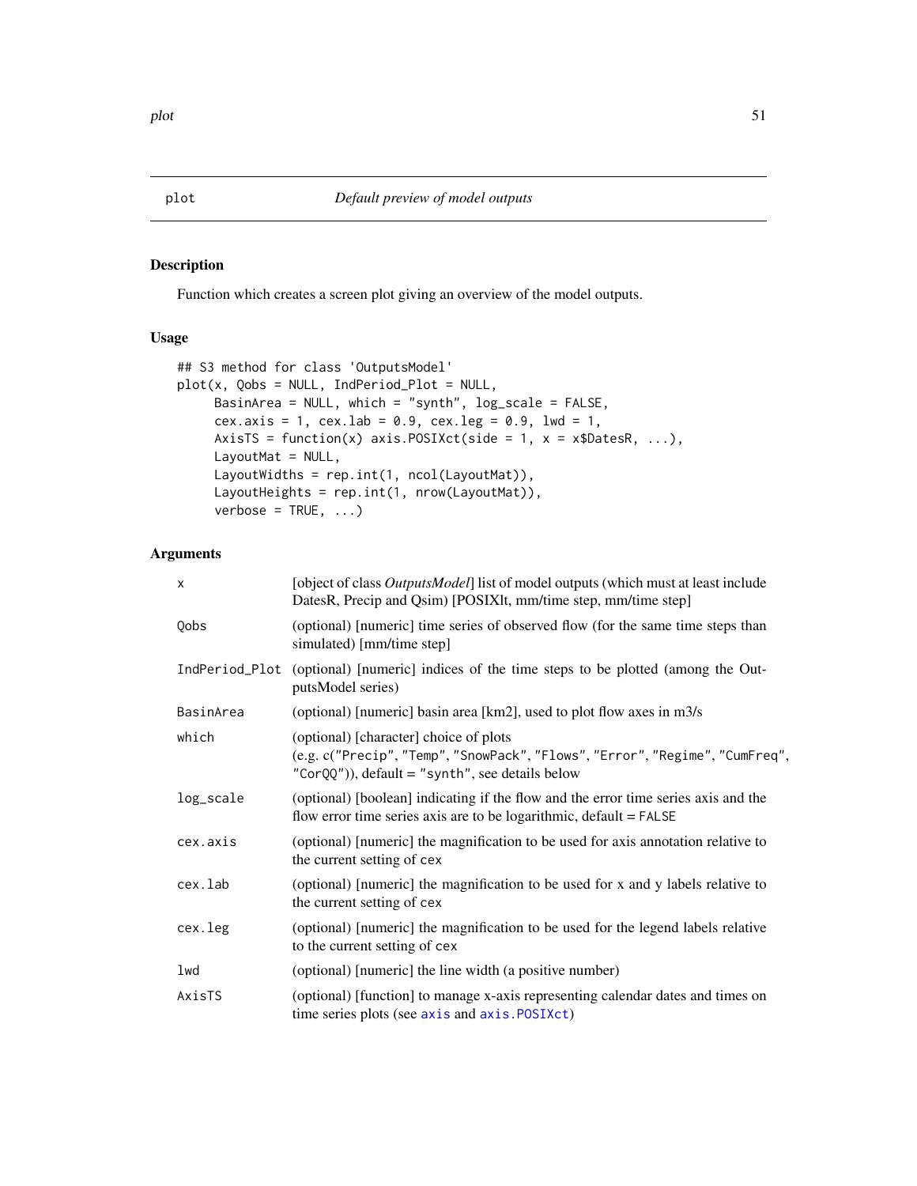## plot — *Default preview of model outputs*

### Description

Function which creates a screen plot giving an overview of the model outputs.

### Usage

```
## S3 method for class 'OutputsModel'
plot(x, Qobs = NULL, IndPeriod_Plot = NULL,
     BasinArea = NULL, which = "synth", log_scale = FALSE,
     cex.axis = 1, cex.lab = 0.9, cex.leg = 0.9, lwd = 1,
     AxisTS = function(x) axis.POSIXct(side = 1, x = x$DatesR, ...),
     LayoutMat = NULL,
     LayoutWidths = rep.int(1, ncol(LayoutMat)),
     LayoutHeights = rep.int(1, nrow(LayoutMat)),
     verbose = TRUE, ...)
```

### Arguments

| | |
|---|---|
| `x` | [object of class *OutputsModel*] list of model outputs (which must at least include DatesR, Precip and Qsim) [POSIXlt, mm/time step, mm/time step] |
| `Qobs` | (optional) [numeric] time series of observed flow (for the same time steps than simulated) [mm/time step] |
| `IndPeriod_Plot` | (optional) [numeric] indices of the time steps to be plotted (among the OutputsModel series) |
| `BasinArea` | (optional) [numeric] basin area [km2], used to plot flow axes in m3/s |
| `which` | (optional) [character] choice of plots (e.g. c(`"Precip"`, `"Temp"`, `"SnowPack"`, `"Flows"`, `"Error"`, `"Regime"`, `"CumFreq"`, `"CorQQ"`)), default = `"synth"`, see details below |
| `log_scale` | (optional) [boolean] indicating if the flow and the error time series axis and the flow error time series axis are to be logarithmic, default = `FALSE` |
| `cex.axis` | (optional) [numeric] the magnification to be used for axis annotation relative to the current setting of `cex` |
| `cex.lab` | (optional) [numeric] the magnification to be used for x and y labels relative to the current setting of `cex` |
| `cex.leg` | (optional) [numeric] the magnification to be used for the legend labels relative to the current setting of `cex` |
| `lwd` | (optional) [numeric] the line width (a positive number) |
| `AxisTS` | (optional) [function] to manage x-axis representing calendar dates and times on time series plots (see `axis` and `axis.POSIXct`) |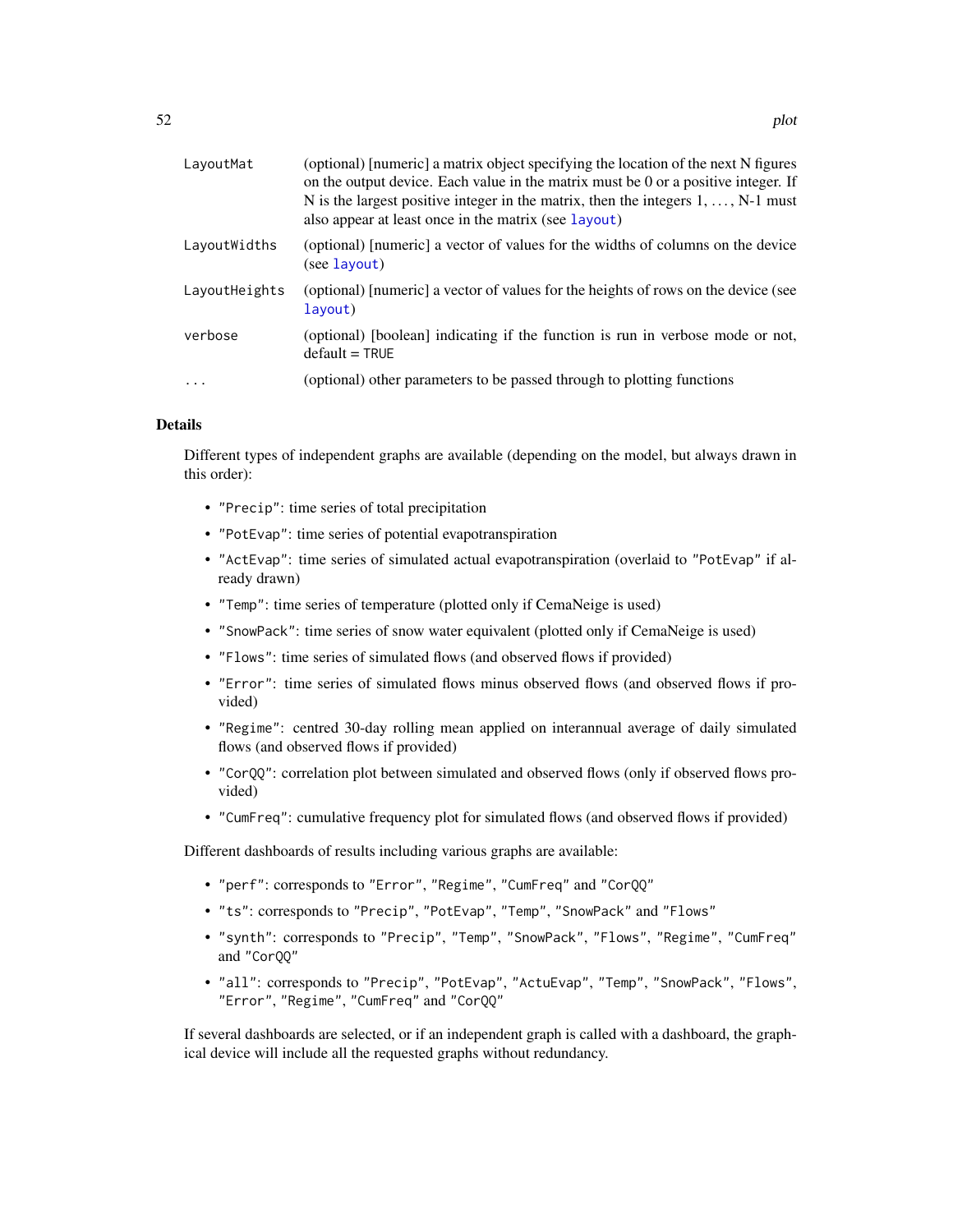| | |
|---|---|
| `LayoutMat` | (optional) [numeric] a matrix object specifying the location of the next N figures on the output device. Each value in the matrix must be 0 or a positive integer. If N is the largest positive integer in the matrix, then the integers 1, ..., N-1 must also appear at least once in the matrix (see `layout`) |
| `LayoutWidths` | (optional) [numeric] a vector of values for the widths of columns on the device (see `layout`) |
| `LayoutHeights` | (optional) [numeric] a vector of values for the heights of rows on the device (see `layout`) |
| `verbose` | (optional) [boolean] indicating if the function is run in verbose mode or not, default = `TRUE` |
| `...` | (optional) other parameters to be passed through to plotting functions |

## Details

Different types of independent graphs are available (depending on the model, but always drawn in this order):

- `"Precip"`: time series of total precipitation
- `"PotEvap"`: time series of potential evapotranspiration
- `"ActEvap"`: time series of simulated actual evapotranspiration (overlaid to `"PotEvap"` if already drawn)
- `"Temp"`: time series of temperature (plotted only if CemaNeige is used)
- `"SnowPack"`: time series of snow water equivalent (plotted only if CemaNeige is used)
- `"Flows"`: time series of simulated flows (and observed flows if provided)
- `"Error"`: time series of simulated flows minus observed flows (and observed flows if provided)
- `"Regime"`: centred 30-day rolling mean applied on interannual average of daily simulated flows (and observed flows if provided)
- `"CorQQ"`: correlation plot between simulated and observed flows (only if observed flows provided)
- `"CumFreq"`: cumulative frequency plot for simulated flows (and observed flows if provided)

Different dashboards of results including various graphs are available:

- `"perf"`: corresponds to `"Error"`, `"Regime"`, `"CumFreq"` and `"CorQQ"`
- `"ts"`: corresponds to `"Precip"`, `"PotEvap"`, `"Temp"`, `"SnowPack"` and `"Flows"`
- `"synth"`: corresponds to `"Precip"`, `"Temp"`, `"SnowPack"`, `"Flows"`, `"Regime"`, `"CumFreq"` and `"CorQQ"`
- `"all"`: corresponds to `"Precip"`, `"PotEvap"`, `"ActuEvap"`, `"Temp"`, `"SnowPack"`, `"Flows"`, `"Error"`, `"Regime"`, `"CumFreq"` and `"CorQQ"`

If several dashboards are selected, or if an independent graph is called with a dashboard, the graphical device will include all the requested graphs without redundancy.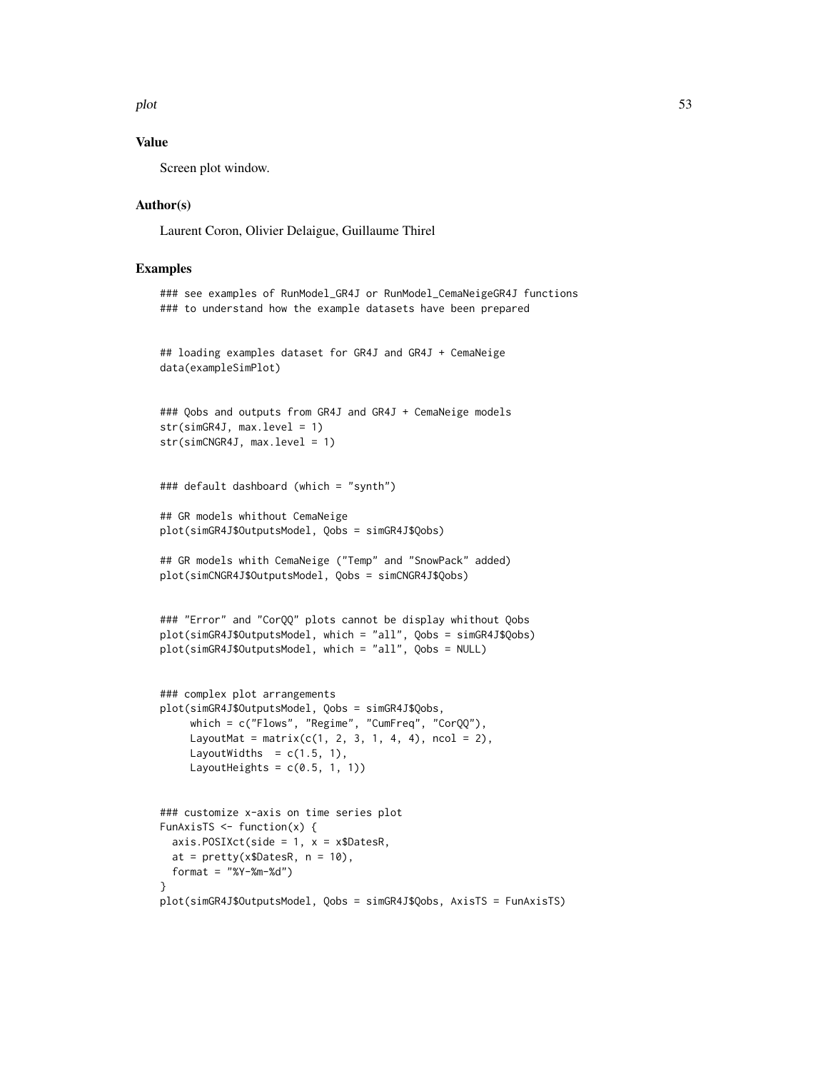## Value

Screen plot window.

## Author(s)

Laurent Coron, Olivier Delaigue, Guillaume Thirel

## Examples

```
### see examples of RunModel_GR4J or RunModel_CemaNeigeGR4J functions
### to understand how the example datasets have been prepared


## loading examples dataset for GR4J and GR4J + CemaNeige
data(exampleSimPlot)


### Qobs and outputs from GR4J and GR4J + CemaNeige models
str(simGR4J, max.level = 1)
str(simCNGR4J, max.level = 1)


### default dashboard (which = "synth")

## GR models whithout CemaNeige
plot(simGR4J$OutputsModel, Qobs = simGR4J$Qobs)

## GR models whith CemaNeige ("Temp" and "SnowPack" added)
plot(simCNGR4J$OutputsModel, Qobs = simCNGR4J$Qobs)


### "Error" and "CorQQ" plots cannot be display whithout Qobs
plot(simGR4J$OutputsModel, which = "all", Qobs = simGR4J$Qobs)
plot(simGR4J$OutputsModel, which = "all", Qobs = NULL)


### complex plot arrangements
plot(simGR4J$OutputsModel, Qobs = simGR4J$Qobs,
     which = c("Flows", "Regime", "CumFreq", "CorQQ"),
     LayoutMat = matrix(c(1, 2, 3, 1, 4, 4), ncol = 2),
     LayoutWidths  = c(1.5, 1),
     LayoutHeights = c(0.5, 1, 1))


### customize x-axis on time series plot
FunAxisTS <- function(x) {
  axis.POSIXct(side = 1, x = x$DatesR,
  at = pretty(x$DatesR, n = 10),
  format = "%Y-%m-%d")
}
plot(simGR4J$OutputsModel, Qobs = simGR4J$Qobs, AxisTS = FunAxisTS)
```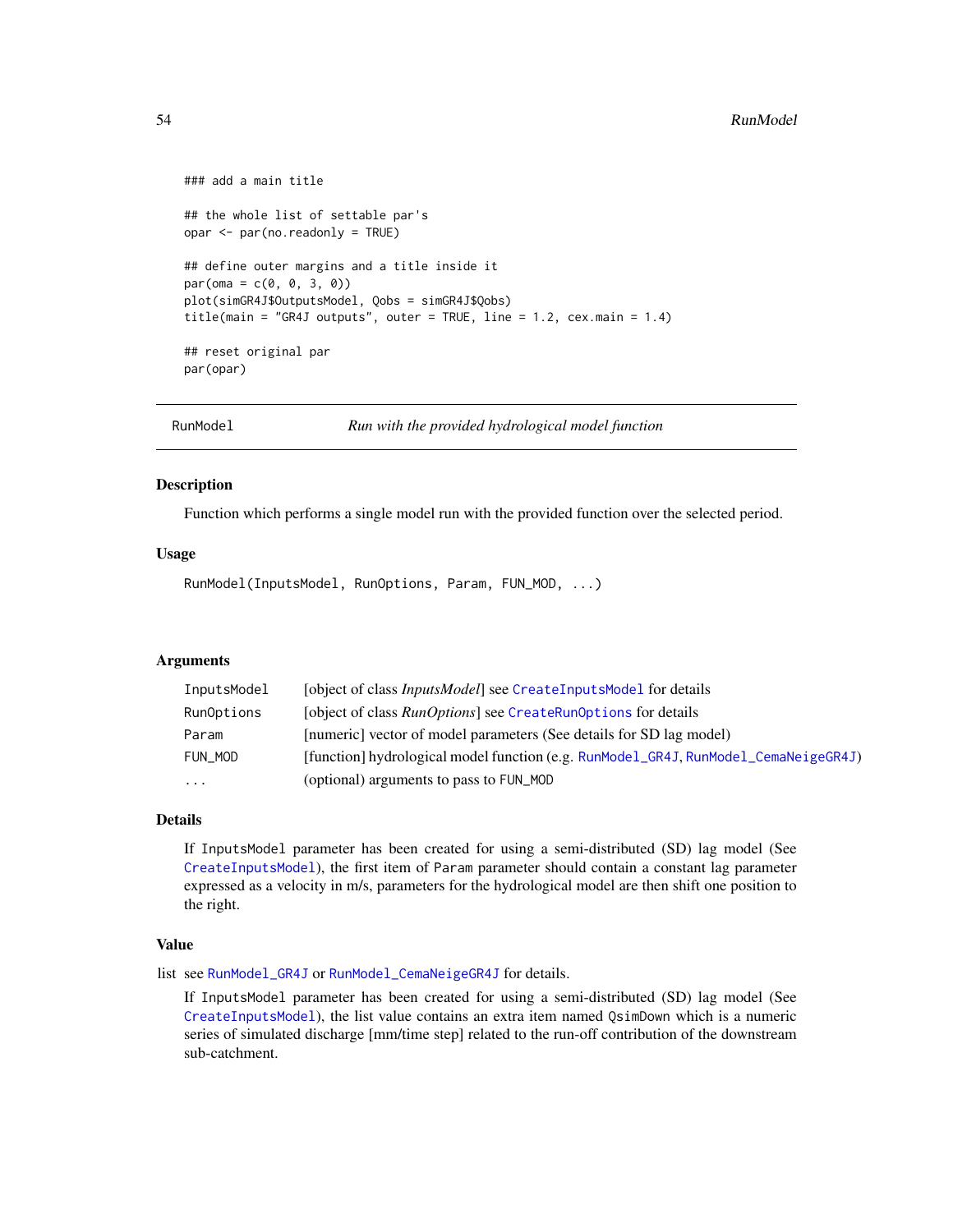```
### add a main title

## the whole list of settable par's
opar <- par(no.readonly = TRUE)

## define outer margins and a title inside it
par(oma = c(0, 0, 3, 0))
plot(simGR4J$OutputsModel, Qobs = simGR4J$Qobs)
title(main = "GR4J outputs", outer = TRUE, line = 1.2, cex.main = 1.4)

## reset original par
par(opar)
```

---

RunModel — *Run with the provided hydrological model function*

---

## Description

Function which performs a single model run with the provided function over the selected period.

## Usage

```
RunModel(InputsModel, RunOptions, Param, FUN_MOD, ...)
```

## Arguments

| | |
|---|---|
| `InputsModel` | [object of class *InputsModel*] see `CreateInputsModel` for details |
| `RunOptions` | [object of class *RunOptions*] see `CreateRunOptions` for details |
| `Param` | [numeric] vector of model parameters (See details for SD lag model) |
| `FUN_MOD` | [function] hydrological model function (e.g. `RunModel_GR4J`, `RunModel_CemaNeigeGR4J`) |
| `...` | (optional) arguments to pass to `FUN_MOD` |

## Details

If `InputsModel` parameter has been created for using a semi-distributed (SD) lag model (See `CreateInputsModel`), the first item of `Param` parameter should contain a constant lag parameter expressed as a velocity in m/s, parameters for the hydrological model are then shift one position to the right.

## Value

list see `RunModel_GR4J` or `RunModel_CemaNeigeGR4J` for details.

If `InputsModel` parameter has been created for using a semi-distributed (SD) lag model (See `CreateInputsModel`), the list value contains an extra item named `QsimDown` which is a numeric series of simulated discharge [mm/time step] related to the run-off contribution of the downstream sub-catchment.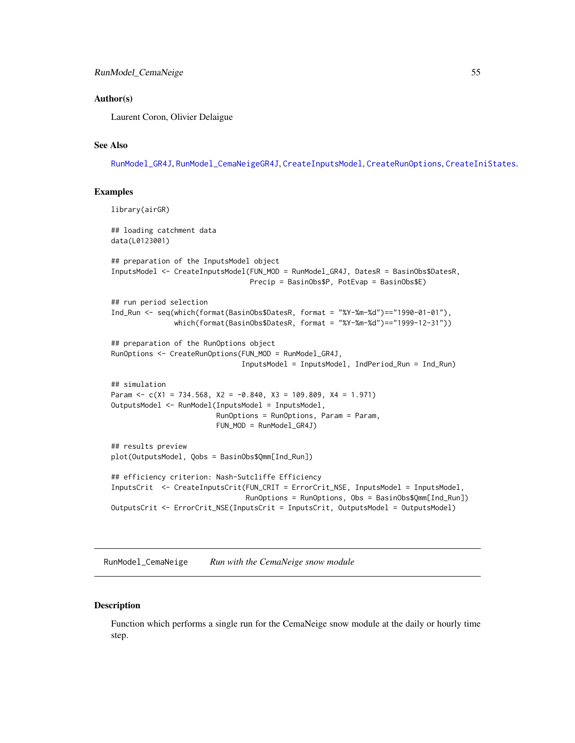### Author(s)

Laurent Coron, Olivier Delaigue

### See Also

RunModel_GR4J, RunModel_CemaNeigeGR4J, CreateInputsModel, CreateRunOptions, CreateIniStates.

### Examples

```
library(airGR)

## loading catchment data
data(L0123001)

## preparation of the InputsModel object
InputsModel <- CreateInputsModel(FUN_MOD = RunModel_GR4J, DatesR = BasinObs$DatesR,
                                 Precip = BasinObs$P, PotEvap = BasinObs$E)

## run period selection
Ind_Run <- seq(which(format(BasinObs$DatesR, format = "%Y-%m-%d")=="1990-01-01"),
               which(format(BasinObs$DatesR, format = "%Y-%m-%d")=="1999-12-31"))

## preparation of the RunOptions object
RunOptions <- CreateRunOptions(FUN_MOD = RunModel_GR4J,
                               InputsModel = InputsModel, IndPeriod_Run = Ind_Run)

## simulation
Param <- c(X1 = 734.568, X2 = -0.840, X3 = 109.809, X4 = 1.971)
OutputsModel <- RunModel(InputsModel = InputsModel,
                         RunOptions = RunOptions, Param = Param,
                         FUN_MOD = RunModel_GR4J)

## results preview
plot(OutputsModel, Qobs = BasinObs$Qmm[Ind_Run])

## efficiency criterion: Nash-Sutcliffe Efficiency
InputsCrit  <- CreateInputsCrit(FUN_CRIT = ErrorCrit_NSE, InputsModel = InputsModel,
                                RunOptions = RunOptions, Obs = BasinObs$Qmm[Ind_Run])
OutputsCrit <- ErrorCrit_NSE(InputsCrit = InputsCrit, OutputsModel = OutputsModel)
```

---

## RunModel_CemaNeige *Run with the CemaNeige snow module*

### Description

Function which performs a single run for the CemaNeige snow module at the daily or hourly time step.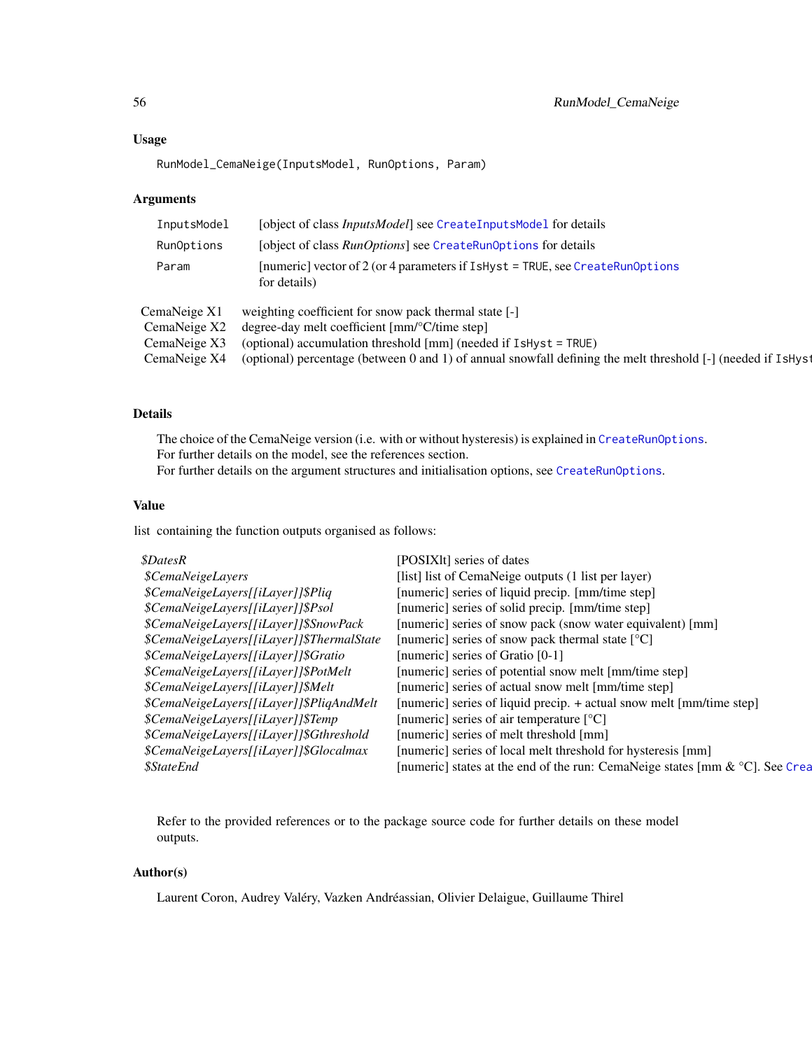### Usage

```
RunModel_CemaNeige(InputsModel, RunOptions, Param)
```

### Arguments

| | |
|---|---|
| InputsModel | [object of class *InputsModel*] see CreateInputsModel for details |
| RunOptions | [object of class *RunOptions*] see CreateRunOptions for details |
| Param | [numeric] vector of 2 (or 4 parameters if IsHyst = TRUE, see CreateRunOptions for details) |

| | |
|---|---|
| CemaNeige X1 | weighting coefficient for snow pack thermal state [-] |
| CemaNeige X2 | degree-day melt coefficient [mm/°C/time step] |
| CemaNeige X3 | (optional) accumulation threshold [mm] (needed if IsHyst = TRUE) |
| CemaNeige X4 | (optional) percentage (between 0 and 1) of annual snowfall defining the melt threshold [-] (needed if IsHyst |

### Details

The choice of the CemaNeige version (i.e. with or without hysteresis) is explained in CreateRunOptions.
For further details on the model, see the references section.
For further details on the argument structures and initialisation options, see CreateRunOptions.

### Value

list containing the function outputs organised as follows:

| | |
|---|---|
| *$DatesR* | [POSIXlt] series of dates |
| *$CemaNeigeLayers* | [list] list of CemaNeige outputs (1 list per layer) |
| *$CemaNeigeLayers[[iLayer]]$Pliq* | [numeric] series of liquid precip. [mm/time step] |
| *$CemaNeigeLayers[[iLayer]]$Psol* | [numeric] series of solid precip. [mm/time step] |
| *$CemaNeigeLayers[[iLayer]]$SnowPack* | [numeric] series of snow pack (snow water equivalent) [mm] |
| *$CemaNeigeLayers[[iLayer]]$ThermalState* | [numeric] series of snow pack thermal state [°C] |
| *$CemaNeigeLayers[[iLayer]]$Gratio* | [numeric] series of Gratio [0-1] |
| *$CemaNeigeLayers[[iLayer]]$PotMelt* | [numeric] series of potential snow melt [mm/time step] |
| *$CemaNeigeLayers[[iLayer]]$Melt* | [numeric] series of actual snow melt [mm/time step] |
| *$CemaNeigeLayers[[iLayer]]$PliqAndMelt* | [numeric] series of liquid precip. + actual snow melt [mm/time step] |
| *$CemaNeigeLayers[[iLayer]]$Temp* | [numeric] series of air temperature [°C] |
| *$CemaNeigeLayers[[iLayer]]$Gthreshold* | [numeric] series of melt threshold [mm] |
| *$CemaNeigeLayers[[iLayer]]$Glocalmax* | [numeric] series of local melt threshold for hysteresis [mm] |
| *$StateEnd* | [numeric] states at the end of the run: CemaNeige states [mm & °C]. See Crea |

Refer to the provided references or to the package source code for further details on these model outputs.

### Author(s)

Laurent Coron, Audrey Valéry, Vazken Andréassian, Olivier Delaigue, Guillaume Thirel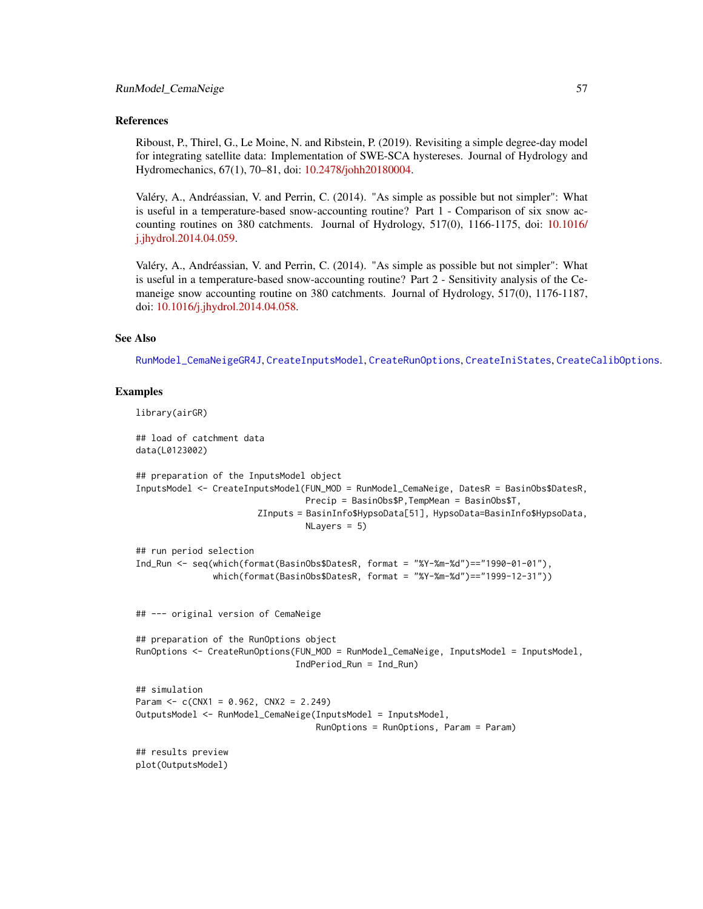## References

Riboust, P., Thirel, G., Le Moine, N. and Ribstein, P. (2019). Revisiting a simple degree-day model for integrating satellite data: Implementation of SWE-SCA hystereses. Journal of Hydrology and Hydromechanics, 67(1), 70–81, doi: 10.2478/johh20180004.

Valéry, A., Andréassian, V. and Perrin, C. (2014). "As simple as possible but not simpler": What is useful in a temperature-based snow-accounting routine? Part 1 - Comparison of six snow accounting routines on 380 catchments. Journal of Hydrology, 517(0), 1166-1175, doi: 10.1016/j.jhydrol.2014.04.059.

Valéry, A., Andréassian, V. and Perrin, C. (2014). "As simple as possible but not simpler": What is useful in a temperature-based snow-accounting routine? Part 2 - Sensitivity analysis of the Cemaneige snow accounting routine on 380 catchments. Journal of Hydrology, 517(0), 1176-1187, doi: 10.1016/j.jhydrol.2014.04.058.

## See Also

RunModel_CemaNeigeGR4J, CreateInputsModel, CreateRunOptions, CreateIniStates, CreateCalibOptions.

## Examples

```
library(airGR)

## load of catchment data
data(L0123002)

## preparation of the InputsModel object
InputsModel <- CreateInputsModel(FUN_MOD = RunModel_CemaNeige, DatesR = BasinObs$DatesR,
                                 Precip = BasinObs$P,TempMean = BasinObs$T,
                       ZInputs = BasinInfo$HypsoData[51], HypsoData=BasinInfo$HypsoData,
                                 NLayers = 5)

## run period selection
Ind_Run <- seq(which(format(BasinObs$DatesR, format = "%Y-%m-%d")=="1990-01-01"),
               which(format(BasinObs$DatesR, format = "%Y-%m-%d")=="1999-12-31"))


## --- original version of CemaNeige

## preparation of the RunOptions object
RunOptions <- CreateRunOptions(FUN_MOD = RunModel_CemaNeige, InputsModel = InputsModel,
                               IndPeriod_Run = Ind_Run)

## simulation
Param <- c(CNX1 = 0.962, CNX2 = 2.249)
OutputsModel <- RunModel_CemaNeige(InputsModel = InputsModel,
                                   RunOptions = RunOptions, Param = Param)

## results preview
plot(OutputsModel)
```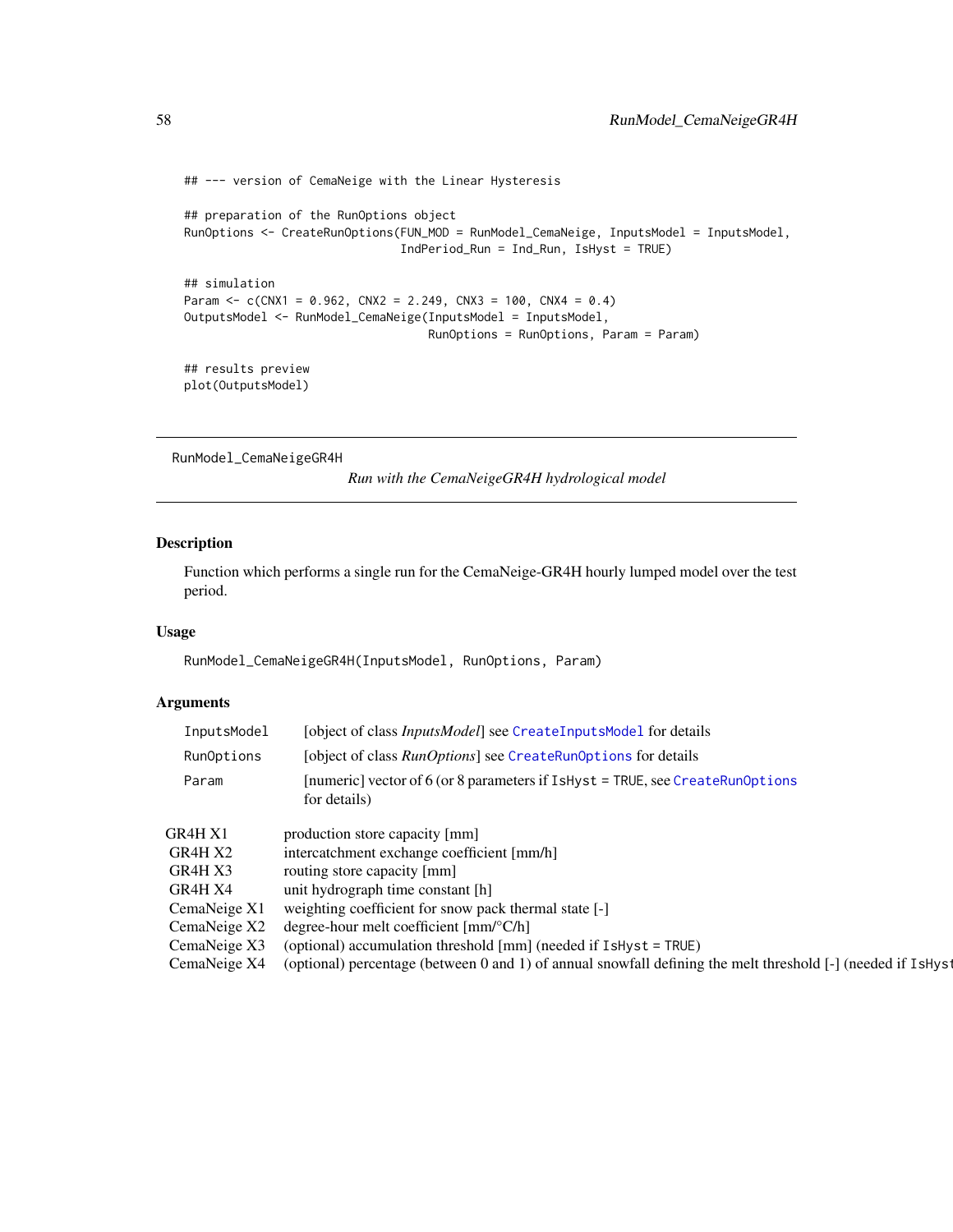```
## --- version of CemaNeige with the Linear Hysteresis

## preparation of the RunOptions object
RunOptions <- CreateRunOptions(FUN_MOD = RunModel_CemaNeige, InputsModel = InputsModel,
                               IndPeriod_Run = Ind_Run, IsHyst = TRUE)

## simulation
Param <- c(CNX1 = 0.962, CNX2 = 2.249, CNX3 = 100, CNX4 = 0.4)
OutputsModel <- RunModel_CemaNeige(InputsModel = InputsModel,
                                   RunOptions = RunOptions, Param = Param)

## results preview
plot(OutputsModel)
```

---

RunModel_CemaNeigeGR4H *Run with the CemaNeigeGR4H hydrological model*

---

## Description

Function which performs a single run for the CemaNeige-GR4H hourly lumped model over the test period.

## Usage

```
RunModel_CemaNeigeGR4H(InputsModel, RunOptions, Param)
```

## Arguments

| | |
|---|---|
| InputsModel | [object of class *InputsModel*] see CreateInputsModel for details |
| RunOptions | [object of class *RunOptions*] see CreateRunOptions for details |
| Param | [numeric] vector of 6 (or 8 parameters if IsHyst = TRUE, see CreateRunOptions for details) |

| | |
|---|---|
| GR4H X1 | production store capacity [mm] |
| GR4H X2 | intercatchment exchange coefficient [mm/h] |
| GR4H X3 | routing store capacity [mm] |
| GR4H X4 | unit hydrograph time constant [h] |
| CemaNeige X1 | weighting coefficient for snow pack thermal state [-] |
| CemaNeige X2 | degree-hour melt coefficient [mm/°C/h] |
| CemaNeige X3 | (optional) accumulation threshold [mm] (needed if IsHyst = TRUE) |
| CemaNeige X4 | (optional) percentage (between 0 and 1) of annual snowfall defining the melt threshold [-] (needed if IsHyst |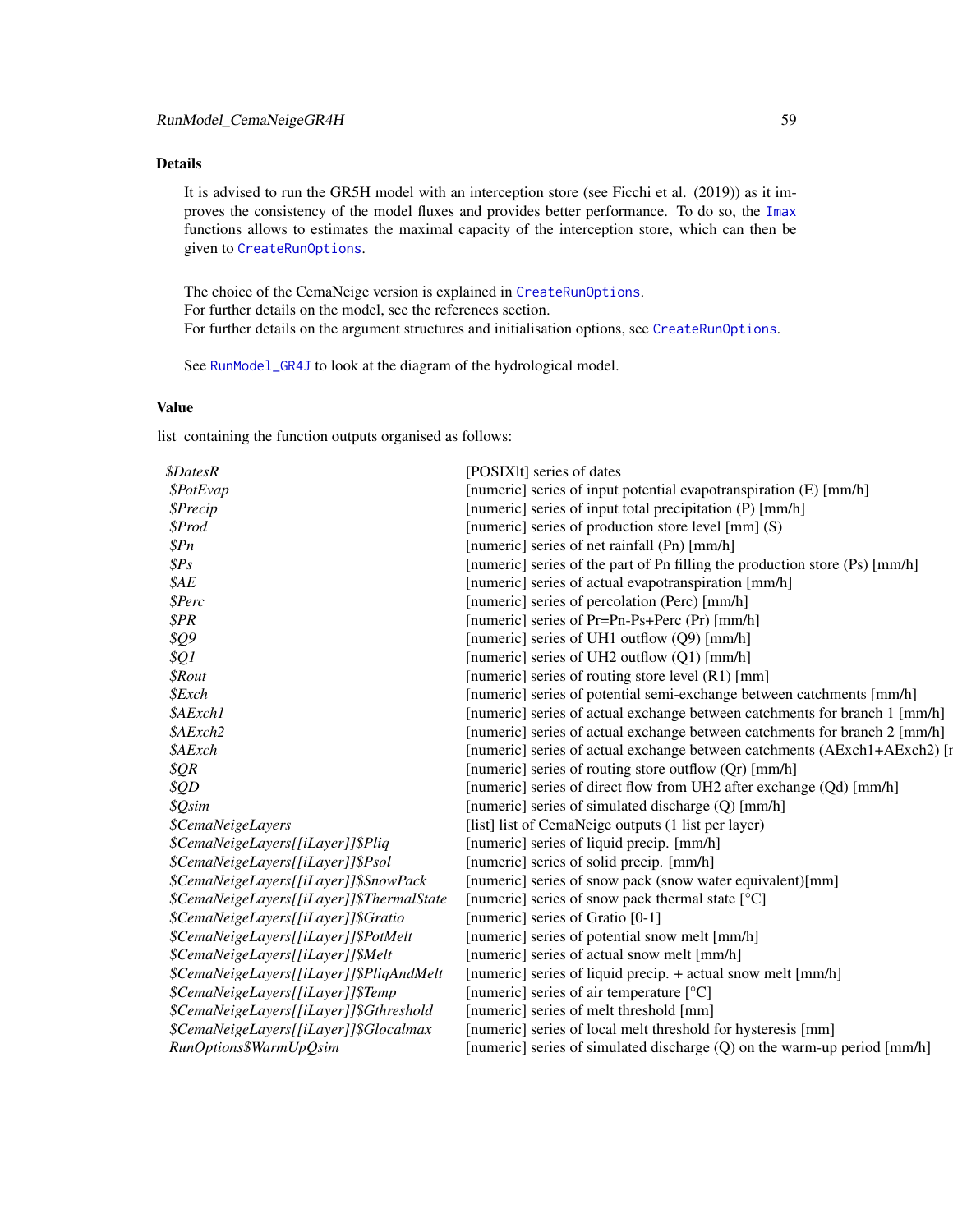## Details

It is advised to run the GR5H model with an interception store (see Ficchi et al. (2019)) as it improves the consistency of the model fluxes and provides better performance. To do so, the Imax functions allows to estimates the maximal capacity of the interception store, which can then be given to CreateRunOptions.

The choice of the CemaNeige version is explained in CreateRunOptions.
For further details on the model, see the references section.
For further details on the argument structures and initialisation options, see CreateRunOptions.

See RunModel_GR4J to look at the diagram of the hydrological model.

## Value

list containing the function outputs organised as follows:

| | |
|---|---|
| *$DatesR* | [POSIXlt] series of dates |
| *$PotEvap* | [numeric] series of input potential evapotranspiration (E) [mm/h] |
| *$Precip* | [numeric] series of input total precipitation (P) [mm/h] |
| *$Prod* | [numeric] series of production store level [mm] (S) |
| *$Pn* | [numeric] series of net rainfall (Pn) [mm/h] |
| *$Ps* | [numeric] series of the part of Pn filling the production store (Ps) [mm/h] |
| *$AE* | [numeric] series of actual evapotranspiration [mm/h] |
| *$Perc* | [numeric] series of percolation (Perc) [mm/h] |
| *$PR* | [numeric] series of Pr=Pn-Ps+Perc (Pr) [mm/h] |
| *$Q9* | [numeric] series of UH1 outflow (Q9) [mm/h] |
| *$Q1* | [numeric] series of UH2 outflow (Q1) [mm/h] |
| *$Rout* | [numeric] series of routing store level (R1) [mm] |
| *$Exch* | [numeric] series of potential semi-exchange between catchments [mm/h] |
| *$AExch1* | [numeric] series of actual exchange between catchments for branch 1 [mm/h] |
| *$AExch2* | [numeric] series of actual exchange between catchments for branch 2 [mm/h] |
| *$AExch* | [numeric] series of actual exchange between catchments (AExch1+AExch2) [r |
| *$QR* | [numeric] series of routing store outflow (Qr) [mm/h] |
| *$QD* | [numeric] series of direct flow from UH2 after exchange (Qd) [mm/h] |
| *$Qsim* | [numeric] series of simulated discharge (Q) [mm/h] |
| *$CemaNeigeLayers* | [list] list of CemaNeige outputs (1 list per layer) |
| *$CemaNeigeLayers[[iLayer]]$Pliq* | [numeric] series of liquid precip. [mm/h] |
| *$CemaNeigeLayers[[iLayer]]$Psol* | [numeric] series of solid precip. [mm/h] |
| *$CemaNeigeLayers[[iLayer]]$SnowPack* | [numeric] series of snow pack (snow water equivalent)[mm] |
| *$CemaNeigeLayers[[iLayer]]$ThermalState* | [numeric] series of snow pack thermal state [°C] |
| *$CemaNeigeLayers[[iLayer]]$Gratio* | [numeric] series of Gratio [0-1] |
| *$CemaNeigeLayers[[iLayer]]$PotMelt* | [numeric] series of potential snow melt [mm/h] |
| *$CemaNeigeLayers[[iLayer]]$Melt* | [numeric] series of actual snow melt [mm/h] |
| *$CemaNeigeLayers[[iLayer]]$PliqAndMelt* | [numeric] series of liquid precip. + actual snow melt [mm/h] |
| *$CemaNeigeLayers[[iLayer]]$Temp* | [numeric] series of air temperature [°C] |
| *$CemaNeigeLayers[[iLayer]]$Gthreshold* | [numeric] series of melt threshold [mm] |
| *$CemaNeigeLayers[[iLayer]]$Glocalmax* | [numeric] series of local melt threshold for hysteresis [mm] |
| *RunOptions$WarmUpQsim* | [numeric] series of simulated discharge (Q) on the warm-up period [mm/h] |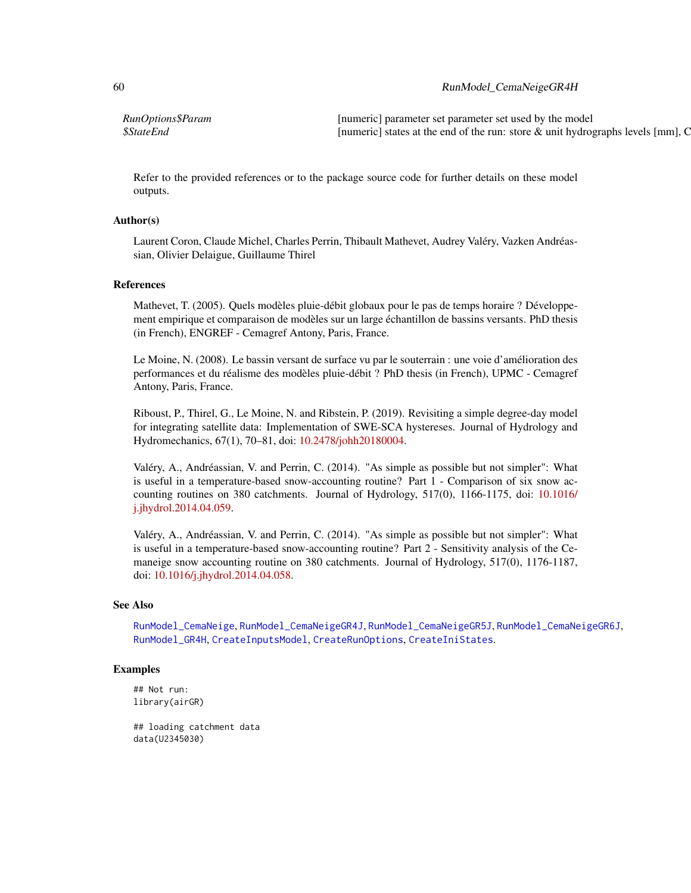| | |
|---|---|
| *RunOptions$Param* | [numeric] parameter set parameter set used by the model |
| *$StateEnd* | [numeric] states at the end of the run: store & unit hydrographs levels [mm], C |

Refer to the provided references or to the package source code for further details on these model outputs.

### Author(s)

Laurent Coron, Claude Michel, Charles Perrin, Thibault Mathevet, Audrey Valéry, Vazken Andréassian, Olivier Delaigue, Guillaume Thirel

### References

Mathevet, T. (2005). Quels modèles pluie-débit globaux pour le pas de temps horaire ? Développement empirique et comparaison de modèles sur un large échantillon de bassins versants. PhD thesis (in French), ENGREF - Cemagref Antony, Paris, France.

Le Moine, N. (2008). Le bassin versant de surface vu par le souterrain : une voie d'amélioration des performances et du réalisme des modèles pluie-débit ? PhD thesis (in French), UPMC - Cemagref Antony, Paris, France.

Riboust, P., Thirel, G., Le Moine, N. and Ribstein, P. (2019). Revisiting a simple degree-day model for integrating satellite data: Implementation of SWE-SCA hystereses. Journal of Hydrology and Hydromechanics, 67(1), 70–81, doi: 10.2478/johh20180004.

Valéry, A., Andréassian, V. and Perrin, C. (2014). "As simple as possible but not simpler": What is useful in a temperature-based snow-accounting routine? Part 1 - Comparison of six snow accounting routines on 380 catchments. Journal of Hydrology, 517(0), 1166-1175, doi: 10.1016/j.jhydrol.2014.04.059.

Valéry, A., Andréassian, V. and Perrin, C. (2014). "As simple as possible but not simpler": What is useful in a temperature-based snow-accounting routine? Part 2 - Sensitivity analysis of the Cemaneige snow accounting routine on 380 catchments. Journal of Hydrology, 517(0), 1176-1187, doi: 10.1016/j.jhydrol.2014.04.058.

### See Also

RunModel_CemaNeige, RunModel_CemaNeigeGR4J, RunModel_CemaNeigeGR5J, RunModel_CemaNeigeGR6J, RunModel_GR4H, CreateInputsModel, CreateRunOptions, CreateIniStates.

### Examples

```
## Not run:
library(airGR)

## loading catchment data
data(U2345030)
```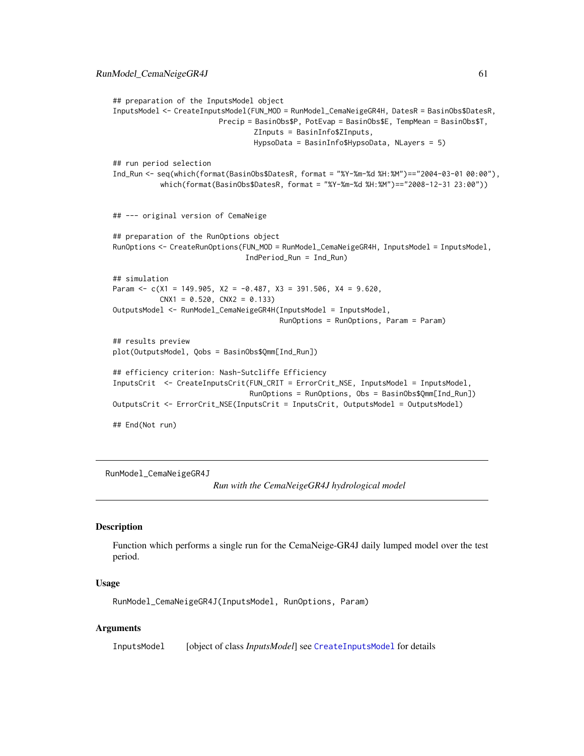```
## preparation of the InputsModel object
InputsModel <- CreateInputsModel(FUN_MOD = RunModel_CemaNeigeGR4H, DatesR = BasinObs$DatesR,
                         Precip = BasinObs$P, PotEvap = BasinObs$E, TempMean = BasinObs$T,
                                 ZInputs = BasinInfo$ZInputs,
                                 HypsoData = BasinInfo$HypsoData, NLayers = 5)

## run period selection
Ind_Run <- seq(which(format(BasinObs$DatesR, format = "%Y-%m-%d %H:%M")=="2004-03-01 00:00"),
           which(format(BasinObs$DatesR, format = "%Y-%m-%d %H:%M")=="2008-12-31 23:00"))


## --- original version of CemaNeige

## preparation of the RunOptions object
RunOptions <- CreateRunOptions(FUN_MOD = RunModel_CemaNeigeGR4H, InputsModel = InputsModel,
                               IndPeriod_Run = Ind_Run)

## simulation
Param <- c(X1 = 149.905, X2 = -0.487, X3 = 391.506, X4 = 9.620,
           CNX1 = 0.520, CNX2 = 0.133)
OutputsModel <- RunModel_CemaNeigeGR4H(InputsModel = InputsModel,
                                       RunOptions = RunOptions, Param = Param)

## results preview
plot(OutputsModel, Qobs = BasinObs$Qmm[Ind_Run])

## efficiency criterion: Nash-Sutcliffe Efficiency
InputsCrit  <- CreateInputsCrit(FUN_CRIT = ErrorCrit_NSE, InputsModel = InputsModel,
                                RunOptions = RunOptions, Obs = BasinObs$Qmm[Ind_Run])
OutputsCrit <- ErrorCrit_NSE(InputsCrit = InputsCrit, OutputsModel = OutputsModel)

## End(Not run)
```

## RunModel_CemaNeigeGR4J

*Run with the CemaNeigeGR4J hydrological model*

### Description

Function which performs a single run for the CemaNeige-GR4J daily lumped model over the test period.

### Usage

```
RunModel_CemaNeigeGR4J(InputsModel, RunOptions, Param)
```

### Arguments

InputsModel [object of class *InputsModel*] see CreateInputsModel for details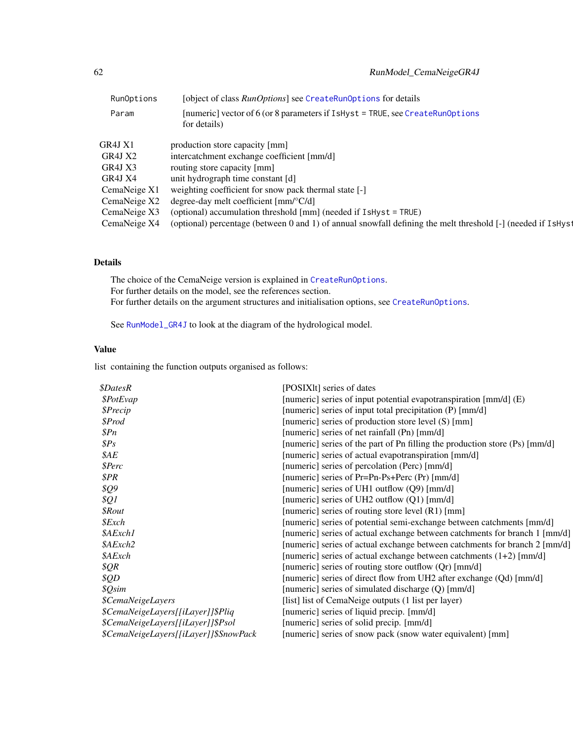| | |
|---|---|
| RunOptions | [object of class *RunOptions*] see `CreateRunOptions` for details |
| Param | [numeric] vector of 6 (or 8 parameters if `IsHyst = TRUE`, see `CreateRunOptions` for details) |

| | |
|---|---|
| GR4J X1 | production store capacity [mm] |
| GR4J X2 | intercatchment exchange coefficient [mm/d] |
| GR4J X3 | routing store capacity [mm] |
| GR4J X4 | unit hydrograph time constant [d] |
| CemaNeige X1 | weighting coefficient for snow pack thermal state [-] |
| CemaNeige X2 | degree-day melt coefficient [mm/°C/d] |
| CemaNeige X3 | (optional) accumulation threshold [mm] (needed if `IsHyst = TRUE`) |
| CemaNeige X4 | (optional) percentage (between 0 and 1) of annual snowfall defining the melt threshold [-] (needed if `IsHyst` |

## Details

The choice of the CemaNeige version is explained in `CreateRunOptions`.
For further details on the model, see the references section.
For further details on the argument structures and initialisation options, see `CreateRunOptions`.

See `RunModel_GR4J` to look at the diagram of the hydrological model.

## Value

list containing the function outputs organised as follows:

| | |
|---|---|
| *$DatesR* | [POSIXlt] series of dates |
| *$PotEvap* | [numeric] series of input potential evapotranspiration [mm/d] (E) |
| *$Precip* | [numeric] series of input total precipitation (P) [mm/d] |
| *$Prod* | [numeric] series of production store level (S) [mm] |
| *$Pn* | [numeric] series of net rainfall (Pn) [mm/d] |
| *$Ps* | [numeric] series of the part of Pn filling the production store (Ps) [mm/d] |
| *$AE* | [numeric] series of actual evapotranspiration [mm/d] |
| *$Perc* | [numeric] series of percolation (Perc) [mm/d] |
| *$PR* | [numeric] series of Pr=Pn-Ps+Perc (Pr) [mm/d] |
| *$Q9* | [numeric] series of UH1 outflow (Q9) [mm/d] |
| *$Q1* | [numeric] series of UH2 outflow (Q1) [mm/d] |
| *$Rout* | [numeric] series of routing store level (R1) [mm] |
| *$Exch* | [numeric] series of potential semi-exchange between catchments [mm/d] |
| *$AExch1* | [numeric] series of actual exchange between catchments for branch 1 [mm/d] |
| *$AExch2* | [numeric] series of actual exchange between catchments for branch 2 [mm/d] |
| *$AExch* | [numeric] series of actual exchange between catchments (1+2) [mm/d] |
| *$QR* | [numeric] series of routing store outflow (Qr) [mm/d] |
| *$QD* | [numeric] series of direct flow from UH2 after exchange (Qd) [mm/d] |
| *$Qsim* | [numeric] series of simulated discharge (Q) [mm/d] |
| *$CemaNeigeLayers* | [list] list of CemaNeige outputs (1 list per layer) |
| *$CemaNeigeLayers[[iLayer]]$Pliq* | [numeric] series of liquid precip. [mm/d] |
| *$CemaNeigeLayers[[iLayer]]$Psol* | [numeric] series of solid precip. [mm/d] |
| *$CemaNeigeLayers[[iLayer]]$SnowPack* | [numeric] series of snow pack (snow water equivalent) [mm] |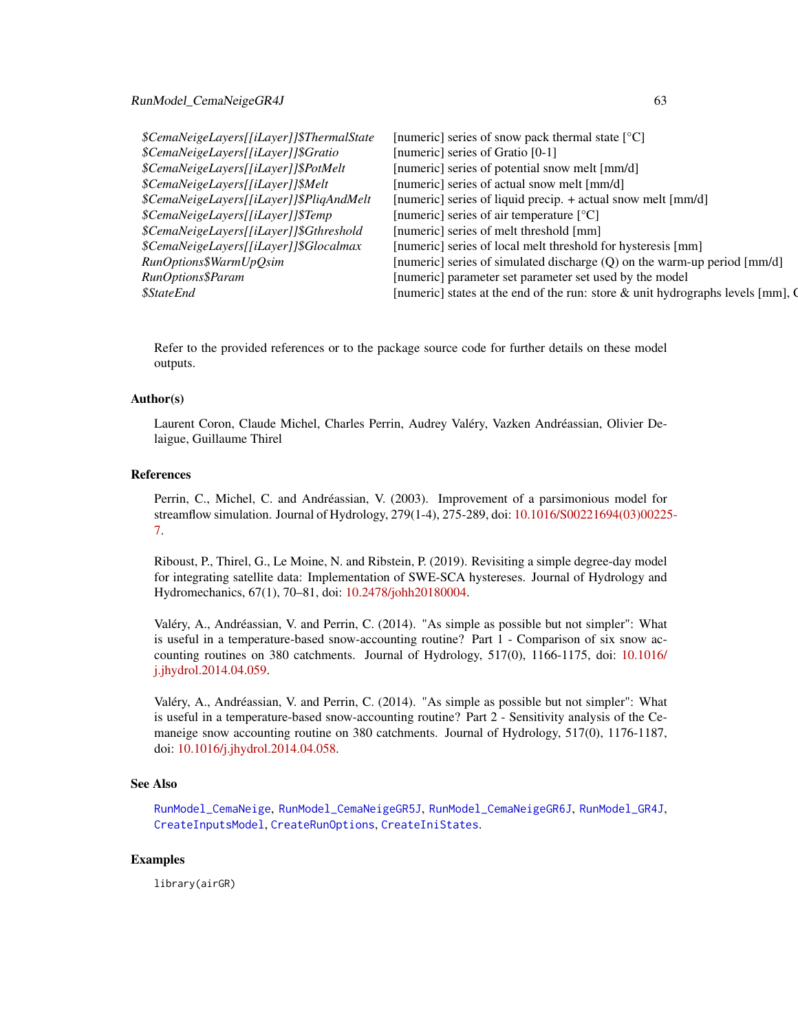| | |
|---|---|
| *$CemaNeigeLayers[[iLayer]]$ThermalState* | [numeric] series of snow pack thermal state [°C] |
| *$CemaNeigeLayers[[iLayer]]$Gratio* | [numeric] series of Gratio [0-1] |
| *$CemaNeigeLayers[[iLayer]]$PotMelt* | [numeric] series of potential snow melt [mm/d] |
| *$CemaNeigeLayers[[iLayer]]$Melt* | [numeric] series of actual snow melt [mm/d] |
| *$CemaNeigeLayers[[iLayer]]$PliqAndMelt* | [numeric] series of liquid precip. + actual snow melt [mm/d] |
| *$CemaNeigeLayers[[iLayer]]$Temp* | [numeric] series of air temperature [°C] |
| *$CemaNeigeLayers[[iLayer]]$Gthreshold* | [numeric] series of melt threshold [mm] |
| *$CemaNeigeLayers[[iLayer]]$Glocalmax* | [numeric] series of local melt threshold for hysteresis [mm] |
| *RunOptions$WarmUpQsim* | [numeric] series of simulated discharge (Q) on the warm-up period [mm/d] |
| *RunOptions$Param* | [numeric] parameter set parameter set used by the model |
| *$StateEnd* | [numeric] states at the end of the run: store & unit hydrographs levels [mm], C |

Refer to the provided references or to the package source code for further details on these model outputs.

## Author(s)

Laurent Coron, Claude Michel, Charles Perrin, Audrey Valéry, Vazken Andréassian, Olivier Delaigue, Guillaume Thirel

## References

Perrin, C., Michel, C. and Andréassian, V. (2003). Improvement of a parsimonious model for streamflow simulation. Journal of Hydrology, 279(1-4), 275-289, doi: 10.1016/S00221694(03)00225-7.

Riboust, P., Thirel, G., Le Moine, N. and Ribstein, P. (2019). Revisiting a simple degree-day model for integrating satellite data: Implementation of SWE-SCA hystereses. Journal of Hydrology and Hydromechanics, 67(1), 70–81, doi: 10.2478/johh20180004.

Valéry, A., Andréassian, V. and Perrin, C. (2014). "As simple as possible but not simpler": What is useful in a temperature-based snow-accounting routine? Part 1 - Comparison of six snow accounting routines on 380 catchments. Journal of Hydrology, 517(0), 1166-1175, doi: 10.1016/j.jhydrol.2014.04.059.

Valéry, A., Andréassian, V. and Perrin, C. (2014). "As simple as possible but not simpler": What is useful in a temperature-based snow-accounting routine? Part 2 - Sensitivity analysis of the Cemaneige snow accounting routine on 380 catchments. Journal of Hydrology, 517(0), 1176-1187, doi: 10.1016/j.jhydrol.2014.04.058.

## See Also

RunModel_CemaNeige, RunModel_CemaNeigeGR5J, RunModel_CemaNeigeGR6J, RunModel_GR4J, CreateInputsModel, CreateRunOptions, CreateIniStates.

## Examples

```
library(airGR)
```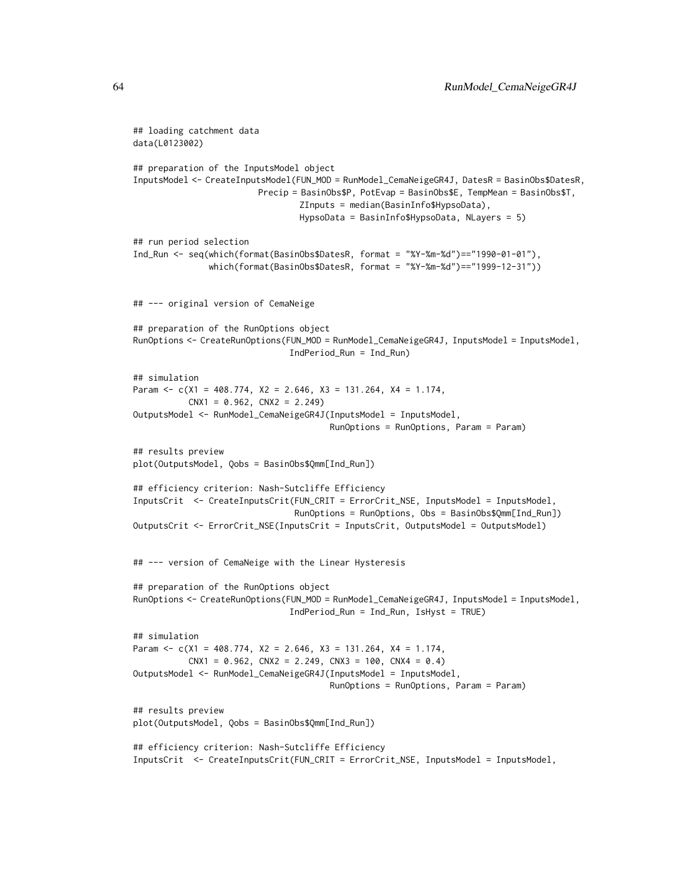```
## loading catchment data
data(L0123002)

## preparation of the InputsModel object
InputsModel <- CreateInputsModel(FUN_MOD = RunModel_CemaNeigeGR4J, DatesR = BasinObs$DatesR,
                         Precip = BasinObs$P, PotEvap = BasinObs$E, TempMean = BasinObs$T,
                                 ZInputs = median(BasinInfo$HypsoData),
                                 HypsoData = BasinInfo$HypsoData, NLayers = 5)

## run period selection
Ind_Run <- seq(which(format(BasinObs$DatesR, format = "%Y-%m-%d")=="1990-01-01"),
               which(format(BasinObs$DatesR, format = "%Y-%m-%d")=="1999-12-31"))


## --- original version of CemaNeige

## preparation of the RunOptions object
RunOptions <- CreateRunOptions(FUN_MOD = RunModel_CemaNeigeGR4J, InputsModel = InputsModel,
                               IndPeriod_Run = Ind_Run)

## simulation
Param <- c(X1 = 408.774, X2 = 2.646, X3 = 131.264, X4 = 1.174,
           CNX1 = 0.962, CNX2 = 2.249)
OutputsModel <- RunModel_CemaNeigeGR4J(InputsModel = InputsModel,
                                       RunOptions = RunOptions, Param = Param)

## results preview
plot(OutputsModel, Qobs = BasinObs$Qmm[Ind_Run])

## efficiency criterion: Nash-Sutcliffe Efficiency
InputsCrit  <- CreateInputsCrit(FUN_CRIT = ErrorCrit_NSE, InputsModel = InputsModel,
                                RunOptions = RunOptions, Obs = BasinObs$Qmm[Ind_Run])
OutputsCrit <- ErrorCrit_NSE(InputsCrit = InputsCrit, OutputsModel = OutputsModel)


## --- version of CemaNeige with the Linear Hysteresis

## preparation of the RunOptions object
RunOptions <- CreateRunOptions(FUN_MOD = RunModel_CemaNeigeGR4J, InputsModel = InputsModel,
                               IndPeriod_Run = Ind_Run, IsHyst = TRUE)

## simulation
Param <- c(X1 = 408.774, X2 = 2.646, X3 = 131.264, X4 = 1.174,
           CNX1 = 0.962, CNX2 = 2.249, CNX3 = 100, CNX4 = 0.4)
OutputsModel <- RunModel_CemaNeigeGR4J(InputsModel = InputsModel,
                                       RunOptions = RunOptions, Param = Param)

## results preview
plot(OutputsModel, Qobs = BasinObs$Qmm[Ind_Run])

## efficiency criterion: Nash-Sutcliffe Efficiency
InputsCrit  <- CreateInputsCrit(FUN_CRIT = ErrorCrit_NSE, InputsModel = InputsModel,
```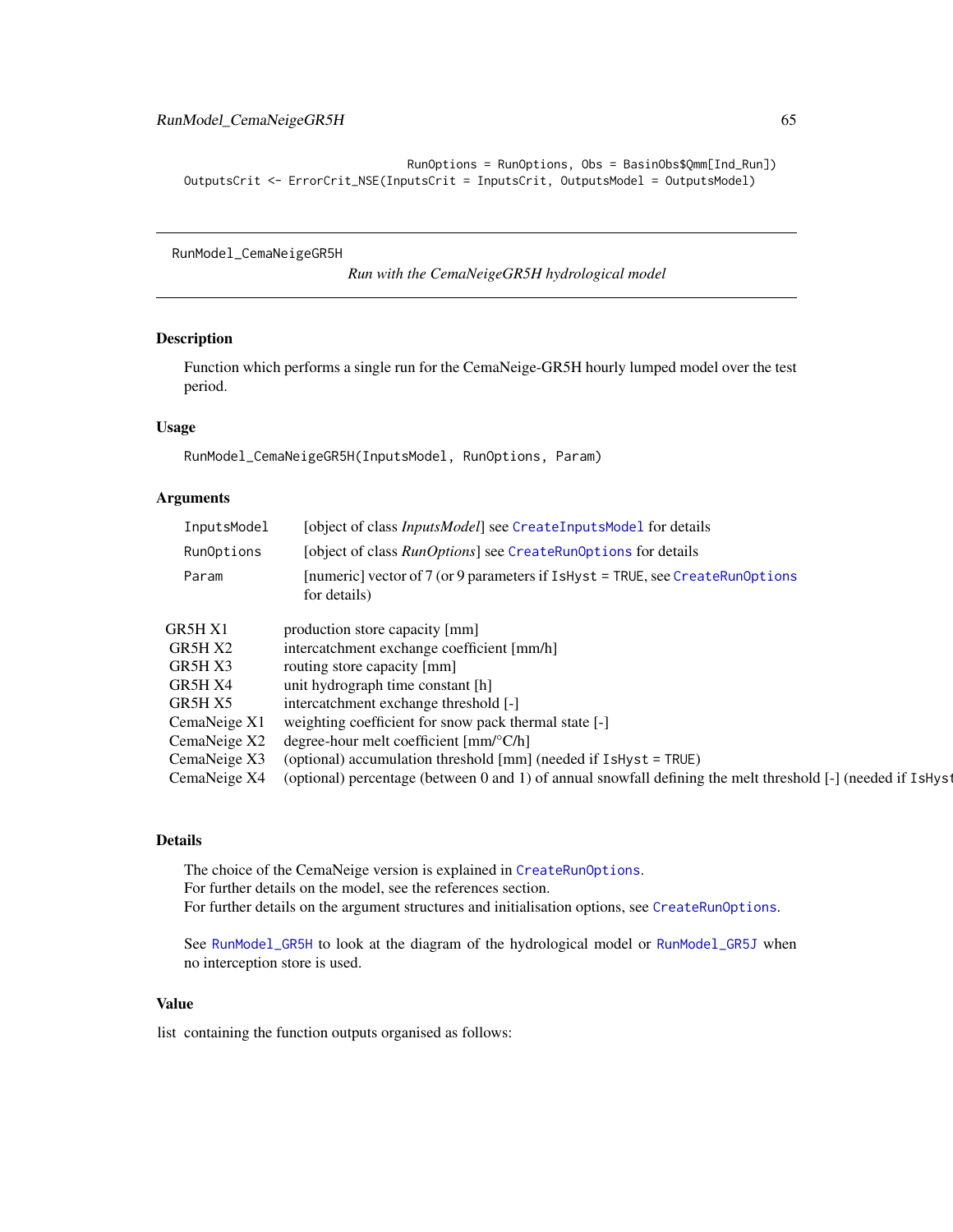```
                                RunOptions = RunOptions, Obs = BasinObs$Qmm[Ind_Run])
OutputsCrit <- ErrorCrit_NSE(InputsCrit = InputsCrit, OutputsModel = OutputsModel)
```

---

RunModel_CemaNeigeGR5H

*Run with the CemaNeigeGR5H hydrological model*

---

### Description

Function which performs a single run for the CemaNeige-GR5H hourly lumped model over the test period.

### Usage

```
RunModel_CemaNeigeGR5H(InputsModel, RunOptions, Param)
```

### Arguments

| | |
|---|---|
| InputsModel | [object of class *InputsModel*] see CreateInputsModel for details |
| RunOptions | [object of class *RunOptions*] see CreateRunOptions for details |
| Param | [numeric] vector of 7 (or 9 parameters if IsHyst = TRUE, see CreateRunOptions for details) |

| | |
|---|---|
| GR5H X1 | production store capacity [mm] |
| GR5H X2 | intercatchment exchange coefficient [mm/h] |
| GR5H X3 | routing store capacity [mm] |
| GR5H X4 | unit hydrograph time constant [h] |
| GR5H X5 | intercatchment exchange threshold [-] |
| CemaNeige X1 | weighting coefficient for snow pack thermal state [-] |
| CemaNeige X2 | degree-hour melt coefficient [mm/°C/h] |
| CemaNeige X3 | (optional) accumulation threshold [mm] (needed if IsHyst = TRUE) |
| CemaNeige X4 | (optional) percentage (between 0 and 1) of annual snowfall defining the melt threshold [-] (needed if IsHyst |

### Details

The choice of the CemaNeige version is explained in CreateRunOptions.
For further details on the model, see the references section.
For further details on the argument structures and initialisation options, see CreateRunOptions.

See RunModel_GR5H to look at the diagram of the hydrological model or RunModel_GR5J when no interception store is used.

### Value

list containing the function outputs organised as follows: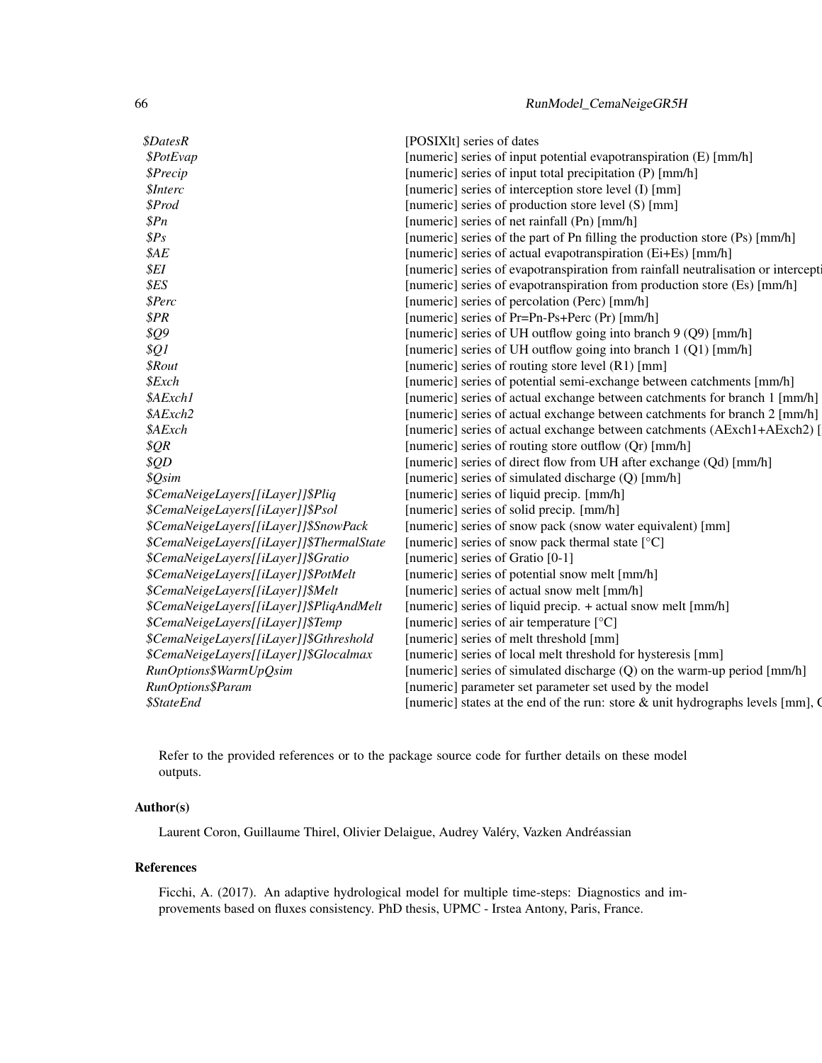| | |
|---|---|
| *$DatesR* | [POSIXlt] series of dates |
| *$PotEvap* | [numeric] series of input potential evapotranspiration (E) [mm/h] |
| *$Precip* | [numeric] series of input total precipitation (P) [mm/h] |
| *$Interc* | [numeric] series of interception store level (I) [mm] |
| *$Prod* | [numeric] series of production store level (S) [mm] |
| *$Pn* | [numeric] series of net rainfall (Pn) [mm/h] |
| *$Ps* | [numeric] series of the part of Pn filling the production store (Ps) [mm/h] |
| *$AE* | [numeric] series of actual evapotranspiration (Ei+Es) [mm/h] |
| *$EI* | [numeric] series of evapotranspiration from rainfall neutralisation or intercepti |
| *$ES* | [numeric] series of evapotranspiration from production store (Es) [mm/h] |
| *$Perc* | [numeric] series of percolation (Perc) [mm/h] |
| *$PR* | [numeric] series of Pr=Pn-Ps+Perc (Pr) [mm/h] |
| *$Q9* | [numeric] series of UH outflow going into branch 9 (Q9) [mm/h] |
| *$Q1* | [numeric] series of UH outflow going into branch 1 (Q1) [mm/h] |
| *$Rout* | [numeric] series of routing store level (R1) [mm] |
| *$Exch* | [numeric] series of potential semi-exchange between catchments [mm/h] |
| *$AExch1* | [numeric] series of actual exchange between catchments for branch 1 [mm/h] |
| *$AExch2* | [numeric] series of actual exchange between catchments for branch 2 [mm/h] |
| *$AExch* | [numeric] series of actual exchange between catchments (AExch1+AExch2) [ |
| *$QR* | [numeric] series of routing store outflow (Qr) [mm/h] |
| *$QD* | [numeric] series of direct flow from UH after exchange (Qd) [mm/h] |
| *$Qsim* | [numeric] series of simulated discharge (Q) [mm/h] |
| *$CemaNeigeLayers[[iLayer]]$Pliq* | [numeric] series of liquid precip. [mm/h] |
| *$CemaNeigeLayers[[iLayer]]$Psol* | [numeric] series of solid precip. [mm/h] |
| *$CemaNeigeLayers[[iLayer]]$SnowPack* | [numeric] series of snow pack (snow water equivalent) [mm] |
| *$CemaNeigeLayers[[iLayer]]$ThermalState* | [numeric] series of snow pack thermal state [°C] |
| *$CemaNeigeLayers[[iLayer]]$Gratio* | [numeric] series of Gratio [0-1] |
| *$CemaNeigeLayers[[iLayer]]$PotMelt* | [numeric] series of potential snow melt [mm/h] |
| *$CemaNeigeLayers[[iLayer]]$Melt* | [numeric] series of actual snow melt [mm/h] |
| *$CemaNeigeLayers[[iLayer]]$PliqAndMelt* | [numeric] series of liquid precip. + actual snow melt [mm/h] |
| *$CemaNeigeLayers[[iLayer]]$Temp* | [numeric] series of air temperature [°C] |
| *$CemaNeigeLayers[[iLayer]]$Gthreshold* | [numeric] series of melt threshold [mm] |
| *$CemaNeigeLayers[[iLayer]]$Glocalmax* | [numeric] series of local melt threshold for hysteresis [mm] |
| *RunOptions$WarmUpQsim* | [numeric] series of simulated discharge (Q) on the warm-up period [mm/h] |
| *RunOptions$Param* | [numeric] parameter set parameter set used by the model |
| *$StateEnd* | [numeric] states at the end of the run: store & unit hydrographs levels [mm], C |

Refer to the provided references or to the package source code for further details on these model outputs.

## Author(s)

Laurent Coron, Guillaume Thirel, Olivier Delaigue, Audrey Valéry, Vazken Andréassian

## References

Ficchi, A. (2017). An adaptive hydrological model for multiple time-steps: Diagnostics and improvements based on fluxes consistency. PhD thesis, UPMC - Irstea Antony, Paris, France.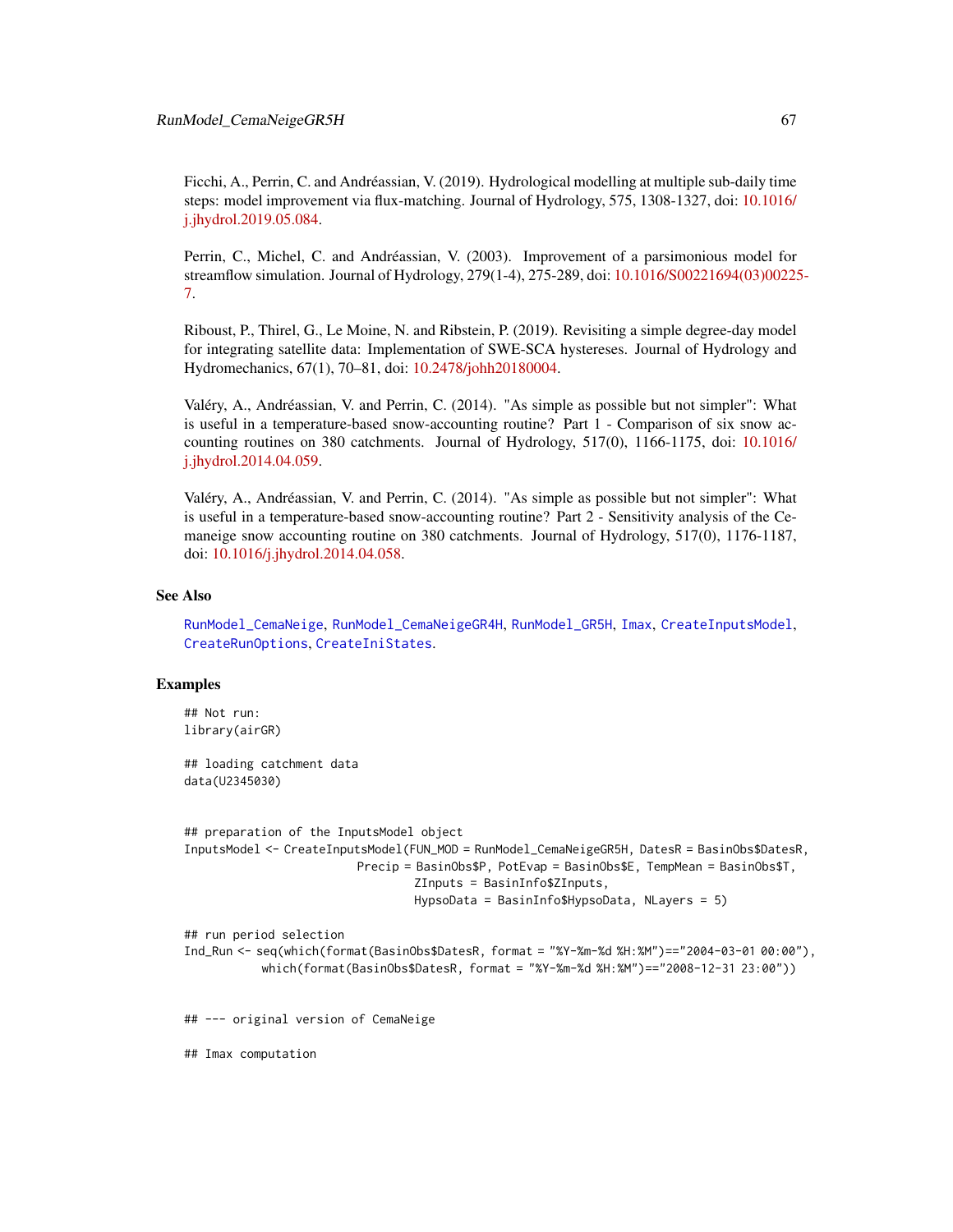Ficchi, A., Perrin, C. and Andréassian, V. (2019). Hydrological modelling at multiple sub-daily time steps: model improvement via flux-matching. Journal of Hydrology, 575, 1308-1327, doi: 10.1016/j.jhydrol.2019.05.084.

Perrin, C., Michel, C. and Andréassian, V. (2003). Improvement of a parsimonious model for streamflow simulation. Journal of Hydrology, 279(1-4), 275-289, doi: 10.1016/S00221694(03)00225-7.

Riboust, P., Thirel, G., Le Moine, N. and Ribstein, P. (2019). Revisiting a simple degree-day model for integrating satellite data: Implementation of SWE-SCA hystereses. Journal of Hydrology and Hydromechanics, 67(1), 70–81, doi: 10.2478/johh20180004.

Valéry, A., Andréassian, V. and Perrin, C. (2014). "As simple as possible but not simpler": What is useful in a temperature-based snow-accounting routine? Part 1 - Comparison of six snow accounting routines on 380 catchments. Journal of Hydrology, 517(0), 1166-1175, doi: 10.1016/j.jhydrol.2014.04.059.

Valéry, A., Andréassian, V. and Perrin, C. (2014). "As simple as possible but not simpler": What is useful in a temperature-based snow-accounting routine? Part 2 - Sensitivity analysis of the Cemaneige snow accounting routine on 380 catchments. Journal of Hydrology, 517(0), 1176-1187, doi: 10.1016/j.jhydrol.2014.04.058.

## See Also

RunModel_CemaNeige, RunModel_CemaNeigeGR4H, RunModel_GR5H, Imax, CreateInputsModel, CreateRunOptions, CreateIniStates.

## Examples

```
## Not run:
library(airGR)

## loading catchment data
data(U2345030)


## preparation of the InputsModel object
InputsModel <- CreateInputsModel(FUN_MOD = RunModel_CemaNeigeGR5H, DatesR = BasinObs$DatesR,
                        Precip = BasinObs$P, PotEvap = BasinObs$E, TempMean = BasinObs$T,
                                 ZInputs = BasinInfo$ZInputs,
                                 HypsoData = BasinInfo$HypsoData, NLayers = 5)

## run period selection
Ind_Run <- seq(which(format(BasinObs$DatesR, format = "%Y-%m-%d %H:%M")=="2004-03-01 00:00"),
           which(format(BasinObs$DatesR, format = "%Y-%m-%d %H:%M")=="2008-12-31 23:00"))


## --- original version of CemaNeige

## Imax computation
```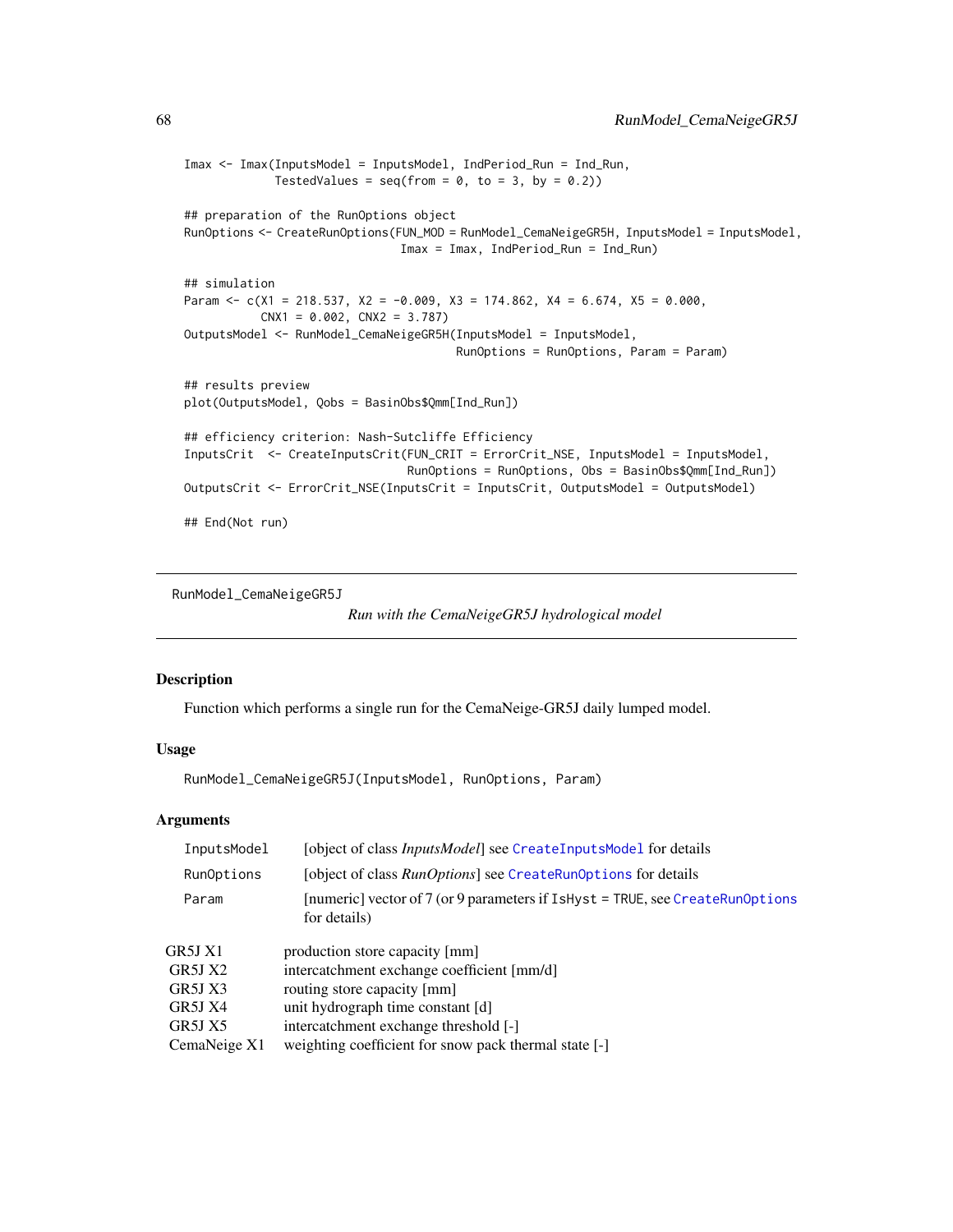```
Imax <- Imax(InputsModel = InputsModel, IndPeriod_Run = Ind_Run,
             TestedValues = seq(from = 0, to = 3, by = 0.2))

## preparation of the RunOptions object
RunOptions <- CreateRunOptions(FUN_MOD = RunModel_CemaNeigeGR5H, InputsModel = InputsModel,
                               Imax = Imax, IndPeriod_Run = Ind_Run)

## simulation
Param <- c(X1 = 218.537, X2 = -0.009, X3 = 174.862, X4 = 6.674, X5 = 0.000,
           CNX1 = 0.002, CNX2 = 3.787)
OutputsModel <- RunModel_CemaNeigeGR5H(InputsModel = InputsModel,
                                       RunOptions = RunOptions, Param = Param)

## results preview
plot(OutputsModel, Qobs = BasinObs$Qmm[Ind_Run])

## efficiency criterion: Nash-Sutcliffe Efficiency
InputsCrit  <- CreateInputsCrit(FUN_CRIT = ErrorCrit_NSE, InputsModel = InputsModel,
                                RunOptions = RunOptions, Obs = BasinObs$Qmm[Ind_Run])
OutputsCrit <- ErrorCrit_NSE(InputsCrit = InputsCrit, OutputsModel = OutputsModel)

## End(Not run)
```

---

RunModel_CemaNeigeGR5J — *Run with the CemaNeigeGR5J hydrological model*

---

## Description

Function which performs a single run for the CemaNeige-GR5J daily lumped model.

## Usage

```
RunModel_CemaNeigeGR5J(InputsModel, RunOptions, Param)
```

## Arguments

| | |
|---|---|
| InputsModel | [object of class *InputsModel*] see CreateInputsModel for details |
| RunOptions | [object of class *RunOptions*] see CreateRunOptions for details |
| Param | [numeric] vector of 7 (or 9 parameters if IsHyst = TRUE, see CreateRunOptions for details) |

| | |
|---|---|
| GR5J X1 | production store capacity [mm] |
| GR5J X2 | intercatchment exchange coefficient [mm/d] |
| GR5J X3 | routing store capacity [mm] |
| GR5J X4 | unit hydrograph time constant [d] |
| GR5J X5 | intercatchment exchange threshold [-] |
| CemaNeige X1 | weighting coefficient for snow pack thermal state [-] |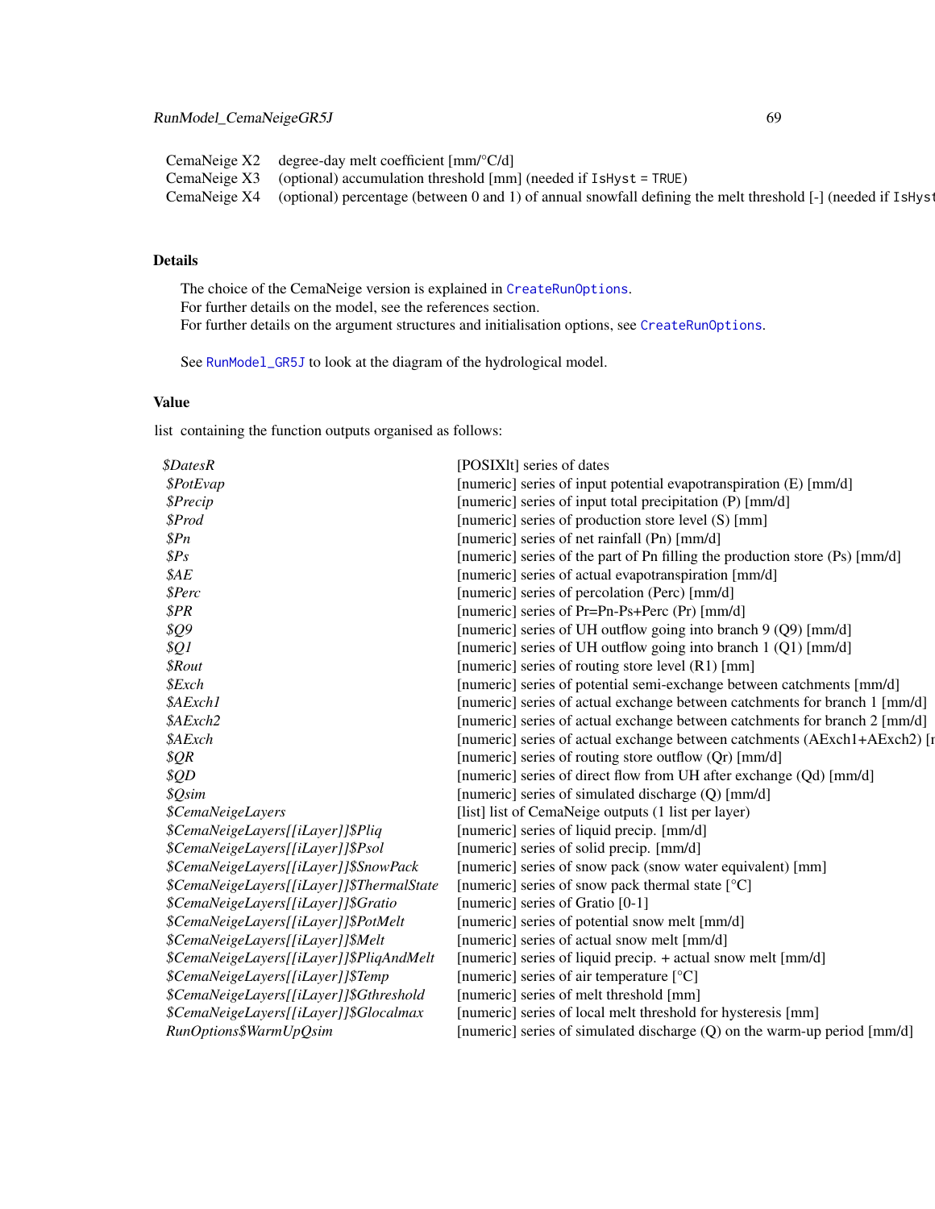| | |
|---|---|
| CemaNeige X2 | degree-day melt coefficient [mm/°C/d] |
| CemaNeige X3 | (optional) accumulation threshold [mm] (needed if `IsHyst = TRUE`) |
| CemaNeige X4 | (optional) percentage (between 0 and 1) of annual snowfall defining the melt threshold [-] (needed if `IsHyst` |

## Details

The choice of the CemaNeige version is explained in `CreateRunOptions`.
For further details on the model, see the references section.
For further details on the argument structures and initialisation options, see `CreateRunOptions`.

See `RunModel_GR5J` to look at the diagram of the hydrological model.

## Value

list containing the function outputs organised as follows:

| | |
|---|---|
| *$DatesR* | [POSIXlt] series of dates |
| *$PotEvap* | [numeric] series of input potential evapotranspiration (E) [mm/d] |
| *$Precip* | [numeric] series of input total precipitation (P) [mm/d] |
| *$Prod* | [numeric] series of production store level (S) [mm] |
| *$Pn* | [numeric] series of net rainfall (Pn) [mm/d] |
| *$Ps* | [numeric] series of the part of Pn filling the production store (Ps) [mm/d] |
| *$AE* | [numeric] series of actual evapotranspiration [mm/d] |
| *$Perc* | [numeric] series of percolation (Perc) [mm/d] |
| *$PR* | [numeric] series of Pr=Pn-Ps+Perc (Pr) [mm/d] |
| *$Q9* | [numeric] series of UH outflow going into branch 9 (Q9) [mm/d] |
| *$Q1* | [numeric] series of UH outflow going into branch 1 (Q1) [mm/d] |
| *$Rout* | [numeric] series of routing store level (R1) [mm] |
| *$Exch* | [numeric] series of potential semi-exchange between catchments [mm/d] |
| *$AExch1* | [numeric] series of actual exchange between catchments for branch 1 [mm/d] |
| *$AExch2* | [numeric] series of actual exchange between catchments for branch 2 [mm/d] |
| *$AExch* | [numeric] series of actual exchange between catchments (AExch1+AExch2) [r |
| *$QR* | [numeric] series of routing store outflow (Qr) [mm/d] |
| *$QD* | [numeric] series of direct flow from UH after exchange (Qd) [mm/d] |
| *$Qsim* | [numeric] series of simulated discharge (Q) [mm/d] |
| *$CemaNeigeLayers* | [list] list of CemaNeige outputs (1 list per layer) |
| *$CemaNeigeLayers[[iLayer]]$Pliq* | [numeric] series of liquid precip. [mm/d] |
| *$CemaNeigeLayers[[iLayer]]$Psol* | [numeric] series of solid precip. [mm/d] |
| *$CemaNeigeLayers[[iLayer]]$SnowPack* | [numeric] series of snow pack (snow water equivalent) [mm] |
| *$CemaNeigeLayers[[iLayer]]$ThermalState* | [numeric] series of snow pack thermal state [°C] |
| *$CemaNeigeLayers[[iLayer]]$Gratio* | [numeric] series of Gratio [0-1] |
| *$CemaNeigeLayers[[iLayer]]$PotMelt* | [numeric] series of potential snow melt [mm/d] |
| *$CemaNeigeLayers[[iLayer]]$Melt* | [numeric] series of actual snow melt [mm/d] |
| *$CemaNeigeLayers[[iLayer]]$PliqAndMelt* | [numeric] series of liquid precip. + actual snow melt [mm/d] |
| *$CemaNeigeLayers[[iLayer]]$Temp* | [numeric] series of air temperature [°C] |
| *$CemaNeigeLayers[[iLayer]]$Gthreshold* | [numeric] series of melt threshold [mm] |
| *$CemaNeigeLayers[[iLayer]]$Glocalmax* | [numeric] series of local melt threshold for hysteresis [mm] |
| *RunOptions$WarmUpQsim* | [numeric] series of simulated discharge (Q) on the warm-up period [mm/d] |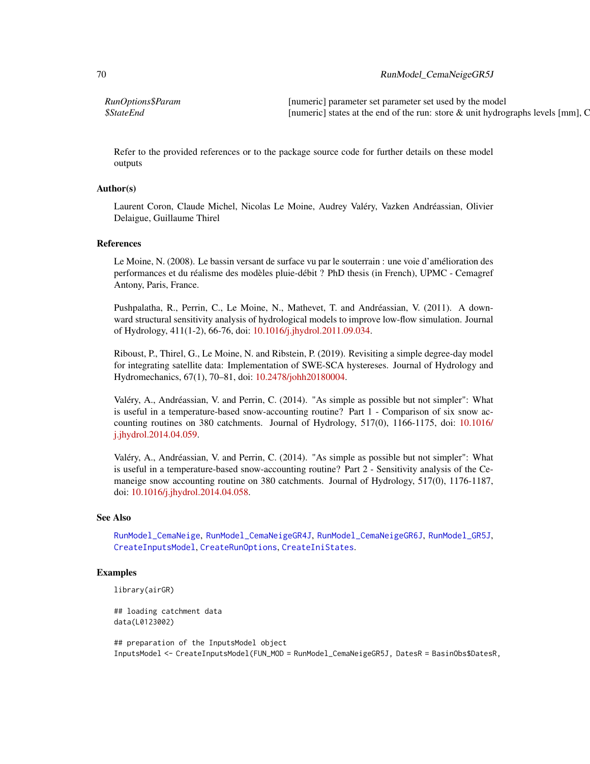| | |
|---|---|
| *RunOptions$Param* | [numeric] parameter set parameter set used by the model |
| *$StateEnd* | [numeric] states at the end of the run: store & unit hydrographs levels [mm], C |

Refer to the provided references or to the package source code for further details on these model outputs

### Author(s)

Laurent Coron, Claude Michel, Nicolas Le Moine, Audrey Valéry, Vazken Andréassian, Olivier Delaigue, Guillaume Thirel

### References

Le Moine, N. (2008). Le bassin versant de surface vu par le souterrain : une voie d'amélioration des performances et du réalisme des modèles pluie-débit ? PhD thesis (in French), UPMC - Cemagref Antony, Paris, France.

Pushpalatha, R., Perrin, C., Le Moine, N., Mathevet, T. and Andréassian, V. (2011). A downward structural sensitivity analysis of hydrological models to improve low-flow simulation. Journal of Hydrology, 411(1-2), 66-76, doi: 10.1016/j.jhydrol.2011.09.034.

Riboust, P., Thirel, G., Le Moine, N. and Ribstein, P. (2019). Revisiting a simple degree-day model for integrating satellite data: Implementation of SWE-SCA hystereses. Journal of Hydrology and Hydromechanics, 67(1), 70–81, doi: 10.2478/johh20180004.

Valéry, A., Andréassian, V. and Perrin, C. (2014). "As simple as possible but not simpler": What is useful in a temperature-based snow-accounting routine? Part 1 - Comparison of six snow accounting routines on 380 catchments. Journal of Hydrology, 517(0), 1166-1175, doi: 10.1016/j.jhydrol.2014.04.059.

Valéry, A., Andréassian, V. and Perrin, C. (2014). "As simple as possible but not simpler": What is useful in a temperature-based snow-accounting routine? Part 2 - Sensitivity analysis of the Cemaneige snow accounting routine on 380 catchments. Journal of Hydrology, 517(0), 1176-1187, doi: 10.1016/j.jhydrol.2014.04.058.

### See Also

RunModel_CemaNeige, RunModel_CemaNeigeGR4J, RunModel_CemaNeigeGR6J, RunModel_GR5J, CreateInputsModel, CreateRunOptions, CreateIniStates.

### Examples

```
library(airGR)

## loading catchment data
data(L0123002)

## preparation of the InputsModel object
InputsModel <- CreateInputsModel(FUN_MOD = RunModel_CemaNeigeGR5J, DatesR = BasinObs$DatesR,
```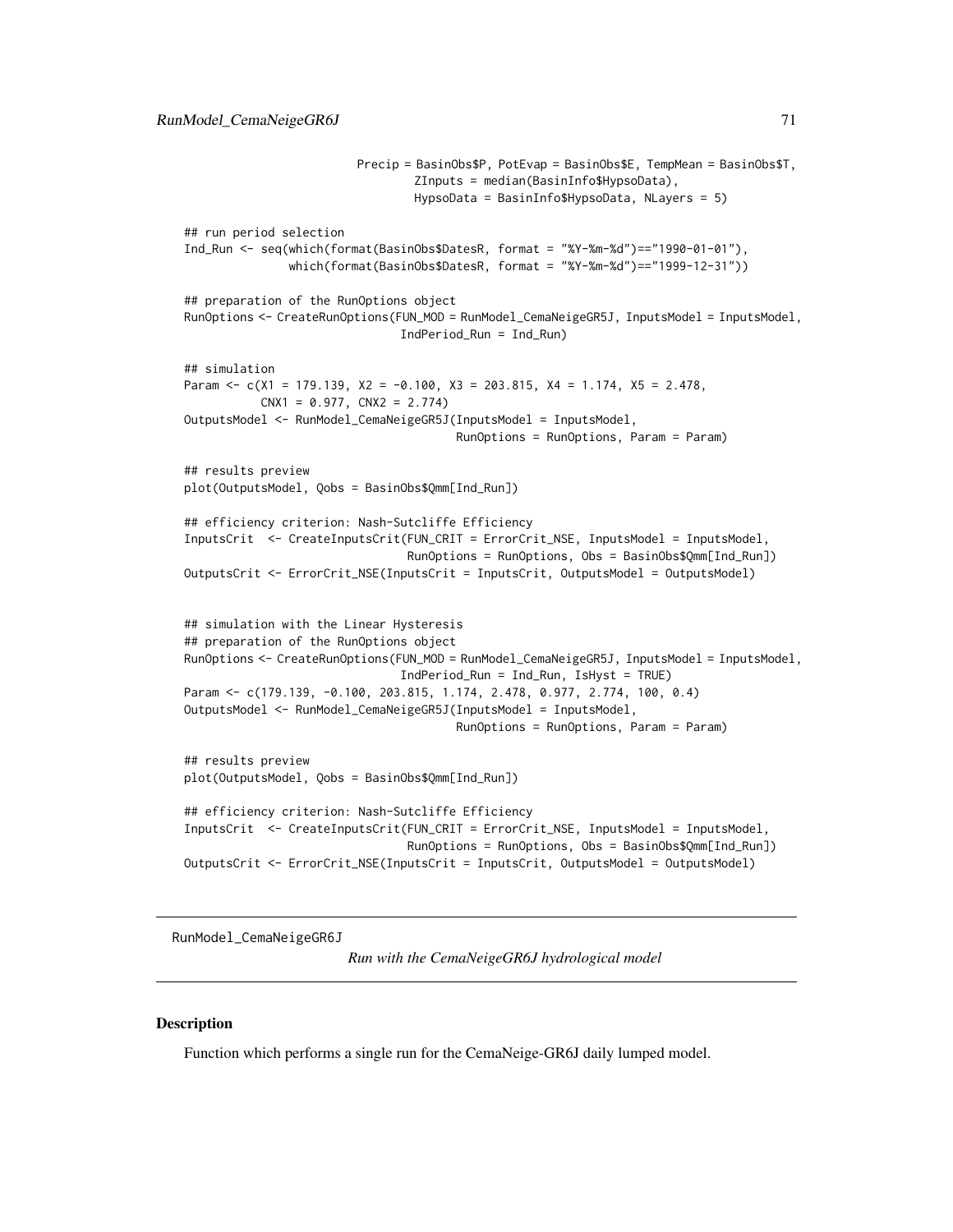```
                           Precip = BasinObs$P, PotEvap = BasinObs$E, TempMean = BasinObs$T,
                                 ZInputs = median(BasinInfo$HypsoData),
                                 HypsoData = BasinInfo$HypsoData, NLayers = 5)

## run period selection
Ind_Run <- seq(which(format(BasinObs$DatesR, format = "%Y-%m-%d")=="1990-01-01"),
               which(format(BasinObs$DatesR, format = "%Y-%m-%d")=="1999-12-31"))

## preparation of the RunOptions object
RunOptions <- CreateRunOptions(FUN_MOD = RunModel_CemaNeigeGR5J, InputsModel = InputsModel,
                               IndPeriod_Run = Ind_Run)

## simulation
Param <- c(X1 = 179.139, X2 = -0.100, X3 = 203.815, X4 = 1.174, X5 = 2.478,
           CNX1 = 0.977, CNX2 = 2.774)
OutputsModel <- RunModel_CemaNeigeGR5J(InputsModel = InputsModel,
                                       RunOptions = RunOptions, Param = Param)

## results preview
plot(OutputsModel, Qobs = BasinObs$Qmm[Ind_Run])

## efficiency criterion: Nash-Sutcliffe Efficiency
InputsCrit  <- CreateInputsCrit(FUN_CRIT = ErrorCrit_NSE, InputsModel = InputsModel,
                                RunOptions = RunOptions, Obs = BasinObs$Qmm[Ind_Run])
OutputsCrit <- ErrorCrit_NSE(InputsCrit = InputsCrit, OutputsModel = OutputsModel)


## simulation with the Linear Hysteresis
## preparation of the RunOptions object
RunOptions <- CreateRunOptions(FUN_MOD = RunModel_CemaNeigeGR5J, InputsModel = InputsModel,
                               IndPeriod_Run = Ind_Run, IsHyst = TRUE)
Param <- c(179.139, -0.100, 203.815, 1.174, 2.478, 0.977, 2.774, 100, 0.4)
OutputsModel <- RunModel_CemaNeigeGR5J(InputsModel = InputsModel,
                                       RunOptions = RunOptions, Param = Param)

## results preview
plot(OutputsModel, Qobs = BasinObs$Qmm[Ind_Run])

## efficiency criterion: Nash-Sutcliffe Efficiency
InputsCrit  <- CreateInputsCrit(FUN_CRIT = ErrorCrit_NSE, InputsModel = InputsModel,
                                RunOptions = RunOptions, Obs = BasinObs$Qmm[Ind_Run])
OutputsCrit <- ErrorCrit_NSE(InputsCrit = InputsCrit, OutputsModel = OutputsModel)
```

---

RunModel_CemaNeigeGR6J

*Run with the CemaNeigeGR6J hydrological model*

---

## Description

Function which performs a single run for the CemaNeige-GR6J daily lumped model.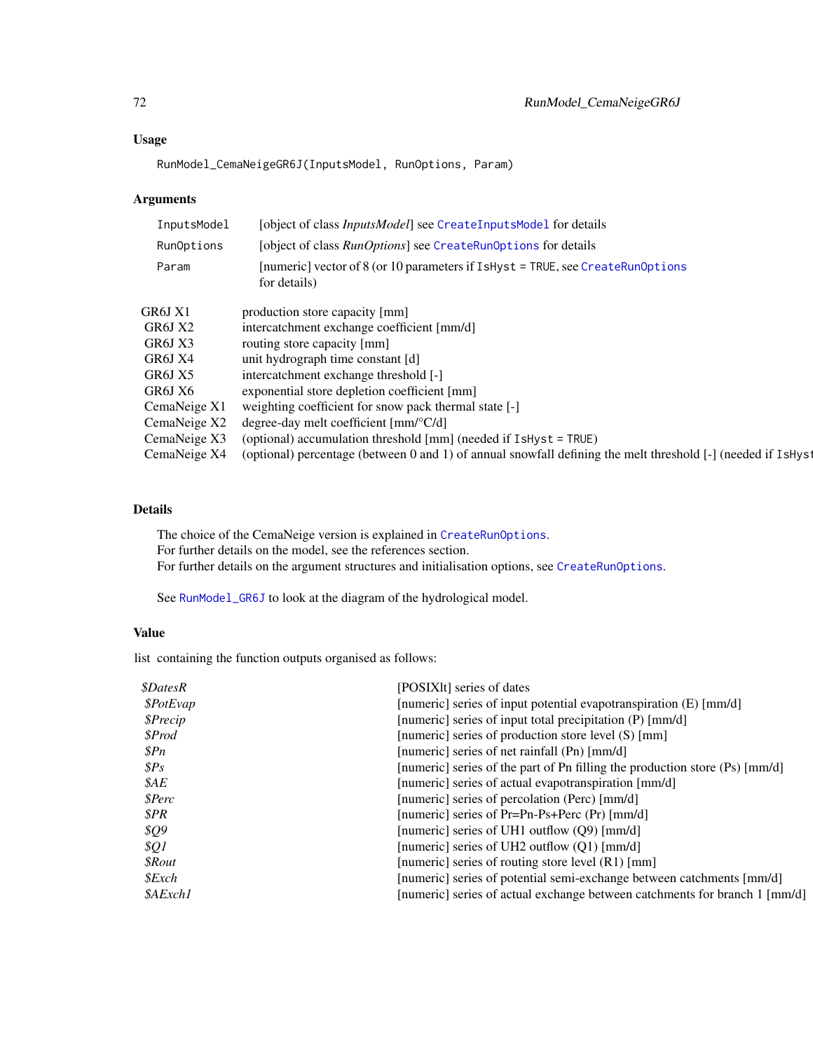## Usage

```
RunModel_CemaNeigeGR6J(InputsModel, RunOptions, Param)
```

## Arguments

| | |
|---|---|
| InputsModel | [object of class *InputsModel*] see CreateInputsModel for details |
| RunOptions | [object of class *RunOptions*] see CreateRunOptions for details |
| Param | [numeric] vector of 8 (or 10 parameters if IsHyst = TRUE, see CreateRunOptions for details) |

| | |
|---|---|
| GR6J X1 | production store capacity [mm] |
| GR6J X2 | intercatchment exchange coefficient [mm/d] |
| GR6J X3 | routing store capacity [mm] |
| GR6J X4 | unit hydrograph time constant [d] |
| GR6J X5 | intercatchment exchange threshold [-] |
| GR6J X6 | exponential store depletion coefficient [mm] |
| CemaNeige X1 | weighting coefficient for snow pack thermal state [-] |
| CemaNeige X2 | degree-day melt coefficient [mm/°C/d] |
| CemaNeige X3 | (optional) accumulation threshold [mm] (needed if IsHyst = TRUE) |
| CemaNeige X4 | (optional) percentage (between 0 and 1) of annual snowfall defining the melt threshold [-] (needed if IsHyst |

## Details

The choice of the CemaNeige version is explained in CreateRunOptions.
For further details on the model, see the references section.
For further details on the argument structures and initialisation options, see CreateRunOptions.

See RunModel_GR6J to look at the diagram of the hydrological model.

## Value

list containing the function outputs organised as follows:

| | |
|---|---|
| *$DatesR* | [POSIXlt] series of dates |
| *$PotEvap* | [numeric] series of input potential evapotranspiration (E) [mm/d] |
| *$Precip* | [numeric] series of input total precipitation (P) [mm/d] |
| *$Prod* | [numeric] series of production store level (S) [mm] |
| *$Pn* | [numeric] series of net rainfall (Pn) [mm/d] |
| *$Ps* | [numeric] series of the part of Pn filling the production store (Ps) [mm/d] |
| *$AE* | [numeric] series of actual evapotranspiration [mm/d] |
| *$Perc* | [numeric] series of percolation (Perc) [mm/d] |
| *$PR* | [numeric] series of Pr=Pn-Ps+Perc (Pr) [mm/d] |
| *$Q9* | [numeric] series of UH1 outflow (Q9) [mm/d] |
| *$Q1* | [numeric] series of UH2 outflow (Q1) [mm/d] |
| *$Rout* | [numeric] series of routing store level (R1) [mm] |
| *$Exch* | [numeric] series of potential semi-exchange between catchments [mm/d] |
| *$AExch1* | [numeric] series of actual exchange between catchments for branch 1 [mm/d] |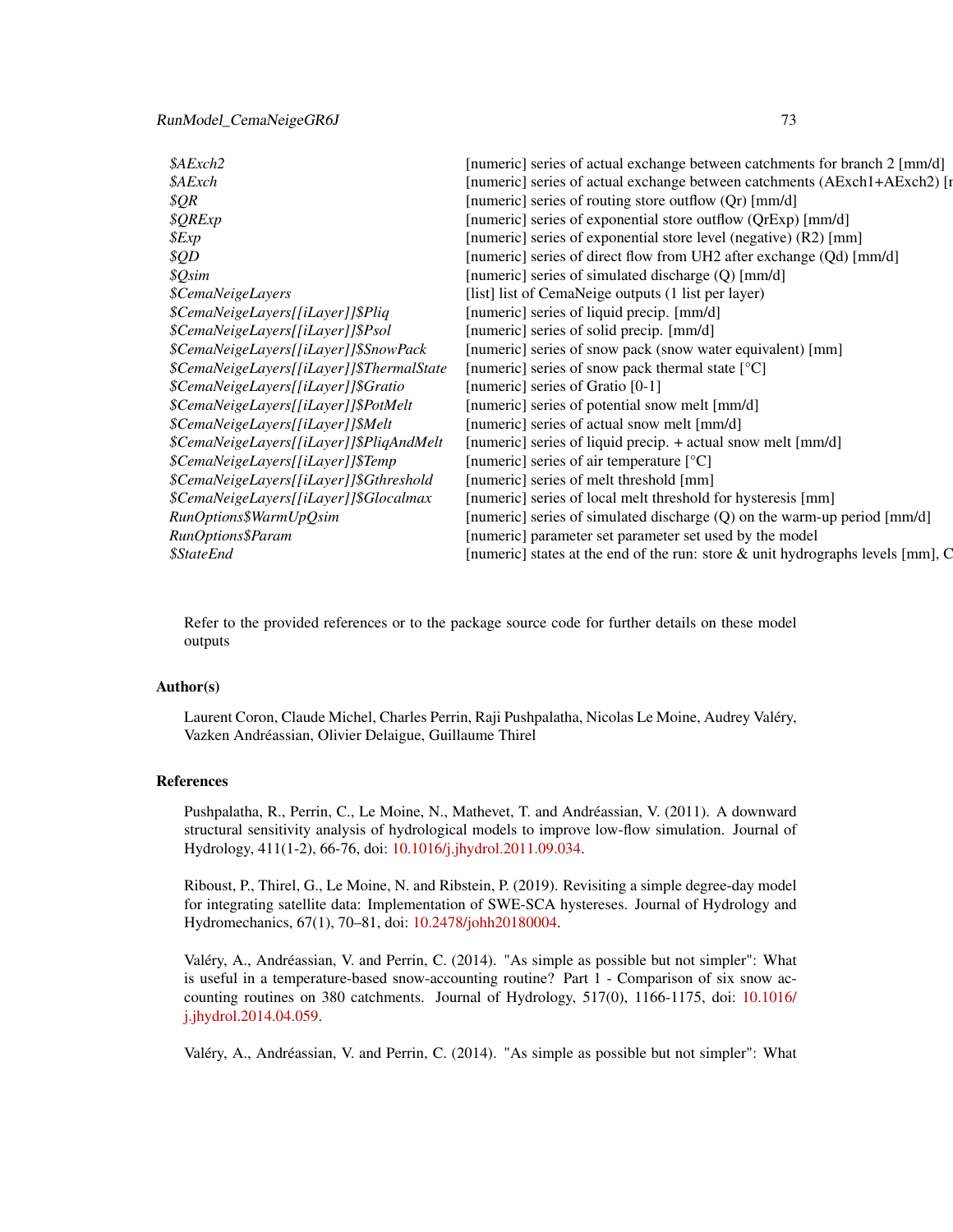| | |
|---|---|
| *$AExch2* | [numeric] series of actual exchange between catchments for branch 2 [mm/d] |
| *$AExch* | [numeric] series of actual exchange between catchments (AExch1+AExch2) [r |
| *$QR* | [numeric] series of routing store outflow (Qr) [mm/d] |
| *$QRExp* | [numeric] series of exponential store outflow (QrExp) [mm/d] |
| *$Exp* | [numeric] series of exponential store level (negative) (R2) [mm] |
| *$QD* | [numeric] series of direct flow from UH2 after exchange (Qd) [mm/d] |
| *$Qsim* | [numeric] series of simulated discharge (Q) [mm/d] |
| *$CemaNeigeLayers* | [list] list of CemaNeige outputs (1 list per layer) |
| *$CemaNeigeLayers[[iLayer]]$Pliq* | [numeric] series of liquid precip. [mm/d] |
| *$CemaNeigeLayers[[iLayer]]$Psol* | [numeric] series of solid precip. [mm/d] |
| *$CemaNeigeLayers[[iLayer]]$SnowPack* | [numeric] series of snow pack (snow water equivalent) [mm] |
| *$CemaNeigeLayers[[iLayer]]$ThermalState* | [numeric] series of snow pack thermal state [°C] |
| *$CemaNeigeLayers[[iLayer]]$Gratio* | [numeric] series of Gratio [0-1] |
| *$CemaNeigeLayers[[iLayer]]$PotMelt* | [numeric] series of potential snow melt [mm/d] |
| *$CemaNeigeLayers[[iLayer]]$Melt* | [numeric] series of actual snow melt [mm/d] |
| *$CemaNeigeLayers[[iLayer]]$PliqAndMelt* | [numeric] series of liquid precip. + actual snow melt [mm/d] |
| *$CemaNeigeLayers[[iLayer]]$Temp* | [numeric] series of air temperature [°C] |
| *$CemaNeigeLayers[[iLayer]]$Gthreshold* | [numeric] series of melt threshold [mm] |
| *$CemaNeigeLayers[[iLayer]]$Glocalmax* | [numeric] series of local melt threshold for hysteresis [mm] |
| *RunOptions$WarmUpQsim* | [numeric] series of simulated discharge (Q) on the warm-up period [mm/d] |
| *RunOptions$Param* | [numeric] parameter set parameter set used by the model |
| *$StateEnd* | [numeric] states at the end of the run: store & unit hydrographs levels [mm], C |

Refer to the provided references or to the package source code for further details on these model outputs

## Author(s)

Laurent Coron, Claude Michel, Charles Perrin, Raji Pushpalatha, Nicolas Le Moine, Audrey Valéry, Vazken Andréassian, Olivier Delaigue, Guillaume Thirel

## References

Pushpalatha, R., Perrin, C., Le Moine, N., Mathevet, T. and Andréassian, V. (2011). A downward structural sensitivity analysis of hydrological models to improve low-flow simulation. Journal of Hydrology, 411(1-2), 66-76, doi: 10.1016/j.jhydrol.2011.09.034.

Riboust, P., Thirel, G., Le Moine, N. and Ribstein, P. (2019). Revisiting a simple degree-day model for integrating satellite data: Implementation of SWE-SCA hystereses. Journal of Hydrology and Hydromechanics, 67(1), 70–81, doi: 10.2478/johh20180004.

Valéry, A., Andréassian, V. and Perrin, C. (2014). "As simple as possible but not simpler": What is useful in a temperature-based snow-accounting routine? Part 1 - Comparison of six snow accounting routines on 380 catchments. Journal of Hydrology, 517(0), 1166-1175, doi: 10.1016/j.jhydrol.2014.04.059.

Valéry, A., Andréassian, V. and Perrin, C. (2014). "As simple as possible but not simpler": What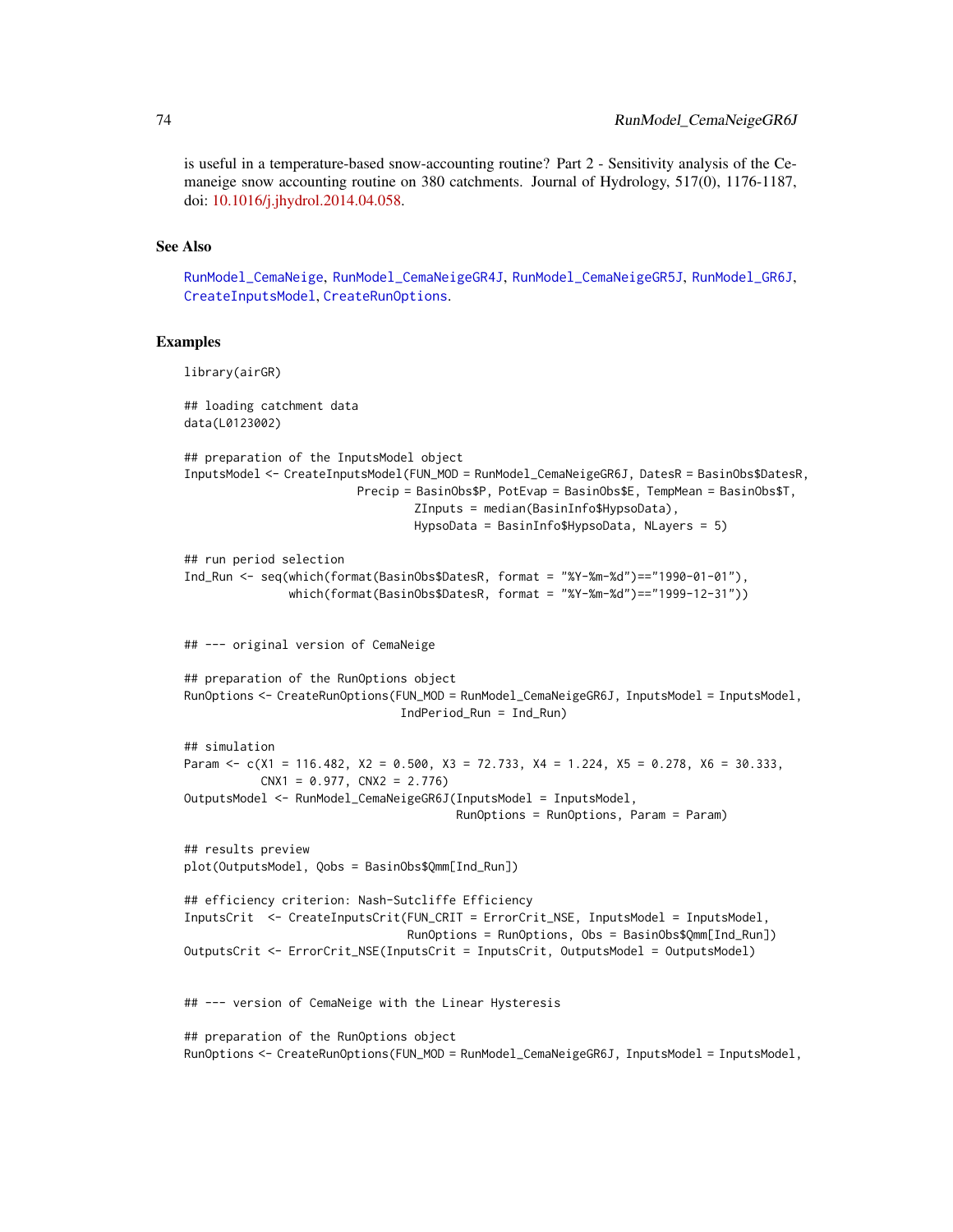is useful in a temperature-based snow-accounting routine? Part 2 - Sensitivity analysis of the Cemaneige snow accounting routine on 380 catchments. Journal of Hydrology, 517(0), 1176-1187, doi: 10.1016/j.jhydrol.2014.04.058.

## See Also

RunModel_CemaNeige, RunModel_CemaNeigeGR4J, RunModel_CemaNeigeGR5J, RunModel_GR6J, CreateInputsModel, CreateRunOptions.

## Examples

```
library(airGR)

## loading catchment data
data(L0123002)

## preparation of the InputsModel object
InputsModel <- CreateInputsModel(FUN_MOD = RunModel_CemaNeigeGR6J, DatesR = BasinObs$DatesR,
                          Precip = BasinObs$P, PotEvap = BasinObs$E, TempMean = BasinObs$T,
                                   ZInputs = median(BasinInfo$HypsoData),
                                   HypsoData = BasinInfo$HypsoData, NLayers = 5)

## run period selection
Ind_Run <- seq(which(format(BasinObs$DatesR, format = "%Y-%m-%d")=="1990-01-01"),
               which(format(BasinObs$DatesR, format = "%Y-%m-%d")=="1999-12-31"))


## --- original version of CemaNeige

## preparation of the RunOptions object
RunOptions <- CreateRunOptions(FUN_MOD = RunModel_CemaNeigeGR6J, InputsModel = InputsModel,
                                IndPeriod_Run = Ind_Run)

## simulation
Param <- c(X1 = 116.482, X2 = 0.500, X3 = 72.733, X4 = 1.224, X5 = 0.278, X6 = 30.333,
           CNX1 = 0.977, CNX2 = 2.776)
OutputsModel <- RunModel_CemaNeigeGR6J(InputsModel = InputsModel,
                                        RunOptions = RunOptions, Param = Param)

## results preview
plot(OutputsModel, Qobs = BasinObs$Qmm[Ind_Run])

## efficiency criterion: Nash-Sutcliffe Efficiency
InputsCrit  <- CreateInputsCrit(FUN_CRIT = ErrorCrit_NSE, InputsModel = InputsModel,
                                RunOptions = RunOptions, Obs = BasinObs$Qmm[Ind_Run])
OutputsCrit <- ErrorCrit_NSE(InputsCrit = InputsCrit, OutputsModel = OutputsModel)


## --- version of CemaNeige with the Linear Hysteresis

## preparation of the RunOptions object
RunOptions <- CreateRunOptions(FUN_MOD = RunModel_CemaNeigeGR6J, InputsModel = InputsModel,
```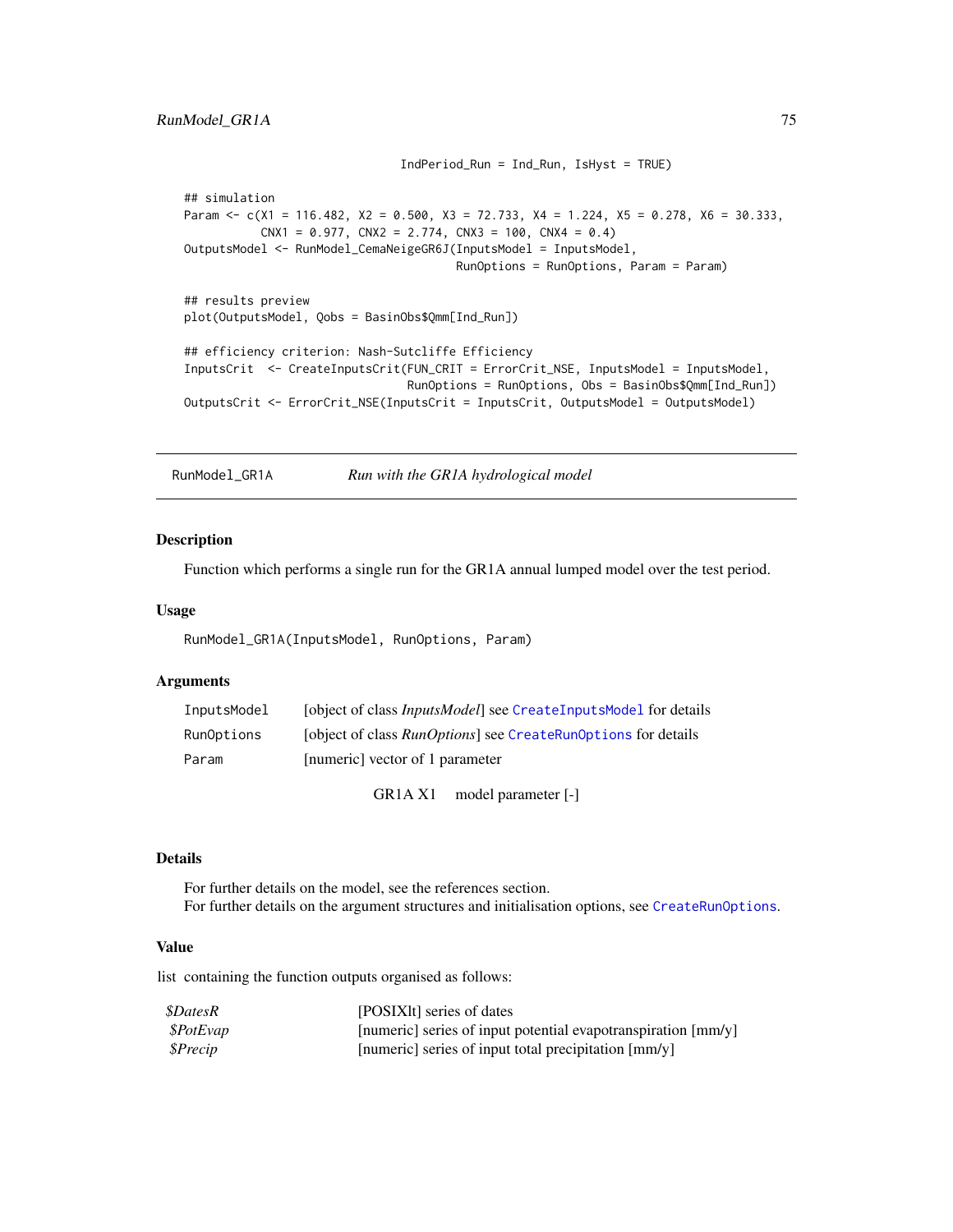```
                                IndPeriod_Run = Ind_Run, IsHyst = TRUE)

## simulation
Param <- c(X1 = 116.482, X2 = 0.500, X3 = 72.733, X4 = 1.224, X5 = 0.278, X6 = 30.333,
           CNX1 = 0.977, CNX2 = 2.774, CNX3 = 100, CNX4 = 0.4)
OutputsModel <- RunModel_CemaNeigeGR6J(InputsModel = InputsModel,
                                       RunOptions = RunOptions, Param = Param)

## results preview
plot(OutputsModel, Qobs = BasinObs$Qmm[Ind_Run])

## efficiency criterion: Nash-Sutcliffe Efficiency
InputsCrit  <- CreateInputsCrit(FUN_CRIT = ErrorCrit_NSE, InputsModel = InputsModel,
                                RunOptions = RunOptions, Obs = BasinObs$Qmm[Ind_Run])
OutputsCrit <- ErrorCrit_NSE(InputsCrit = InputsCrit, OutputsModel = OutputsModel)
```

---

## RunModel_GR1A — *Run with the GR1A hydrological model*

### Description

Function which performs a single run for the GR1A annual lumped model over the test period.

### Usage

```
RunModel_GR1A(InputsModel, RunOptions, Param)
```

### Arguments

| | |
|---|---|
| InputsModel | [object of class *InputsModel*] see CreateInputsModel for details |
| RunOptions | [object of class *RunOptions*] see CreateRunOptions for details |
| Param | [numeric] vector of 1 parameter |

| | |
|---|---|
| GR1A X1 | model parameter [-] |

### Details

For further details on the model, see the references section.
For further details on the argument structures and initialisation options, see CreateRunOptions.

### Value

list containing the function outputs organised as follows:

| | |
|---|---|
| *$DatesR* | [POSIXlt] series of dates |
| *$PotEvap* | [numeric] series of input potential evapotranspiration [mm/y] |
| *$Precip* | [numeric] series of input total precipitation [mm/y] |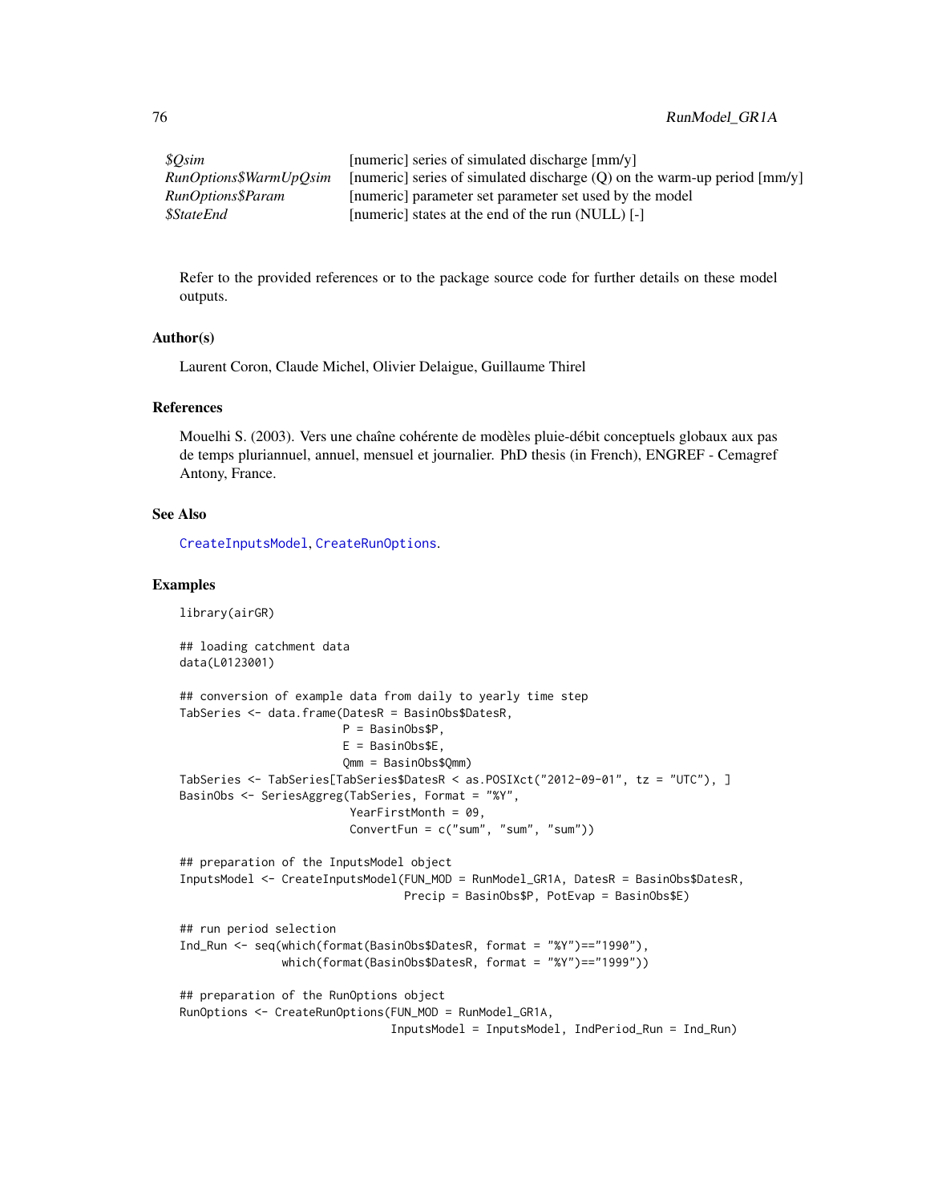| | |
|---|---|
| *$Qsim* | [numeric] series of simulated discharge [mm/y] |
| *RunOptions$WarmUpQsim* | [numeric] series of simulated discharge (Q) on the warm-up period [mm/y] |
| *RunOptions$Param* | [numeric] parameter set parameter set used by the model |
| *$StateEnd* | [numeric] states at the end of the run (NULL) [-] |

Refer to the provided references or to the package source code for further details on these model outputs.

### Author(s)

Laurent Coron, Claude Michel, Olivier Delaigue, Guillaume Thirel

### References

Mouelhi S. (2003). Vers une chaîne cohérente de modèles pluie-débit conceptuels globaux aux pas de temps pluriannuel, annuel, mensuel et journalier. PhD thesis (in French), ENGREF - Cemagref Antony, France.

### See Also

CreateInputsModel, CreateRunOptions.

### Examples

```
library(airGR)

## loading catchment data
data(L0123001)

## conversion of example data from daily to yearly time step
TabSeries <- data.frame(DatesR = BasinObs$DatesR,
                        P = BasinObs$P,
                        E = BasinObs$E,
                        Qmm = BasinObs$Qmm)
TabSeries <- TabSeries[TabSeries$DatesR < as.POSIXct("2012-09-01", tz = "UTC"), ]
BasinObs <- SeriesAggreg(TabSeries, Format = "%Y",
                         YearFirstMonth = 09,
                         ConvertFun = c("sum", "sum", "sum"))

## preparation of the InputsModel object
InputsModel <- CreateInputsModel(FUN_MOD = RunModel_GR1A, DatesR = BasinObs$DatesR,
                                 Precip = BasinObs$P, PotEvap = BasinObs$E)

## run period selection
Ind_Run <- seq(which(format(BasinObs$DatesR, format = "%Y")=="1990"),
               which(format(BasinObs$DatesR, format = "%Y")=="1999"))

## preparation of the RunOptions object
RunOptions <- CreateRunOptions(FUN_MOD = RunModel_GR1A,
                               InputsModel = InputsModel, IndPeriod_Run = Ind_Run)
```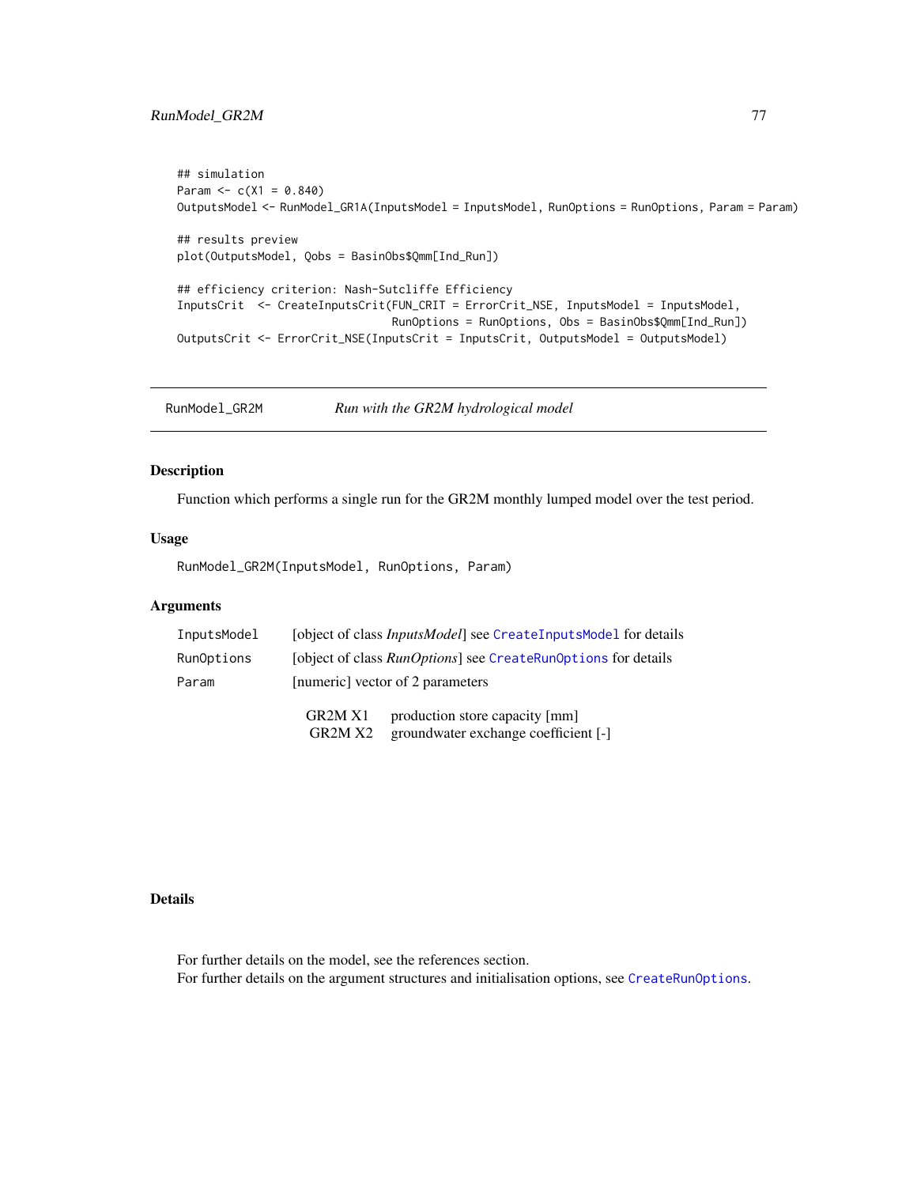```
## simulation
Param <- c(X1 = 0.840)
OutputsModel <- RunModel_GR1A(InputsModel = InputsModel, RunOptions = RunOptions, Param = Param)

## results preview
plot(OutputsModel, Qobs = BasinObs$Qmm[Ind_Run])

## efficiency criterion: Nash-Sutcliffe Efficiency
InputsCrit  <- CreateInputsCrit(FUN_CRIT = ErrorCrit_NSE, InputsModel = InputsModel,
                                RunOptions = RunOptions, Obs = BasinObs$Qmm[Ind_Run])
OutputsCrit <- ErrorCrit_NSE(InputsCrit = InputsCrit, OutputsModel = OutputsModel)
```

---

## RunModel_GR2M — *Run with the GR2M hydrological model*

---

### Description

Function which performs a single run for the GR2M monthly lumped model over the test period.

### Usage

```
RunModel_GR2M(InputsModel, RunOptions, Param)
```

### Arguments

| | |
|---|---|
| `InputsModel` | [object of class *InputsModel*] see `CreateInputsModel` for details |
| `RunOptions` | [object of class *RunOptions*] see `CreateRunOptions` for details |
| `Param` | [numeric] vector of 2 parameters |

| | |
|---|---|
| GR2M X1 | production store capacity [mm] |
| GR2M X2 | groundwater exchange coefficient [-] |

### Details

For further details on the model, see the references section.
For further details on the argument structures and initialisation options, see `CreateRunOptions`.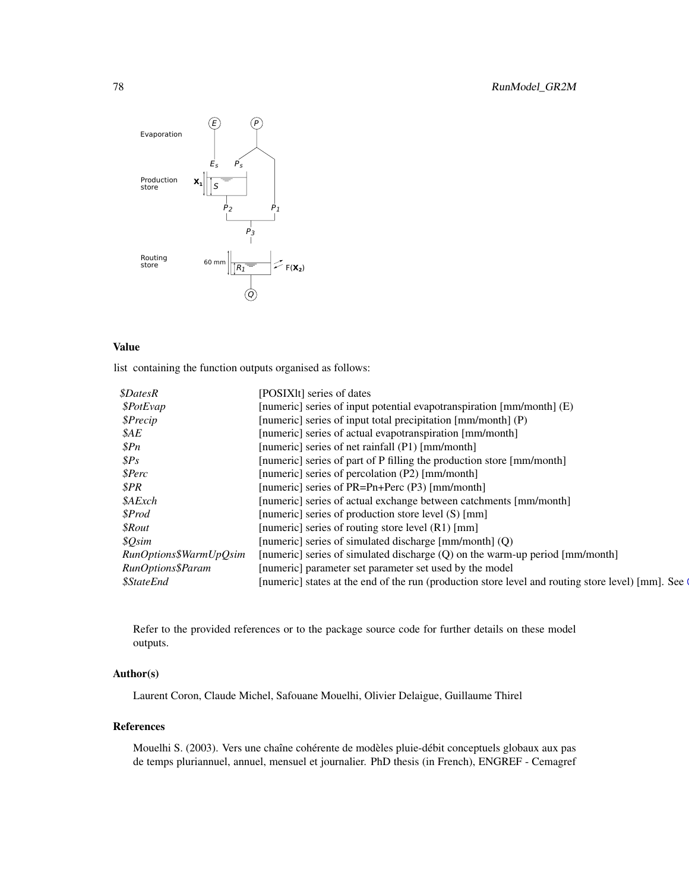### Value

list containing the function outputs organised as follows:

| | |
|---|---|
| *$DatesR* | [POSIXlt] series of dates |
| *$PotEvap* | [numeric] series of input potential evapotranspiration [mm/month] (E) |
| *$Precip* | [numeric] series of input total precipitation [mm/month] (P) |
| *$AE* | [numeric] series of actual evapotranspiration [mm/month] |
| *$Pn* | [numeric] series of net rainfall (P1) [mm/month] |
| *$Ps* | [numeric] series of part of P filling the production store [mm/month] |
| *$Perc* | [numeric] series of percolation (P2) [mm/month] |
| *$PR* | [numeric] series of PR=Pn+Perc (P3) [mm/month] |
| *$AExch* | [numeric] series of actual exchange between catchments [mm/month] |
| *$Prod* | [numeric] series of production store level (S) [mm] |
| *$Rout* | [numeric] series of routing store level (R1) [mm] |
| *$Qsim* | [numeric] series of simulated discharge [mm/month] (Q) |
| *RunOptions$WarmUpQsim* | [numeric] series of simulated discharge (Q) on the warm-up period [mm/month] |
| *RunOptions$Param* | [numeric] parameter set parameter set used by the model |
| *$StateEnd* | [numeric] states at the end of the run (production store level and routing store level) [mm]. See |

Refer to the provided references or to the package source code for further details on these model outputs.

### Author(s)

Laurent Coron, Claude Michel, Safouane Mouelhi, Olivier Delaigue, Guillaume Thirel

### References

Mouelhi S. (2003). Vers une chaîne cohérente de modèles pluie-débit conceptuels globaux aux pas de temps pluriannuel, annuel, mensuel et journalier. PhD thesis (in French), ENGREF - Cemagref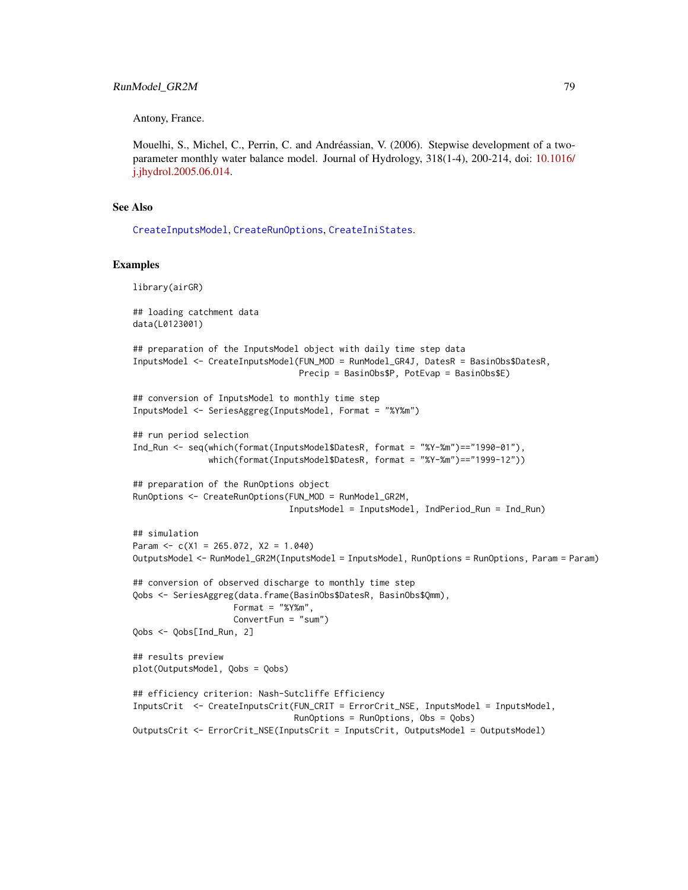Antony, France.

Mouelhi, S., Michel, C., Perrin, C. and Andréassian, V. (2006). Stepwise development of a two-parameter monthly water balance model. Journal of Hydrology, 318(1-4), 200-214, doi: 10.1016/j.jhydrol.2005.06.014.

## See Also

CreateInputsModel, CreateRunOptions, CreateIniStates.

## Examples

```
library(airGR)

## loading catchment data
data(L0123001)

## preparation of the InputsModel object with daily time step data
InputsModel <- CreateInputsModel(FUN_MOD = RunModel_GR4J, DatesR = BasinObs$DatesR,
                                 Precip = BasinObs$P, PotEvap = BasinObs$E)

## conversion of InputsModel to monthly time step
InputsModel <- SeriesAggreg(InputsModel, Format = "%Y%m")

## run period selection
Ind_Run <- seq(which(format(InputsModel$DatesR, format = "%Y-%m")=="1990-01"),
               which(format(InputsModel$DatesR, format = "%Y-%m")=="1999-12"))

## preparation of the RunOptions object
RunOptions <- CreateRunOptions(FUN_MOD = RunModel_GR2M,
                               InputsModel = InputsModel, IndPeriod_Run = Ind_Run)

## simulation
Param <- c(X1 = 265.072, X2 = 1.040)
OutputsModel <- RunModel_GR2M(InputsModel = InputsModel, RunOptions = RunOptions, Param = Param)

## conversion of observed discharge to monthly time step
Qobs <- SeriesAggreg(data.frame(BasinObs$DatesR, BasinObs$Qmm),
                     Format = "%Y%m",
                     ConvertFun = "sum")
Qobs <- Qobs[Ind_Run, 2]

## results preview
plot(OutputsModel, Qobs = Qobs)

## efficiency criterion: Nash-Sutcliffe Efficiency
InputsCrit  <- CreateInputsCrit(FUN_CRIT = ErrorCrit_NSE, InputsModel = InputsModel,
                                RunOptions = RunOptions, Obs = Qobs)
OutputsCrit <- ErrorCrit_NSE(InputsCrit = InputsCrit, OutputsModel = OutputsModel)
```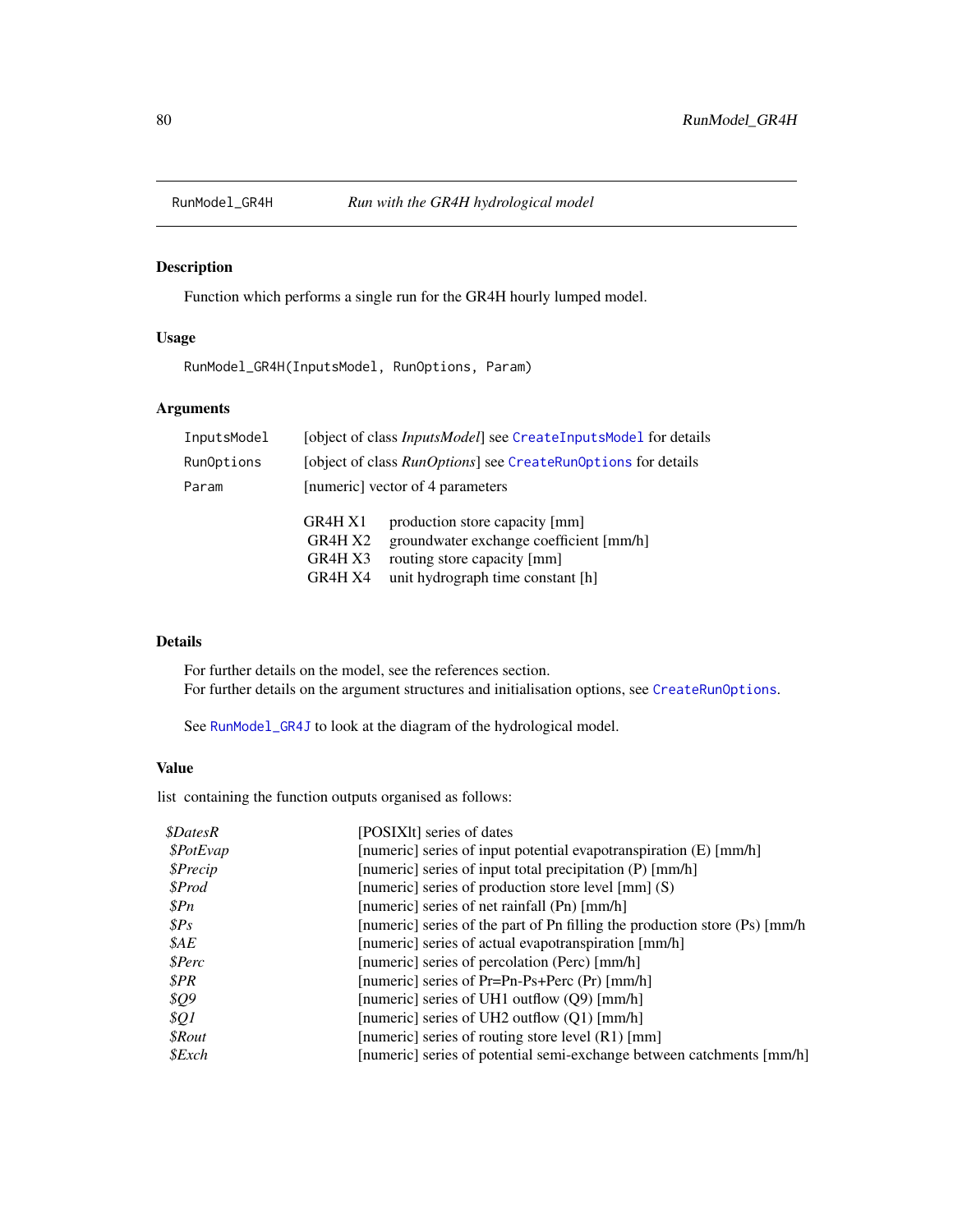RunModel_GR4H    *Run with the GR4H hydrological model*

## Description

Function which performs a single run for the GR4H hourly lumped model.

## Usage

```
RunModel_GR4H(InputsModel, RunOptions, Param)
```

## Arguments

| | |
|---|---|
| InputsModel | [object of class *InputsModel*] see CreateInputsModel for details |
| RunOptions | [object of class *RunOptions*] see CreateRunOptions for details |
| Param | [numeric] vector of 4 parameters |

| | |
|---|---|
| GR4H X1 | production store capacity [mm] |
| GR4H X2 | groundwater exchange coefficient [mm/h] |
| GR4H X3 | routing store capacity [mm] |
| GR4H X4 | unit hydrograph time constant [h] |

## Details

For further details on the model, see the references section.
For further details on the argument structures and initialisation options, see CreateRunOptions.

See RunModel_GR4J to look at the diagram of the hydrological model.

## Value

list containing the function outputs organised as follows:

| | |
|---|---|
| *$DatesR* | [POSIXlt] series of dates |
| *$PotEvap* | [numeric] series of input potential evapotranspiration (E) [mm/h] |
| *$Precip* | [numeric] series of input total precipitation (P) [mm/h] |
| *$Prod* | [numeric] series of production store level [mm] (S) |
| *$Pn* | [numeric] series of net rainfall (Pn) [mm/h] |
| *$Ps* | [numeric] series of the part of Pn filling the production store (Ps) [mm/h |
| *$AE* | [numeric] series of actual evapotranspiration [mm/h] |
| *$Perc* | [numeric] series of percolation (Perc) [mm/h] |
| *$PR* | [numeric] series of Pr=Pn-Ps+Perc (Pr) [mm/h] |
| *$Q9* | [numeric] series of UH1 outflow (Q9) [mm/h] |
| *$Q1* | [numeric] series of UH2 outflow (Q1) [mm/h] |
| *$Rout* | [numeric] series of routing store level (R1) [mm] |
| *$Exch* | [numeric] series of potential semi-exchange between catchments [mm/h] |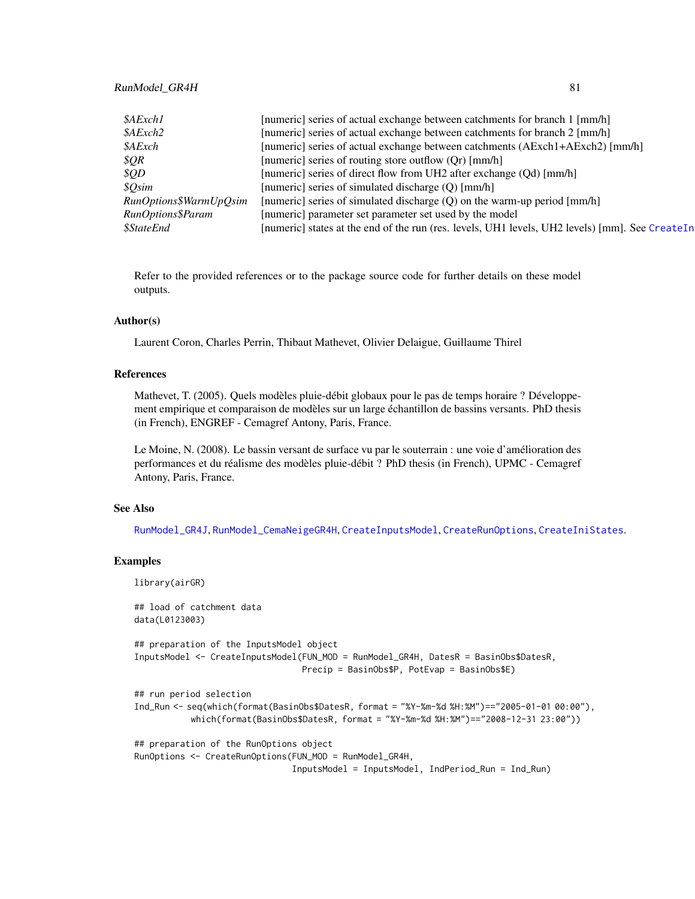| | |
|---|---|
| *$AExch1* | [numeric] series of actual exchange between catchments for branch 1 [mm/h] |
| *$AExch2* | [numeric] series of actual exchange between catchments for branch 2 [mm/h] |
| *$AExch* | [numeric] series of actual exchange between catchments (AExch1+AExch2) [mm/h] |
| *$QR* | [numeric] series of routing store outflow (Qr) [mm/h] |
| *$QD* | [numeric] series of direct flow from UH2 after exchange (Qd) [mm/h] |
| *$Qsim* | [numeric] series of simulated discharge (Q) [mm/h] |
| *RunOptions$WarmUpQsim* | [numeric] series of simulated discharge (Q) on the warm-up period [mm/h] |
| *RunOptions$Param* | [numeric] parameter set parameter set used by the model |
| *$StateEnd* | [numeric] states at the end of the run (res. levels, UH1 levels, UH2 levels) [mm]. See `CreateIn` |

Refer to the provided references or to the package source code for further details on these model outputs.

## Author(s)

Laurent Coron, Charles Perrin, Thibaut Mathevet, Olivier Delaigue, Guillaume Thirel

## References

Mathevet, T. (2005). Quels modèles pluie-débit globaux pour le pas de temps horaire ? Développement empirique et comparaison de modèles sur un large échantillon de bassins versants. PhD thesis (in French), ENGREF - Cemagref Antony, Paris, France.

Le Moine, N. (2008). Le bassin versant de surface vu par le souterrain : une voie d'amélioration des performances et du réalisme des modèles pluie-débit ? PhD thesis (in French), UPMC - Cemagref Antony, Paris, France.

## See Also

`RunModel_GR4J`, `RunModel_CemaNeigeGR4H`, `CreateInputsModel`, `CreateRunOptions`, `CreateIniStates`.

## Examples

```
library(airGR)

## load of catchment data
data(L0123003)

## preparation of the InputsModel object
InputsModel <- CreateInputsModel(FUN_MOD = RunModel_GR4H, DatesR = BasinObs$DatesR,
                                 Precip = BasinObs$P, PotEvap = BasinObs$E)

## run period selection
Ind_Run <- seq(which(format(BasinObs$DatesR, format = "%Y-%m-%d %H:%M")=="2005-01-01 00:00"),
               which(format(BasinObs$DatesR, format = "%Y-%m-%d %H:%M")=="2008-12-31 23:00"))

## preparation of the RunOptions object
RunOptions <- CreateRunOptions(FUN_MOD = RunModel_GR4H,
                               InputsModel = InputsModel, IndPeriod_Run = Ind_Run)
```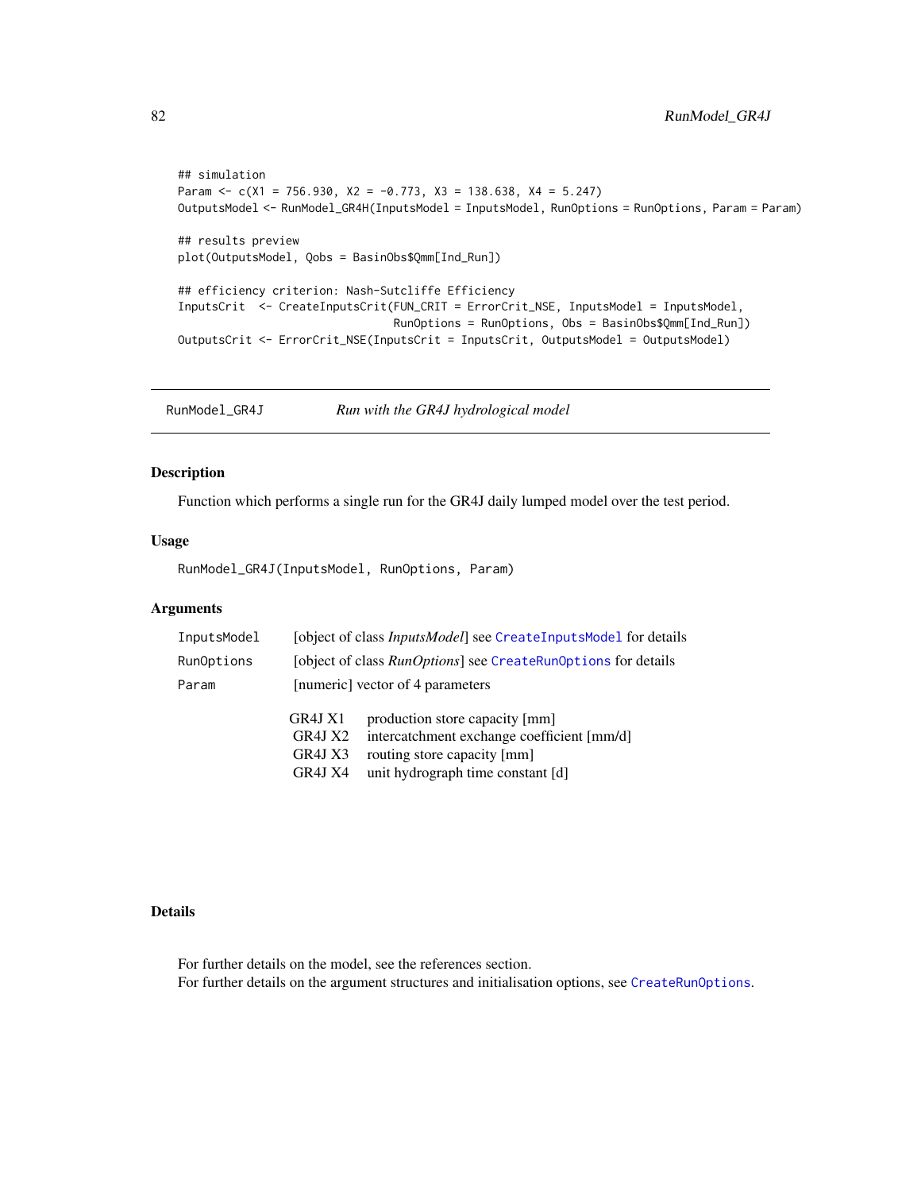```
## simulation
Param <- c(X1 = 756.930, X2 = -0.773, X3 = 138.638, X4 = 5.247)
OutputsModel <- RunModel_GR4H(InputsModel = InputsModel, RunOptions = RunOptions, Param = Param)

## results preview
plot(OutputsModel, Qobs = BasinObs$Qmm[Ind_Run])

## efficiency criterion: Nash-Sutcliffe Efficiency
InputsCrit  <- CreateInputsCrit(FUN_CRIT = ErrorCrit_NSE, InputsModel = InputsModel,
                                RunOptions = RunOptions, Obs = BasinObs$Qmm[Ind_Run])
OutputsCrit <- ErrorCrit_NSE(InputsCrit = InputsCrit, OutputsModel = OutputsModel)
```

## RunModel_GR4J — *Run with the GR4J hydrological model*

### Description

Function which performs a single run for the GR4J daily lumped model over the test period.

### Usage

```
RunModel_GR4J(InputsModel, RunOptions, Param)
```

### Arguments

| | |
|---|---|
| `InputsModel` | [object of class *InputsModel*] see `CreateInputsModel` for details |
| `RunOptions` | [object of class *RunOptions*] see `CreateRunOptions` for details |
| `Param` | [numeric] vector of 4 parameters |

| | |
|---|---|
| GR4J X1 | production store capacity [mm] |
| GR4J X2 | intercatchment exchange coefficient [mm/d] |
| GR4J X3 | routing store capacity [mm] |
| GR4J X4 | unit hydrograph time constant [d] |

### Details

For further details on the model, see the references section.
For further details on the argument structures and initialisation options, see `CreateRunOptions`.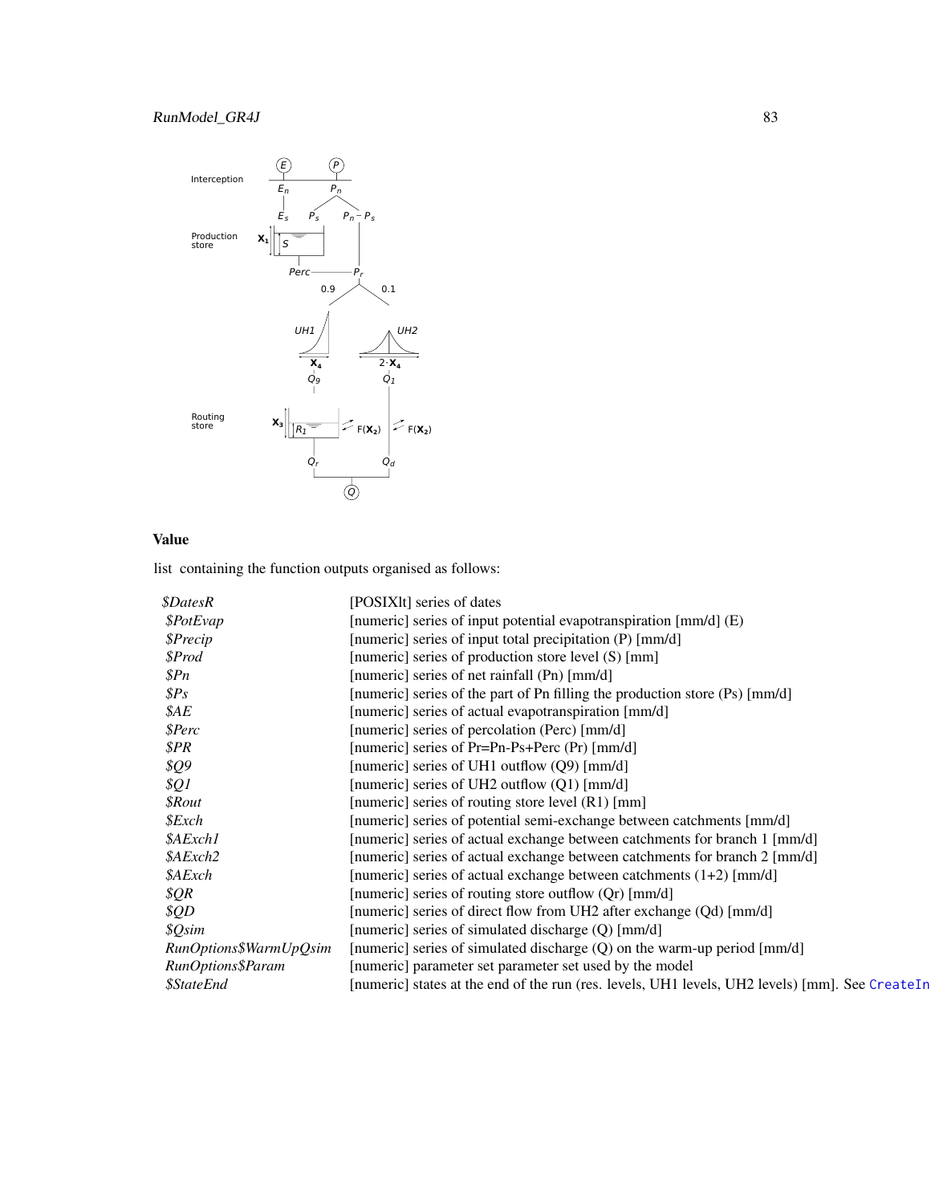## Value

list containing the function outputs organised as follows:

| | |
|---|---|
| *$DatesR* | [POSIXlt] series of dates |
| *$PotEvap* | [numeric] series of input potential evapotranspiration [mm/d] (E) |
| *$Precip* | [numeric] series of input total precipitation (P) [mm/d] |
| *$Prod* | [numeric] series of production store level (S) [mm] |
| *$Pn* | [numeric] series of net rainfall (Pn) [mm/d] |
| *$Ps* | [numeric] series of the part of Pn filling the production store (Ps) [mm/d] |
| *$AE* | [numeric] series of actual evapotranspiration [mm/d] |
| *$Perc* | [numeric] series of percolation (Perc) [mm/d] |
| *$PR* | [numeric] series of Pr=Pn-Ps+Perc (Pr) [mm/d] |
| *$Q9* | [numeric] series of UH1 outflow (Q9) [mm/d] |
| *$Q1* | [numeric] series of UH2 outflow (Q1) [mm/d] |
| *$Rout* | [numeric] series of routing store level (R1) [mm] |
| *$Exch* | [numeric] series of potential semi-exchange between catchments [mm/d] |
| *$AExch1* | [numeric] series of actual exchange between catchments for branch 1 [mm/d] |
| *$AExch2* | [numeric] series of actual exchange between catchments for branch 2 [mm/d] |
| *$AExch* | [numeric] series of actual exchange between catchments (1+2) [mm/d] |
| *$QR* | [numeric] series of routing store outflow (Qr) [mm/d] |
| *$QD* | [numeric] series of direct flow from UH2 after exchange (Qd) [mm/d] |
| *$Qsim* | [numeric] series of simulated discharge (Q) [mm/d] |
| *RunOptions$WarmUpQsim* | [numeric] series of simulated discharge (Q) on the warm-up period [mm/d] |
| *RunOptions$Param* | [numeric] parameter set parameter set used by the model |
| *$StateEnd* | [numeric] states at the end of the run (res. levels, UH1 levels, UH2 levels) [mm]. See CreateIn |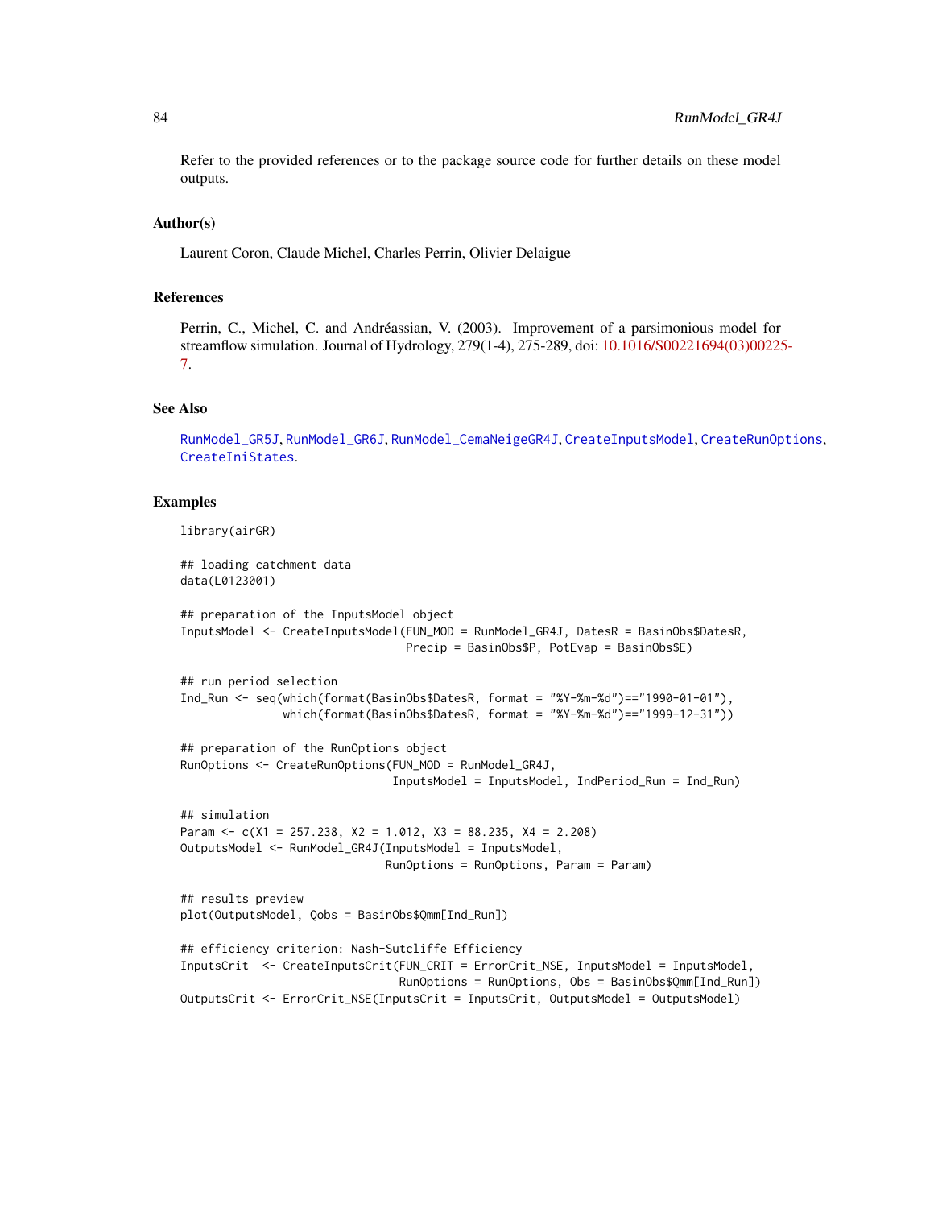Refer to the provided references or to the package source code for further details on these model outputs.

### Author(s)

Laurent Coron, Claude Michel, Charles Perrin, Olivier Delaigue

### References

Perrin, C., Michel, C. and Andréassian, V. (2003). Improvement of a parsimonious model for streamflow simulation. Journal of Hydrology, 279(1-4), 275-289, doi: 10.1016/S00221694(03)00225-7.

### See Also

RunModel_GR5J, RunModel_GR6J, RunModel_CemaNeigeGR4J, CreateInputsModel, CreateRunOptions, CreateIniStates.

### Examples

```
library(airGR)

## loading catchment data
data(L0123001)

## preparation of the InputsModel object
InputsModel <- CreateInputsModel(FUN_MOD = RunModel_GR4J, DatesR = BasinObs$DatesR,
                                 Precip = BasinObs$P, PotEvap = BasinObs$E)

## run period selection
Ind_Run <- seq(which(format(BasinObs$DatesR, format = "%Y-%m-%d")=="1990-01-01"),
               which(format(BasinObs$DatesR, format = "%Y-%m-%d")=="1999-12-31"))

## preparation of the RunOptions object
RunOptions <- CreateRunOptions(FUN_MOD = RunModel_GR4J,
                               InputsModel = InputsModel, IndPeriod_Run = Ind_Run)

## simulation
Param <- c(X1 = 257.238, X2 = 1.012, X3 = 88.235, X4 = 2.208)
OutputsModel <- RunModel_GR4J(InputsModel = InputsModel,
                              RunOptions = RunOptions, Param = Param)

## results preview
plot(OutputsModel, Qobs = BasinObs$Qmm[Ind_Run])

## efficiency criterion: Nash-Sutcliffe Efficiency
InputsCrit  <- CreateInputsCrit(FUN_CRIT = ErrorCrit_NSE, InputsModel = InputsModel,
                                RunOptions = RunOptions, Obs = BasinObs$Qmm[Ind_Run])
OutputsCrit <- ErrorCrit_NSE(InputsCrit = InputsCrit, OutputsModel = OutputsModel)
```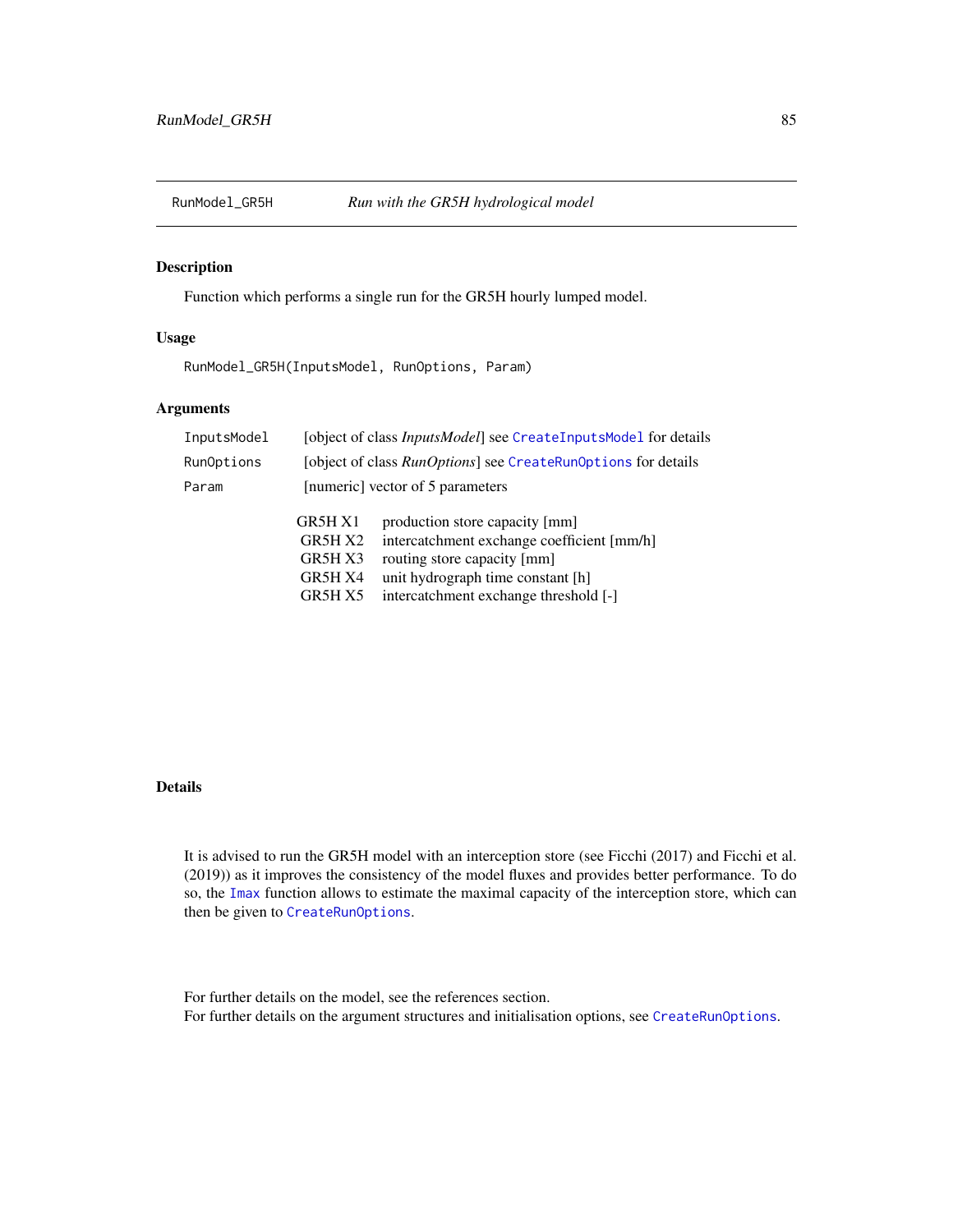## RunModel_GR5H — *Run with the GR5H hydrological model*

### Description

Function which performs a single run for the GR5H hourly lumped model.

### Usage

```
RunModel_GR5H(InputsModel, RunOptions, Param)
```

### Arguments

| | |
|---|---|
| InputsModel | [object of class *InputsModel*] see CreateInputsModel for details |
| RunOptions | [object of class *RunOptions*] see CreateRunOptions for details |
| Param | [numeric] vector of 5 parameters |

| | |
|---|---|
| GR5H X1 | production store capacity [mm] |
| GR5H X2 | intercatchment exchange coefficient [mm/h] |
| GR5H X3 | routing store capacity [mm] |
| GR5H X4 | unit hydrograph time constant [h] |
| GR5H X5 | intercatchment exchange threshold [-] |

### Details

It is advised to run the GR5H model with an interception store (see Ficchi (2017) and Ficchi et al. (2019)) as it improves the consistency of the model fluxes and provides better performance. To do so, the Imax function allows to estimate the maximal capacity of the interception store, which can then be given to CreateRunOptions.

For further details on the model, see the references section.
For further details on the argument structures and initialisation options, see CreateRunOptions.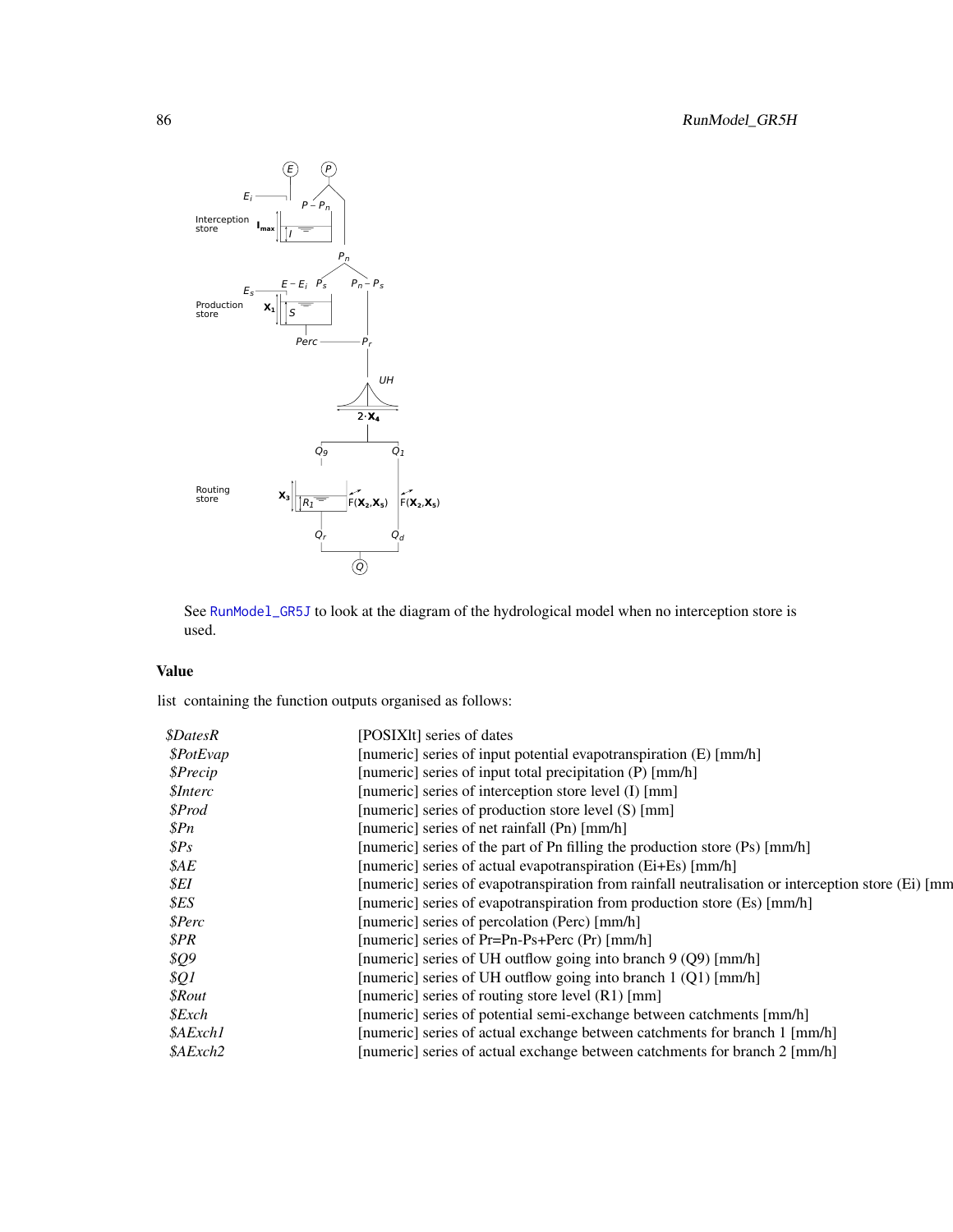See RunModel_GR5J to look at the diagram of the hydrological model when no interception store is used.

## Value

list containing the function outputs organised as follows:

| | |
|---|---|
| *$DatesR* | [POSIXlt] series of dates |
| *$PotEvap* | [numeric] series of input potential evapotranspiration (E) [mm/h] |
| *$Precip* | [numeric] series of input total precipitation (P) [mm/h] |
| *$Interc* | [numeric] series of interception store level (I) [mm] |
| *$Prod* | [numeric] series of production store level (S) [mm] |
| *$Pn* | [numeric] series of net rainfall (Pn) [mm/h] |
| *$Ps* | [numeric] series of the part of Pn filling the production store (Ps) [mm/h] |
| *$AE* | [numeric] series of actual evapotranspiration (Ei+Es) [mm/h] |
| *$EI* | [numeric] series of evapotranspiration from rainfall neutralisation or interception store (Ei) [mm |
| *$ES* | [numeric] series of evapotranspiration from production store (Es) [mm/h] |
| *$Perc* | [numeric] series of percolation (Perc) [mm/h] |
| *$PR* | [numeric] series of Pr=Pn-Ps+Perc (Pr) [mm/h] |
| *$Q9* | [numeric] series of UH outflow going into branch 9 (Q9) [mm/h] |
| *$Q1* | [numeric] series of UH outflow going into branch 1 (Q1) [mm/h] |
| *$Rout* | [numeric] series of routing store level (R1) [mm] |
| *$Exch* | [numeric] series of potential semi-exchange between catchments [mm/h] |
| *$AExch1* | [numeric] series of actual exchange between catchments for branch 1 [mm/h] |
| *$AExch2* | [numeric] series of actual exchange between catchments for branch 2 [mm/h] |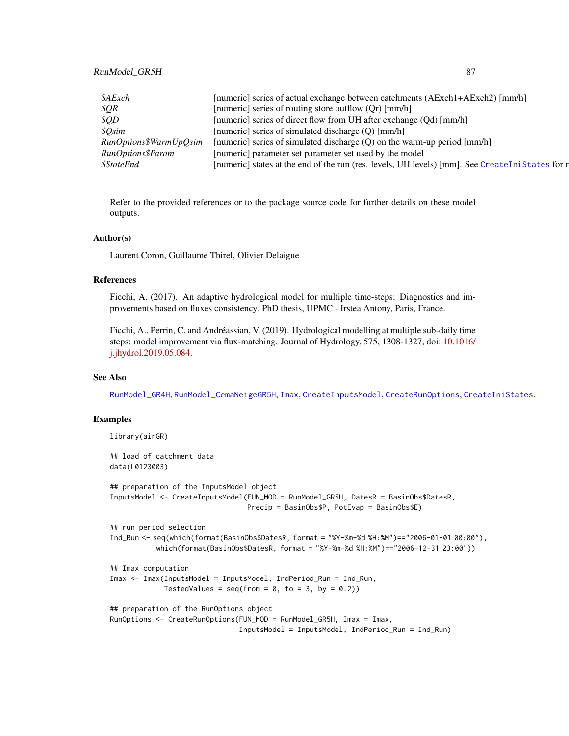| | |
|---|---|
| *$AExch* | [numeric] series of actual exchange between catchments (AExch1+AExch2) [mm/h] |
| *$QR* | [numeric] series of routing store outflow (Qr) [mm/h] |
| *$QD* | [numeric] series of direct flow from UH after exchange (Qd) [mm/h] |
| *$Qsim* | [numeric] series of simulated discharge (Q) [mm/h] |
| *RunOptions$WarmUpQsim* | [numeric] series of simulated discharge (Q) on the warm-up period [mm/h] |
| *RunOptions$Param* | [numeric] parameter set parameter set used by the model |
| *$StateEnd* | [numeric] states at the end of the run (res. levels, UH levels) [mm]. See CreateIniStates for m |

Refer to the provided references or to the package source code for further details on these model outputs.

## Author(s)

Laurent Coron, Guillaume Thirel, Olivier Delaigue

## References

Ficchi, A. (2017). An adaptive hydrological model for multiple time-steps: Diagnostics and improvements based on fluxes consistency. PhD thesis, UPMC - Irstea Antony, Paris, France.

Ficchi, A., Perrin, C. and Andréassian, V. (2019). Hydrological modelling at multiple sub-daily time steps: model improvement via flux-matching. Journal of Hydrology, 575, 1308-1327, doi: 10.1016/j.jhydrol.2019.05.084.

## See Also

RunModel_GR4H, RunModel_CemaNeigeGR5H, Imax, CreateInputsModel, CreateRunOptions, CreateIniStates.

## Examples

```
library(airGR)

## load of catchment data
data(L0123003)

## preparation of the InputsModel object
InputsModel <- CreateInputsModel(FUN_MOD = RunModel_GR5H, DatesR = BasinObs$DatesR,
                                 Precip = BasinObs$P, PotEvap = BasinObs$E)

## run period selection
Ind_Run <- seq(which(format(BasinObs$DatesR, format = "%Y-%m-%d %H:%M")=="2006-01-01 00:00"),
           which(format(BasinObs$DatesR, format = "%Y-%m-%d %H:%M")=="2006-12-31 23:00"))

## Imax computation
Imax <- Imax(InputsModel = InputsModel, IndPeriod_Run = Ind_Run,
             TestedValues = seq(from = 0, to = 3, by = 0.2))

## preparation of the RunOptions object
RunOptions <- CreateRunOptions(FUN_MOD = RunModel_GR5H, Imax = Imax,
                               InputsModel = InputsModel, IndPeriod_Run = Ind_Run)
```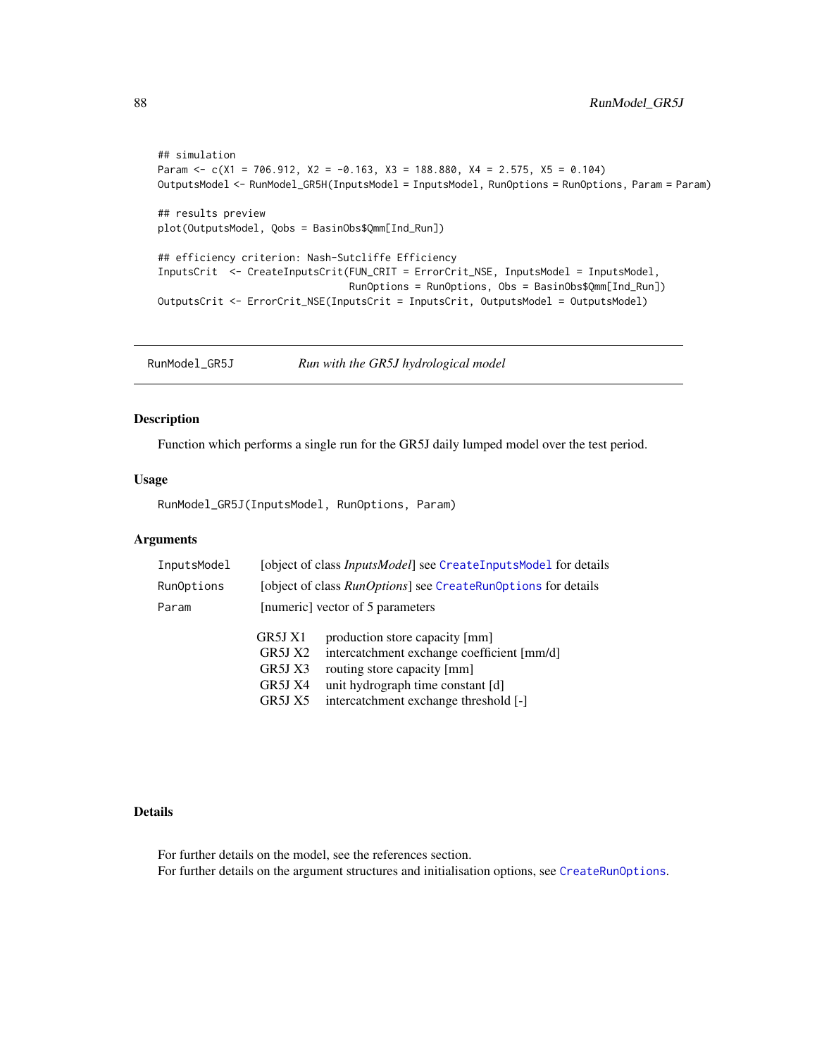```
## simulation
Param <- c(X1 = 706.912, X2 = -0.163, X3 = 188.880, X4 = 2.575, X5 = 0.104)
OutputsModel <- RunModel_GR5H(InputsModel = InputsModel, RunOptions = RunOptions, Param = Param)

## results preview
plot(OutputsModel, Qobs = BasinObs$Qmm[Ind_Run])

## efficiency criterion: Nash-Sutcliffe Efficiency
InputsCrit  <- CreateInputsCrit(FUN_CRIT = ErrorCrit_NSE, InputsModel = InputsModel,
                                RunOptions = RunOptions, Obs = BasinObs$Qmm[Ind_Run])
OutputsCrit <- ErrorCrit_NSE(InputsCrit = InputsCrit, OutputsModel = OutputsModel)
```

---

## RunModel_GR5J — *Run with the GR5J hydrological model*

### Description

Function which performs a single run for the GR5J daily lumped model over the test period.

### Usage

```
RunModel_GR5J(InputsModel, RunOptions, Param)
```

### Arguments

| | |
|---|---|
| `InputsModel` | [object of class *InputsModel*] see `CreateInputsModel` for details |
| `RunOptions` | [object of class *RunOptions*] see `CreateRunOptions` for details |
| `Param` | [numeric] vector of 5 parameters |

| | |
|---|---|
| GR5J X1 | production store capacity [mm] |
| GR5J X2 | intercatchment exchange coefficient [mm/d] |
| GR5J X3 | routing store capacity [mm] |
| GR5J X4 | unit hydrograph time constant [d] |
| GR5J X5 | intercatchment exchange threshold [-] |

### Details

For further details on the model, see the references section.
For further details on the argument structures and initialisation options, see `CreateRunOptions`.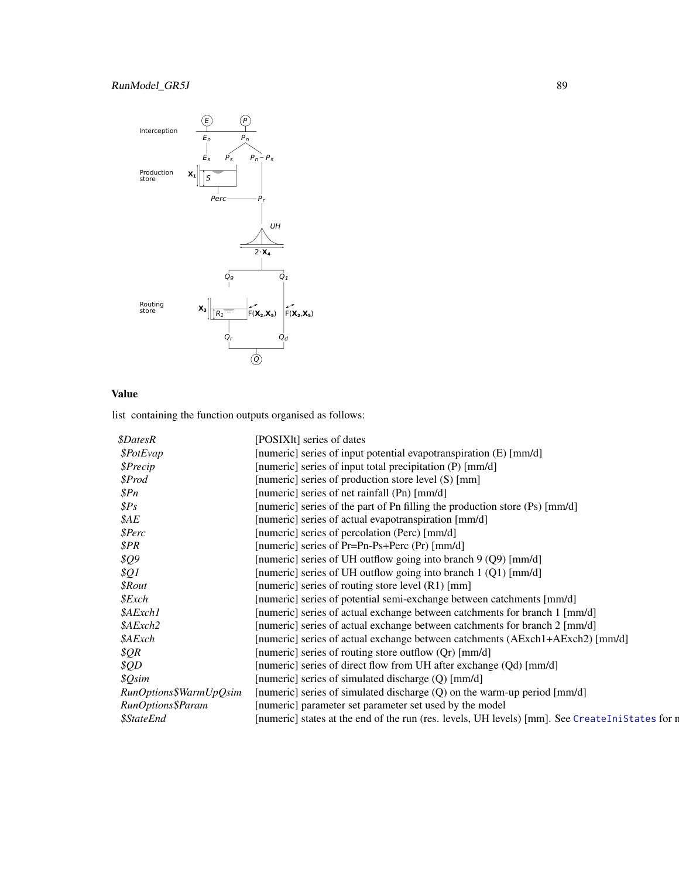## Value

list containing the function outputs organised as follows:

| | |
|---|---|
| *$DatesR* | [POSIXlt] series of dates |
| *$PotEvap* | [numeric] series of input potential evapotranspiration (E) [mm/d] |
| *$Precip* | [numeric] series of input total precipitation (P) [mm/d] |
| *$Prod* | [numeric] series of production store level (S) [mm] |
| *$Pn* | [numeric] series of net rainfall (Pn) [mm/d] |
| *$Ps* | [numeric] series of the part of Pn filling the production store (Ps) [mm/d] |
| *$AE* | [numeric] series of actual evapotranspiration [mm/d] |
| *$Perc* | [numeric] series of percolation (Perc) [mm/d] |
| *$PR* | [numeric] series of Pr=Pn-Ps+Perc (Pr) [mm/d] |
| *$Q9* | [numeric] series of UH outflow going into branch 9 (Q9) [mm/d] |
| *$Q1* | [numeric] series of UH outflow going into branch 1 (Q1) [mm/d] |
| *$Rout* | [numeric] series of routing store level (R1) [mm] |
| *$Exch* | [numeric] series of potential semi-exchange between catchments [mm/d] |
| *$AExch1* | [numeric] series of actual exchange between catchments for branch 1 [mm/d] |
| *$AExch2* | [numeric] series of actual exchange between catchments for branch 2 [mm/d] |
| *$AExch* | [numeric] series of actual exchange between catchments (AExch1+AExch2) [mm/d] |
| *$QR* | [numeric] series of routing store outflow (Qr) [mm/d] |
| *$QD* | [numeric] series of direct flow from UH after exchange (Qd) [mm/d] |
| *$Qsim* | [numeric] series of simulated discharge (Q) [mm/d] |
| *RunOptions$WarmUpQsim* | [numeric] series of simulated discharge (Q) on the warm-up period [mm/d] |
| *RunOptions$Param* | [numeric] parameter set parameter set used by the model |
| *$StateEnd* | [numeric] states at the end of the run (res. levels, UH levels) [mm]. See CreateIniStates for m |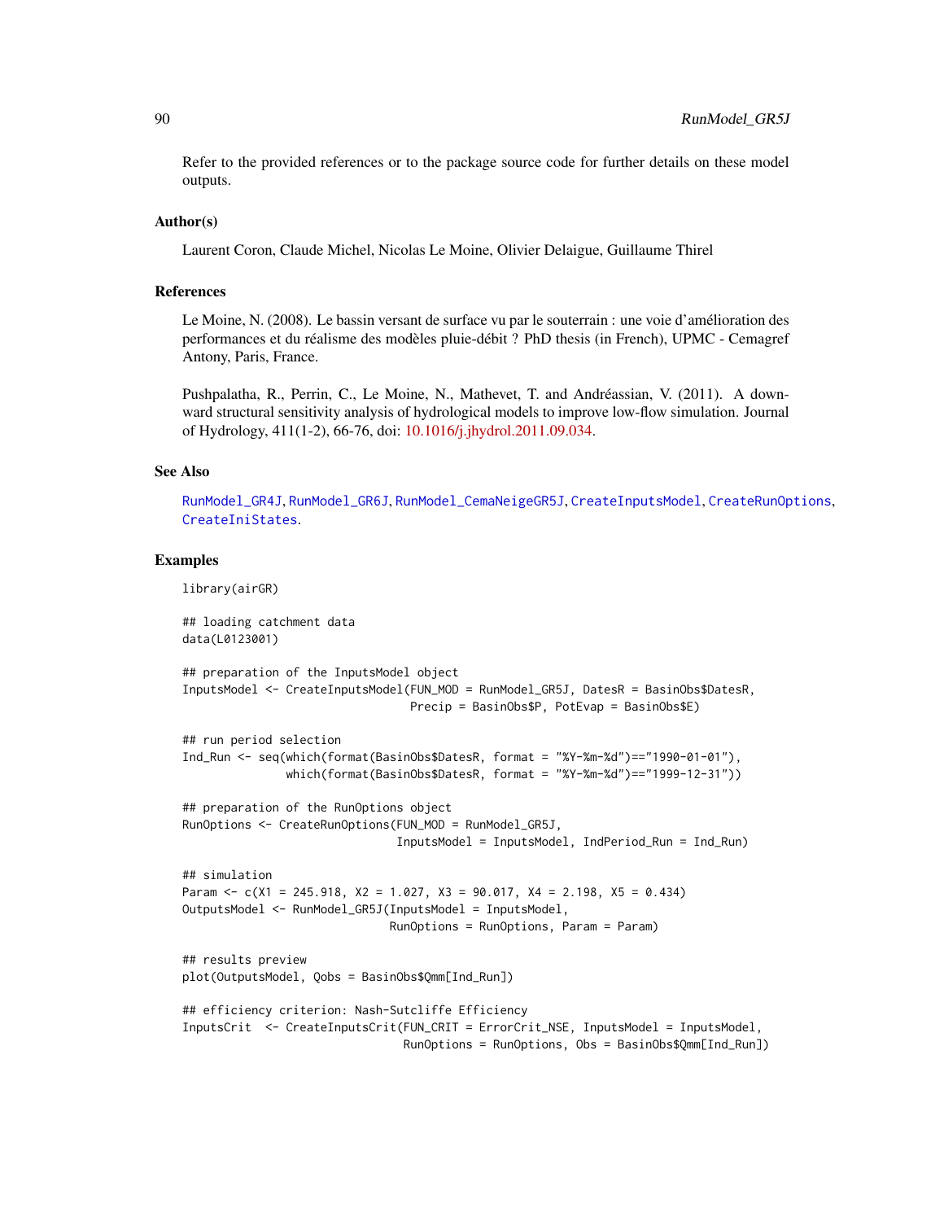Refer to the provided references or to the package source code for further details on these model outputs.

### Author(s)

Laurent Coron, Claude Michel, Nicolas Le Moine, Olivier Delaigue, Guillaume Thirel

### References

Le Moine, N. (2008). Le bassin versant de surface vu par le souterrain : une voie d'amélioration des performances et du réalisme des modèles pluie-débit ? PhD thesis (in French), UPMC - Cemagref Antony, Paris, France.

Pushpalatha, R., Perrin, C., Le Moine, N., Mathevet, T. and Andréassian, V. (2011). A downward structural sensitivity analysis of hydrological models to improve low-flow simulation. Journal of Hydrology, 411(1-2), 66-76, doi: 10.1016/j.jhydrol.2011.09.034.

### See Also

RunModel_GR4J, RunModel_GR6J, RunModel_CemaNeigeGR5J, CreateInputsModel, CreateRunOptions, CreateIniStates.

### Examples

```
library(airGR)

## loading catchment data
data(L0123001)

## preparation of the InputsModel object
InputsModel <- CreateInputsModel(FUN_MOD = RunModel_GR5J, DatesR = BasinObs$DatesR,
                                 Precip = BasinObs$P, PotEvap = BasinObs$E)

## run period selection
Ind_Run <- seq(which(format(BasinObs$DatesR, format = "%Y-%m-%d")=="1990-01-01"),
               which(format(BasinObs$DatesR, format = "%Y-%m-%d")=="1999-12-31"))

## preparation of the RunOptions object
RunOptions <- CreateRunOptions(FUN_MOD = RunModel_GR5J,
                               InputsModel = InputsModel, IndPeriod_Run = Ind_Run)

## simulation
Param <- c(X1 = 245.918, X2 = 1.027, X3 = 90.017, X4 = 2.198, X5 = 0.434)
OutputsModel <- RunModel_GR5J(InputsModel = InputsModel,
                              RunOptions = RunOptions, Param = Param)

## results preview
plot(OutputsModel, Qobs = BasinObs$Qmm[Ind_Run])

## efficiency criterion: Nash-Sutcliffe Efficiency
InputsCrit  <- CreateInputsCrit(FUN_CRIT = ErrorCrit_NSE, InputsModel = InputsModel,
                                RunOptions = RunOptions, Obs = BasinObs$Qmm[Ind_Run])
```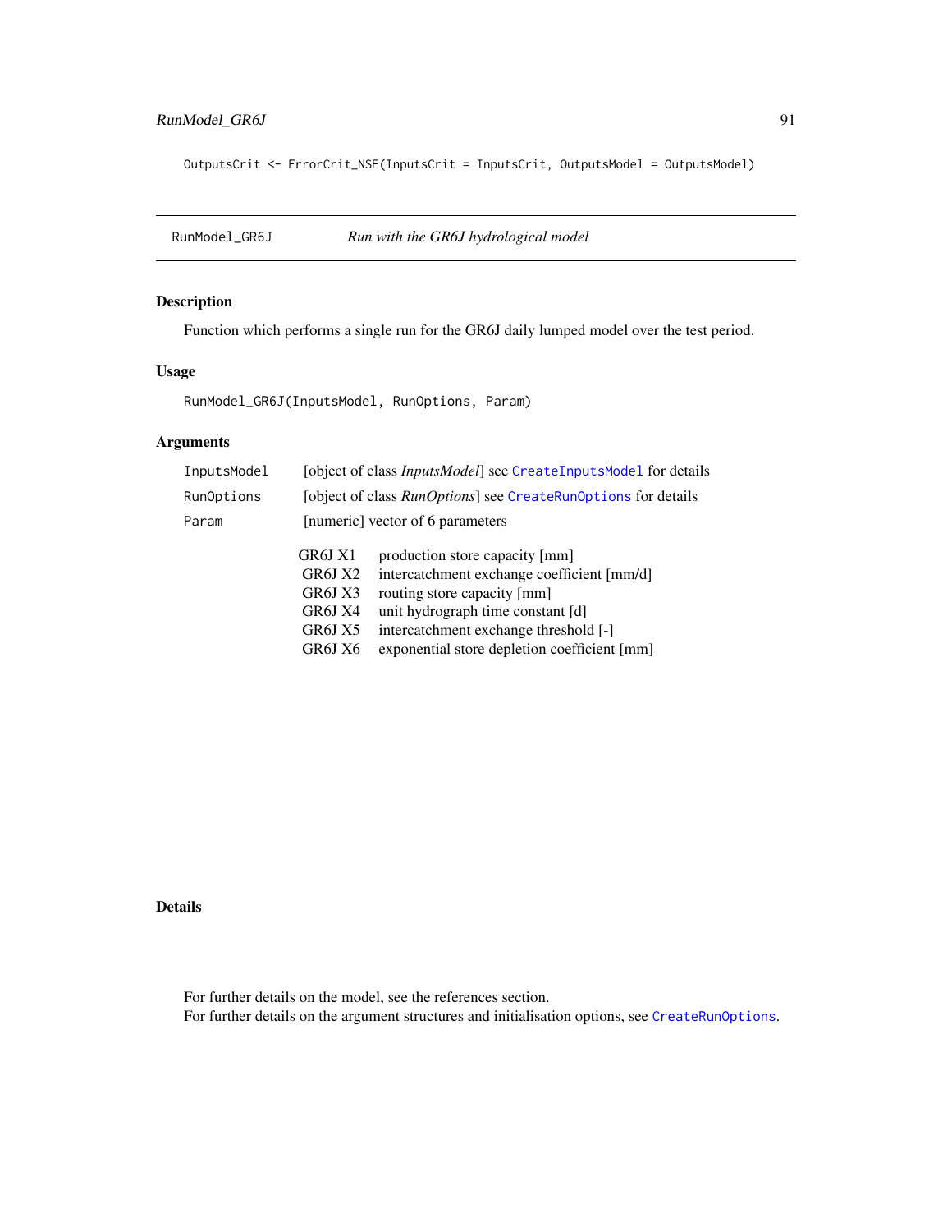```
OutputsCrit <- ErrorCrit_NSE(InputsCrit = InputsCrit, OutputsModel = OutputsModel)
```

---

## RunModel_GR6J    *Run with the GR6J hydrological model*

### Description

Function which performs a single run for the GR6J daily lumped model over the test period.

### Usage

```
RunModel_GR6J(InputsModel, RunOptions, Param)
```

### Arguments

| | |
|---|---|
| InputsModel | [object of class *InputsModel*] see CreateInputsModel for details |
| RunOptions | [object of class *RunOptions*] see CreateRunOptions for details |
| Param | [numeric] vector of 6 parameters |

| | |
|---|---|
| GR6J X1 | production store capacity [mm] |
| GR6J X2 | intercatchment exchange coefficient [mm/d] |
| GR6J X3 | routing store capacity [mm] |
| GR6J X4 | unit hydrograph time constant [d] |
| GR6J X5 | intercatchment exchange threshold [-] |
| GR6J X6 | exponential store depletion coefficient [mm] |

### Details

For further details on the model, see the references section.
For further details on the argument structures and initialisation options, see CreateRunOptions.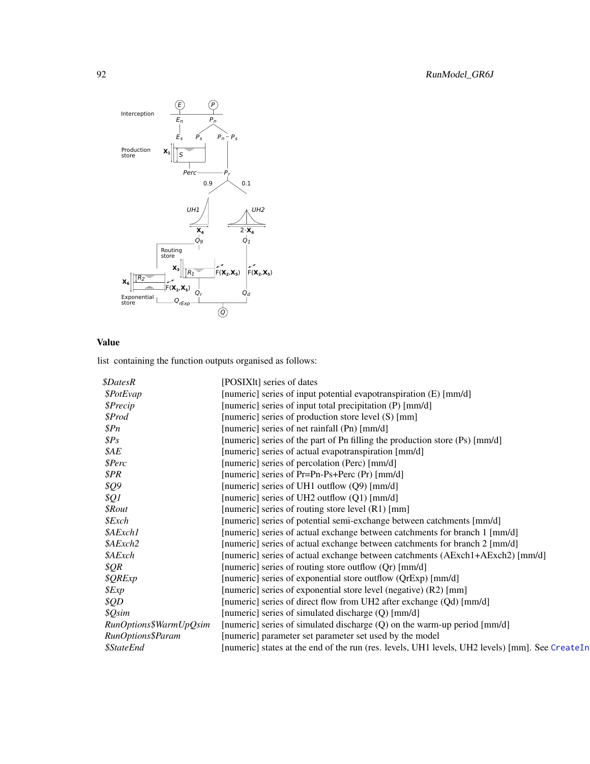## Value

list containing the function outputs organised as follows:

| | |
|---|---|
| *$DatesR* | [POSIXlt] series of dates |
| *$PotEvap* | [numeric] series of input potential evapotranspiration (E) [mm/d] |
| *$Precip* | [numeric] series of input total precipitation (P) [mm/d] |
| *$Prod* | [numeric] series of production store level (S) [mm] |
| *$Pn* | [numeric] series of net rainfall (Pn) [mm/d] |
| *$Ps* | [numeric] series of the part of Pn filling the production store (Ps) [mm/d] |
| *$AE* | [numeric] series of actual evapotranspiration [mm/d] |
| *$Perc* | [numeric] series of percolation (Perc) [mm/d] |
| *$PR* | [numeric] series of Pr=Pn-Ps+Perc (Pr) [mm/d] |
| *$Q9* | [numeric] series of UH1 outflow (Q9) [mm/d] |
| *$Q1* | [numeric] series of UH2 outflow (Q1) [mm/d] |
| *$Rout* | [numeric] series of routing store level (R1) [mm] |
| *$Exch* | [numeric] series of potential semi-exchange between catchments [mm/d] |
| *$AExch1* | [numeric] series of actual exchange between catchments for branch 1 [mm/d] |
| *$AExch2* | [numeric] series of actual exchange between catchments for branch 2 [mm/d] |
| *$AExch* | [numeric] series of actual exchange between catchments (AExch1+AExch2) [mm/d] |
| *$QR* | [numeric] series of routing store outflow (Qr) [mm/d] |
| *$QRExp* | [numeric] series of exponential store outflow (QrExp) [mm/d] |
| *$Exp* | [numeric] series of exponential store level (negative) (R2) [mm] |
| *$QD* | [numeric] series of direct flow from UH2 after exchange (Qd) [mm/d] |
| *$Qsim* | [numeric] series of simulated discharge (Q) [mm/d] |
| *RunOptions$WarmUpQsim* | [numeric] series of simulated discharge (Q) on the warm-up period [mm/d] |
| *RunOptions$Param* | [numeric] parameter set parameter set used by the model |
| *$StateEnd* | [numeric] states at the end of the run (res. levels, UH1 levels, UH2 levels) [mm]. See CreateIn |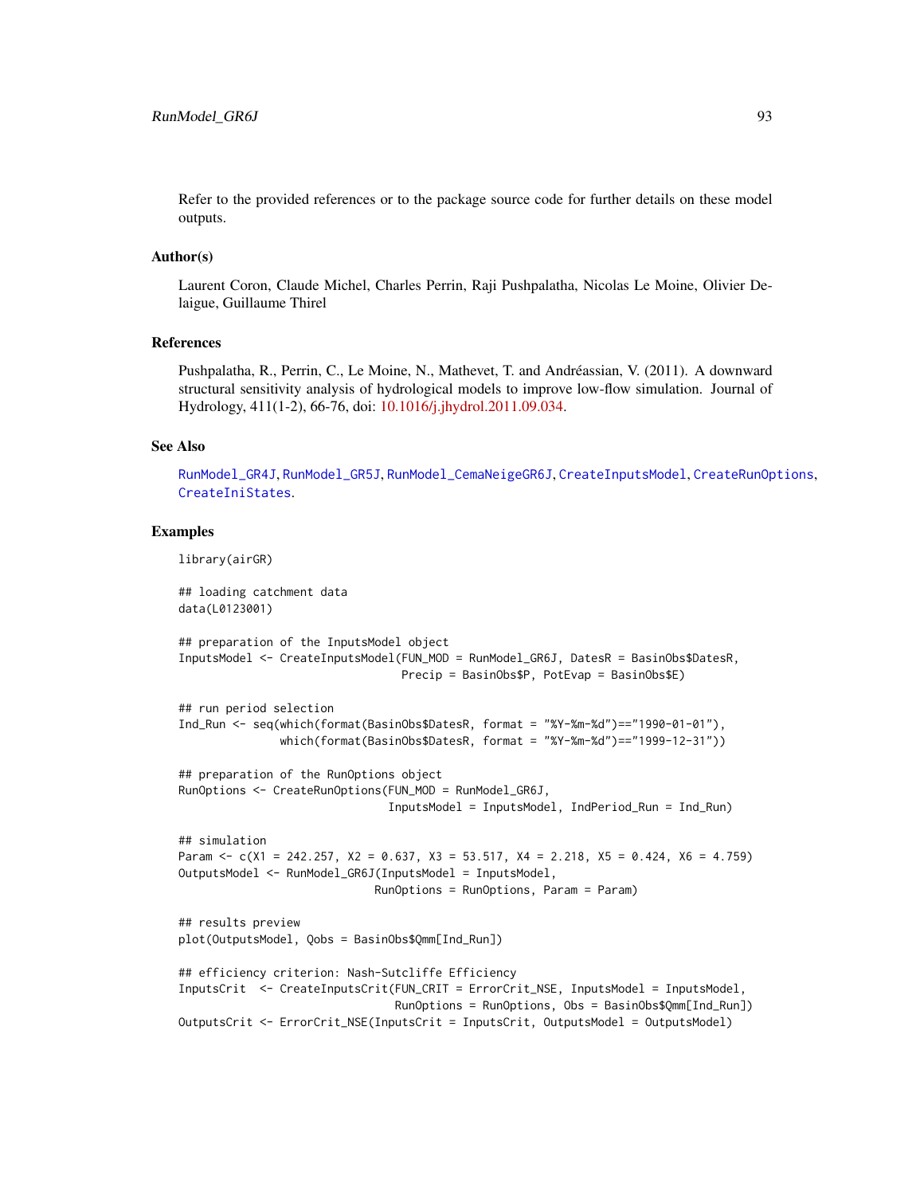Refer to the provided references or to the package source code for further details on these model outputs.

## Author(s)

Laurent Coron, Claude Michel, Charles Perrin, Raji Pushpalatha, Nicolas Le Moine, Olivier Delaigue, Guillaume Thirel

## References

Pushpalatha, R., Perrin, C., Le Moine, N., Mathevet, T. and Andréassian, V. (2011). A downward structural sensitivity analysis of hydrological models to improve low-flow simulation. Journal of Hydrology, 411(1-2), 66-76, doi: 10.1016/j.jhydrol.2011.09.034.

## See Also

RunModel_GR4J, RunModel_GR5J, RunModel_CemaNeigeGR6J, CreateInputsModel, CreateRunOptions, CreateIniStates.

## Examples

```
library(airGR)

## loading catchment data
data(L0123001)

## preparation of the InputsModel object
InputsModel <- CreateInputsModel(FUN_MOD = RunModel_GR6J, DatesR = BasinObs$DatesR,
                                 Precip = BasinObs$P, PotEvap = BasinObs$E)

## run period selection
Ind_Run <- seq(which(format(BasinObs$DatesR, format = "%Y-%m-%d")=="1990-01-01"),
               which(format(BasinObs$DatesR, format = "%Y-%m-%d")=="1999-12-31"))

## preparation of the RunOptions object
RunOptions <- CreateRunOptions(FUN_MOD = RunModel_GR6J,
                               InputsModel = InputsModel, IndPeriod_Run = Ind_Run)

## simulation
Param <- c(X1 = 242.257, X2 = 0.637, X3 = 53.517, X4 = 2.218, X5 = 0.424, X6 = 4.759)
OutputsModel <- RunModel_GR6J(InputsModel = InputsModel,
                              RunOptions = RunOptions, Param = Param)

## results preview
plot(OutputsModel, Qobs = BasinObs$Qmm[Ind_Run])

## efficiency criterion: Nash-Sutcliffe Efficiency
InputsCrit  <- CreateInputsCrit(FUN_CRIT = ErrorCrit_NSE, InputsModel = InputsModel,
                                RunOptions = RunOptions, Obs = BasinObs$Qmm[Ind_Run])
OutputsCrit <- ErrorCrit_NSE(InputsCrit = InputsCrit, OutputsModel = OutputsModel)
```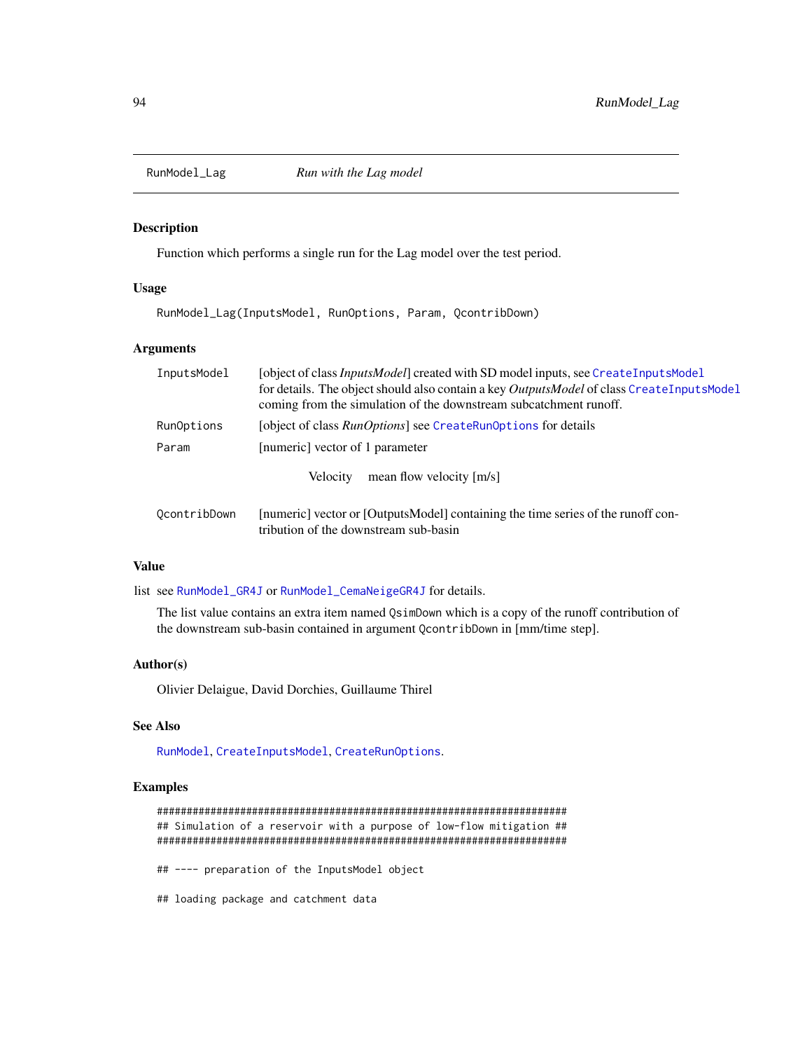## RunModel_Lag — *Run with the Lag model*

### Description

Function which performs a single run for the Lag model over the test period.

### Usage

```
RunModel_Lag(InputsModel, RunOptions, Param, QcontribDown)
```

### Arguments

| | |
|---|---|
| InputsModel | [object of class *InputsModel*] created with SD model inputs, see CreateInputsModel for details. The object should also contain a key *OutputsModel* of class CreateInputsModel coming from the simulation of the downstream subcatchment runoff. |
| RunOptions | [object of class *RunOptions*] see CreateRunOptions for details |
| Param | [numeric] vector of 1 parameter<br>Velocity    mean flow velocity [m/s] |
| QcontribDown | [numeric] vector or [OutputsModel] containing the time series of the runoff contribution of the downstream sub-basin |

### Value

list see RunModel_GR4J or RunModel_CemaNeigeGR4J for details.

The list value contains an extra item named QsimDown which is a copy of the runoff contribution of the downstream sub-basin contained in argument QcontribDown in [mm/time step].

### Author(s)

Olivier Delaigue, David Dorchies, Guillaume Thirel

### See Also

RunModel, CreateInputsModel, CreateRunOptions.

### Examples

```
#########################################################################
## Simulation of a reservoir with a purpose of low-flow mitigation ##
#########################################################################

## ---- preparation of the InputsModel object

## loading package and catchment data
```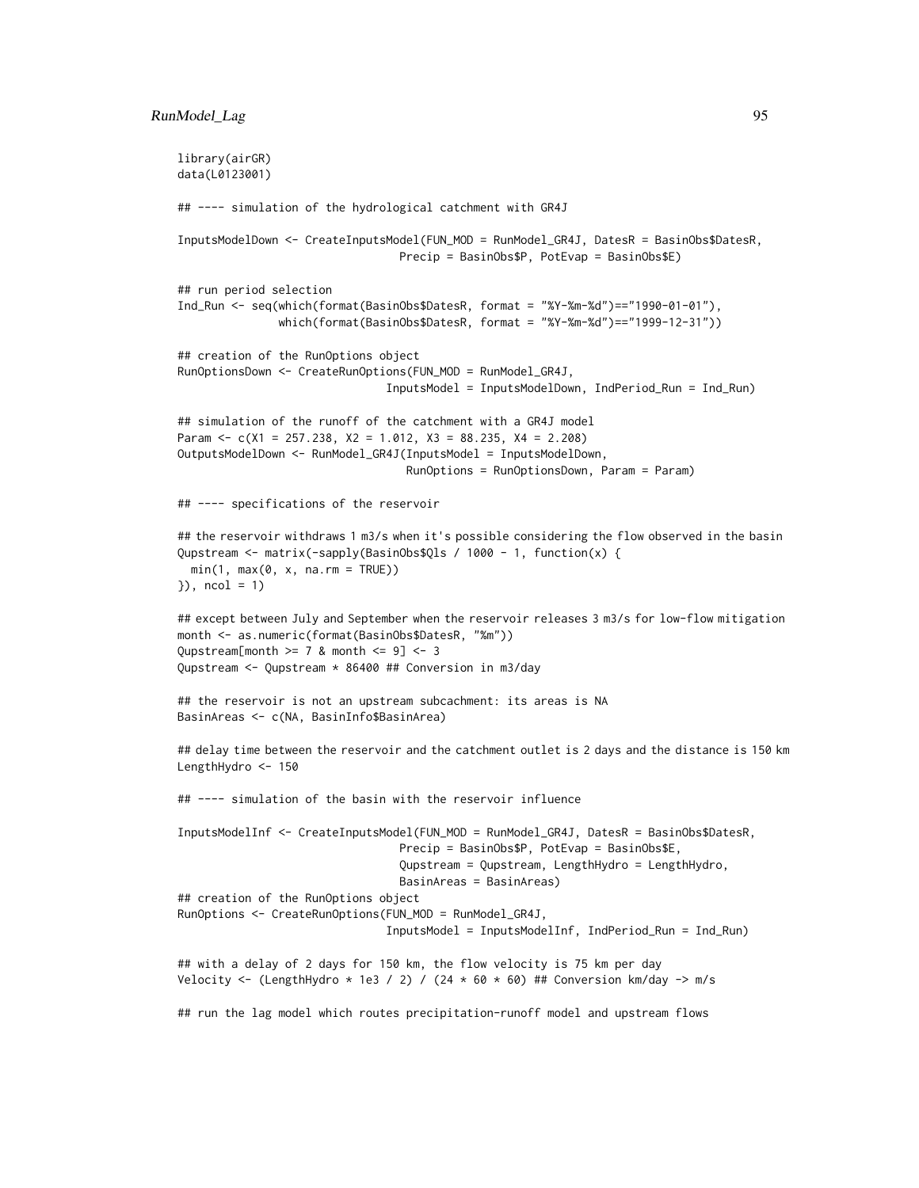```
library(airGR)
data(L0123001)

## ---- simulation of the hydrological catchment with GR4J

InputsModelDown <- CreateInputsModel(FUN_MOD = RunModel_GR4J, DatesR = BasinObs$DatesR,
                                     Precip = BasinObs$P, PotEvap = BasinObs$E)

## run period selection
Ind_Run <- seq(which(format(BasinObs$DatesR, format = "%Y-%m-%d")=="1990-01-01"),
               which(format(BasinObs$DatesR, format = "%Y-%m-%d")=="1999-12-31"))

## creation of the RunOptions object
RunOptionsDown <- CreateRunOptions(FUN_MOD = RunModel_GR4J,
                                   InputsModel = InputsModelDown, IndPeriod_Run = Ind_Run)

## simulation of the runoff of the catchment with a GR4J model
Param <- c(X1 = 257.238, X2 = 1.012, X3 = 88.235, X4 = 2.208)
OutputsModelDown <- RunModel_GR4J(InputsModel = InputsModelDown,
                                  RunOptions = RunOptionsDown, Param = Param)

## ---- specifications of the reservoir

## the reservoir withdraws 1 m3/s when it's possible considering the flow observed in the basin
Qupstream <- matrix(-sapply(BasinObs$Qls / 1000 - 1, function(x) {
  min(1, max(0, x, na.rm = TRUE))
}), ncol = 1)

## except between July and September when the reservoir releases 3 m3/s for low-flow mitigation
month <- as.numeric(format(BasinObs$DatesR, "%m"))
Qupstream[month >= 7 & month <= 9] <- 3
Qupstream <- Qupstream * 86400 ## Conversion in m3/day

## the reservoir is not an upstream subcachment: its areas is NA
BasinAreas <- c(NA, BasinInfo$BasinArea)

## delay time between the reservoir and the catchment outlet is 2 days and the distance is 150 km
LengthHydro <- 150

## ---- simulation of the basin with the reservoir influence

InputsModelInf <- CreateInputsModel(FUN_MOD = RunModel_GR4J, DatesR = BasinObs$DatesR,
                                    Precip = BasinObs$P, PotEvap = BasinObs$E,
                                    Qupstream = Qupstream, LengthHydro = LengthHydro,
                                    BasinAreas = BasinAreas)
## creation of the RunOptions object
RunOptions <- CreateRunOptions(FUN_MOD = RunModel_GR4J,
                               InputsModel = InputsModelInf, IndPeriod_Run = Ind_Run)

## with a delay of 2 days for 150 km, the flow velocity is 75 km per day
Velocity <- (LengthHydro * 1e3 / 2) / (24 * 60 * 60) ## Conversion km/day -> m/s

## run the lag model which routes precipitation-runoff model and upstream flows
```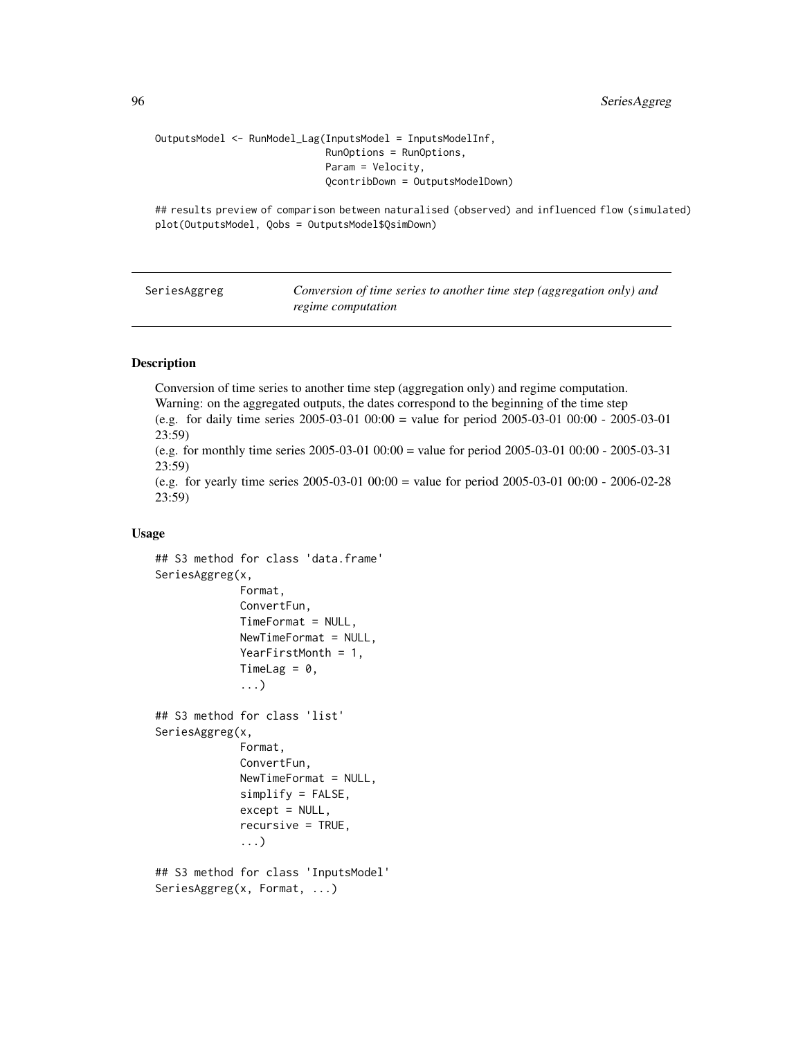```
OutputsModel <- RunModel_Lag(InputsModel = InputsModelInf,
                             RunOptions = RunOptions,
                             Param = Velocity,
                             QcontribDown = OutputsModelDown)

## results preview of comparison between naturalised (observed) and influenced flow (simulated)
plot(OutputsModel, Qobs = OutputsModel$QsimDown)
```

---

## SeriesAggreg — *Conversion of time series to another time step (aggregation only) and regime computation*

---

### Description

Conversion of time series to another time step (aggregation only) and regime computation.
Warning: on the aggregated outputs, the dates correspond to the beginning of the time step
(e.g. for daily time series 2005-03-01 00:00 = value for period 2005-03-01 00:00 - 2005-03-01 23:59)
(e.g. for monthly time series 2005-03-01 00:00 = value for period 2005-03-01 00:00 - 2005-03-31 23:59)
(e.g. for yearly time series 2005-03-01 00:00 = value for period 2005-03-01 00:00 - 2006-02-28 23:59)

### Usage

```
## S3 method for class 'data.frame'
SeriesAggreg(x,
             Format,
             ConvertFun,
             TimeFormat = NULL,
             NewTimeFormat = NULL,
             YearFirstMonth = 1,
             TimeLag = 0,
             ...)

## S3 method for class 'list'
SeriesAggreg(x,
             Format,
             ConvertFun,
             NewTimeFormat = NULL,
             simplify = FALSE,
             except = NULL,
             recursive = TRUE,
             ...)

## S3 method for class 'InputsModel'
SeriesAggreg(x, Format, ...)
```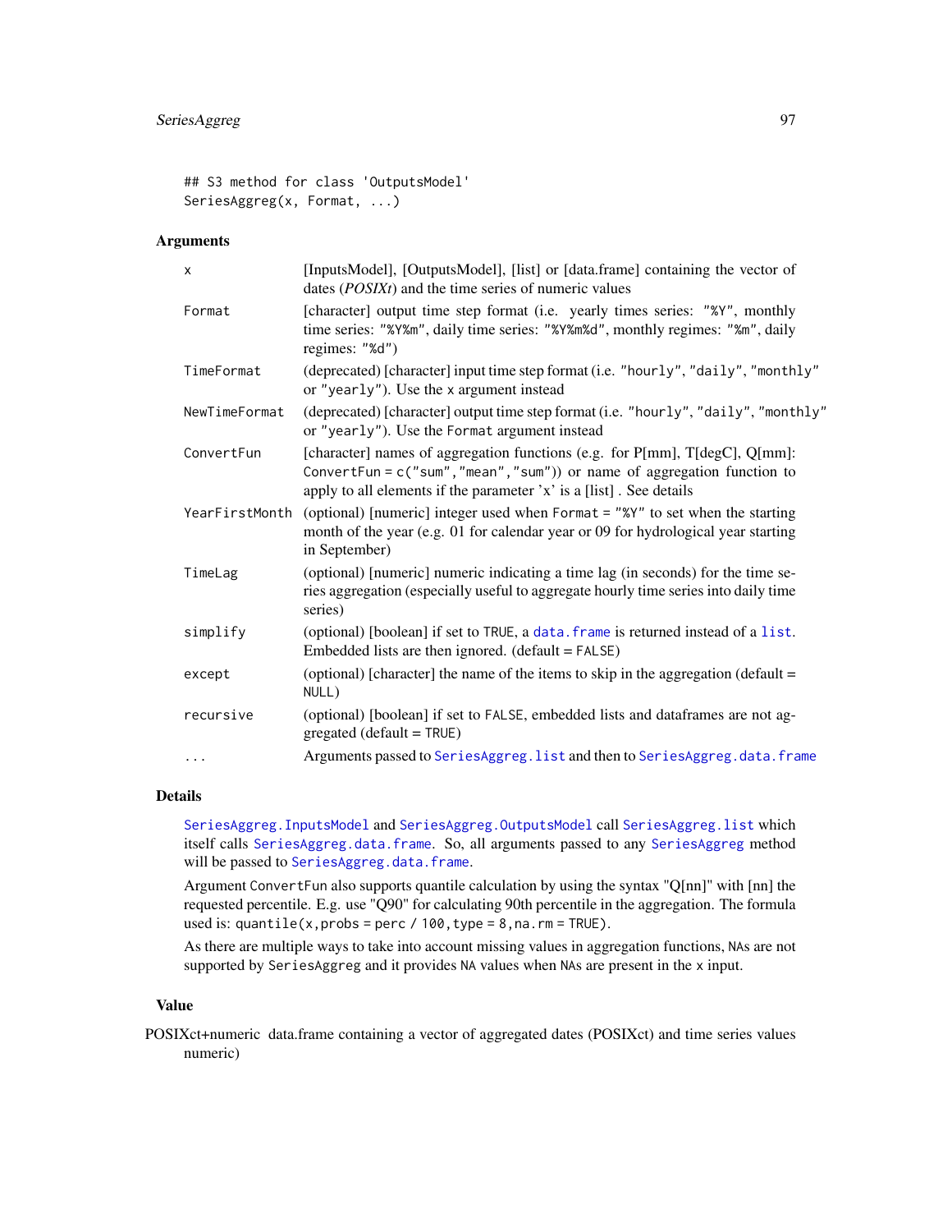```
## S3 method for class 'OutputsModel'
SeriesAggreg(x, Format, ...)
```

## Arguments

| | |
|---|---|
| x | [InputsModel], [OutputsModel], [list] or [data.frame] containing the vector of dates (*POSIXt*) and the time series of numeric values |
| Format | [character] output time step format (i.e. yearly times series: "%Y", monthly time series: "%Y%m", daily time series: "%Y%m%d", monthly regimes: "%m", daily regimes: "%d") |
| TimeFormat | (deprecated) [character] input time step format (i.e. "hourly", "daily", "monthly" or "yearly"). Use the x argument instead |
| NewTimeFormat | (deprecated) [character] output time step format (i.e. "hourly", "daily", "monthly" or "yearly"). Use the Format argument instead |
| ConvertFun | [character] names of aggregation functions (e.g. for P[mm], T[degC], Q[mm]: ConvertFun = c("sum","mean","sum")) or name of aggregation function to apply to all elements if the parameter 'x' is a [list] . See details |
| YearFirstMonth | (optional) [numeric] integer used when Format = "%Y" to set when the starting month of the year (e.g. 01 for calendar year or 09 for hydrological year starting in September) |
| TimeLag | (optional) [numeric] numeric indicating a time lag (in seconds) for the time series aggregation (especially useful to aggregate hourly time series into daily time series) |
| simplify | (optional) [boolean] if set to TRUE, a data.frame is returned instead of a list. Embedded lists are then ignored. (default = FALSE) |
| except | (optional) [character] the name of the items to skip in the aggregation (default = NULL) |
| recursive | (optional) [boolean] if set to FALSE, embedded lists and dataframes are not aggregated (default = TRUE) |
| ... | Arguments passed to SeriesAggreg.list and then to SeriesAggreg.data.frame |

## Details

SeriesAggreg.InputsModel and SeriesAggreg.OutputsModel call SeriesAggreg.list which itself calls SeriesAggreg.data.frame. So, all arguments passed to any SeriesAggreg method will be passed to SeriesAggreg.data.frame.

Argument ConvertFun also supports quantile calculation by using the syntax "Q[nn]" with [nn] the requested percentile. E.g. use "Q90" for calculating 90th percentile in the aggregation. The formula used is: quantile(x, probs = perc / 100, type = 8, na.rm = TRUE).

As there are multiple ways to take into account missing values in aggregation functions, NAs are not supported by SeriesAggreg and it provides NA values when NAs are present in the x input.

## Value

POSIXct+numeric data.frame containing a vector of aggregated dates (POSIXct) and time series values numeric)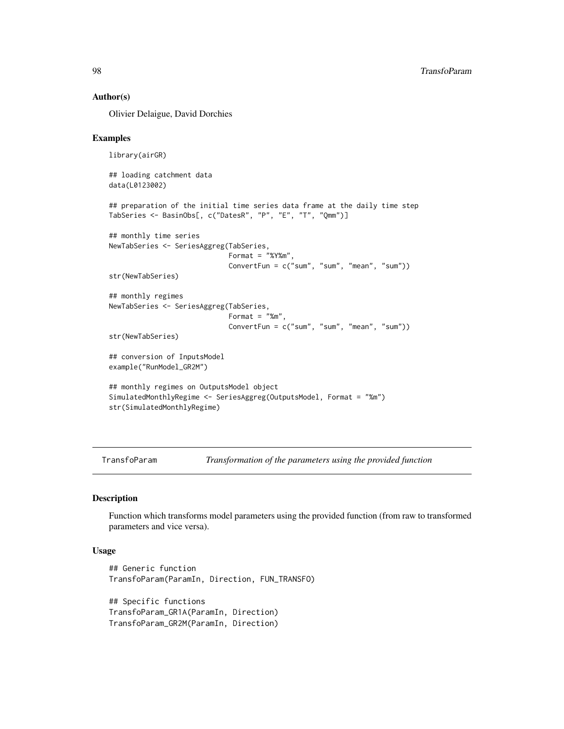## Author(s)

Olivier Delaigue, David Dorchies

## Examples

```
library(airGR)

## loading catchment data
data(L0123002)

## preparation of the initial time series data frame at the daily time step
TabSeries <- BasinObs[, c("DatesR", "P", "E", "T", "Qmm")]

## monthly time series
NewTabSeries <- SeriesAggreg(TabSeries,
                             Format = "%Y%m",
                             ConvertFun = c("sum", "sum", "mean", "sum"))
str(NewTabSeries)

## monthly regimes
NewTabSeries <- SeriesAggreg(TabSeries,
                             Format = "%m",
                             ConvertFun = c("sum", "sum", "mean", "sum"))
str(NewTabSeries)

## conversion of InputsModel
example("RunModel_GR2M")

## monthly regimes on OutputsModel object
SimulatedMonthlyRegime <- SeriesAggreg(OutputsModel, Format = "%m")
str(SimulatedMonthlyRegime)
```

---

# TransfoParam — *Transformation of the parameters using the provided function*

## Description

Function which transforms model parameters using the provided function (from raw to transformed parameters and vice versa).

## Usage

```
## Generic function
TransfoParam(ParamIn, Direction, FUN_TRANSFO)

## Specific functions
TransfoParam_GR1A(ParamIn, Direction)
TransfoParam_GR2M(ParamIn, Direction)
```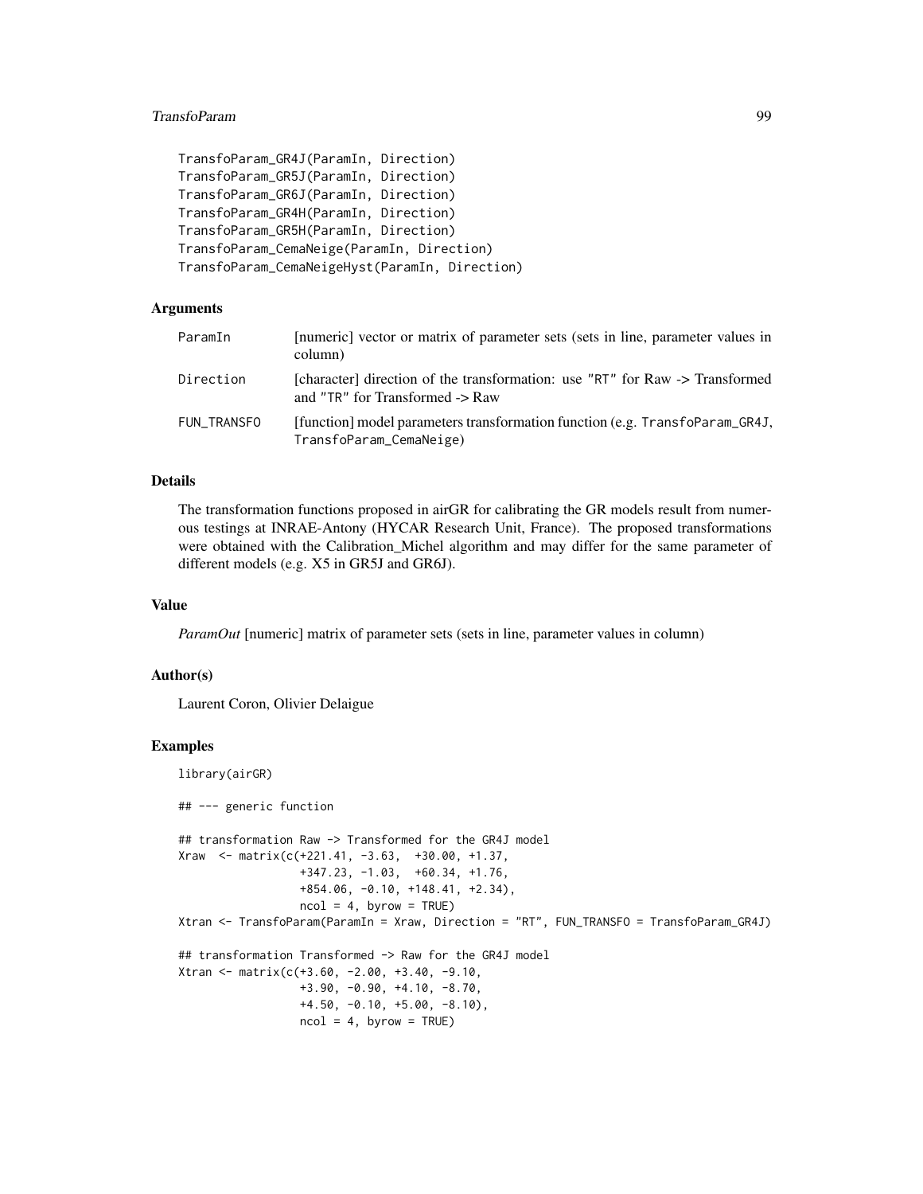```
TransfoParam_GR4J(ParamIn, Direction)
TransfoParam_GR5J(ParamIn, Direction)
TransfoParam_GR6J(ParamIn, Direction)
TransfoParam_GR4H(ParamIn, Direction)
TransfoParam_GR5H(ParamIn, Direction)
TransfoParam_CemaNeige(ParamIn, Direction)
TransfoParam_CemaNeigeHyst(ParamIn, Direction)
```

## Arguments

| | |
|---|---|
| `ParamIn` | [numeric] vector or matrix of parameter sets (sets in line, parameter values in column) |
| `Direction` | [character] direction of the transformation: use "RT" for Raw -> Transformed and "TR" for Transformed -> Raw |
| `FUN_TRANSFO` | [function] model parameters transformation function (e.g. `TransfoParam_GR4J`, `TransfoParam_CemaNeige`) |

## Details

The transformation functions proposed in airGR for calibrating the GR models result from numerous testings at INRAE-Antony (HYCAR Research Unit, France). The proposed transformations were obtained with the Calibration_Michel algorithm and may differ for the same parameter of different models (e.g. X5 in GR5J and GR6J).

## Value

*ParamOut* [numeric] matrix of parameter sets (sets in line, parameter values in column)

## Author(s)

Laurent Coron, Olivier Delaigue

## Examples

```
library(airGR)

## --- generic function

## transformation Raw -> Transformed for the GR4J model
Xraw  <- matrix(c(+221.41, -3.63,  +30.00, +1.37,
                  +347.23, -1.03,  +60.34, +1.76,
                  +854.06, -0.10, +148.41, +2.34),
                  ncol = 4, byrow = TRUE)
Xtran <- TransfoParam(ParamIn = Xraw, Direction = "RT", FUN_TRANSFO = TransfoParam_GR4J)

## transformation Transformed -> Raw for the GR4J model
Xtran <- matrix(c(+3.60, -2.00, +3.40, -9.10,
                  +3.90, -0.90, +4.10, -8.70,
                  +4.50, -0.10, +5.00, -8.10),
                  ncol = 4, byrow = TRUE)
```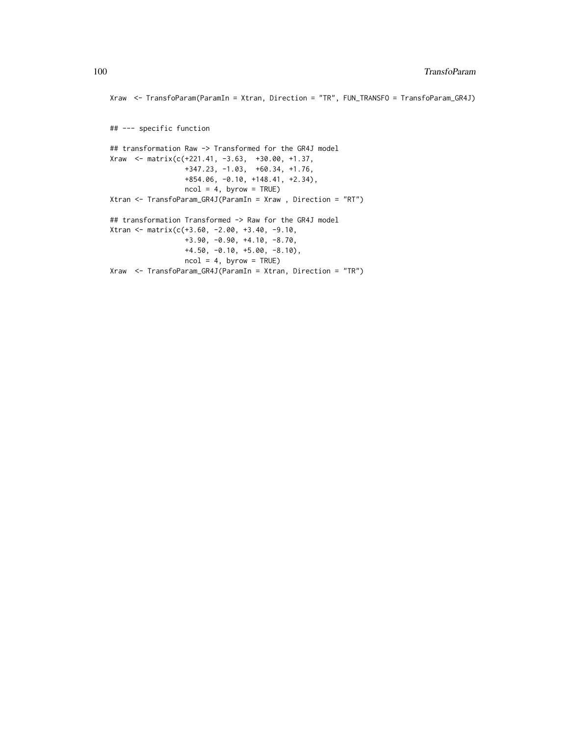```
Xraw  <- TransfoParam(ParamIn = Xtran, Direction = "TR", FUN_TRANSFO = TransfoParam_GR4J)


## --- specific function

## transformation Raw -> Transformed for the GR4J model
Xraw  <- matrix(c(+221.41, -3.63,  +30.00, +1.37,
                  +347.23, -1.03,  +60.34, +1.76,
                  +854.06, -0.10, +148.41, +2.34),
                  ncol = 4, byrow = TRUE)
Xtran <- TransfoParam_GR4J(ParamIn = Xraw , Direction = "RT")

## transformation Transformed -> Raw for the GR4J model
Xtran <- matrix(c(+3.60, -2.00, +3.40, -9.10,
                  +3.90, -0.90, +4.10, -8.70,
                  +4.50, -0.10, +5.00, -8.10),
                  ncol = 4, byrow = TRUE)
Xraw  <- TransfoParam_GR4J(ParamIn = Xtran, Direction = "TR")
```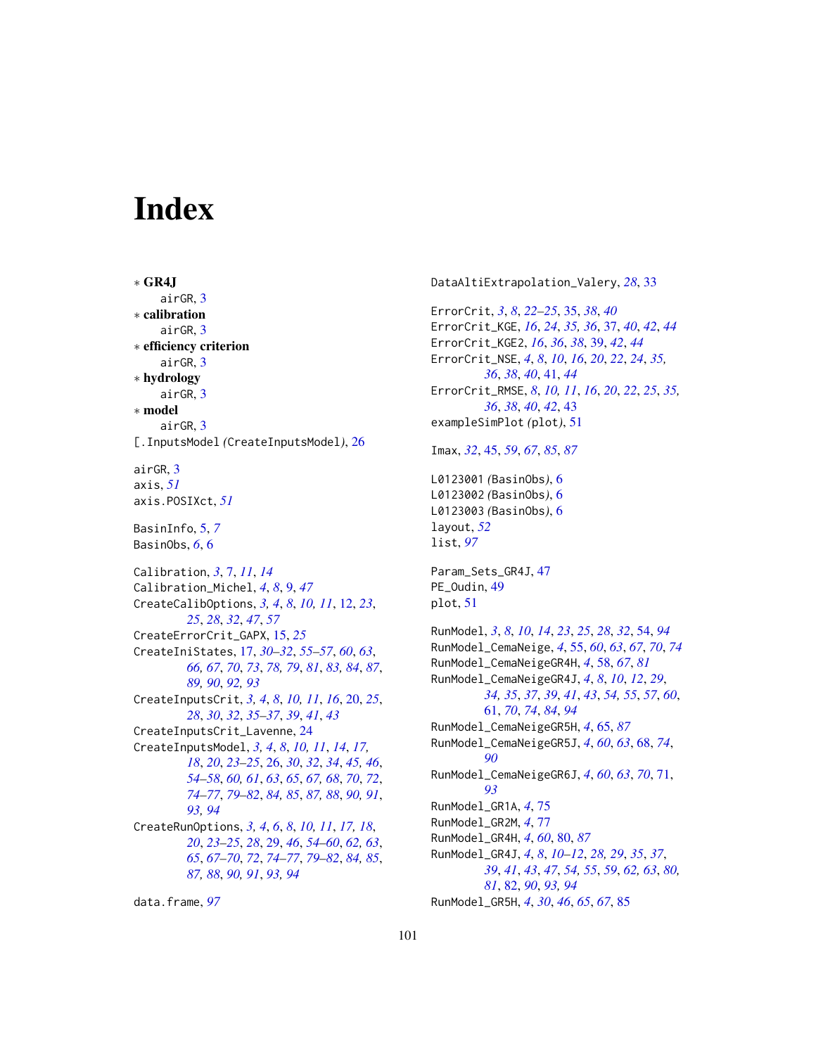# Index

∗ **GR4J**
  airGR, 3
∗ **calibration**
  airGR, 3
∗ **efficiency criterion**
  airGR, 3
∗ **hydrology**
  airGR, 3
∗ **model**
  airGR, 3
[.InputsModel *(CreateInputsModel)*, 26

airGR, 3
axis, *51*
axis.POSIXct, *51*

BasinInfo, 5, *7*
BasinObs, *6*, 6

Calibration, *3*, 7, *11*, *14*
Calibration_Michel, *4*, *8*, 9, *47*
CreateCalibOptions, *3, 4*, *8*, *10, 11*, 12, *23*, *25*, *28*, *32*, *47*, *57*
CreateErrorCrit_GAPX, 15, *25*
CreateIniStates, 17, *30–32*, *55–57*, *60*, *63*, *66, 67*, *70*, *73*, *78, 79*, *81*, *83, 84*, *87*, *89, 90*, *92, 93*
CreateInputsCrit, *3, 4*, *8*, *10, 11*, *16*, 20, *25*, *28*, *30*, *32*, *35–37*, *39*, *41*, *43*
CreateInputsCrit_Lavenne, 24
CreateInputsModel, *3, 4*, *8*, *10, 11*, *14*, *17, 18*, *20*, *23–25*, 26, *30*, *32*, *34*, *45, 46*, *54–58*, *60, 61*, *63*, *65*, *67, 68*, *70*, *72*, *74–77*, *79–82*, *84, 85*, *87, 88*, *90, 91*, *93, 94*
CreateRunOptions, *3, 4*, *6*, *8*, *10, 11*, *17, 18*, *20*, *23–25*, *28*, 29, *46*, *54–60*, *62, 63*, *65*, *67–70*, *72*, *74–77*, *79–82*, *84, 85*, *87, 88*, *90, 91*, *93, 94*

data.frame, *97*
DataAltiExtrapolation_Valery, *28*, 33

ErrorCrit, *3*, *8*, *22–25*, 35, *38*, *40*
ErrorCrit_KGE, *16*, *24*, *35, 36*, 37, *40*, *42*, *44*
ErrorCrit_KGE2, *16*, *36*, *38*, 39, *42*, *44*
ErrorCrit_NSE, *4*, *8*, *10*, *16*, *20*, *22*, *24*, *35*, *36*, *38*, *40*, 41, *44*
ErrorCrit_RMSE, *8*, *10, 11*, *16*, *20*, *22*, *25*, *35*, *36*, *38*, *40*, *42*, 43
exampleSimPlot *(plot)*, 51

Imax, *32*, 45, *59*, *67*, *85*, *87*

L0123001 *(BasinObs)*, 6
L0123002 *(BasinObs)*, 6
L0123003 *(BasinObs)*, 6
layout, *52*
list, *97*

Param_Sets_GR4J, 47
PE_Oudin, 49
plot, 51

RunModel, *3*, *8*, *10*, *14*, *23*, *25*, *28*, *32*, 54, *94*
RunModel_CemaNeige, *4*, 55, *60*, *63*, *67*, *70*, *74*
RunModel_CemaNeigeGR4H, *4*, 58, *67*, *81*
RunModel_CemaNeigeGR4J, *4*, *8*, *10*, *12*, *29*, *34, 35*, *37*, *39*, *41*, *43*, *54, 55*, *57*, *60*, 61, *70*, *74*, *84*, *94*
RunModel_CemaNeigeGR5H, *4*, 65, *87*
RunModel_CemaNeigeGR5J, *4*, *60*, *63*, 68, *74*, *90*
RunModel_CemaNeigeGR6J, *4*, *60*, *63*, *70*, 71, *93*
RunModel_GR1A, *4*, 75
RunModel_GR2M, *4*, 77
RunModel_GR4H, *4*, *60*, 80, *87*
RunModel_GR4J, *4*, *8*, *10–12*, *28, 29*, *35*, *37*, *39*, *41*, *43*, *47*, *54, 55*, *59*, *62, 63*, *80*, *81*, 82, *90*, *93, 94*
RunModel_GR5H, *4*, *30*, *46*, *65*, *67*, 85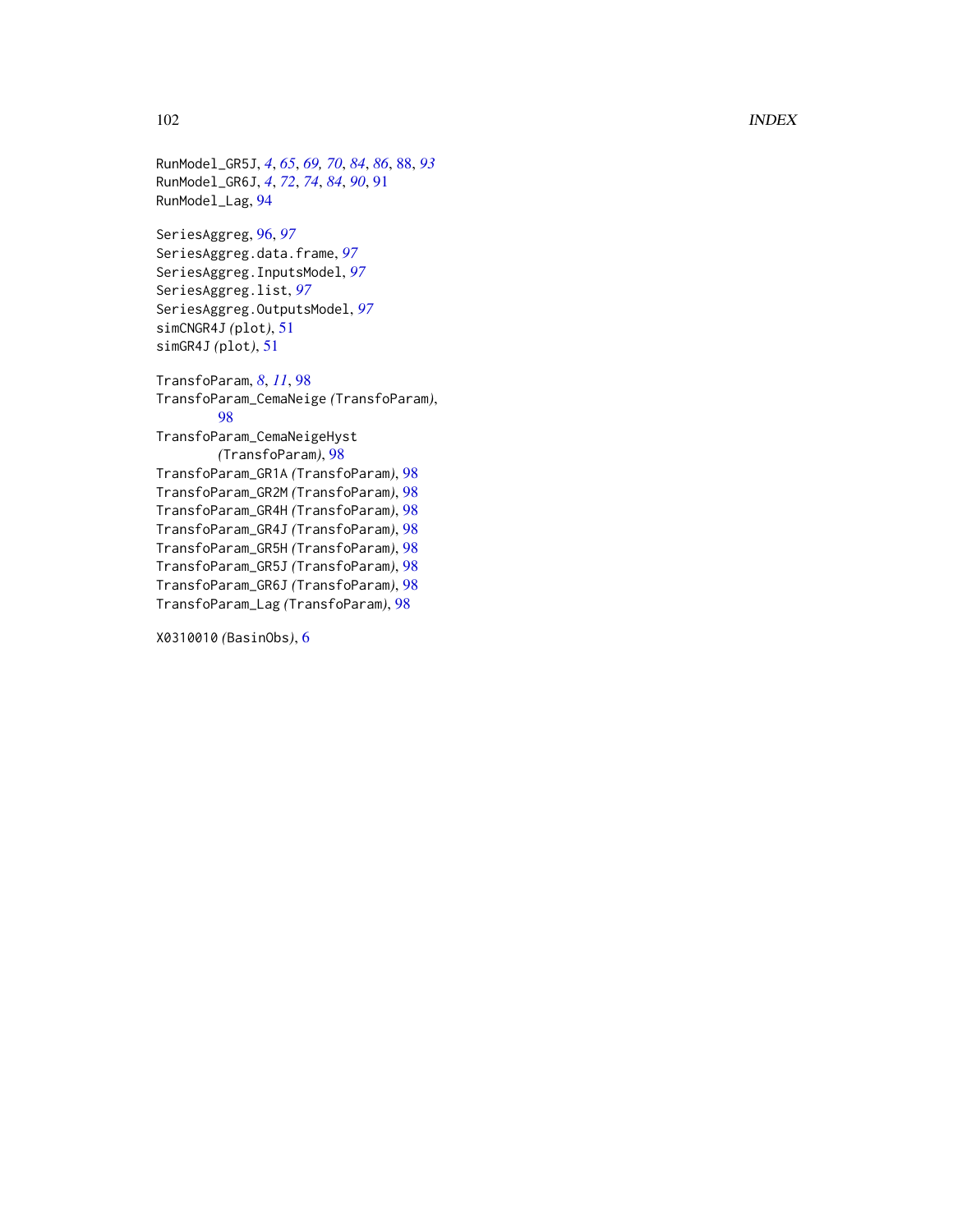RunModel_GR5J, *4*, *65*, *69, 70*, *84*, *86*, 88, *93*
RunModel_GR6J, *4*, *72*, *74*, *84*, *90*, 91
RunModel_Lag, 94

SeriesAggreg, 96, *97*
SeriesAggreg.data.frame, *97*
SeriesAggreg.InputsModel, *97*
SeriesAggreg.list, *97*
SeriesAggreg.OutputsModel, *97*
simCNGR4J *(*plot*)*, 51
simGR4J *(*plot*)*, 51

TransfoParam, *8*, *11*, 98
TransfoParam_CemaNeige *(*TransfoParam*)*, 98
TransfoParam_CemaNeigeHyst *(*TransfoParam*)*, 98
TransfoParam_GR1A *(*TransfoParam*)*, 98
TransfoParam_GR2M *(*TransfoParam*)*, 98
TransfoParam_GR4H *(*TransfoParam*)*, 98
TransfoParam_GR4J *(*TransfoParam*)*, 98
TransfoParam_GR5H *(*TransfoParam*)*, 98
TransfoParam_GR5J *(*TransfoParam*)*, 98
TransfoParam_GR6J *(*TransfoParam*)*, 98
TransfoParam_Lag *(*TransfoParam*)*, 98

X0310010 *(*BasinObs*)*, 6